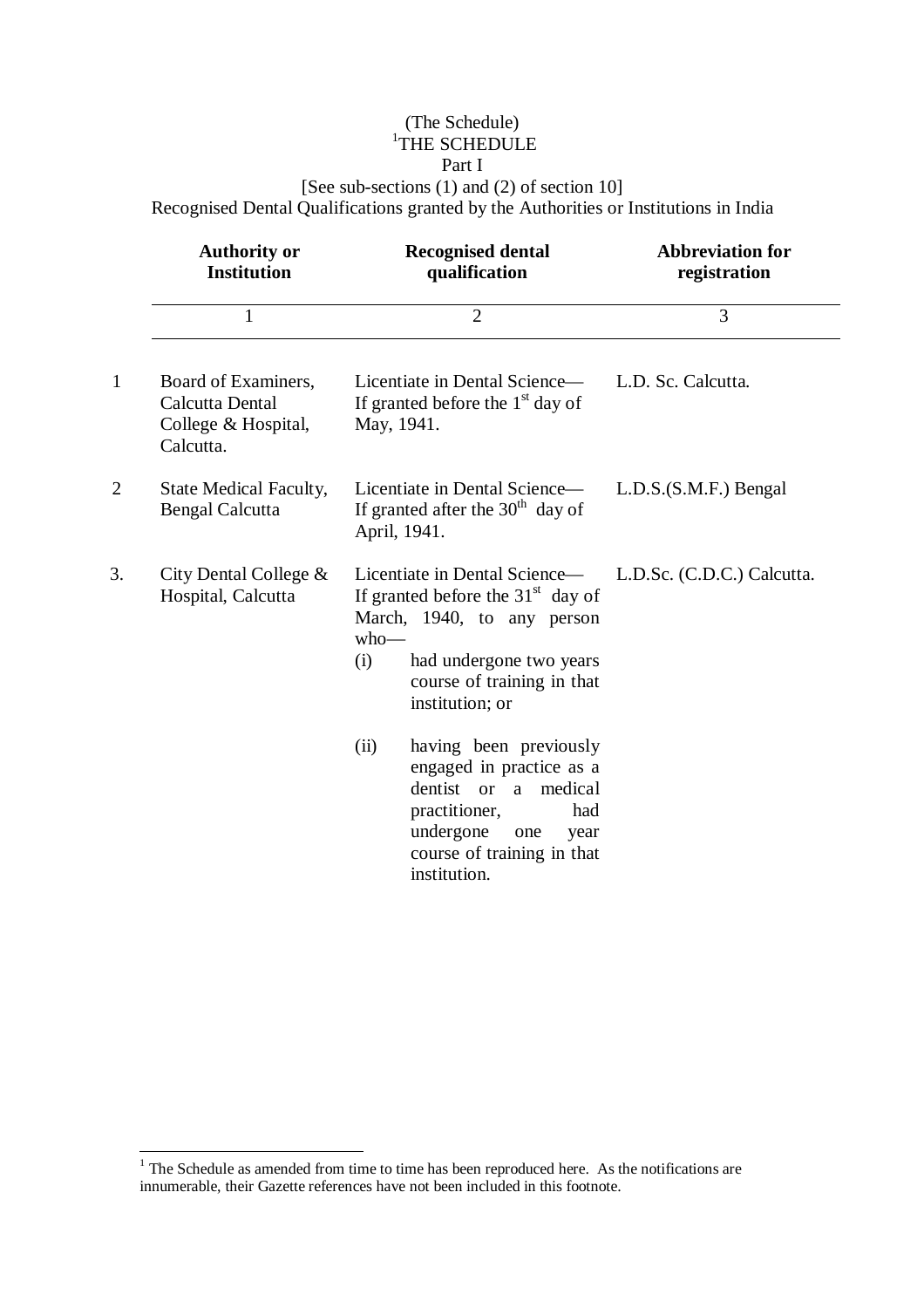(The Schedule)

# [1]THE SCHEDULE

## Part I

[See sub-sections (1) and (2) of section 10]

Recognised Dental Qualifications granted by the Authorities or Institutions in India

| | **Authority or Institution** | **Recognised dental qualification** | **Abbreviation for registration** |
|---|---|---|---|
| | 1 | 2 | 3 |
| 1 | Board of Examiners, Calcutta Dental College & Hospital, Calcutta. | Licentiate in Dental Science— If granted before the 1st day of May, 1941. | L.D. Sc. Calcutta. |
| 2 | State Medical Faculty, Bengal Calcutta | Licentiate in Dental Science— If granted after the 30th day of April, 1941. | L.D.S.(S.M.F.) Bengal |
| 3. | City Dental College & Hospital, Calcutta | Licentiate in Dental Science— If granted before the 31st day of March, 1940, to any person who— (i) had undergone two years course of training in that institution; or (ii) having been previously engaged in practice as a dentist or a medical practitioner, had undergone one year course of training in that institution. | L.D.Sc. (C.D.C.) Calcutta. |

---

[1] The Schedule as amended from time to time has been reproduced here. As the notifications are innumerable, their Gazette references have not been included in this footnote.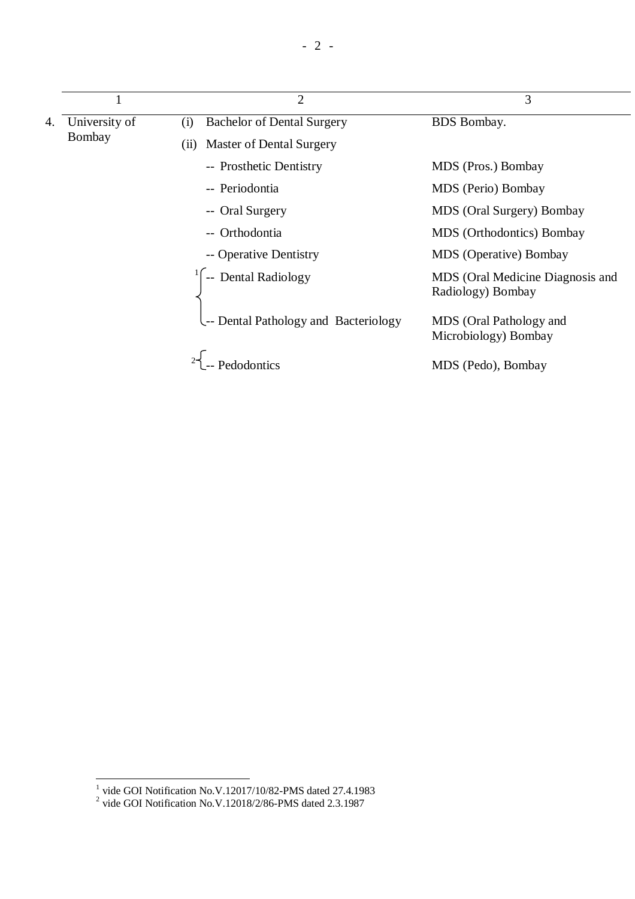| | 1 | 2 | 3 |
|---|---|---|---|
| 4. | University of Bombay | (i) Bachelor of Dental Surgery | BDS Bombay. |
| | | (ii) Master of Dental Surgery | |
| | | -- Prosthetic Dentistry | MDS (Pros.) Bombay |
| | | -- Periodontia | MDS (Perio) Bombay |
| | | -- Oral Surgery | MDS (Oral Surgery) Bombay |
| | | -- Orthodontia | MDS (Orthodontics) Bombay |
| | | -- Operative Dentistry | MDS (Operative) Bombay |
| | | [1] -- Dental Radiology | MDS (Oral Medicine Diagnosis and Radiology) Bombay |
| | | -- Dental Pathology and Bacteriology | MDS (Oral Pathology and Microbiology) Bombay |
| | | [2] -- Pedodontics | MDS (Pedo), Bombay |

[1] vide GOI Notification No.V.12017/10/82-PMS dated 27.4.1983

[2] vide GOI Notification No.V.12018/2/86-PMS dated 2.3.1987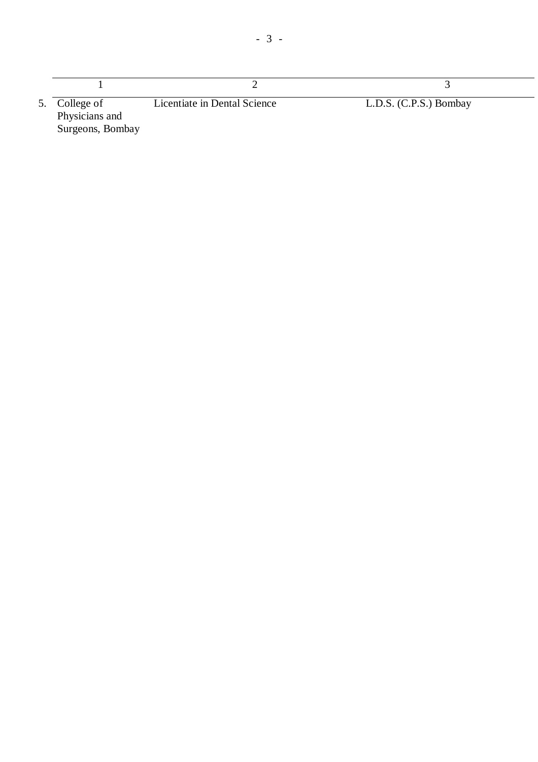| | 1 | 2 | 3 |
|---|---|---|---|
| 5. | College of Physicians and Surgeons, Bombay | Licentiate in Dental Science | L.D.S. (C.P.S.) Bombay |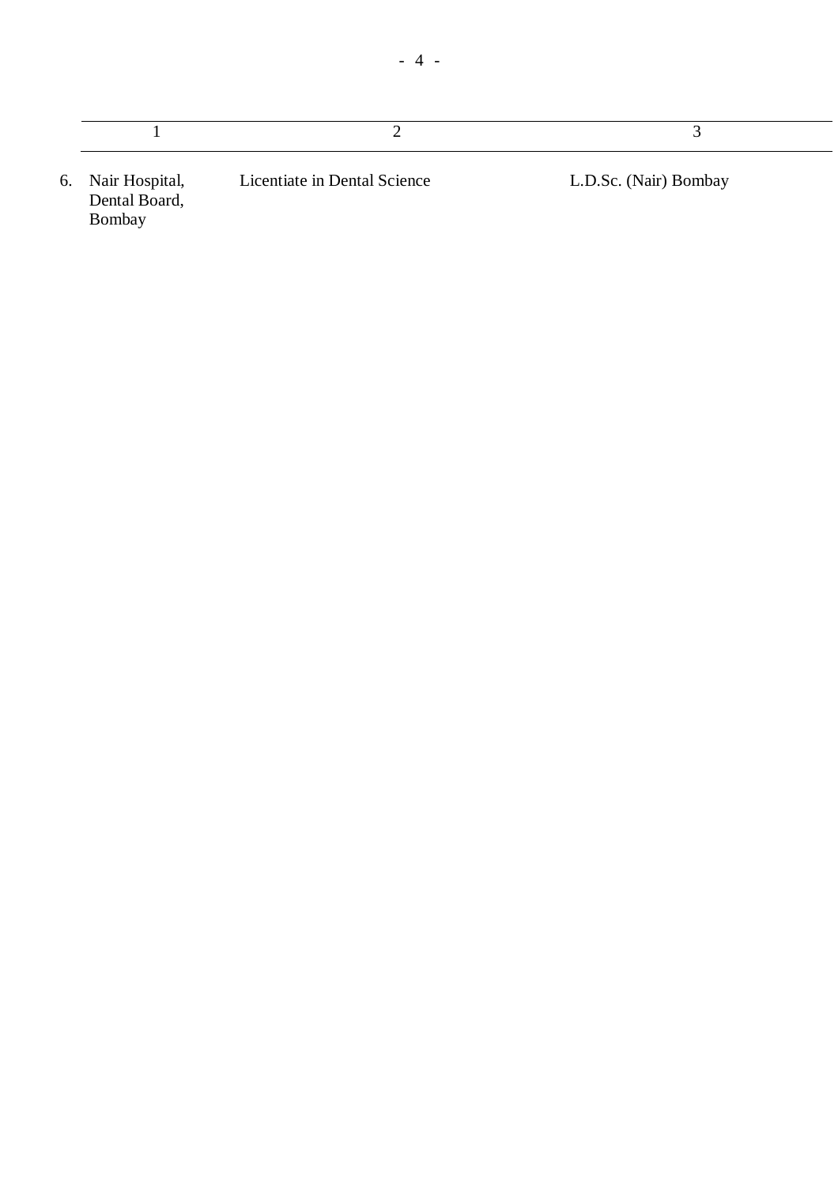| | 1 | 2 | 3 |
|---|---|---|---|
| 6. | Nair Hospital, Dental Board, Bombay | Licentiate in Dental Science | L.D.Sc. (Nair) Bombay |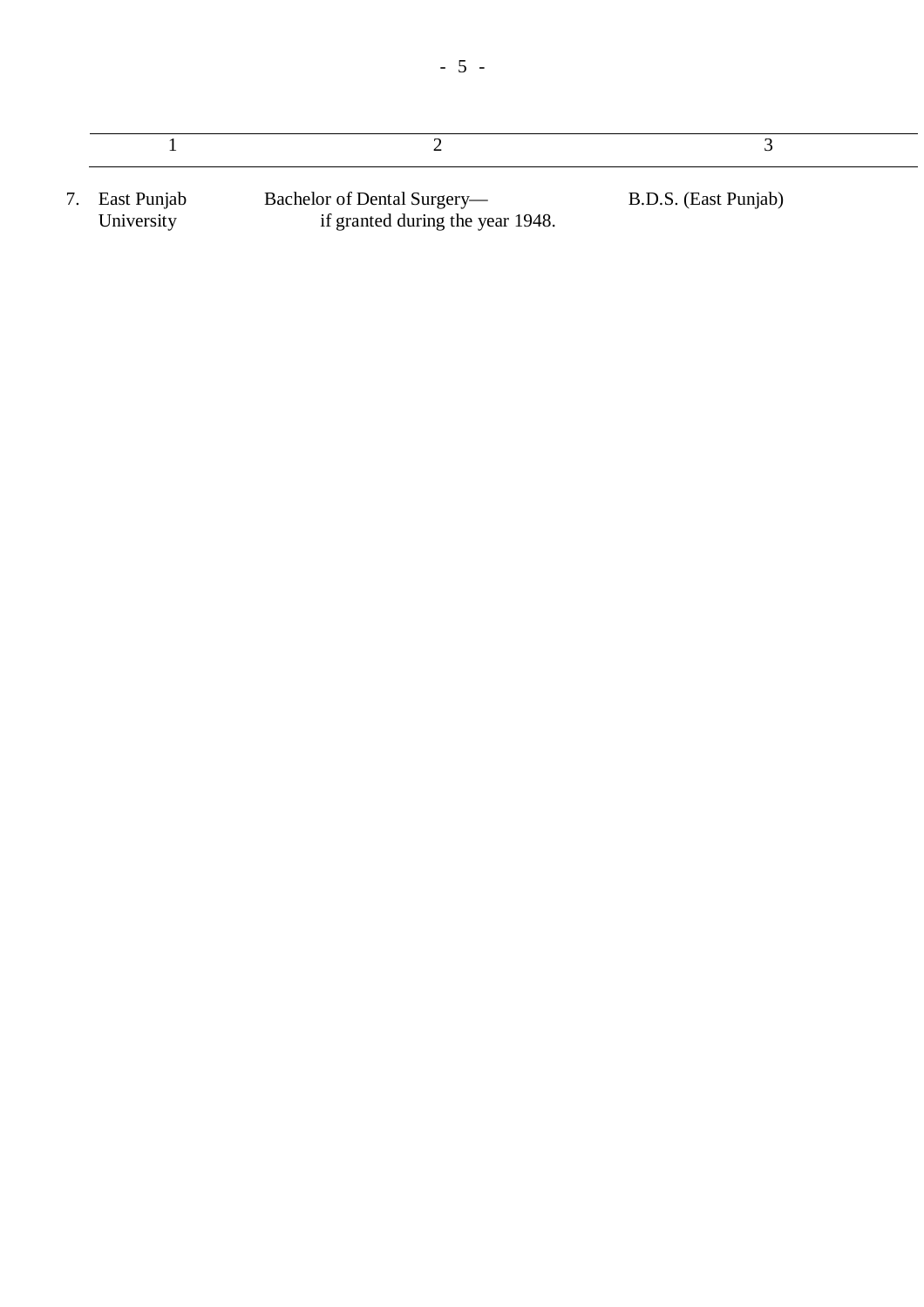| | 1 | 2 | 3 |
|---|---|---|---|
| 7. | East Punjab University | Bachelor of Dental Surgery— if granted during the year 1948. | B.D.S. (East Punjab) |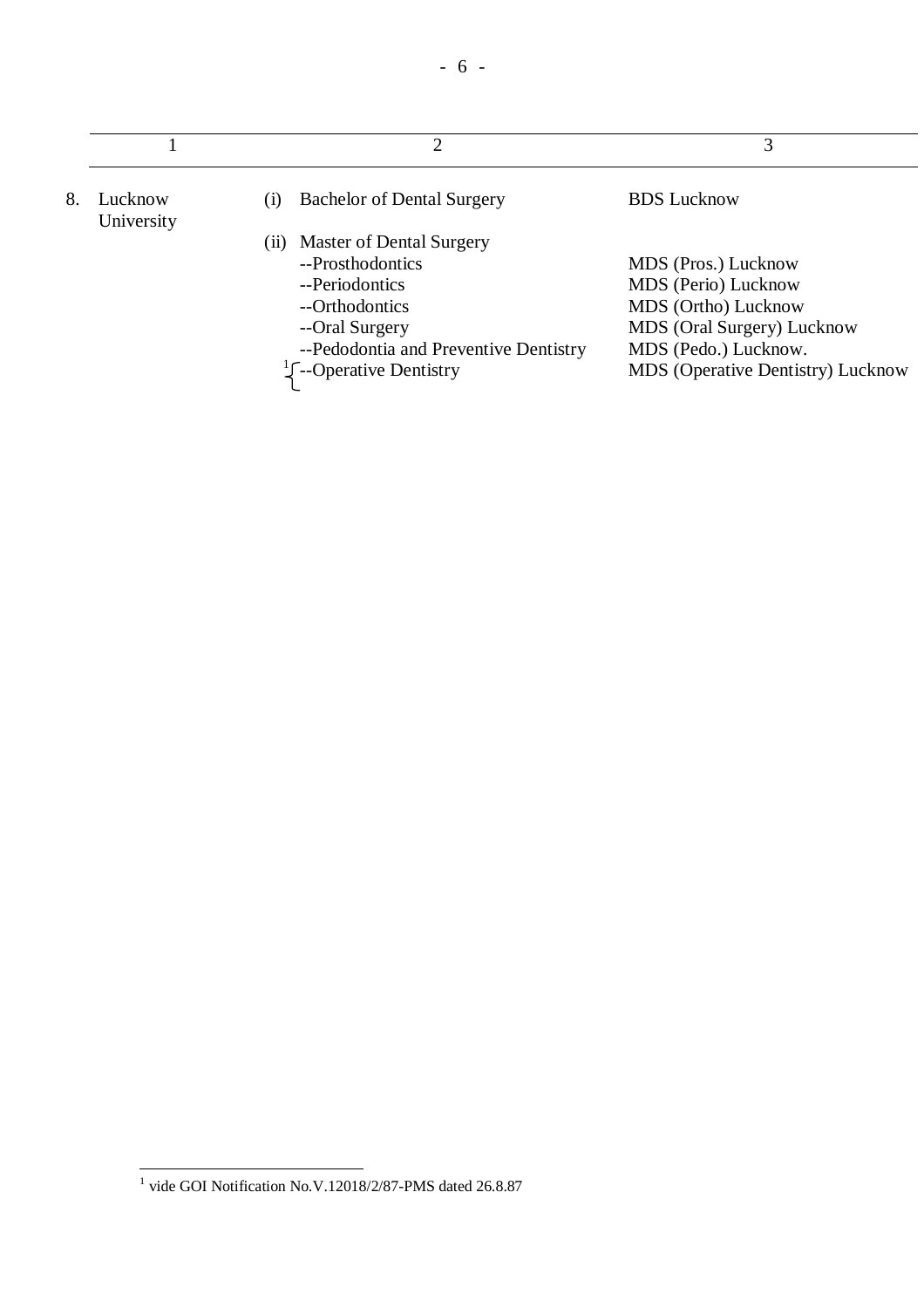| | 1 | 2 | 3 |
|---|---|---|---|
| 8. | Lucknow University | (i) Bachelor of Dental Surgery | BDS Lucknow |
| | | (ii) Master of Dental Surgery | |
| | | --Prosthodontics | MDS (Pros.) Lucknow |
| | | --Periodontics | MDS (Perio) Lucknow |
| | | --Orthodontics | MDS (Ortho) Lucknow |
| | | --Oral Surgery | MDS (Oral Surgery) Lucknow |
| | | --Pedodontia and Preventive Dentistry | MDS (Pedo.) Lucknow. |
| | | [1]{--Operative Dentistry | MDS (Operative Dentistry) Lucknow |

[1] vide GOI Notification No.V.12018/2/87-PMS dated 26.8.87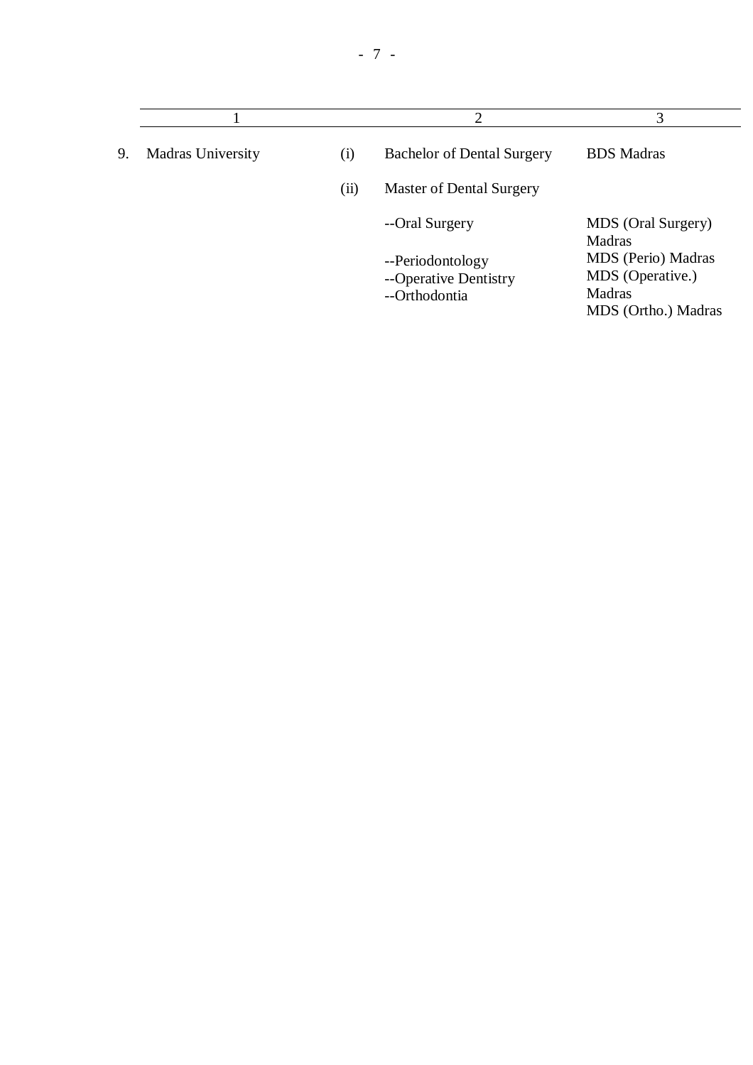| | 1 | | 2 | 3 |
|---|---|---|---|---|
| 9. | Madras University | (i) | Bachelor of Dental Surgery | BDS Madras |
| | | (ii) | Master of Dental Surgery | |
| | | | --Oral Surgery | MDS (Oral Surgery) Madras |
| | | | --Periodontology | MDS (Perio) Madras |
| | | | --Operative Dentistry | MDS (Operative.) Madras |
| | | | --Orthodontia | MDS (Ortho.) Madras |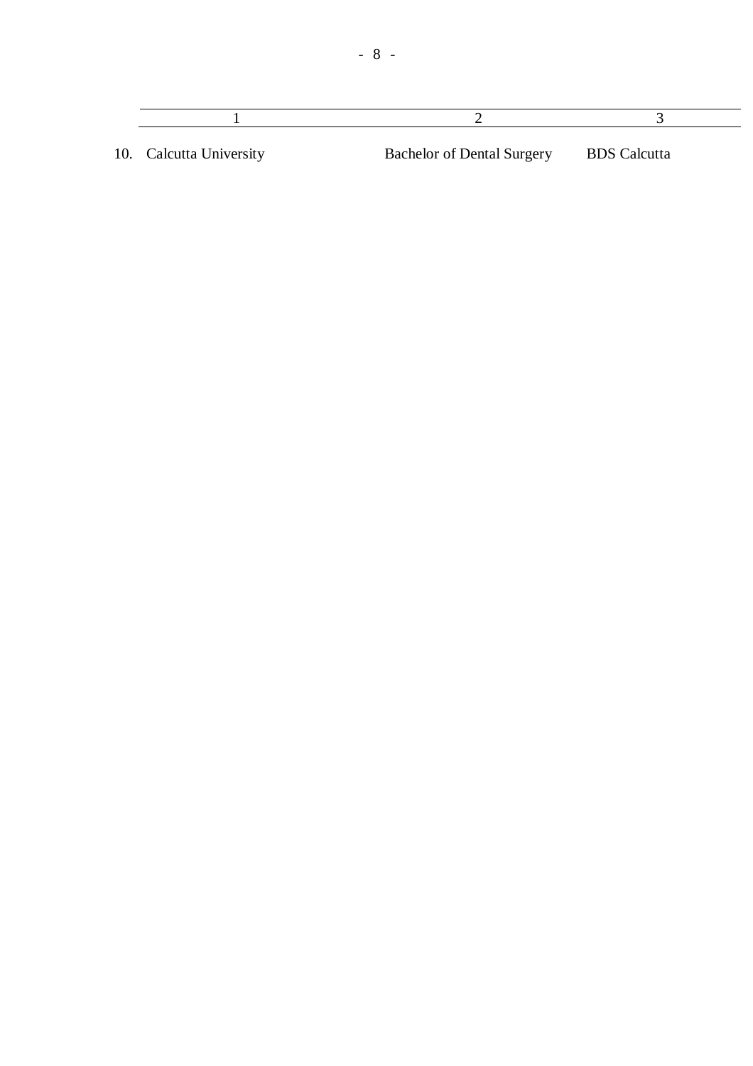| | 1 | 2 | 3 |
|---|---|---|---|
| 10. | Calcutta University | Bachelor of Dental Surgery | BDS Calcutta |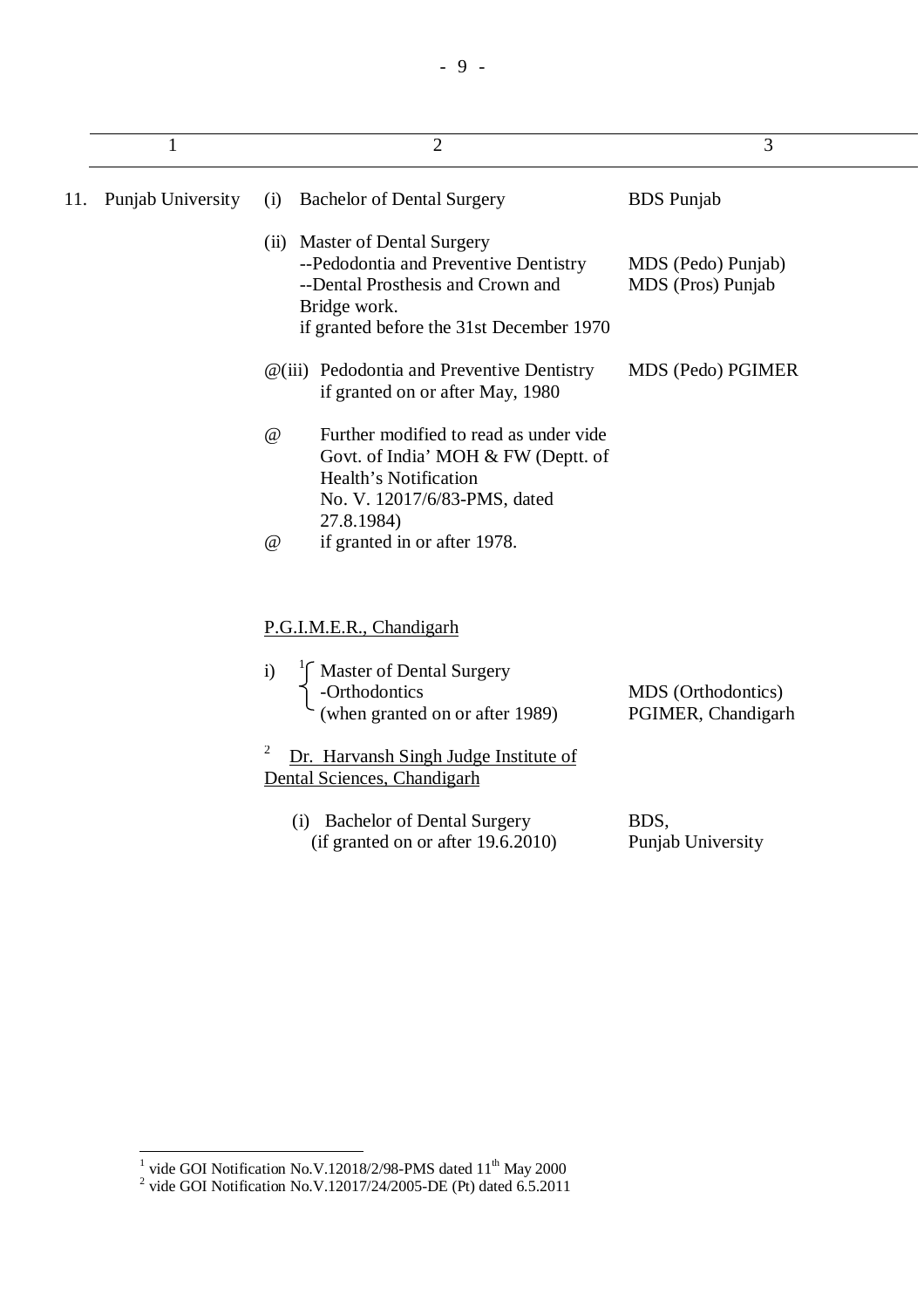| 1 | 2 | 3 |
|---|---|---|
| 11. Punjab University | (i) Bachelor of Dental Surgery | BDS Punjab |
| | (ii) Master of Dental Surgery<br>--Pedodontia and Preventive Dentistry<br>--Dental Prosthesis and Crown and Bridge work.<br>if granted before the 31st December 1970 | MDS (Pedo) Punjab)<br>MDS (Pros) Punjab |
| | @(iii) Pedodontia and Preventive Dentistry if granted on or after May, 1980 | MDS (Pedo) PGIMER |
| | @ Further modified to read as under vide Govt. of India' MOH & FW (Deptt. of Health's Notification No. V. 12017/6/83-PMS, dated 27.8.1984)<br>@ if granted in or after 1978. | |
| | <u>P.G.I.M.E.R., Chandigarh</u> | |
| | i) [1] Master of Dental Surgery<br>-Orthodontics<br>(when granted on or after 1989) | MDS (Orthodontics)<br>PGIMER, Chandigarh |
| | [2] <u>Dr. Harvansh Singh Judge Institute of Dental Sciences, Chandigarh</u> | |
| | (i) Bachelor of Dental Surgery<br>(if granted on or after 19.6.2010) | BDS,<br>Punjab University |

[1] vide GOI Notification No.V.12018/2/98-PMS dated 11th May 2000

[2] vide GOI Notification No.V.12017/24/2005-DE (Pt) dated 6.5.2011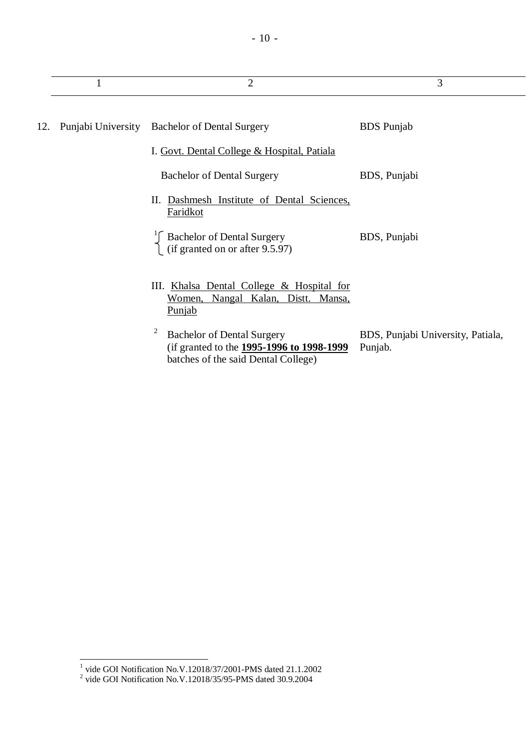| | 1 | 2 | 3 |
|---|---|---|---|
| 12. | Punjabi University | Bachelor of Dental Surgery | BDS Punjab |
| | | I. <u>Govt. Dental College & Hospital, Patiala</u> | |
| | | Bachelor of Dental Surgery | BDS, Punjabi |
| | | II. <u>Dashmesh Institute of Dental Sciences, Faridkot</u> | |
| | | [1] Bachelor of Dental Surgery (if granted on or after 9.5.97) | BDS, Punjabi |
| | | III. <u>Khalsa Dental College & Hospital for Women, Nangal Kalan, Distt. Mansa, Punjab</u> | |
| | | [2] Bachelor of Dental Surgery (if granted to the **<u>1995-1996 to 1998-1999</u>** batches of the said Dental College) | BDS, Punjabi University, Patiala, Punjab. |

---

[1] vide GOI Notification No.V.12018/37/2001-PMS dated 21.1.2002

[2] vide GOI Notification No.V.12018/35/95-PMS dated 30.9.2004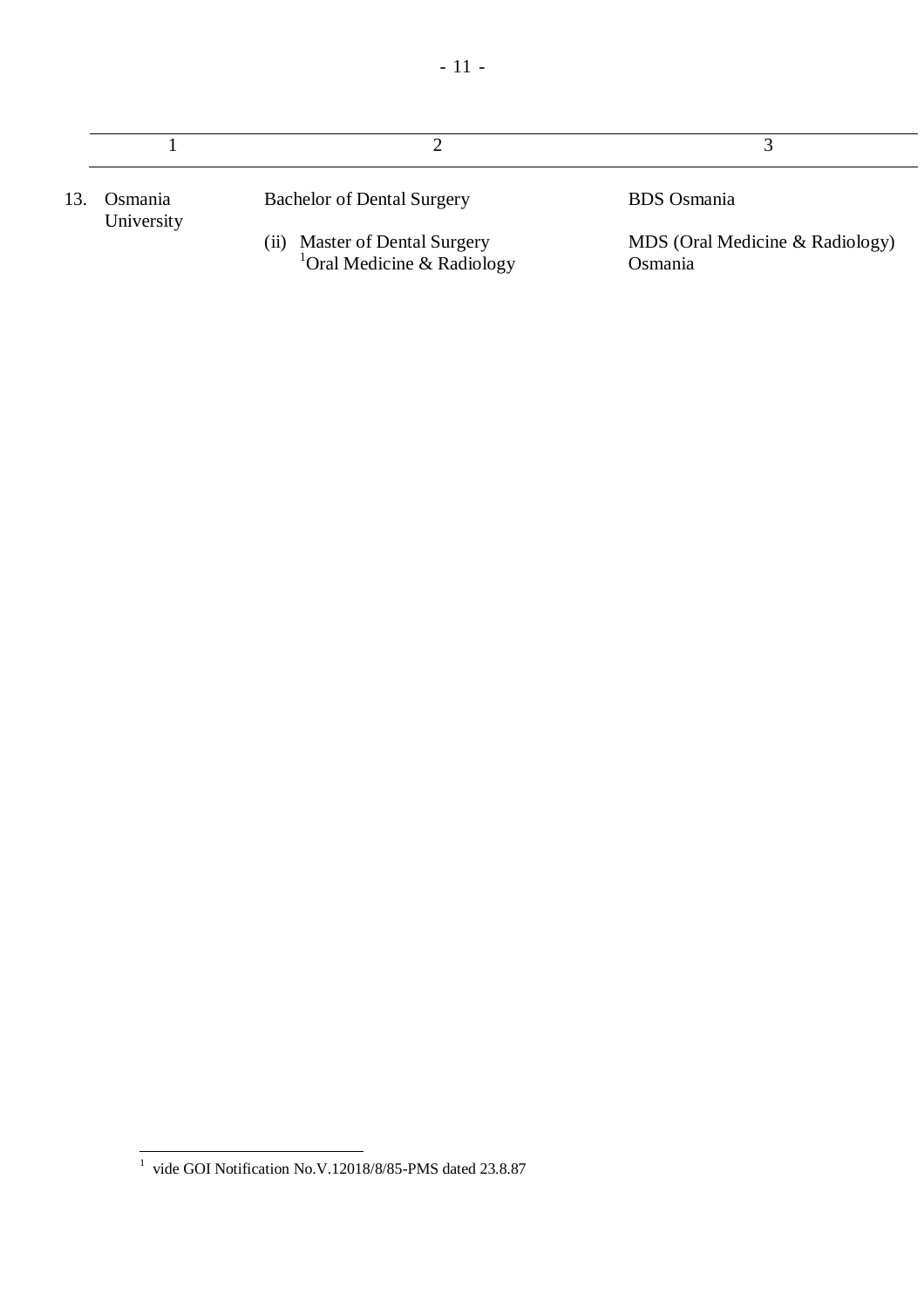| | 1 | 2 | 3 |
|---|---|---|---|
| 13. | Osmania University | Bachelor of Dental Surgery | BDS Osmania |
| | | (ii) Master of Dental Surgery [1]Oral Medicine & Radiology | MDS (Oral Medicine & Radiology) Osmania |

[1] vide GOI Notification No.V.12018/8/85-PMS dated 23.8.87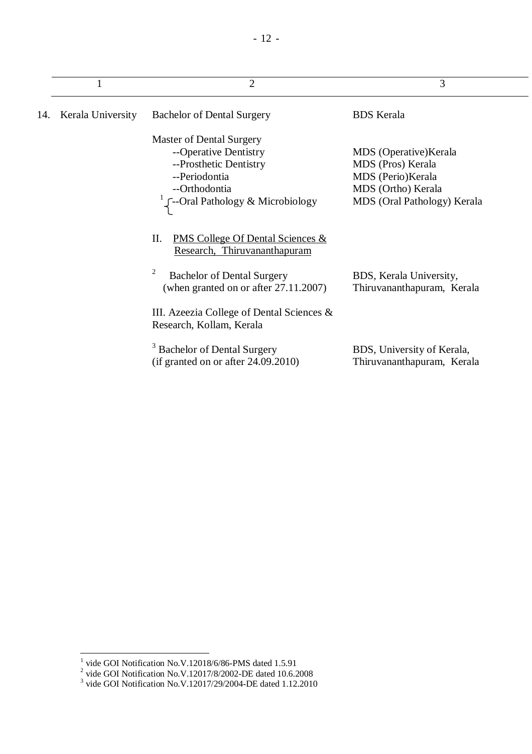| 1 | 2 | 3 |
|---|---|---|
| 14. Kerala University | Bachelor of Dental Surgery | BDS Kerala |
| | Master of Dental Surgery | |
| | --Operative Dentistry | MDS (Operative)Kerala |
| | --Prosthetic Dentistry | MDS (Pros) Kerala |
| | --Periodontia | MDS (Perio)Kerala |
| | --Orthodontia | MDS (Ortho) Kerala |
| | [1] --Oral Pathology & Microbiology | MDS (Oral Pathology) Kerala |
| | II. PMS College Of Dental Sciences & Research, Thiruvananthapuram | |
| | [2] Bachelor of Dental Surgery (when granted on or after 27.11.2007) | BDS, Kerala University, Thiruvananthapuram, Kerala |
| | III. Azeezia College of Dental Sciences & Research, Kollam, Kerala | |
| | [3] Bachelor of Dental Surgery (if granted on or after 24.09.2010) | BDS, University of Kerala, Thiruvananthapuram, Kerala |

---

[1] vide GOI Notification No.V.12018/6/86-PMS dated 1.5.91
[2] vide GOI Notification No.V.12017/8/2002-DE dated 10.6.2008
[3] vide GOI Notification No.V.12017/29/2004-DE dated 1.12.2010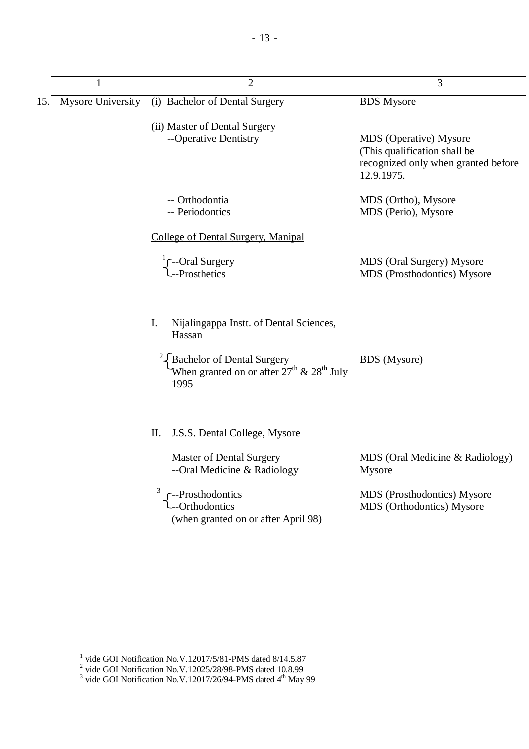| | 1 | 2 | 3 |
|---|---|---|---|
| 15. | Mysore University | (i) Bachelor of Dental Surgery | BDS Mysore |
| | | (ii) Master of Dental Surgery | |
| | | --Operative Dentistry | MDS (Operative) Mysore (This qualification shall be recognized only when granted before 12.9.1975. |
| | | -- Orthodontia | MDS (Ortho), Mysore |
| | | -- Periodontics | MDS (Perio), Mysore |
| | | College of Dental Surgery, Manipal | |
| | | [1] --Oral Surgery | MDS (Oral Surgery) Mysore |
| | | --Prosthetics | MDS (Prosthodontics) Mysore |
| | | I. Nijalingappa Instt. of Dental Sciences, Hassan | |
| | | [2] Bachelor of Dental Surgery When granted on or after 27th & 28th July 1995 | BDS (Mysore) |
| | | II. J.S.S. Dental College, Mysore | |
| | | Master of Dental Surgery --Oral Medicine & Radiology | MDS (Oral Medicine & Radiology) Mysore |
| | | [3] --Prosthodontics | MDS (Prosthodontics) Mysore |
| | | --Orthodontics (when granted on or after April 98) | MDS (Orthodontics) Mysore |

[1] vide GOI Notification No.V.12017/5/81-PMS dated 8/14.5.87
[2] vide GOI Notification No.V.12025/28/98-PMS dated 10.8.99
[3] vide GOI Notification No.V.12017/26/94-PMS dated 4th May 99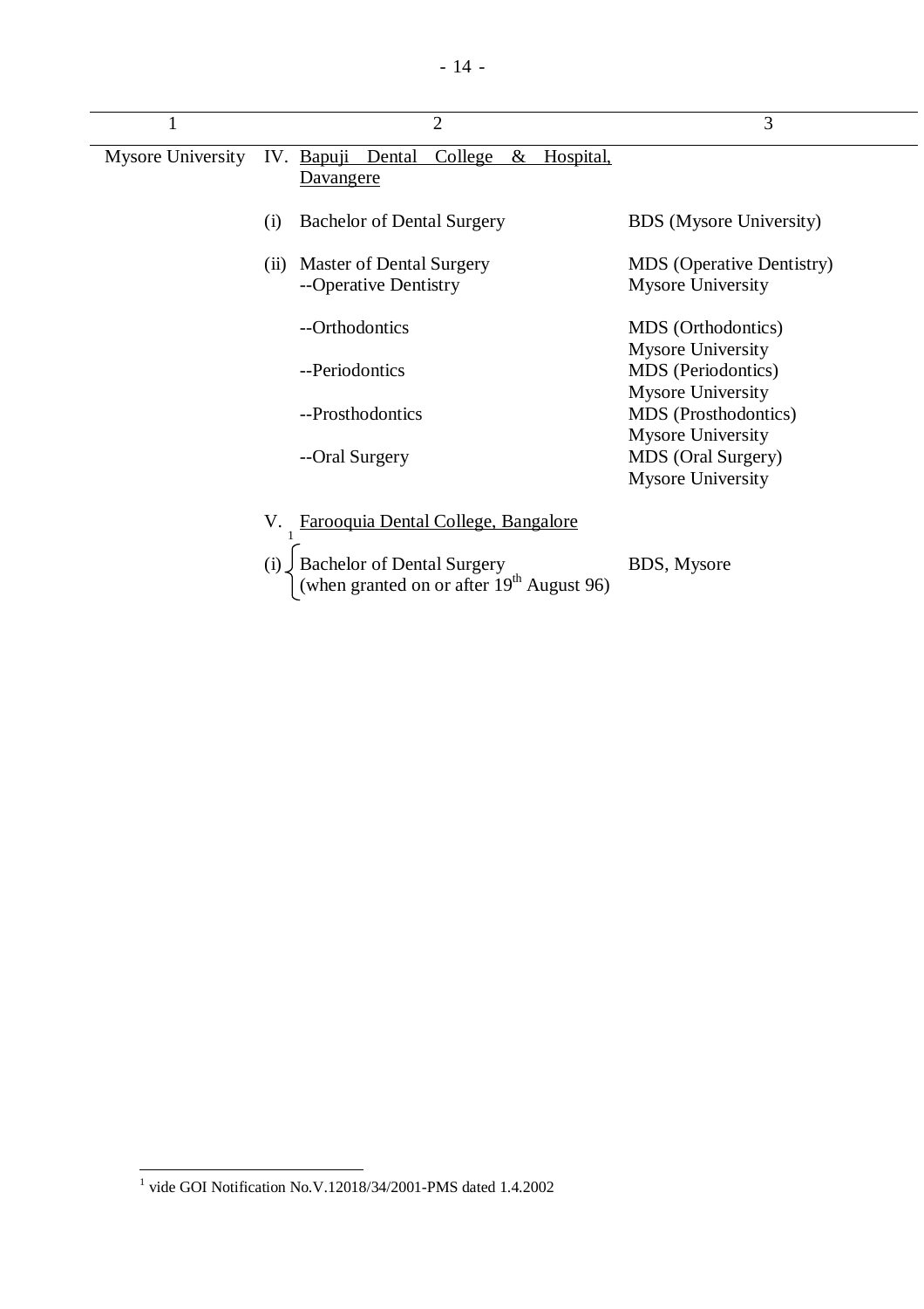| 1 | 2 | 3 |
|---|---|---|
| Mysore University | IV. Bapuji Dental College & Hospital, Davangere | |
| | (i) Bachelor of Dental Surgery | BDS (Mysore University) |
| | (ii) Master of Dental Surgery<br>--Operative Dentistry | MDS (Operative Dentistry)<br>Mysore University |
| | --Orthodontics | MDS (Orthodontics)<br>Mysore University |
| | --Periodontics | MDS (Periodontics)<br>Mysore University |
| | --Prosthodontics | MDS (Prosthodontics)<br>Mysore University |
| | --Oral Surgery | MDS (Oral Surgery)<br>Mysore University |
| | V. [1] Farooquia Dental College, Bangalore | |
| | (i) Bachelor of Dental Surgery (when granted on or after 19th August 96) | BDS, Mysore |

[1] vide GOI Notification No.V.12018/34/2001-PMS dated 1.4.2002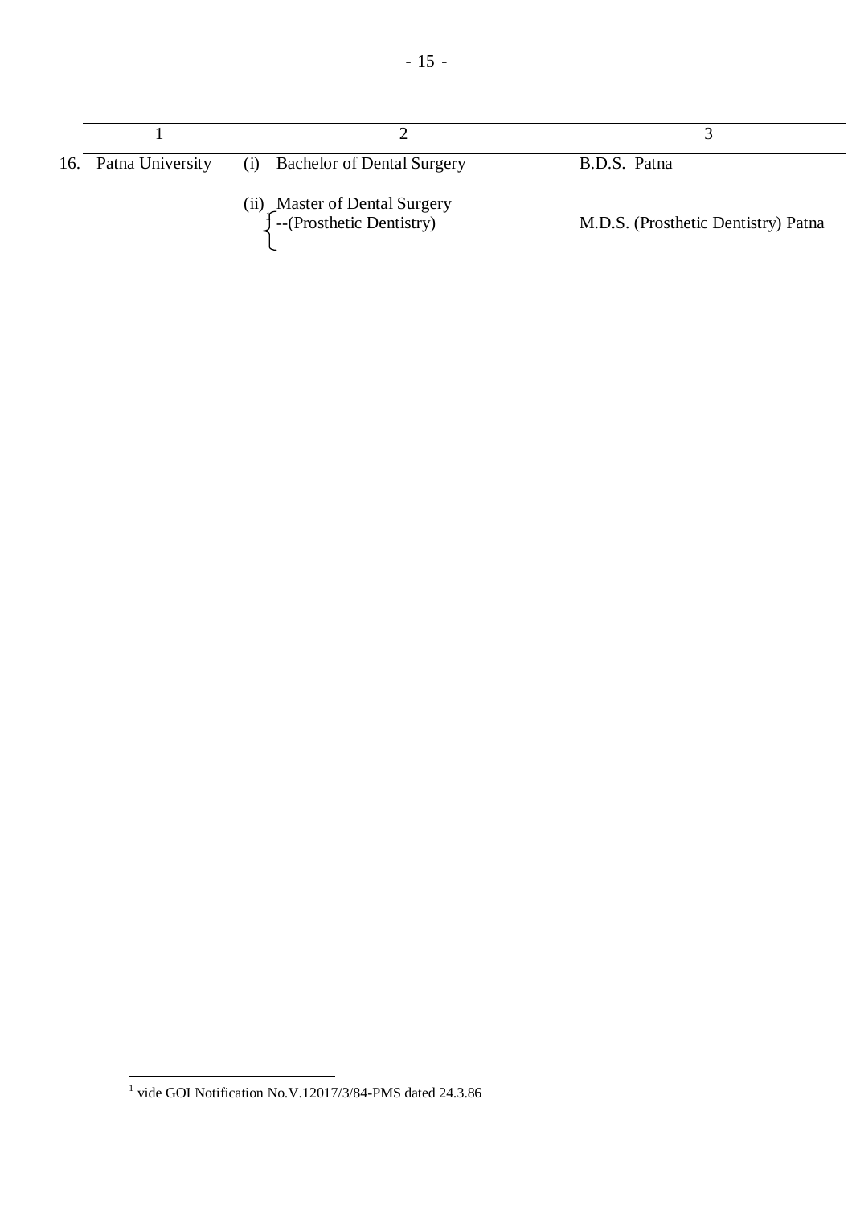| | 1 | 2 | 3 |
|---|---|---|---|
| 16. | Patna University | (i) Bachelor of Dental Surgery | B.D.S. Patna |
| | | (ii) Master of Dental Surgery [1]--(Prosthetic Dentistry) | M.D.S. (Prosthetic Dentistry) Patna |

[1] vide GOI Notification No.V.12017/3/84-PMS dated 24.3.86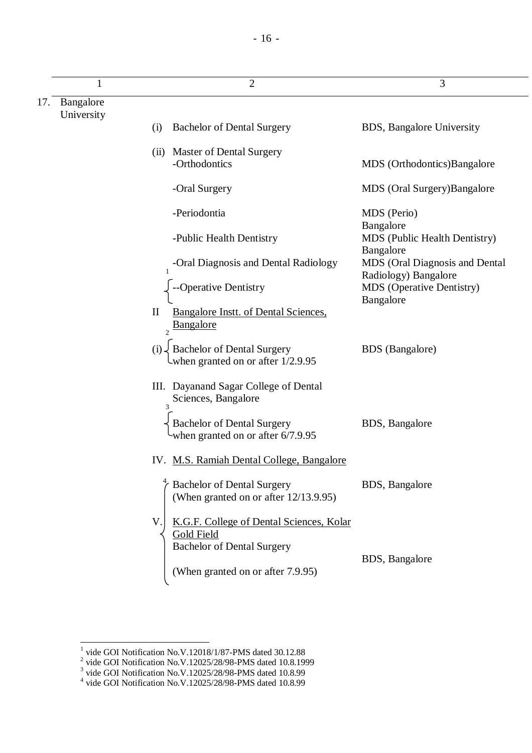| 1 | 2 | 3 |
|---|---|---|
| 17. Bangalore University | | |
| | (i) Bachelor of Dental Surgery | BDS, Bangalore University |
| | (ii) Master of Dental Surgery -Orthodontics | MDS (Orthodontics)Bangalore |
| | -Oral Surgery | MDS (Oral Surgery)Bangalore |
| | -Periodontia | MDS (Perio) Bangalore |
| | -Public Health Dentistry | MDS (Public Health Dentistry) Bangalore |
| | -Oral Diagnosis and Dental Radiology | MDS (Oral Diagnosis and Dental Radiology) Bangalore |
| | [1] --Operative Dentistry | MDS (Operative Dentistry) Bangalore |
| | II <u>Bangalore Instt. of Dental Sciences, Bangalore</u> | |
| | [2] (i) Bachelor of Dental Surgery when granted on or after 1/2.9.95 | BDS (Bangalore) |
| | III. Dayanand Sagar College of Dental Sciences, Bangalore | |
| | [3] Bachelor of Dental Surgery when granted on or after 6/7.9.95 | BDS, Bangalore |
| | IV. <u>M.S. Ramiah Dental College, Bangalore</u> | |
| | [4] Bachelor of Dental Surgery (When granted on or after 12/13.9.95) | BDS, Bangalore |
| | V. <u>K.G.F. College of Dental Sciences, Kolar Gold Field</u> Bachelor of Dental Surgery (When granted on or after 7.9.95) | BDS, Bangalore |

[1] vide GOI Notification No.V.12018/1/87-PMS dated 30.12.88
[2] vide GOI Notification No.V.12025/28/98-PMS dated 10.8.1999
[3] vide GOI Notification No.V.12025/28/98-PMS dated 10.8.99
[4] vide GOI Notification No.V.12025/28/98-PMS dated 10.8.99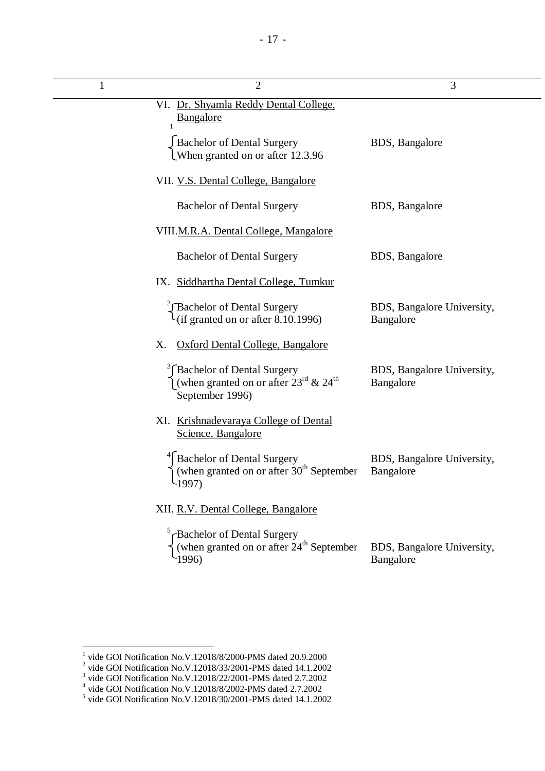| 1 | 2 | 3 |
|---|---|---|
| | VI. Dr. Shyamla Reddy Dental College, Bangalore | |
| | [1] Bachelor of Dental Surgery When granted on or after 12.3.96 | BDS, Bangalore |
| | VII. V.S. Dental College, Bangalore | |
| | Bachelor of Dental Surgery | BDS, Bangalore |
| | VIII. M.R.A. Dental College, Mangalore | |
| | Bachelor of Dental Surgery | BDS, Bangalore |
| | IX. Siddhartha Dental College, Tumkur | |
| | [2] Bachelor of Dental Surgery (if granted on or after 8.10.1996) | BDS, Bangalore University, Bangalore |
| | X. Oxford Dental College, Bangalore | |
| | [3] Bachelor of Dental Surgery (when granted on or after 23rd & 24th September 1996) | BDS, Bangalore University, Bangalore |
| | XI. Krishnadevaraya College of Dental Science, Bangalore | |
| | [4] Bachelor of Dental Surgery (when granted on or after 30th September 1997) | BDS, Bangalore University, Bangalore |
| | XII. R.V. Dental College, Bangalore | |
| | [5] Bachelor of Dental Surgery (when granted on or after 24th September 1996) | BDS, Bangalore University, Bangalore |

[1] vide GOI Notification No.V.12018/8/2000-PMS dated 20.9.2000
[2] vide GOI Notification No.V.12018/33/2001-PMS dated 14.1.2002
[3] vide GOI Notification No.V.12018/22/2001-PMS dated 2.7.2002
[4] vide GOI Notification No.V.12018/8/2002-PMS dated 2.7.2002
[5] vide GOI Notification No.V.12018/30/2001-PMS dated 14.1.2002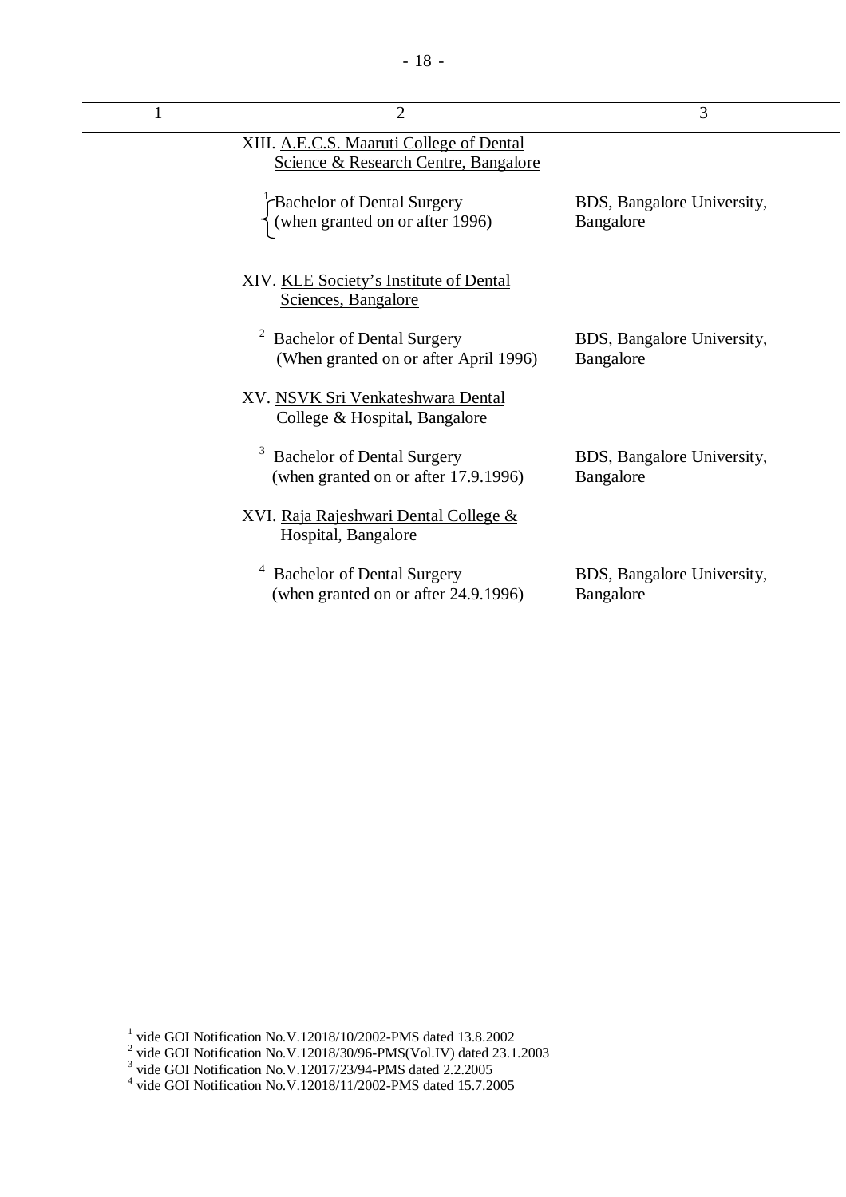| 1 | 2 | 3 |
|---|---|---|
| | XIII. A.E.C.S. Maaruti College of Dental Science & Research Centre, Bangalore | |
| | [1] Bachelor of Dental Surgery (when granted on or after 1996) | BDS, Bangalore University, Bangalore |
| | XIV. KLE Society's Institute of Dental Sciences, Bangalore | |
| | [2] Bachelor of Dental Surgery (When granted on or after April 1996) | BDS, Bangalore University, Bangalore |
| | XV. NSVK Sri Venkateshwara Dental College & Hospital, Bangalore | |
| | [3] Bachelor of Dental Surgery (when granted on or after 17.9.1996) | BDS, Bangalore University, Bangalore |
| | XVI. Raja Rajeshwari Dental College & Hospital, Bangalore | |
| | [4] Bachelor of Dental Surgery (when granted on or after 24.9.1996) | BDS, Bangalore University, Bangalore |

[1] vide GOI Notification No.V.12018/10/2002-PMS dated 13.8.2002
[2] vide GOI Notification No.V.12018/30/96-PMS(Vol.IV) dated 23.1.2003
[3] vide GOI Notification No.V.12017/23/94-PMS dated 2.2.2005
[4] vide GOI Notification No.V.12018/11/2002-PMS dated 15.7.2005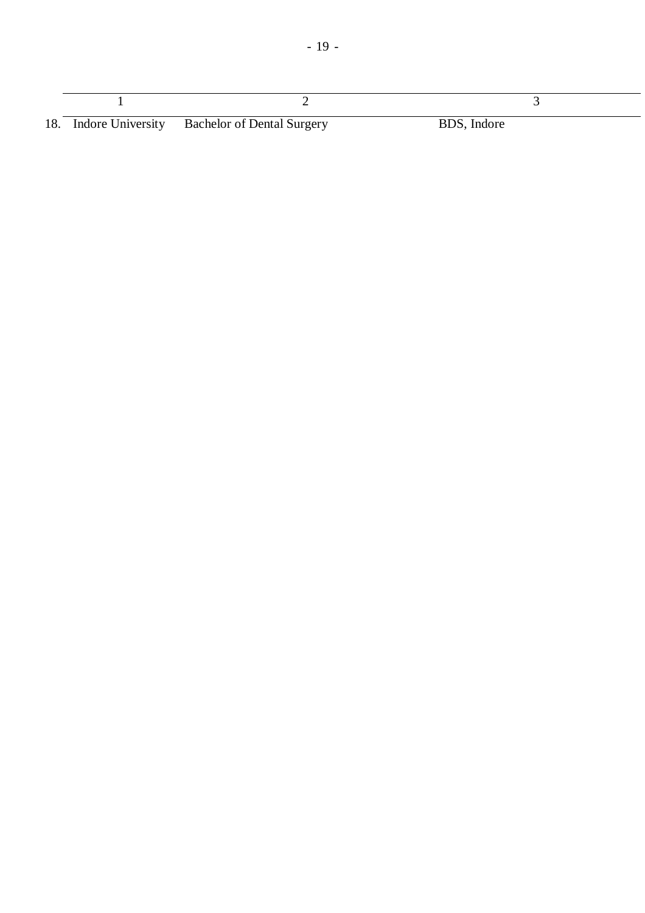| | 1 | 2 | 3 |
|---|---|---|---|
| 18. | Indore University | Bachelor of Dental Surgery | BDS, Indore |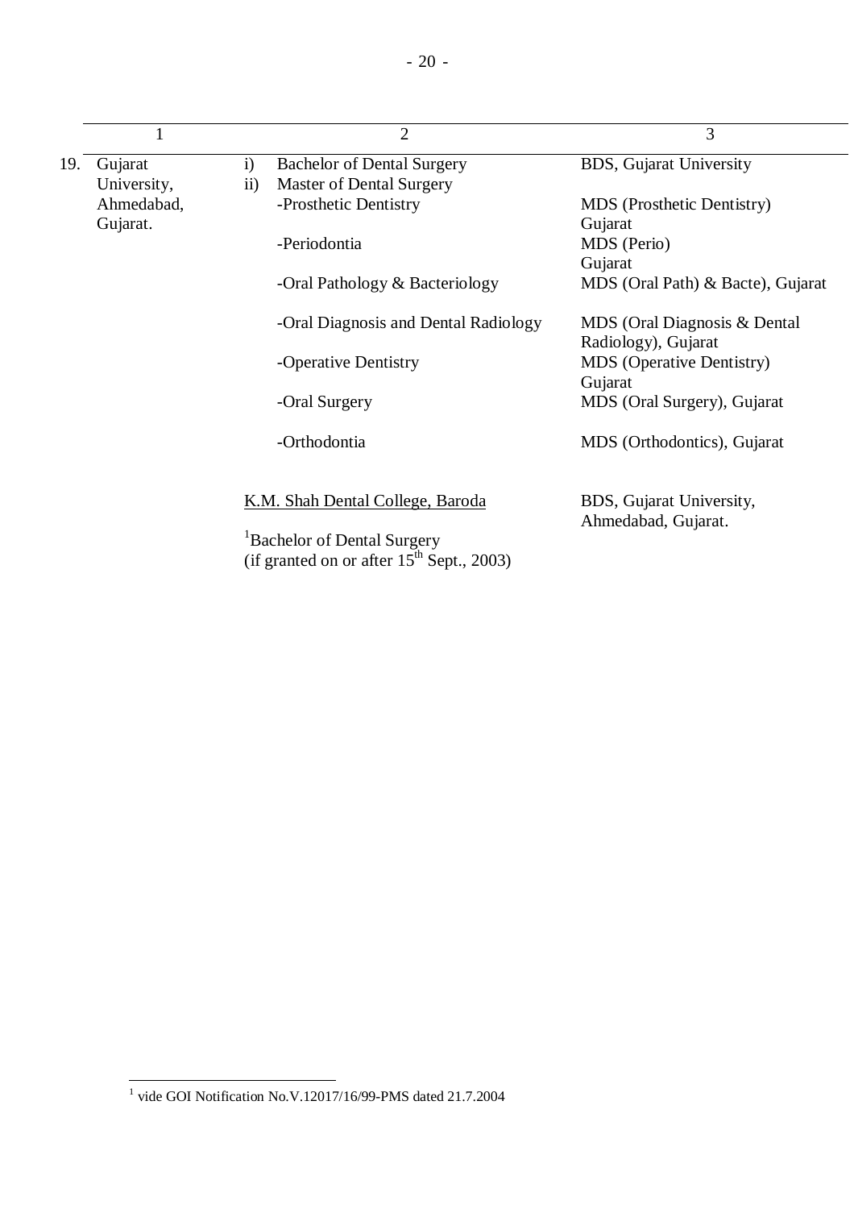| | 1 | 2 | 3 |
|---|---|---|---|
| 19. | Gujarat University, Ahmedabad, Gujarat. | i) Bachelor of Dental Surgery | BDS, Gujarat University |
| | | ii) Master of Dental Surgery | |
| | | -Prosthetic Dentistry | MDS (Prosthetic Dentistry) Gujarat |
| | | -Periodontia | MDS (Perio) Gujarat |
| | | -Oral Pathology & Bacteriology | MDS (Oral Path) & Bacte), Gujarat |
| | | -Oral Diagnosis and Dental Radiology | MDS (Oral Diagnosis & Dental Radiology), Gujarat |
| | | -Operative Dentistry | MDS (Operative Dentistry) Gujarat |
| | | -Oral Surgery | MDS (Oral Surgery), Gujarat |
| | | -Orthodontia | MDS (Orthodontics), Gujarat |
| | | <u>K.M. Shah Dental College, Baroda</u> | BDS, Gujarat University, Ahmedabad, Gujarat. |
| | | [1]Bachelor of Dental Surgery (if granted on or after 15th Sept., 2003) | |

[1] vide GOI Notification No.V.12017/16/99-PMS dated 21.7.2004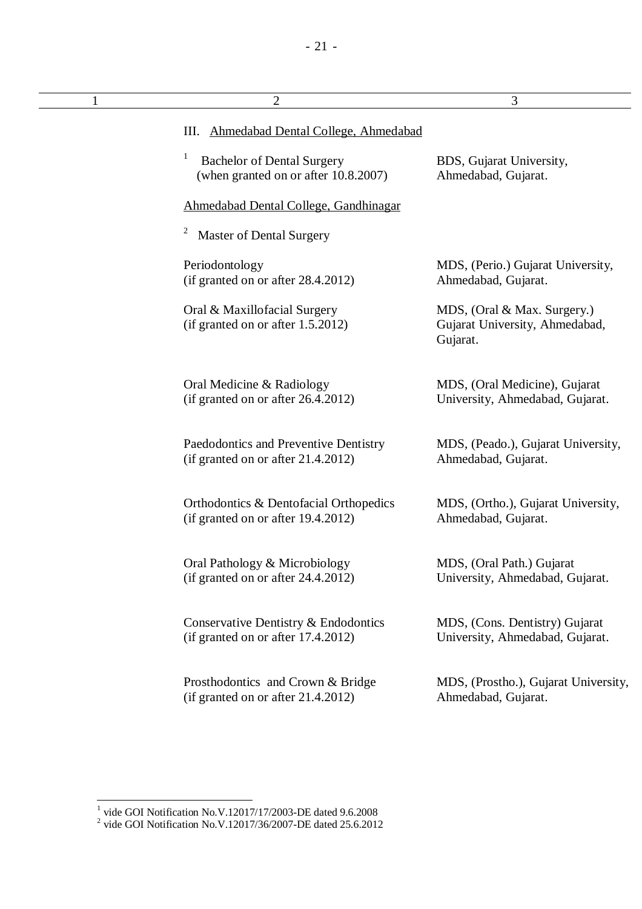| 1 | 2 | 3 |
|---|---|---|
| | III. <u>Ahmedabad Dental College, Ahmedabad</u> | |
| | [1] Bachelor of Dental Surgery (when granted on or after 10.8.2007) | BDS, Gujarat University, Ahmedabad, Gujarat. |
| | <u>Ahmedabad Dental College, Gandhinagar</u> | |
| | [2] Master of Dental Surgery | |
| | Periodontology (if granted on or after 28.4.2012) | MDS, (Perio.) Gujarat University, Ahmedabad, Gujarat. |
| | Oral & Maxillofacial Surgery (if granted on or after 1.5.2012) | MDS, (Oral & Max. Surgery.) Gujarat University, Ahmedabad, Gujarat. |
| | Oral Medicine & Radiology (if granted on or after 26.4.2012) | MDS, (Oral Medicine), Gujarat University, Ahmedabad, Gujarat. |
| | Paedodontics and Preventive Dentistry (if granted on or after 21.4.2012) | MDS, (Peado.), Gujarat University, Ahmedabad, Gujarat. |
| | Orthodontics & Dentofacial Orthopedics (if granted on or after 19.4.2012) | MDS, (Ortho.), Gujarat University, Ahmedabad, Gujarat. |
| | Oral Pathology & Microbiology (if granted on or after 24.4.2012) | MDS, (Oral Path.) Gujarat University, Ahmedabad, Gujarat. |
| | Conservative Dentistry & Endodontics (if granted on or after 17.4.2012) | MDS, (Cons. Dentistry) Gujarat University, Ahmedabad, Gujarat. |
| | Prosthodontics and Crown & Bridge (if granted on or after 21.4.2012) | MDS, (Prostho.), Gujarat University, Ahmedabad, Gujarat. |

---

[1] vide GOI Notification No.V.12017/17/2003-DE dated 9.6.2008

[2] vide GOI Notification No.V.12017/36/2007-DE dated 25.6.2012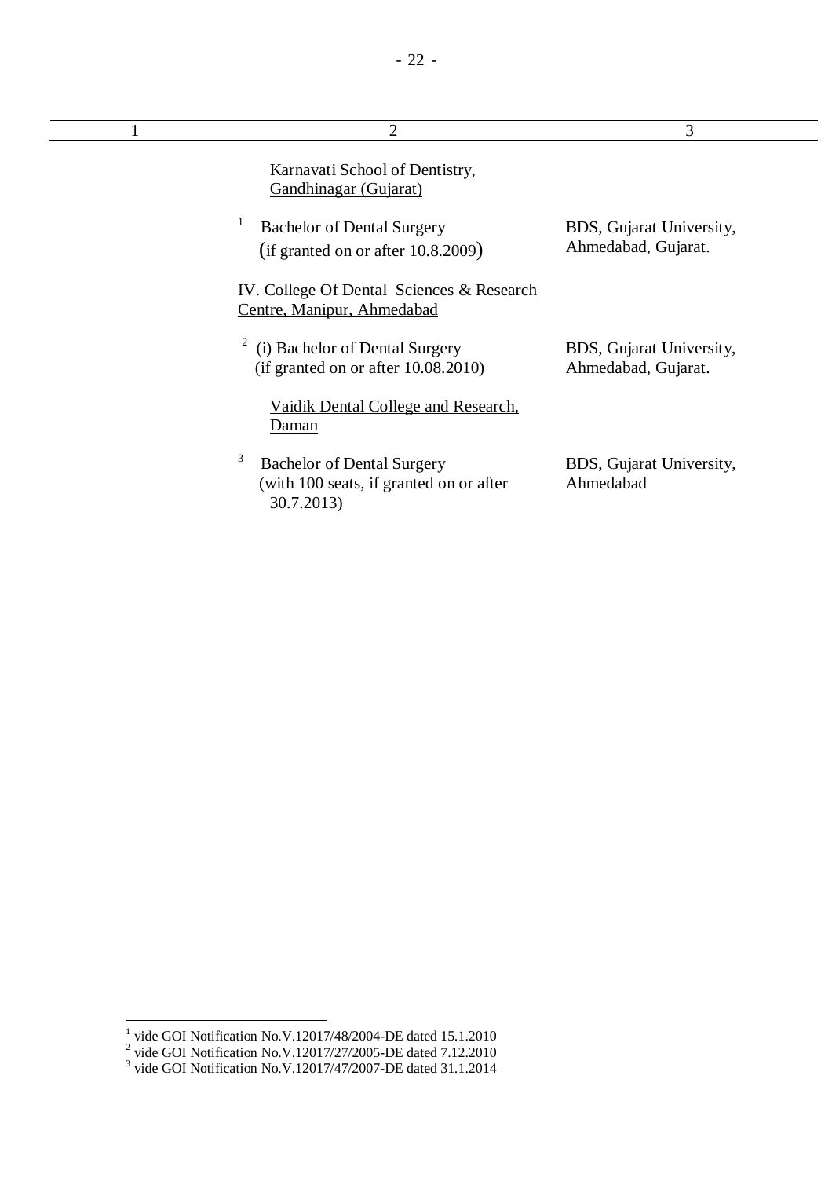| 1 | 2 | 3 |
|---|---|---|
| | Karnavati School of Dentistry, Gandhinagar (Gujarat) | |
| | [1] Bachelor of Dental Surgery (if granted on or after 10.8.2009) | BDS, Gujarat University, Ahmedabad, Gujarat. |
| | IV. College Of Dental Sciences & Research Centre, Manipur, Ahmedabad | |
| | [2] (i) Bachelor of Dental Surgery (if granted on or after 10.08.2010) | BDS, Gujarat University, Ahmedabad, Gujarat. |
| | Vaidik Dental College and Research, Daman | |
| | [3] Bachelor of Dental Surgery (with 100 seats, if granted on or after 30.7.2013) | BDS, Gujarat University, Ahmedabad |

[1] vide GOI Notification No.V.12017/48/2004-DE dated 15.1.2010

[2] vide GOI Notification No.V.12017/27/2005-DE dated 7.12.2010

[3] vide GOI Notification No.V.12017/47/2007-DE dated 31.1.2014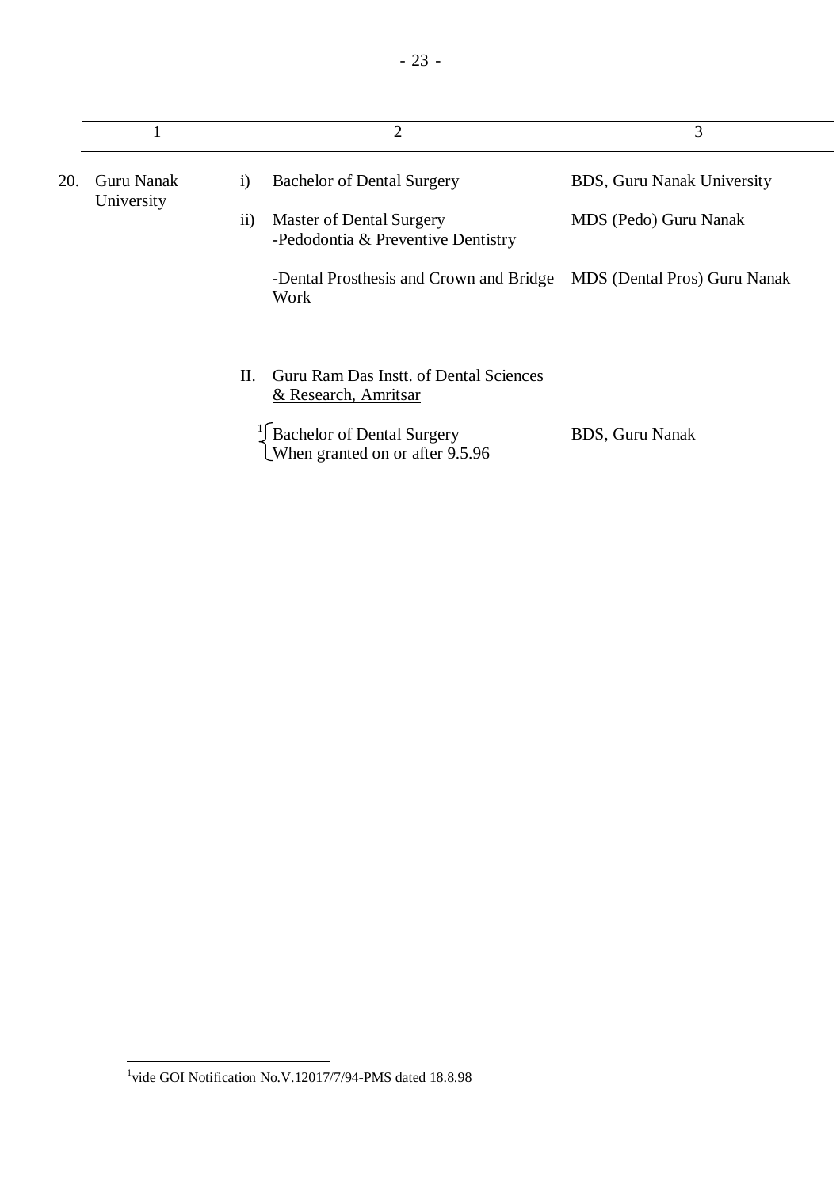| | 1 | | 2 | 3 |
|---|---|---|---|---|
| 20. | Guru Nanak University | i) | Bachelor of Dental Surgery | BDS, Guru Nanak University |
| | | ii) | Master of Dental Surgery<br>-Pedodontia & Preventive Dentistry | MDS (Pedo) Guru Nanak |
| | | | -Dental Prosthesis and Crown and Bridge Work | MDS (Dental Pros) Guru Nanak |
| | | II. | Guru Ram Das Instt. of Dental Sciences & Research, Amritsar | |
| | | | [1] Bachelor of Dental Surgery<br>When granted on or after 9.5.96 | BDS, Guru Nanak |

[1] vide GOI Notification No.V.12017/7/94-PMS dated 18.8.98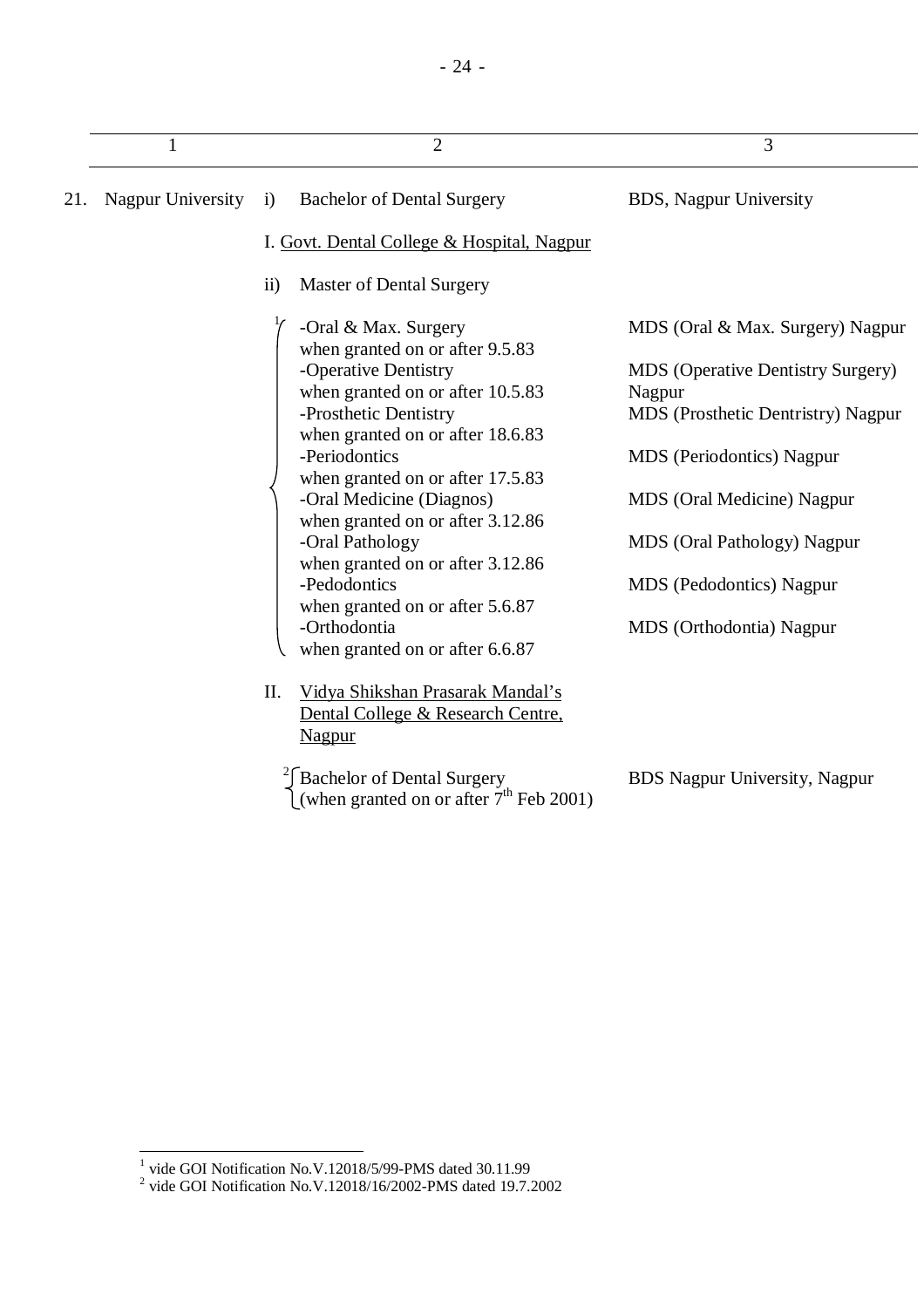| 1 | | 2 | 3 |
|---|---|---|---|
| 21. | Nagpur University | i) Bachelor of Dental Surgery | BDS, Nagpur University |
| | | I. Govt. Dental College & Hospital, Nagpur | |
| | | ii) Master of Dental Surgery | |
| | | [1] -Oral & Max. Surgery when granted on or after 9.5.83 | MDS (Oral & Max. Surgery) Nagpur |
| | | -Operative Dentistry when granted on or after 10.5.83 | MDS (Operative Dentistry Surgery) Nagpur |
| | | -Prosthetic Dentistry when granted on or after 18.6.83 | MDS (Prosthetic Dentristry) Nagpur |
| | | -Periodontics when granted on or after 17.5.83 | MDS (Periodontics) Nagpur |
| | | -Oral Medicine (Diagnos) when granted on or after 3.12.86 | MDS (Oral Medicine) Nagpur |
| | | -Oral Pathology when granted on or after 3.12.86 | MDS (Oral Pathology) Nagpur |
| | | -Pedodontics when granted on or after 5.6.87 | MDS (Pedodontics) Nagpur |
| | | -Orthodontia when granted on or after 6.6.87 | MDS (Orthodontia) Nagpur |
| | | II. Vidya Shikshan Prasarak Mandal's Dental College & Research Centre, Nagpur | |
| | | [2] Bachelor of Dental Surgery (when granted on or after 7th Feb 2001) | BDS Nagpur University, Nagpur |

[1] vide GOI Notification No.V.12018/5/99-PMS dated 30.11.99

[2] vide GOI Notification No.V.12018/16/2002-PMS dated 19.7.2002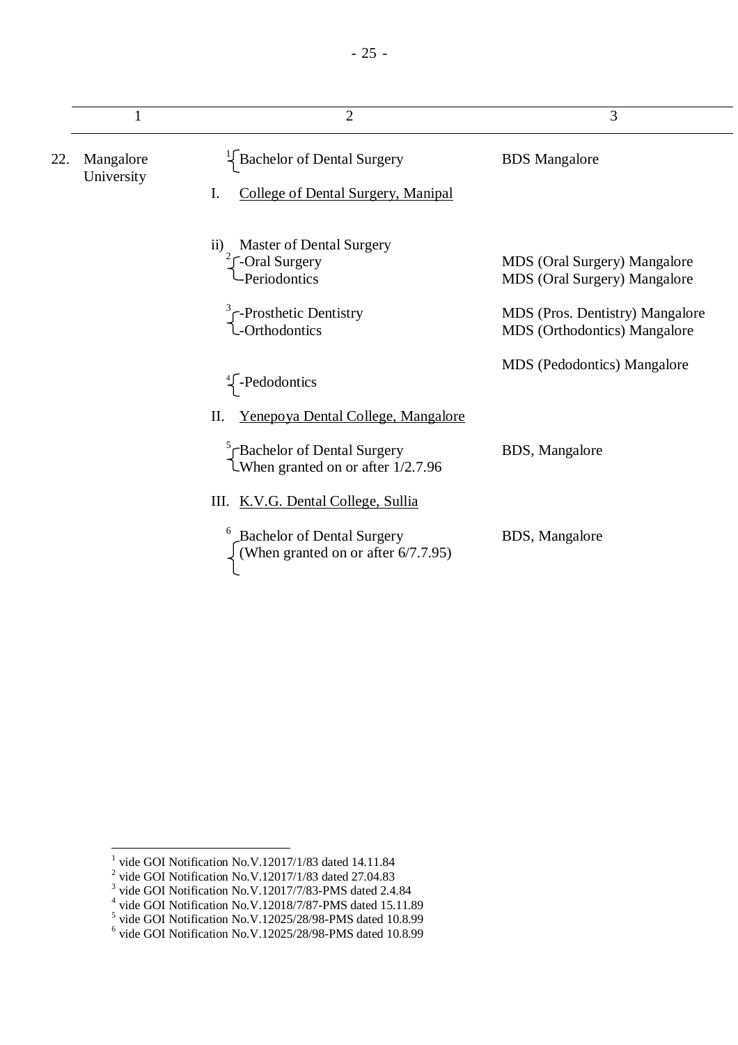| | 1 | 2 | 3 |
|---|---|---|---|
| 22. | Mangalore University | [1] Bachelor of Dental Surgery | BDS Mangalore |
| | | I. College of Dental Surgery, Manipal | |
| | | ii) Master of Dental Surgery | |
| | | [2] -Oral Surgery | MDS (Oral Surgery) Mangalore |
| | | -Periodontics | MDS (Oral Surgery) Mangalore |
| | | [3] -Prosthetic Dentistry | MDS (Pros. Dentistry) Mangalore |
| | | -Orthodontics | MDS (Orthodontics) Mangalore |
| | | [4] -Pedodontics | MDS (Pedodontics) Mangalore |
| | | II. Yenepoya Dental College, Mangalore | |
| | | [5] Bachelor of Dental Surgery When granted on or after 1/2.7.96 | BDS, Mangalore |
| | | III. K.V.G. Dental College, Sullia | |
| | | [6] Bachelor of Dental Surgery (When granted on or after 6/7.7.95) | BDS, Mangalore |

[1] vide GOI Notification No.V.12017/1/83 dated 14.11.84
[2] vide GOI Notification No.V.12017/1/83 dated 27.04.83
[3] vide GOI Notification No.V.12017/7/83-PMS dated 2.4.84
[4] vide GOI Notification No.V.12018/7/87-PMS dated 15.11.89
[5] vide GOI Notification No.V.12025/28/98-PMS dated 10.8.99
[6] vide GOI Notification No.V.12025/28/98-PMS dated 10.8.99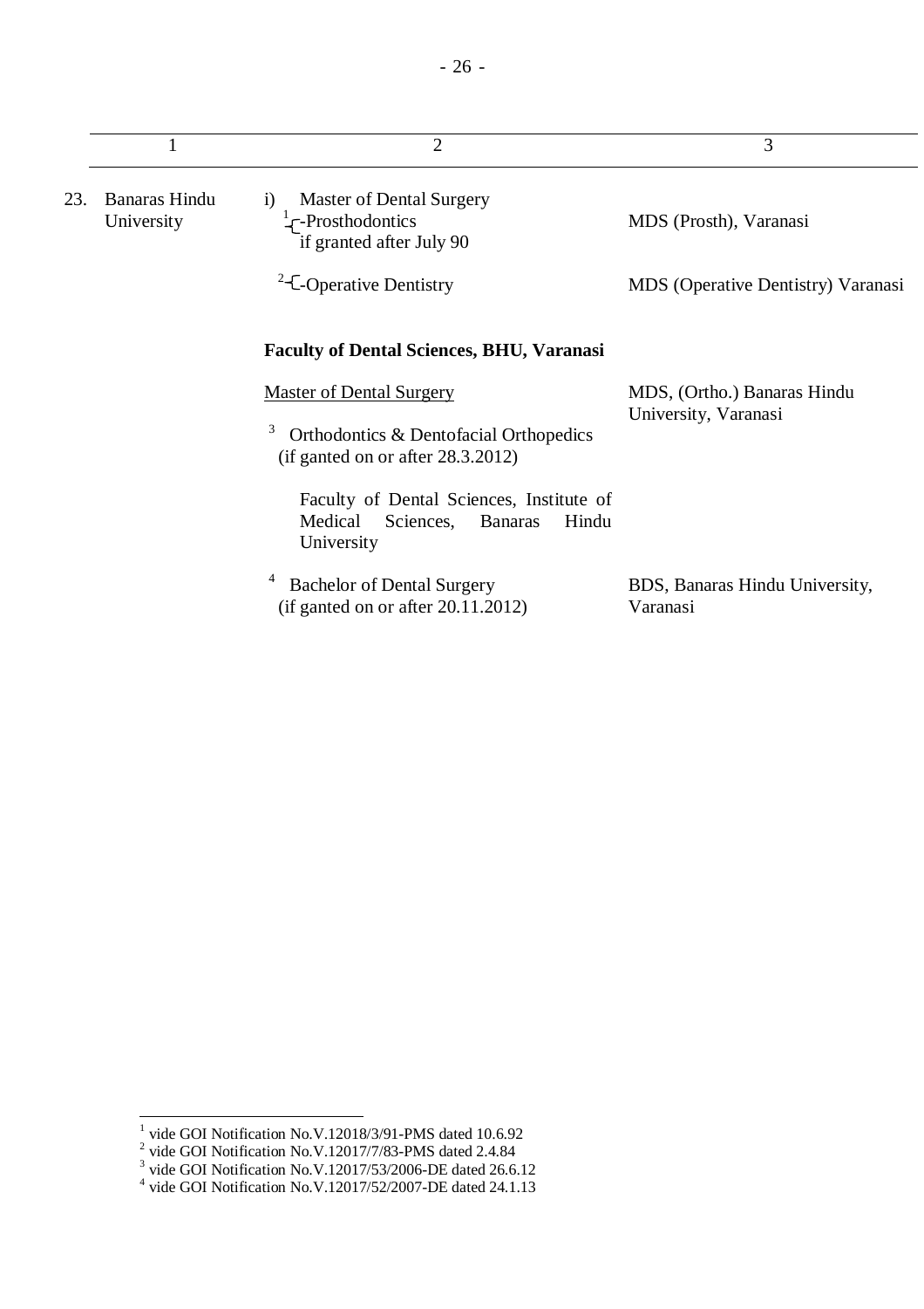| 1 | 2 | 3 |
|---|---|---|
| 23. Banaras Hindu University | i) Master of Dental Surgery<br>[1]-Prosthodontics if granted after July 90 | MDS (Prosth), Varanasi |
| | [2]-Operative Dentistry | MDS (Operative Dentistry) Varanasi |
| | **Faculty of Dental Sciences, BHU, Varanasi** | |
| | Master of Dental Surgery<br>[3] Orthodontics & Dentofacial Orthopedics (if ganted on or after 28.3.2012) | MDS, (Ortho.) Banaras Hindu University, Varanasi |
| | Faculty of Dental Sciences, Institute of Medical Sciences, Banaras Hindu University | |
| | [4] Bachelor of Dental Surgery (if ganted on or after 20.11.2012) | BDS, Banaras Hindu University, Varanasi |

[1] vide GOI Notification No.V.12018/3/91-PMS dated 10.6.92
[2] vide GOI Notification No.V.12017/7/83-PMS dated 2.4.84
[3] vide GOI Notification No.V.12017/53/2006-DE dated 26.6.12
[4] vide GOI Notification No.V.12017/52/2007-DE dated 24.1.13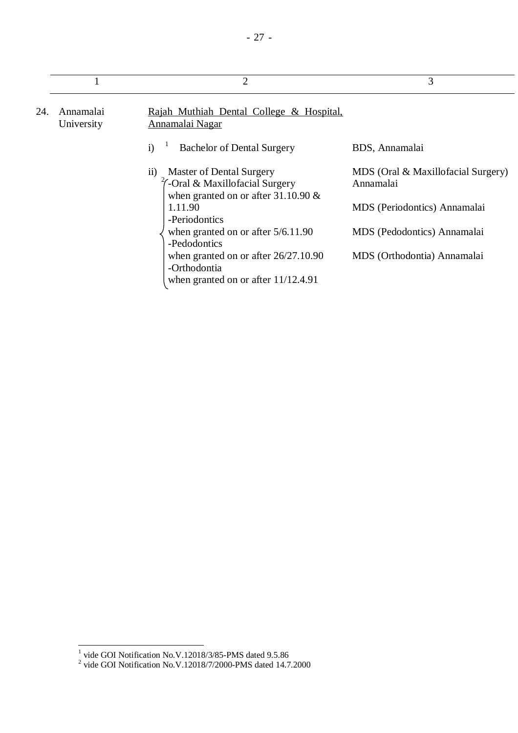| | 1 | 2 | 3 |
|---|---|---|---|
| 24. | Annamalai University | Rajah Muthiah Dental College & Hospital, Annamalai Nagar | |
| | | i) [1] Bachelor of Dental Surgery | BDS, Annamalai |
| | | ii) Master of Dental Surgery | |
| | | [2] -Oral & Maxillofacial Surgery when granted on or after 31.10.90 & 1.11.90 | MDS (Oral & Maxillofacial Surgery) Annamalai |
| | | -Periodontics when granted on or after 5/6.11.90 | MDS (Periodontics) Annamalai |
| | | -Pedodontics when granted on or after 26/27.10.90 | MDS (Pedodontics) Annamalai |
| | | -Orthodontia when granted on or after 11/12.4.91 | MDS (Orthodontia) Annamalai |

[1] vide GOI Notification No.V.12018/3/85-PMS dated 9.5.86

[2] vide GOI Notification No.V.12018/7/2000-PMS dated 14.7.2000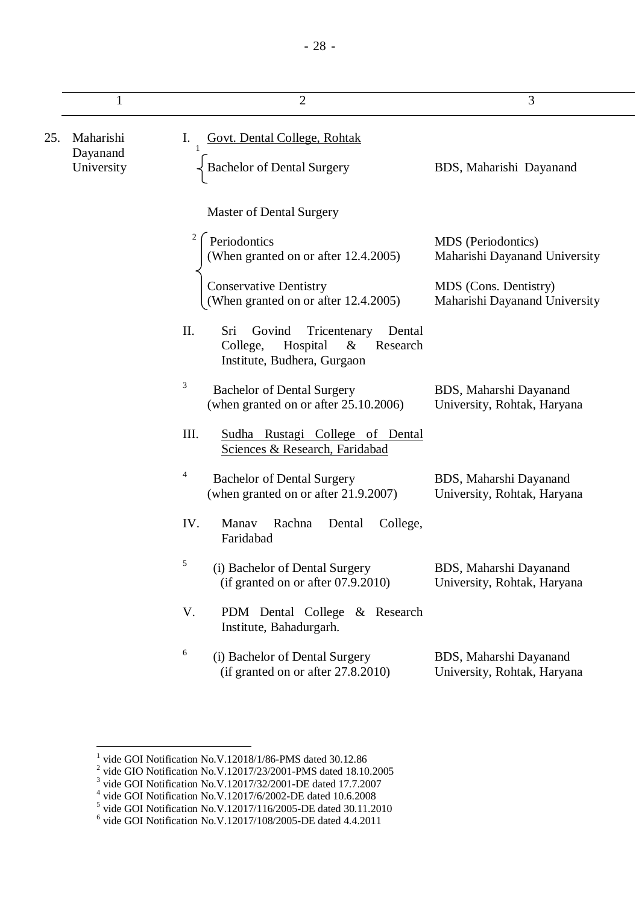| 1 | 2 | 3 |
|---|---|---|
| 25. Maharishi Dayanand University | I. Govt. Dental College, Rohtak | |
| | [1] Bachelor of Dental Surgery | BDS, Maharishi Dayanand |
| | Master of Dental Surgery | |
| | [2] Periodontics (When granted on or after 12.4.2005) | MDS (Periodontics) Maharishi Dayanand University |
| | Conservative Dentistry (When granted on or after 12.4.2005) | MDS (Cons. Dentistry) Maharishi Dayanand University |
| | II. Sri Govind Tricentenary Dental College, Hospital & Research Institute, Budhera, Gurgaon | |
| | [3] Bachelor of Dental Surgery (when granted on or after 25.10.2006) | BDS, Maharshi Dayanand University, Rohtak, Haryana |
| | III. Sudha Rustagi College of Dental Sciences & Research, Faridabad | |
| | [4] Bachelor of Dental Surgery (when granted on or after 21.9.2007) | BDS, Maharshi Dayanand University, Rohtak, Haryana |
| | IV. Manav Rachna Dental College, Faridabad | |
| | [5] (i) Bachelor of Dental Surgery (if granted on or after 07.9.2010) | BDS, Maharshi Dayanand University, Rohtak, Haryana |
| | V. PDM Dental College & Research Institute, Bahadurgarh. | |
| | [6] (i) Bachelor of Dental Surgery (if granted on or after 27.8.2010) | BDS, Maharshi Dayanand University, Rohtak, Haryana |

[1] vide GOI Notification No.V.12018/1/86-PMS dated 30.12.86
[2] vide GIO Notification No.V.12017/23/2001-PMS dated 18.10.2005
[3] vide GOI Notification No.V.12017/32/2001-DE dated 17.7.2007
[4] vide GOI Notification No.V.12017/6/2002-DE dated 10.6.2008
[5] vide GOI Notification No.V.12017/116/2005-DE dated 30.11.2010
[6] vide GOI Notification No.V.12017/108/2005-DE dated 4.4.2011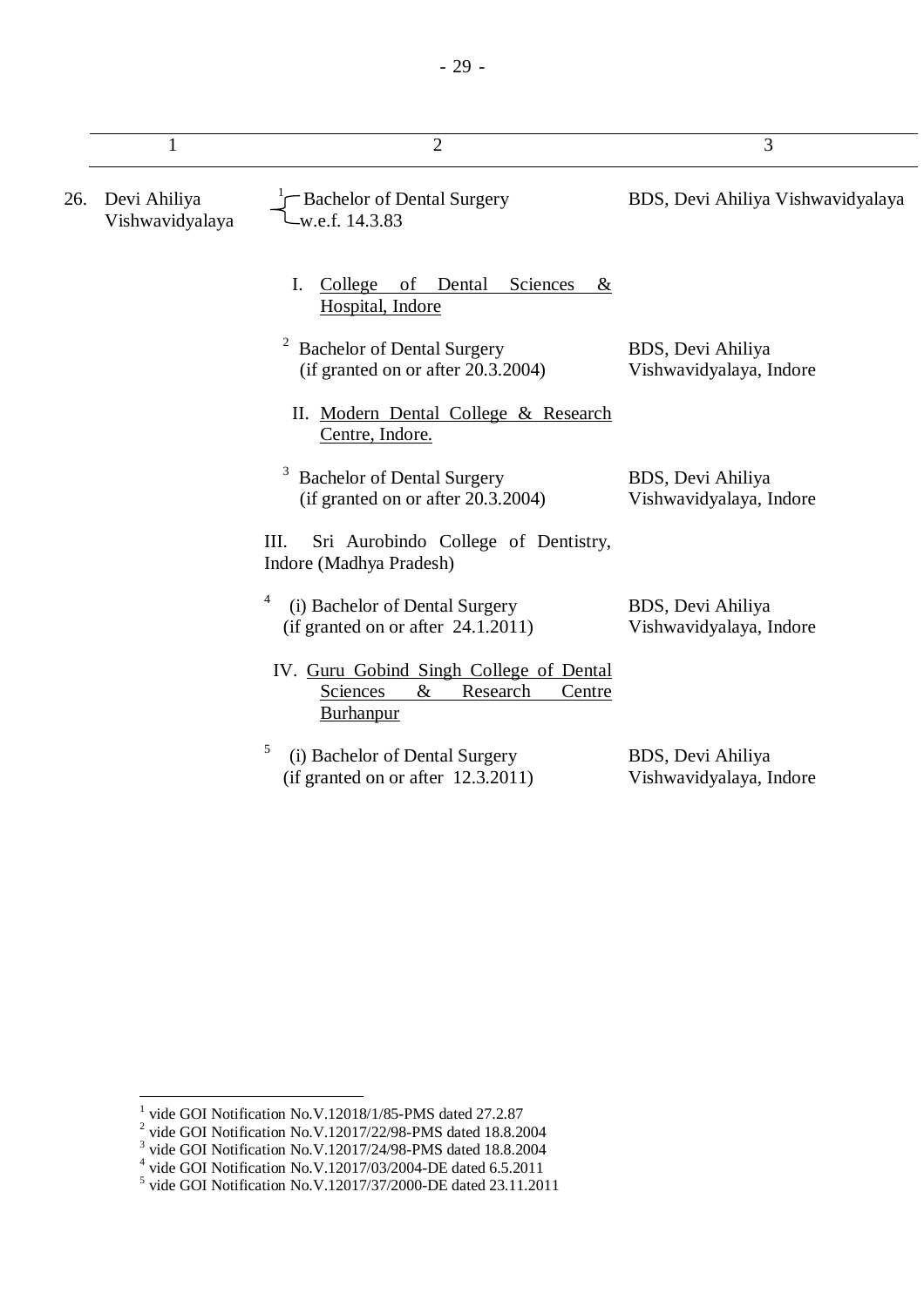| | 1 | 2 | 3 |
|---|---|---|---|
| 26. | Devi Ahiliya Vishwavidyalaya | [1] Bachelor of Dental Surgery w.e.f. 14.3.83 | BDS, Devi Ahiliya Vishwavidyalaya |
| | | I. College of Dental Sciences & Hospital, Indore | |
| | | [2] Bachelor of Dental Surgery (if granted on or after 20.3.2004) | BDS, Devi Ahiliya Vishwavidyalaya, Indore |
| | | II. Modern Dental College & Research Centre, Indore. | |
| | | [3] Bachelor of Dental Surgery (if granted on or after 20.3.2004) | BDS, Devi Ahiliya Vishwavidyalaya, Indore |
| | | III. Sri Aurobindo College of Dentistry, Indore (Madhya Pradesh) | |
| | | [4] (i) Bachelor of Dental Surgery (if granted on or after 24.1.2011) | BDS, Devi Ahiliya Vishwavidyalaya, Indore |
| | | IV. Guru Gobind Singh College of Dental Sciences & Research Centre Burhanpur | |
| | | [5] (i) Bachelor of Dental Surgery (if granted on or after 12.3.2011) | BDS, Devi Ahiliya Vishwavidyalaya, Indore |

[1] vide GOI Notification No.V.12018/1/85-PMS dated 27.2.87

[2] vide GOI Notification No.V.12017/22/98-PMS dated 18.8.2004

[3] vide GOI Notification No.V.12017/24/98-PMS dated 18.8.2004

[4] vide GOI Notification No.V.12017/03/2004-DE dated 6.5.2011

[5] vide GOI Notification No.V.12017/37/2000-DE dated 23.11.2011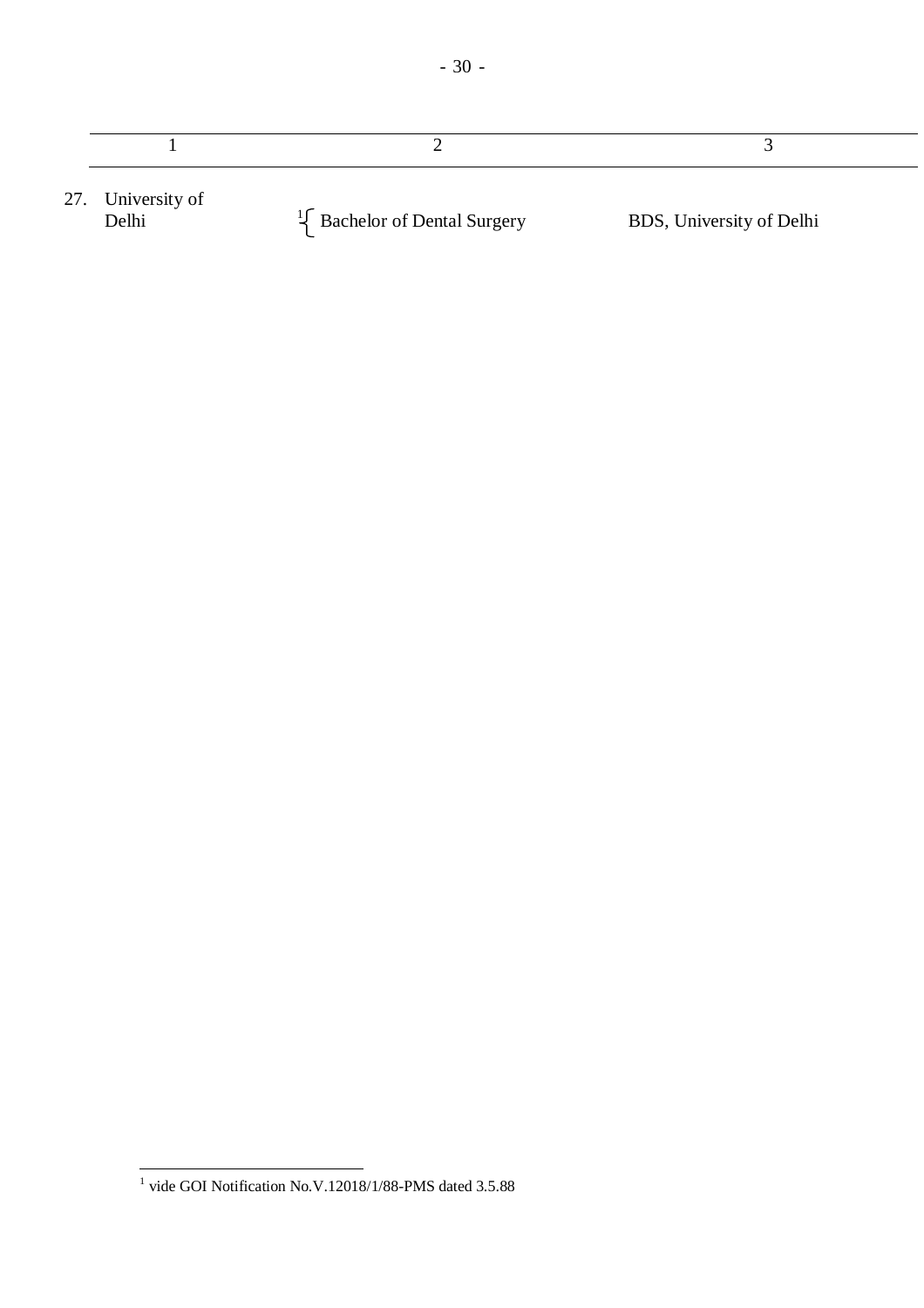| | 1 | 2 | 3 |
|---|---|---|---|
| 27. | University of Delhi | [1] Bachelor of Dental Surgery | BDS, University of Delhi |

[1] vide GOI Notification No.V.12018/1/88-PMS dated 3.5.88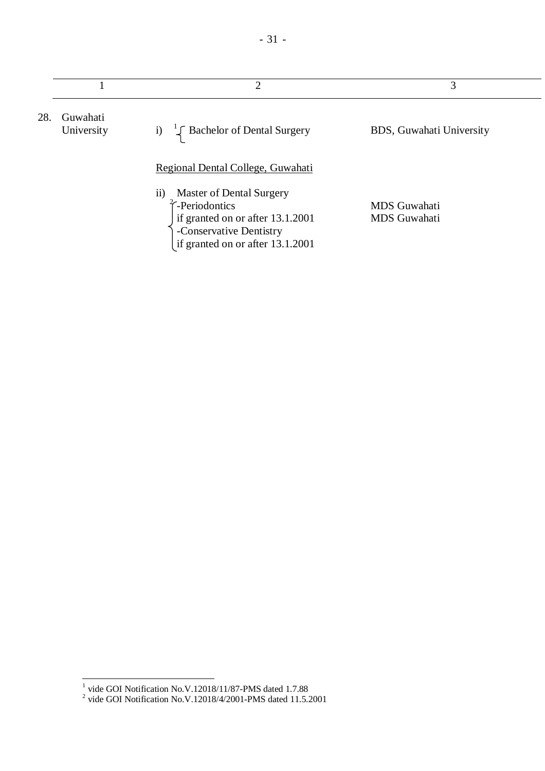| | 1 | 2 | 3 |
|---|---|---|---|
| 28. | Guwahati University | i) [1] Bachelor of Dental Surgery | BDS, Guwahati University |
| | | Regional Dental College, Guwahati | |
| | | ii) Master of Dental Surgery | |
| | | [2] -Periodontics if granted on or after 13.1.2001 | MDS Guwahati |
| | | -Conservative Dentistry if granted on or after 13.1.2001 | MDS Guwahati |

[1] vide GOI Notification No.V.12018/11/87-PMS dated 1.7.88

[2] vide GOI Notification No.V.12018/4/2001-PMS dated 11.5.2001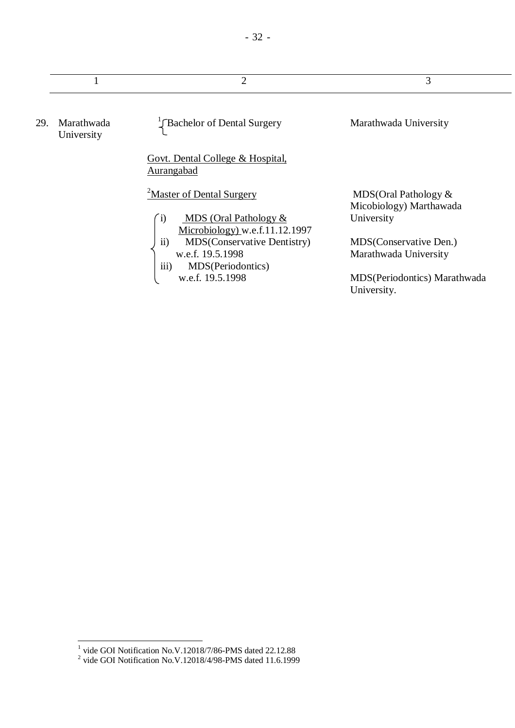| 1 | 2 | 3 |
|---|---|---|
| 29. Marathwada University | [1] Bachelor of Dental Surgery | Marathwada University |
| | Govt. Dental College & Hospital, Aurangabad | |
| | [2] Master of Dental Surgery | |
| | i) MDS (Oral Pathology & Microbiology) w.e.f.11.12.1997 | MDS(Oral Pathology & Micobiology) Marthawada University |
| | ii) MDS(Conservative Dentistry) w.e.f. 19.5.1998 | MDS(Conservative Den.) Marathwada University |
| | iii) MDS(Periodontics) w.e.f. 19.5.1998 | MDS(Periodontics) Marathwada University. |

[1] vide GOI Notification No.V.12018/7/86-PMS dated 22.12.88
[2] vide GOI Notification No.V.12018/4/98-PMS dated 11.6.1999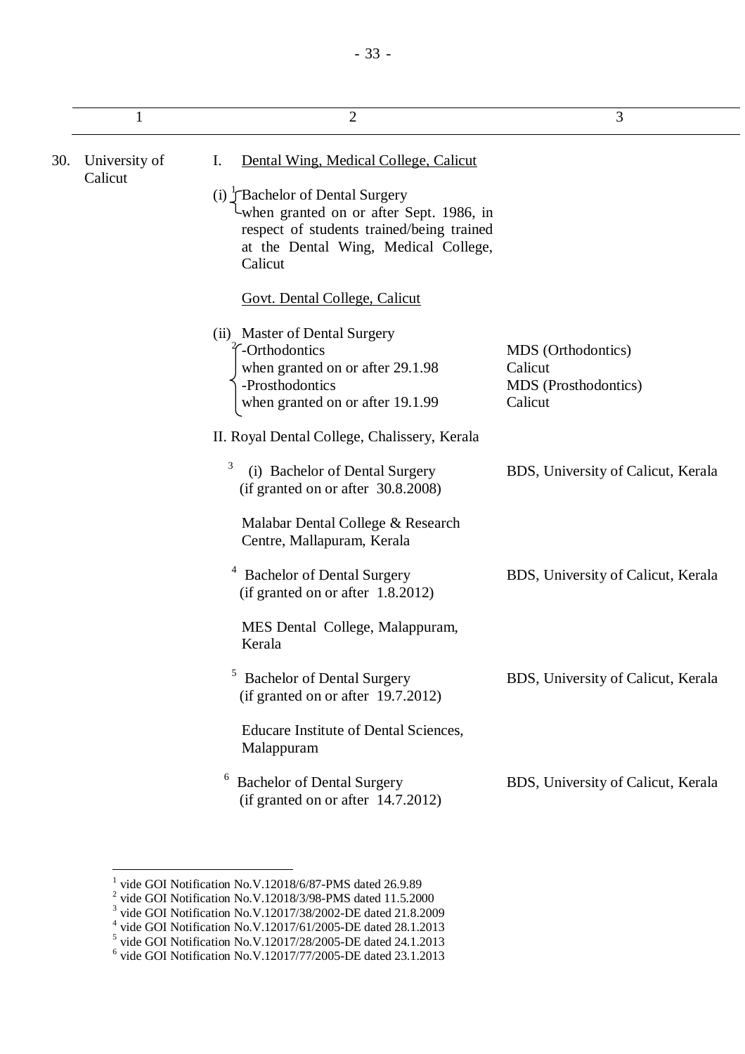| | 1 | 2 | 3 |
|---|---|---|---|
| 30. | University of Calicut | I. Dental Wing, Medical College, Calicut | |
| | | (i) [1] Bachelor of Dental Surgery when granted on or after Sept. 1986, in respect of students trained/being trained at the Dental Wing, Medical College, Calicut | |
| | | Govt. Dental College, Calicut | |
| | | (ii) Master of Dental Surgery [2] -Orthodontics when granted on or after 29.1.98 | MDS (Orthodontics) Calicut |
| | | -Prosthodontics when granted on or after 19.1.99 | MDS (Prosthodontics) Calicut |
| | | II. Royal Dental College, Chalissery, Kerala | |
| | | [3] (i) Bachelor of Dental Surgery (if granted on or after 30.8.2008) | BDS, University of Calicut, Kerala |
| | | Malabar Dental College & Research Centre, Mallapuram, Kerala | |
| | | [4] Bachelor of Dental Surgery (if granted on or after 1.8.2012) | BDS, University of Calicut, Kerala |
| | | MES Dental College, Malappuram, Kerala | |
| | | [5] Bachelor of Dental Surgery (if granted on or after 19.7.2012) | BDS, University of Calicut, Kerala |
| | | Educare Institute of Dental Sciences, Malappuram | |
| | | [6] Bachelor of Dental Surgery (if granted on or after 14.7.2012) | BDS, University of Calicut, Kerala |

[1] vide GOI Notification No.V.12018/6/87-PMS dated 26.9.89
[2] vide GOI Notification No.V.12018/3/98-PMS dated 11.5.2000
[3] vide GOI Notification No.V.12017/38/2002-DE dated 21.8.2009
[4] vide GOI Notification No.V.12017/61/2005-DE dated 28.1.2013
[5] vide GOI Notification No.V.12017/28/2005-DE dated 24.1.2013
[6] vide GOI Notification No.V.12017/77/2005-DE dated 23.1.2013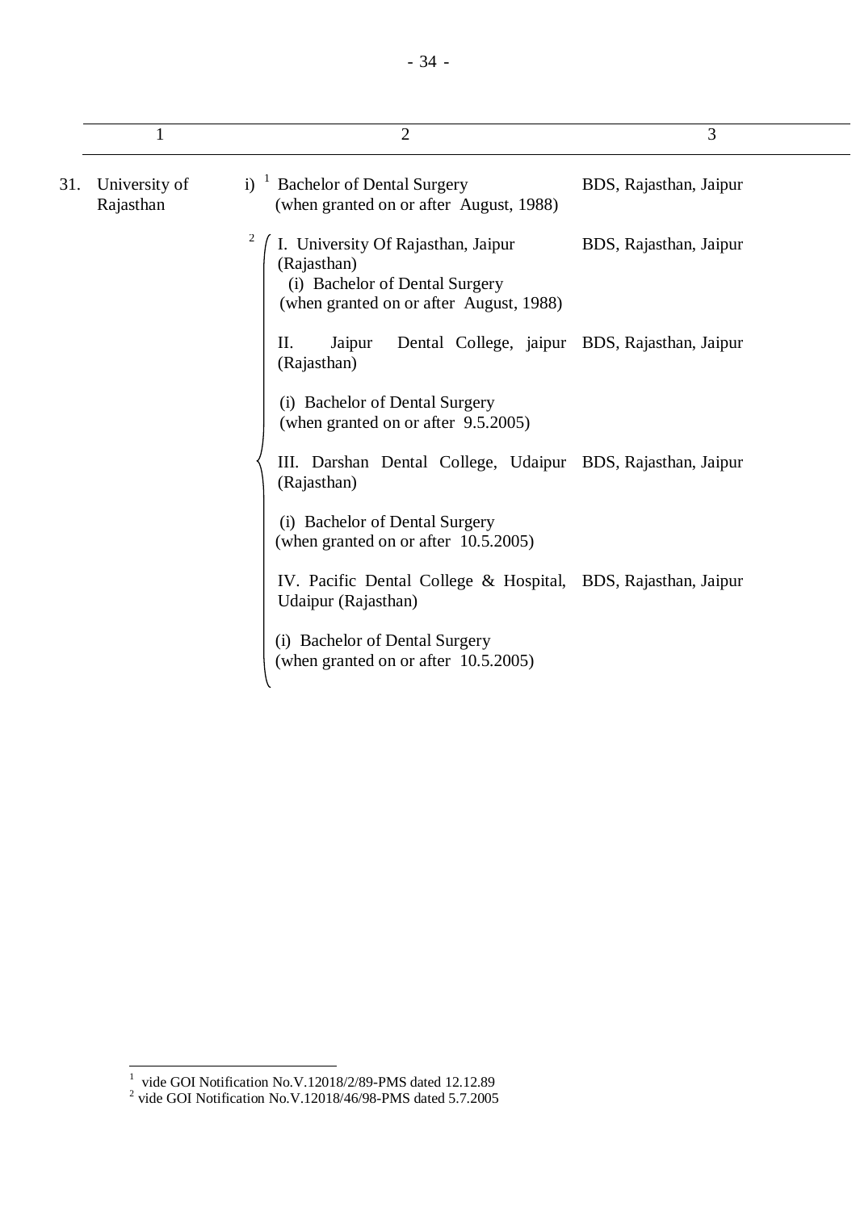| 1 | 2 | 3 |
|---|---|---|
| 31. University of Rajasthan | i) [1] Bachelor of Dental Surgery (when granted on or after August, 1988) | BDS, Rajasthan, Jaipur |
| | [2] I. University Of Rajasthan, Jaipur (Rajasthan) (i) Bachelor of Dental Surgery (when granted on or after August, 1988) | BDS, Rajasthan, Jaipur |
| | II. Jaipur Dental College, jaipur (Rajasthan) (i) Bachelor of Dental Surgery (when granted on or after 9.5.2005) | BDS, Rajasthan, Jaipur |
| | III. Darshan Dental College, Udaipur (Rajasthan) (i) Bachelor of Dental Surgery (when granted on or after 10.5.2005) | BDS, Rajasthan, Jaipur |
| | IV. Pacific Dental College & Hospital, Udaipur (Rajasthan) (i) Bachelor of Dental Surgery (when granted on or after 10.5.2005) | BDS, Rajasthan, Jaipur |

[1] vide GOI Notification No.V.12018/2/89-PMS dated 12.12.89
[2] vide GOI Notification No.V.12018/46/98-PMS dated 5.7.2005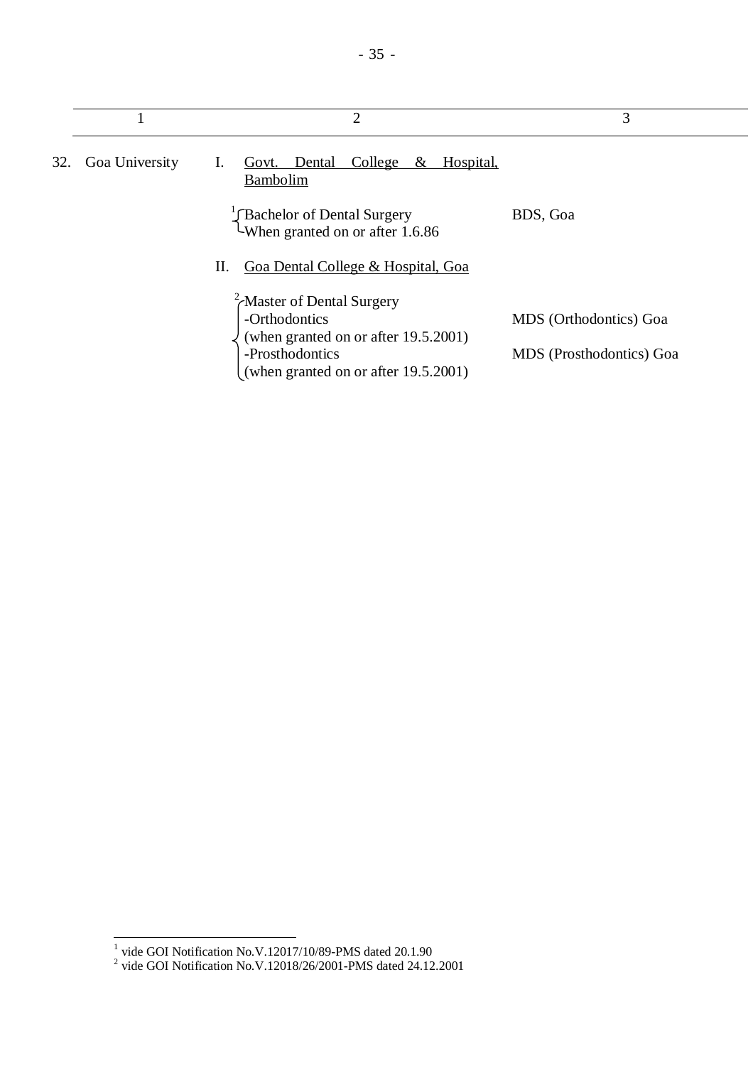| | 1 | 2 | 3 |
|---|---|---|---|
| 32. | Goa University | I. Govt. Dental College & Hospital, Bambolim | |
| | | [1] Bachelor of Dental Surgery When granted on or after 1.6.86 | BDS, Goa |
| | | II. Goa Dental College & Hospital, Goa | |
| | | [2] Master of Dental Surgery | |
| | | -Orthodontics (when granted on or after 19.5.2001) | MDS (Orthodontics) Goa |
| | | -Prosthodontics (when granted on or after 19.5.2001) | MDS (Prosthodontics) Goa |

[1] vide GOI Notification No.V.12017/10/89-PMS dated 20.1.90

[2] vide GOI Notification No.V.12018/26/2001-PMS dated 24.12.2001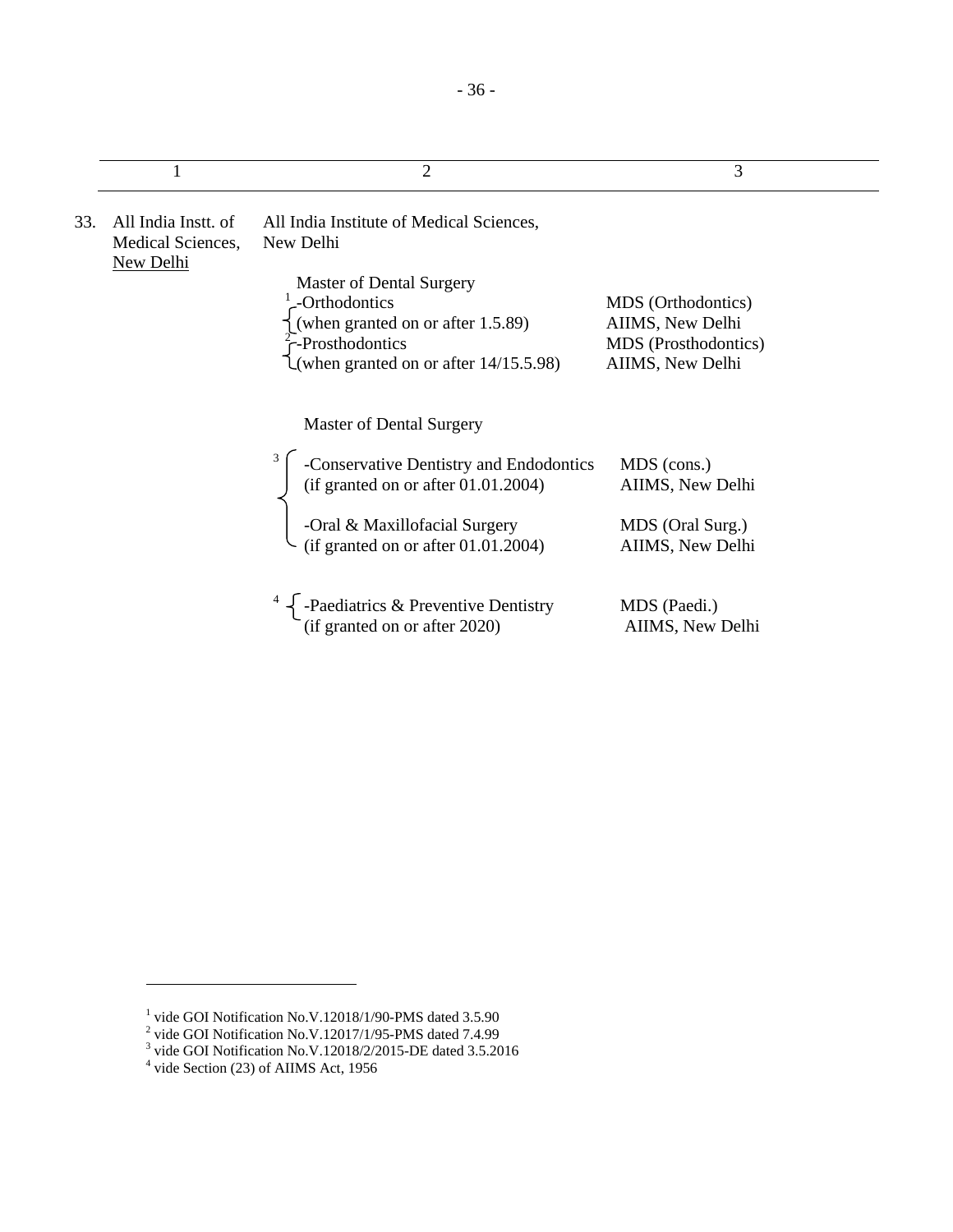| | 1 | 2 | 3 |
|---|---|---|---|
| 33. | All India Instt. of Medical Sciences, New Delhi | All India Institute of Medical Sciences, New Delhi | |
| | | Master of Dental Surgery | |
| | | [1] -Orthodontics (when granted on or after 1.5.89) | MDS (Orthodontics) AIIMS, New Delhi |
| | | [2] -Prosthodontics (when granted on or after 14/15.5.98) | MDS (Prosthodontics) AIIMS, New Delhi |
| | | Master of Dental Surgery | |
| | | [3] -Conservative Dentistry and Endodontics (if granted on or after 01.01.2004) | MDS (cons.) AIIMS, New Delhi |
| | | -Oral & Maxillofacial Surgery (if granted on or after 01.01.2004) | MDS (Oral Surg.) AIIMS, New Delhi |
| | | [4] -Paediatrics & Preventive Dentistry (if granted on or after 2020) | MDS (Paedi.) AIIMS, New Delhi |

[1] vide GOI Notification No.V.12018/1/90-PMS dated 3.5.90

[2] vide GOI Notification No.V.12017/1/95-PMS dated 7.4.99

[3] vide GOI Notification No.V.12018/2/2015-DE dated 3.5.2016

[4] vide Section (23) of AIIMS Act, 1956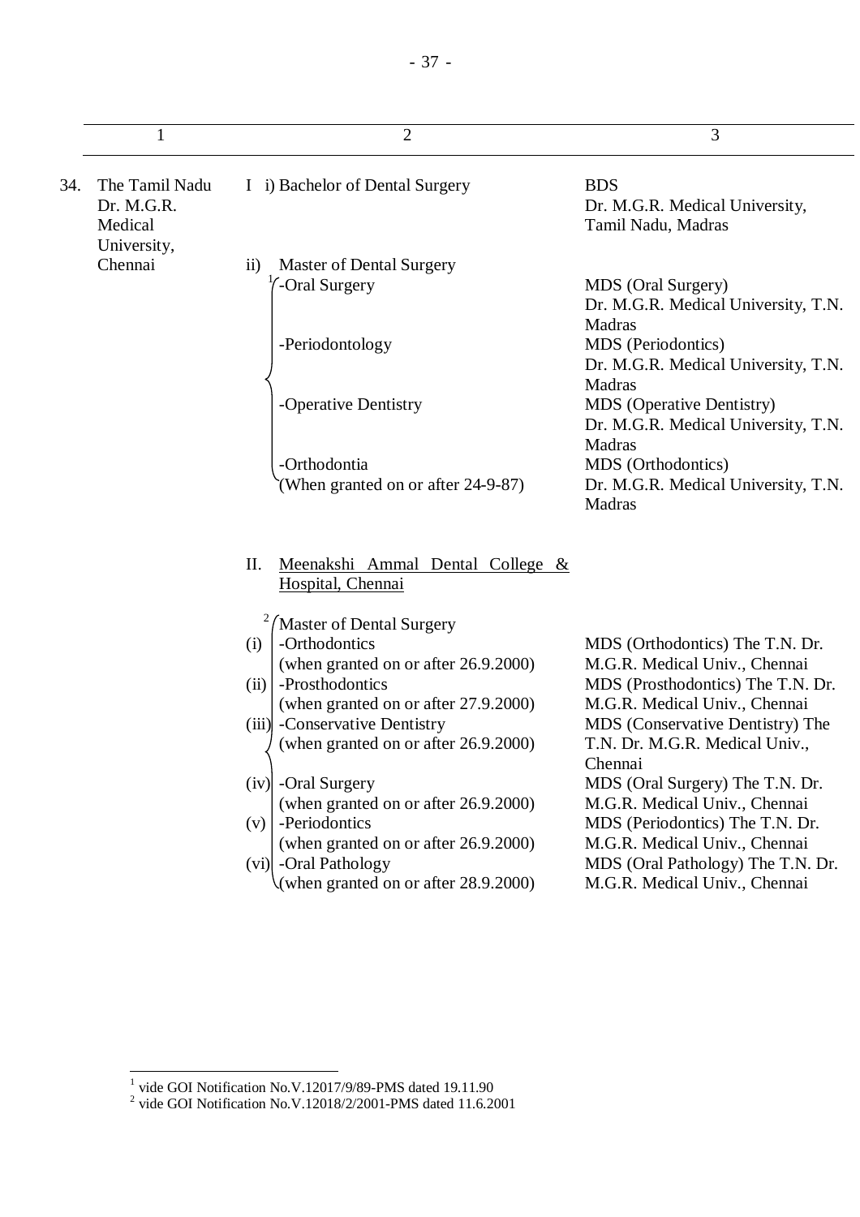| | 1 | 2 | 3 |
|---|---|---|---|
| 34. | The Tamil Nadu Dr. M.G.R. Medical University, Chennai | I i) Bachelor of Dental Surgery | BDS Dr. M.G.R. Medical University, Tamil Nadu, Madras |
| | | ii) Master of Dental Surgery | |
| | | [1] -Oral Surgery | MDS (Oral Surgery) Dr. M.G.R. Medical University, T.N. Madras |
| | | -Periodontology | MDS (Periodontics) Dr. M.G.R. Medical University, T.N. Madras |
| | | -Operative Dentistry | MDS (Operative Dentistry) Dr. M.G.R. Medical University, T.N. Madras |
| | | -Orthodontia (When granted on or after 24-9-87) | MDS (Orthodontics) Dr. M.G.R. Medical University, T.N. Madras |
| | | II. Meenakshi Ammal Dental College & Hospital, Chennai | |
| | | [2] Master of Dental Surgery | |
| | | (i) -Orthodontics (when granted on or after 26.9.2000) | MDS (Orthodontics) The T.N. Dr. M.G.R. Medical Univ., Chennai |
| | | (ii) -Prosthodontics (when granted on or after 27.9.2000) | MDS (Prosthodontics) The T.N. Dr. M.G.R. Medical Univ., Chennai |
| | | (iii) -Conservative Dentistry (when granted on or after 26.9.2000) | MDS (Conservative Dentistry) The T.N. Dr. M.G.R. Medical Univ., Chennai |
| | | (iv) -Oral Surgery (when granted on or after 26.9.2000) | MDS (Oral Surgery) The T.N. Dr. M.G.R. Medical Univ., Chennai |
| | | (v) -Periodontics (when granted on or after 26.9.2000) | MDS (Periodontics) The T.N. Dr. M.G.R. Medical Univ., Chennai |
| | | (vi) -Oral Pathology (when granted on or after 28.9.2000) | MDS (Oral Pathology) The T.N. Dr. M.G.R. Medical Univ., Chennai |

[1] vide GOI Notification No.V.12017/9/89-PMS dated 19.11.90

[2] vide GOI Notification No.V.12018/2/2001-PMS dated 11.6.2001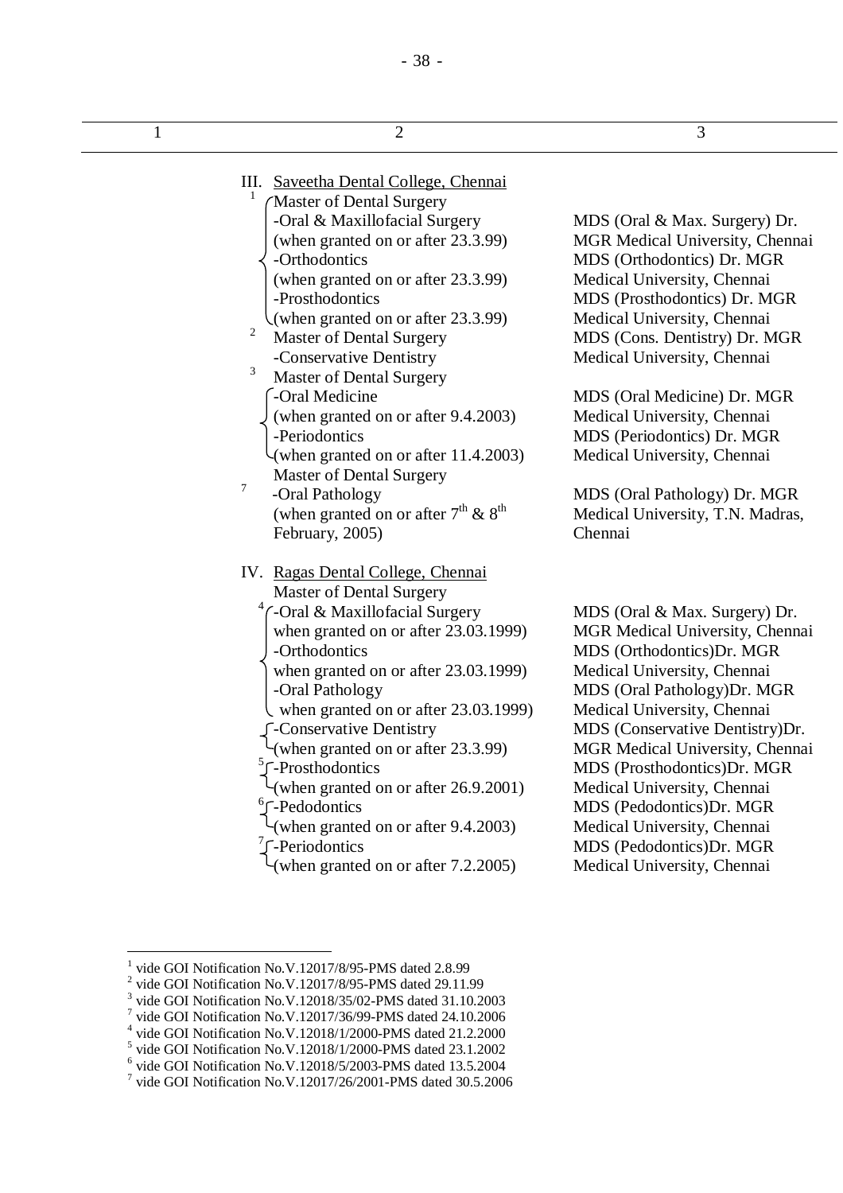| 1 | 2 | 3 |
|---|---|---|
| | III. Saveetha Dental College, Chennai | |
| | [1] Master of Dental Surgery | |
| | -Oral & Maxillofacial Surgery (when granted on or after 23.3.99) | MDS (Oral & Max. Surgery) Dr. MGR Medical University, Chennai |
| | -Orthodontics (when granted on or after 23.3.99) | MDS (Orthodontics) Dr. MGR Medical University, Chennai |
| | -Prosthodontics (when granted on or after 23.3.99) | MDS (Prosthodontics) Dr. MGR Medical University, Chennai |
| | [2] Master of Dental Surgery -Conservative Dentistry | MDS (Cons. Dentistry) Dr. MGR Medical University, Chennai |
| | [3] Master of Dental Surgery | |
| | -Oral Medicine (when granted on or after 9.4.2003) | MDS (Oral Medicine) Dr. MGR Medical University, Chennai |
| | -Periodontics (when granted on or after 11.4.2003) | MDS (Periodontics) Dr. MGR Medical University, Chennai |
| | Master of Dental Surgery | |
| | [7] -Oral Pathology (when granted on or after 7th & 8th February, 2005) | MDS (Oral Pathology) Dr. MGR Medical University, T.N. Madras, Chennai |
| | IV. Ragas Dental College, Chennai | |
| | Master of Dental Surgery | |
| | [4] -Oral & Maxillofacial Surgery when granted on or after 23.03.1999) | MDS (Oral & Max. Surgery) Dr. MGR Medical University, Chennai |
| | -Orthodontics when granted on or after 23.03.1999) | MDS (Orthodontics)Dr. MGR Medical University, Chennai |
| | -Oral Pathology when granted on or after 23.03.1999) | MDS (Oral Pathology)Dr. MGR Medical University, Chennai |
| | -Conservative Dentistry (when granted on or after 23.3.99) | MDS (Conservative Dentistry)Dr. MGR Medical University, Chennai |
| | [5] -Prosthodontics (when granted on or after 26.9.2001) | MDS (Prosthodontics)Dr. MGR Medical University, Chennai |
| | [6] -Pedodontics (when granted on or after 9.4.2003) | MDS (Pedodontics)Dr. MGR Medical University, Chennai |
| | [7] -Periodontics (when granted on or after 7.2.2005) | MDS (Pedodontics)Dr. MGR Medical University, Chennai |

[1] vide GOI Notification No.V.12017/8/95-PMS dated 2.8.99
[2] vide GOI Notification No.V.12017/8/95-PMS dated 29.11.99
[3] vide GOI Notification No.V.12018/35/02-PMS dated 31.10.2003
[7] vide GOI Notification No.V.12017/36/99-PMS dated 24.10.2006
[4] vide GOI Notification No.V.12018/1/2000-PMS dated 21.2.2000
[5] vide GOI Notification No.V.12018/1/2000-PMS dated 23.1.2002
[6] vide GOI Notification No.V.12018/5/2003-PMS dated 13.5.2004
[7] vide GOI Notification No.V.12017/26/2001-PMS dated 30.5.2006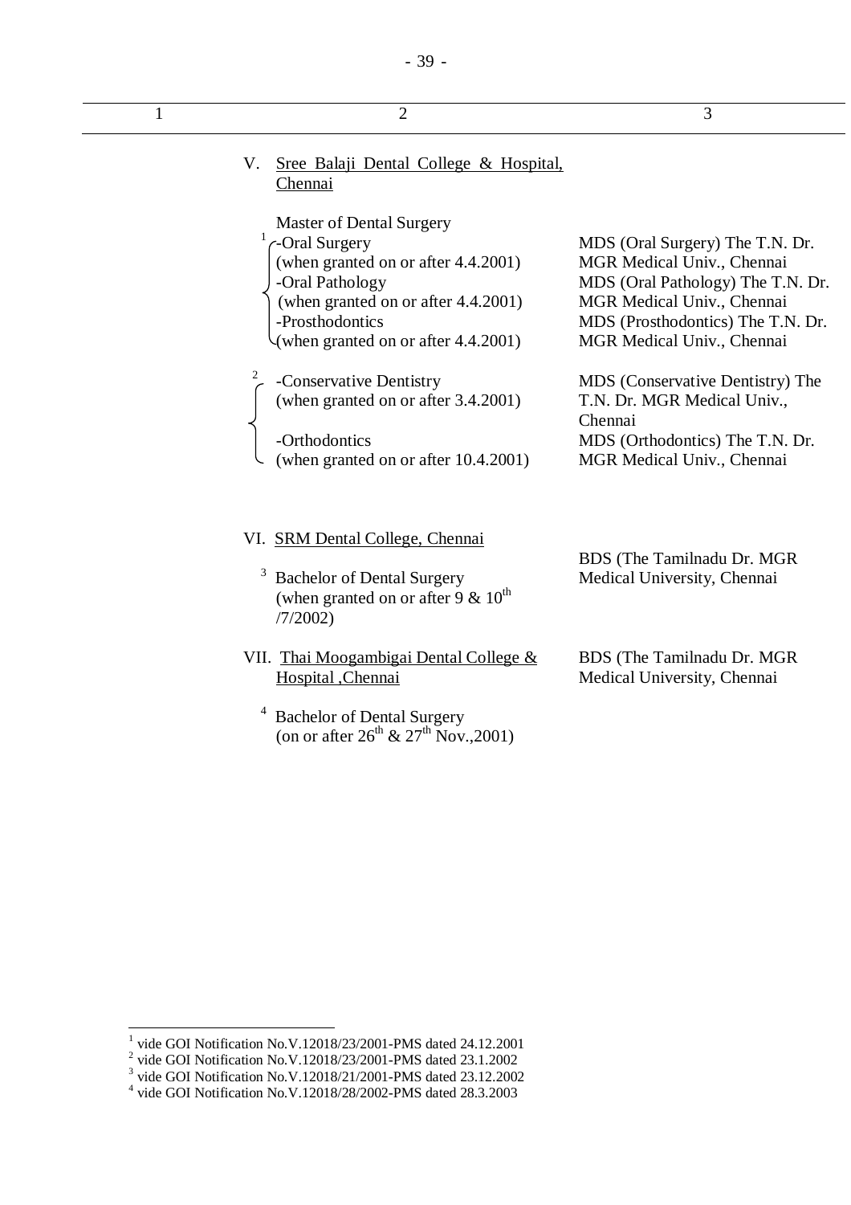| 1 | 2 | 3 |
|---|---|---|
| | V. Sree Balaji Dental College & Hospital, Chennai | |
| | Master of Dental Surgery | |
| | [1] -Oral Surgery (when granted on or after 4.4.2001) | MDS (Oral Surgery) The T.N. Dr. MGR Medical Univ., Chennai |
| | -Oral Pathology (when granted on or after 4.4.2001) | MDS (Oral Pathology) The T.N. Dr. MGR Medical Univ., Chennai |
| | -Prosthodontics (when granted on or after 4.4.2001) | MDS (Prosthodontics) The T.N. Dr. MGR Medical Univ., Chennai |
| | [2] -Conservative Dentistry (when granted on or after 3.4.2001) | MDS (Conservative Dentistry) The T.N. Dr. MGR Medical Univ., Chennai |
| | -Orthodontics (when granted on or after 10.4.2001) | MDS (Orthodontics) The T.N. Dr. MGR Medical Univ., Chennai |
| | VI. SRM Dental College, Chennai | |
| | [3] Bachelor of Dental Surgery (when granted on or after 9 & 10th /7/2002) | BDS (The Tamilnadu Dr. MGR Medical University, Chennai |
| | VII. Thai Moogambigai Dental College & Hospital ,Chennai | BDS (The Tamilnadu Dr. MGR Medical University, Chennai |
| | [4] Bachelor of Dental Surgery (on or after 26th & 27th Nov.,2001) | |

---

[1] vide GOI Notification No.V.12018/23/2001-PMS dated 24.12.2001
[2] vide GOI Notification No.V.12018/23/2001-PMS dated 23.1.2002
[3] vide GOI Notification No.V.12018/21/2001-PMS dated 23.12.2002
[4] vide GOI Notification No.V.12018/28/2002-PMS dated 28.3.2003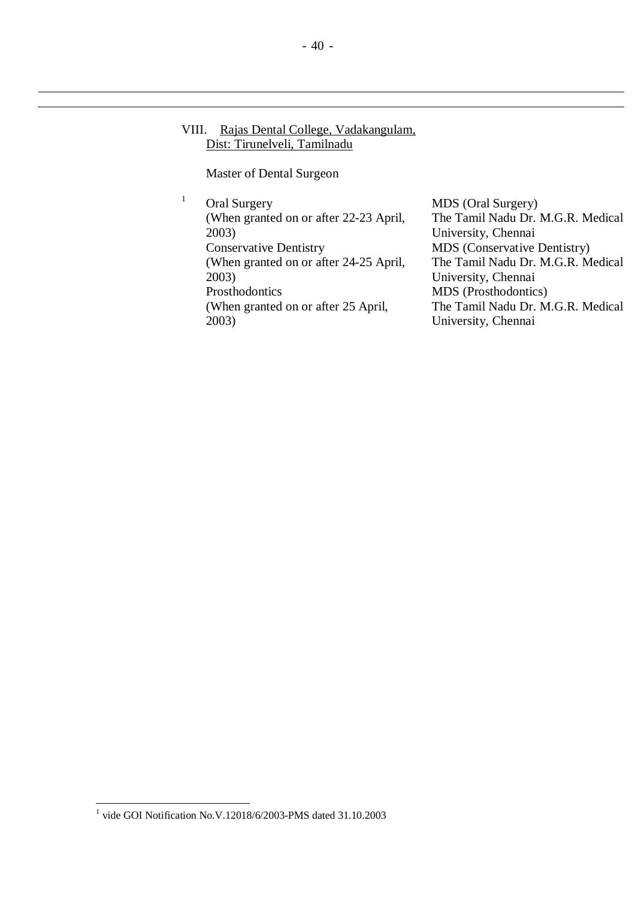VIII. Rajas Dental College, Vadakangulam, Dist: Tirunelveli, Tamilnadu

Master of Dental Surgeon

| [1] | |
|---|---|
| Oral Surgery (When granted on or after 22-23 April, 2003) | MDS (Oral Surgery) The Tamil Nadu Dr. M.G.R. Medical University, Chennai |
| Conservative Dentistry (When granted on or after 24-25 April, 2003) | MDS (Conservative Dentistry) The Tamil Nadu Dr. M.G.R. Medical University, Chennai |
| Prosthodontics (When granted on or after 25 April, 2003) | MDS (Prosthodontics) The Tamil Nadu Dr. M.G.R. Medical University, Chennai |

[1] vide GOI Notification No.V.12018/6/2003-PMS dated 31.10.2003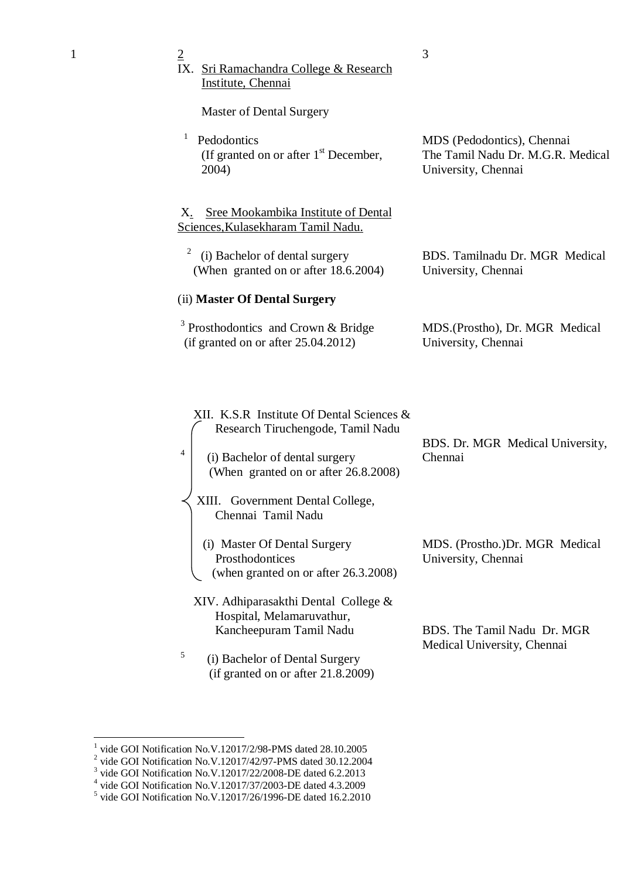| 1 | 2 | 3 |
|---|---|---|
| | IX. Sri Ramachandra College & Research Institute, Chennai | |
| | Master of Dental Surgery | |
| | [1] Pedodontics (If granted on or after 1st December, 2004) | MDS (Pedodontics), Chennai The Tamil Nadu Dr. M.G.R. Medical University, Chennai |
| | X. Sree Mookambika Institute of Dental Sciences,Kulasekharam Tamil Nadu. | |
| | [2] (i) Bachelor of dental surgery (When granted on or after 18.6.2004) | BDS. Tamilnadu Dr. MGR Medical University, Chennai |
| | (ii) **Master Of Dental Surgery** | |
| | [3] Prosthodontics and Crown & Bridge (if granted on or after 25.04.2012) | MDS.(Prostho), Dr. MGR Medical University, Chennai |
| | [4] XII. K.S.R Institute Of Dental Sciences & Research Tiruchengode, Tamil Nadu | |
| | (i) Bachelor of dental surgery (When granted on or after 26.8.2008) | BDS. Dr. MGR Medical University, Chennai |
| | XIII. Government Dental College, Chennai Tamil Nadu | |
| | (i) Master Of Dental Surgery Prosthodontices (when granted on or after 26.3.2008) | MDS. (Prostho.)Dr. MGR Medical University, Chennai |
| | XIV. Adhiparasakthi Dental College & Hospital, Melamaruvathur, Kancheepuram Tamil Nadu | |
| | [5] (i) Bachelor of Dental Surgery (if granted on or after 21.8.2009) | BDS. The Tamil Nadu Dr. MGR Medical University, Chennai |

[1] vide GOI Notification No.V.12017/2/98-PMS dated 28.10.2005
[2] vide GOI Notification No.V.12017/42/97-PMS dated 30.12.2004
[3] vide GOI Notification No.V.12017/22/2008-DE dated 6.2.2013
[4] vide GOI Notification No.V.12017/37/2003-DE dated 4.3.2009
[5] vide GOI Notification No.V.12017/26/1996-DE dated 16.2.2010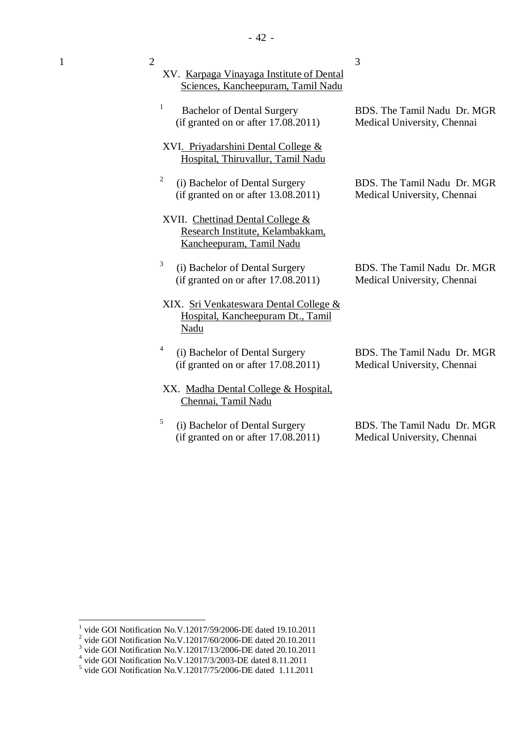| 1 | 2 | 3 |
|---|---|---|
| | XV. Karpaga Vinayaga Institute of Dental Sciences, Kancheepuram, Tamil Nadu | |
| | [1] Bachelor of Dental Surgery (if granted on or after 17.08.2011) | BDS. The Tamil Nadu Dr. MGR Medical University, Chennai |
| | XVI. Priyadarshini Dental College & Hospital, Thiruvallur, Tamil Nadu | |
| | [2] (i) Bachelor of Dental Surgery (if granted on or after 13.08.2011) | BDS. The Tamil Nadu Dr. MGR Medical University, Chennai |
| | XVII. Chettinad Dental College & Research Institute, Kelambakkam, Kancheepuram, Tamil Nadu | |
| | [3] (i) Bachelor of Dental Surgery (if granted on or after 17.08.2011) | BDS. The Tamil Nadu Dr. MGR Medical University, Chennai |
| | XIX. Sri Venkateswara Dental College & Hospital, Kancheepuram Dt., Tamil Nadu | |
| | [4] (i) Bachelor of Dental Surgery (if granted on or after 17.08.2011) | BDS. The Tamil Nadu Dr. MGR Medical University, Chennai |
| | XX. Madha Dental College & Hospital, Chennai, Tamil Nadu | |
| | [5] (i) Bachelor of Dental Surgery (if granted on or after 17.08.2011) | BDS. The Tamil Nadu Dr. MGR Medical University, Chennai |

---

[1] vide GOI Notification No.V.12017/59/2006-DE dated 19.10.2011
[2] vide GOI Notification No.V.12017/60/2006-DE dated 20.10.2011
[3] vide GOI Notification No.V.12017/13/2006-DE dated 20.10.2011
[4] vide GOI Notification No.V.12017/3/2003-DE dated 8.11.2011
[5] vide GOI Notification No.V.12017/75/2006-DE dated 1.11.2011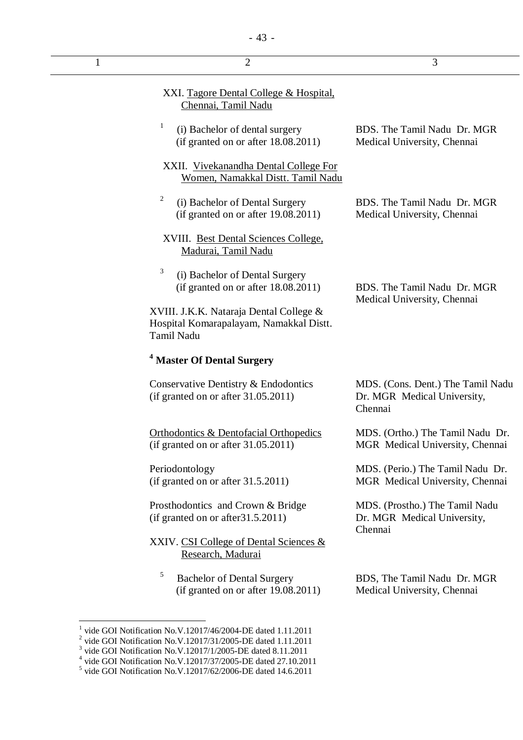| 1 | 2 | 3 |
|---|---|---|
| | XXI. Tagore Dental College & Hospital, Chennai, Tamil Nadu | |
| | [1] (i) Bachelor of dental surgery (if granted on or after 18.08.2011) | BDS. The Tamil Nadu Dr. MGR Medical University, Chennai |
| | XXII. Vivekanandha Dental College For Women, Namakkal Distt. Tamil Nadu | |
| | [2] (i) Bachelor of Dental Surgery (if granted on or after 19.08.2011) | BDS. The Tamil Nadu Dr. MGR Medical University, Chennai |
| | XVIII. Best Dental Sciences College, Madurai, Tamil Nadu | |
| | [3] (i) Bachelor of Dental Surgery (if granted on or after 18.08.2011) | BDS. The Tamil Nadu Dr. MGR Medical University, Chennai |
| | XVIII. J.K.K. Nataraja Dental College & Hospital Komarapalayam, Namakkal Distt. Tamil Nadu | |
| | [4] **Master Of Dental Surgery** | |
| | Conservative Dentistry & Endodontics (if granted on or after 31.05.2011) | MDS. (Cons. Dent.) The Tamil Nadu Dr. MGR Medical University, Chennai |
| | Orthodontics & Dentofacial Orthopedics (if granted on or after 31.05.2011) | MDS. (Ortho.) The Tamil Nadu Dr. MGR Medical University, Chennai |
| | Periodontology (if granted on or after 31.5.2011) | MDS. (Perio.) The Tamil Nadu Dr. MGR Medical University, Chennai |
| | Prosthodontics and Crown & Bridge (if granted on or after31.5.2011) | MDS. (Prostho.) The Tamil Nadu Dr. MGR Medical University, Chennai |
| | XXIV. CSI College of Dental Sciences & Research, Madurai | |
| | [5] Bachelor of Dental Surgery (if granted on or after 19.08.2011) | BDS, The Tamil Nadu Dr. MGR Medical University, Chennai |

---

[1] vide GOI Notification No.V.12017/46/2004-DE dated 1.11.2011
[2] vide GOI Notification No.V.12017/31/2005-DE dated 1.11.2011
[3] vide GOI Notification No.V.12017/1/2005-DE dated 8.11.2011
[4] vide GOI Notification No.V.12017/37/2005-DE dated 27.10.2011
[5] vide GOI Notification No.V.12017/62/2006-DE dated 14.6.2011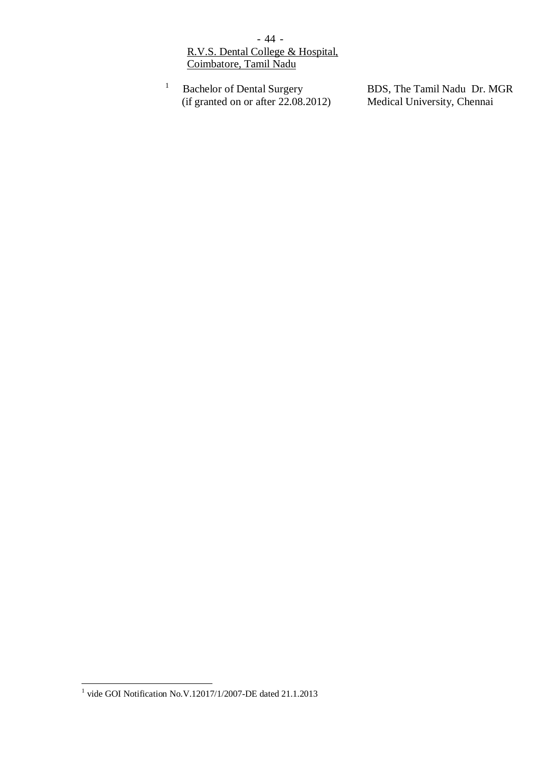<u>R.V.S. Dental College & Hospital, Coimbatore, Tamil Nadu</u>

| | | |
|---|---|---|
| [1] | Bachelor of Dental Surgery (if granted on or after 22.08.2012) | BDS, The Tamil Nadu Dr. MGR Medical University, Chennai |

[1] vide GOI Notification No.V.12017/1/2007-DE dated 21.1.2013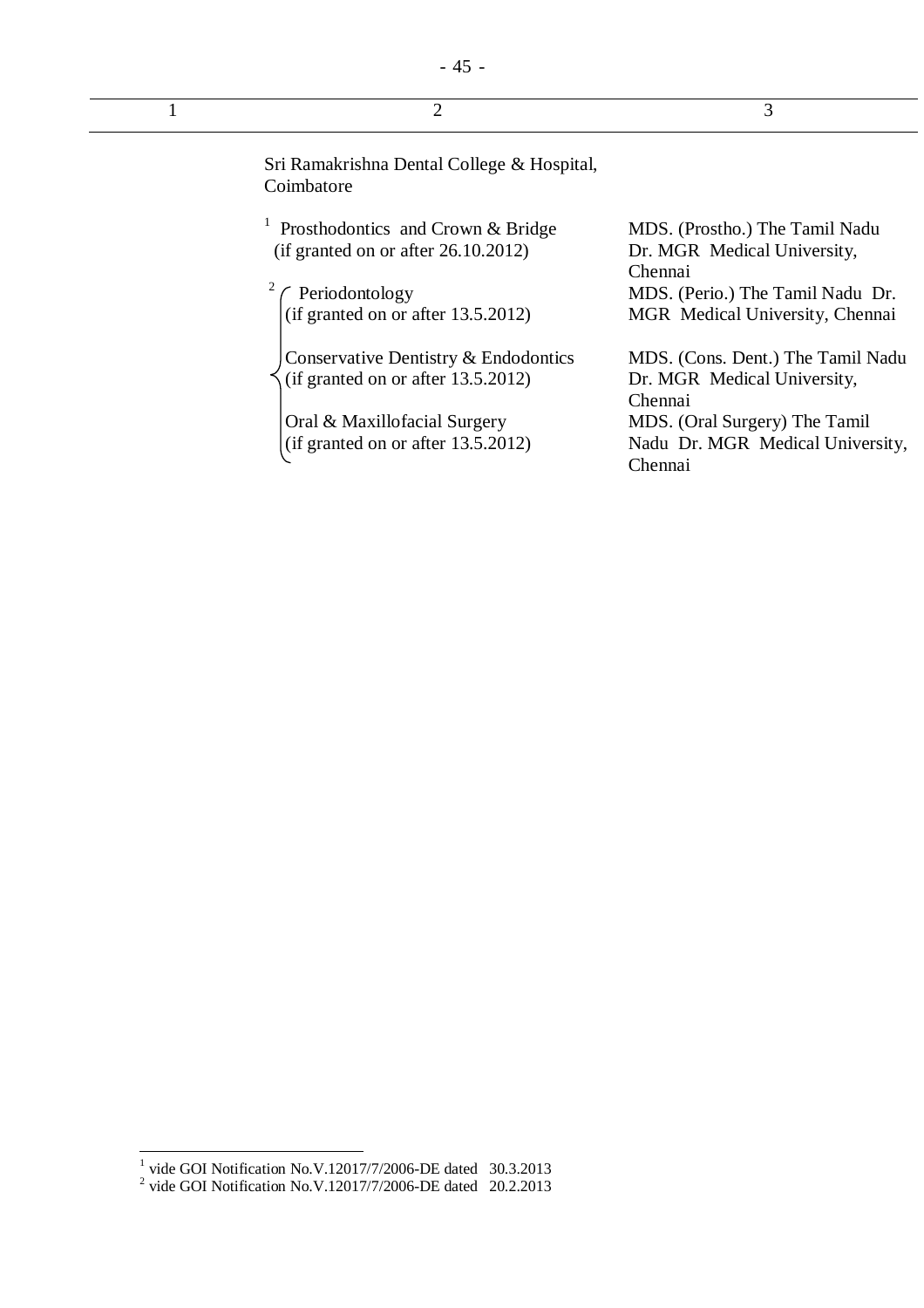| 1 | 2 | 3 |
|---|---|---|
| | Sri Ramakrishna Dental College & Hospital, Coimbatore | |
| | [1] Prosthodontics and Crown & Bridge (if granted on or after 26.10.2012) | MDS. (Prostho.) The Tamil Nadu Dr. MGR Medical University, Chennai |
| | [2] Periodontology (if granted on or after 13.5.2012) | MDS. (Perio.) The Tamil Nadu Dr. MGR Medical University, Chennai |
| | Conservative Dentistry & Endodontics (if granted on or after 13.5.2012) | MDS. (Cons. Dent.) The Tamil Nadu Dr. MGR Medical University, Chennai |
| | Oral & Maxillofacial Surgery (if granted on or after 13.5.2012) | MDS. (Oral Surgery) The Tamil Nadu Dr. MGR Medical University, Chennai |

[1] vide GOI Notification No.V.12017/7/2006-DE dated 30.3.2013

[2] vide GOI Notification No.V.12017/7/2006-DE dated 20.2.2013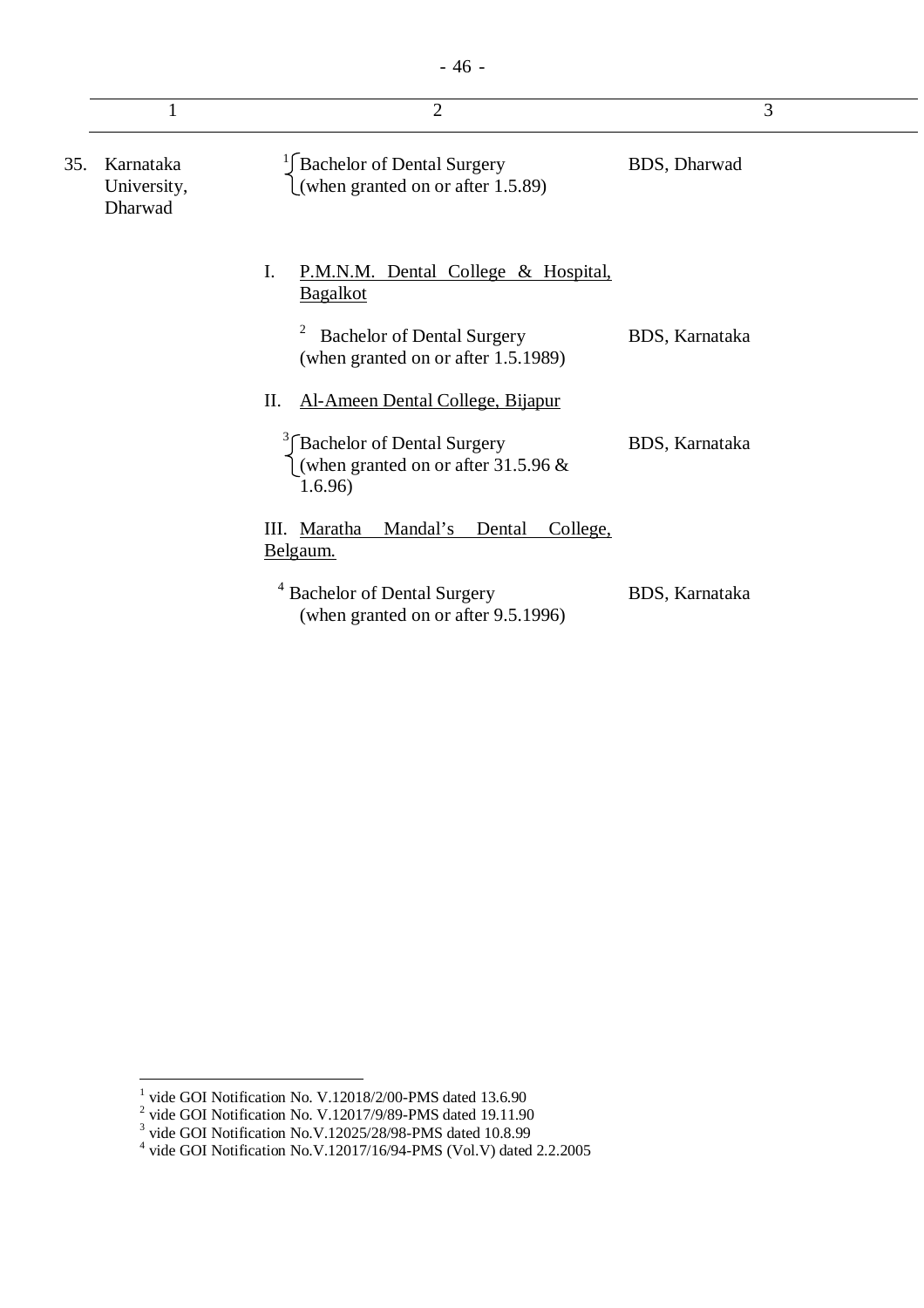| | 1 | 2 | 3 |
|---|---|---|---|
| 35. | Karnataka University, Dharwad | [1] Bachelor of Dental Surgery (when granted on or after 1.5.89) | BDS, Dharwad |
| | | I. <u>P.M.N.M. Dental College & Hospital, Bagalkot</u> | |
| | | [2] Bachelor of Dental Surgery (when granted on or after 1.5.1989) | BDS, Karnataka |
| | | II. <u>Al-Ameen Dental College, Bijapur</u> | |
| | | [3] Bachelor of Dental Surgery (when granted on or after 31.5.96 & 1.6.96) | BDS, Karnataka |
| | | III. <u>Maratha Mandal's Dental College, Belgaum.</u> | |
| | | [4] Bachelor of Dental Surgery (when granted on or after 9.5.1996) | BDS, Karnataka |

---

[1] vide GOI Notification No. V.12018/2/00-PMS dated 13.6.90
[2] vide GOI Notification No. V.12017/9/89-PMS dated 19.11.90
[3] vide GOI Notification No.V.12025/28/98-PMS dated 10.8.99
[4] vide GOI Notification No.V.12017/16/94-PMS (Vol.V) dated 2.2.2005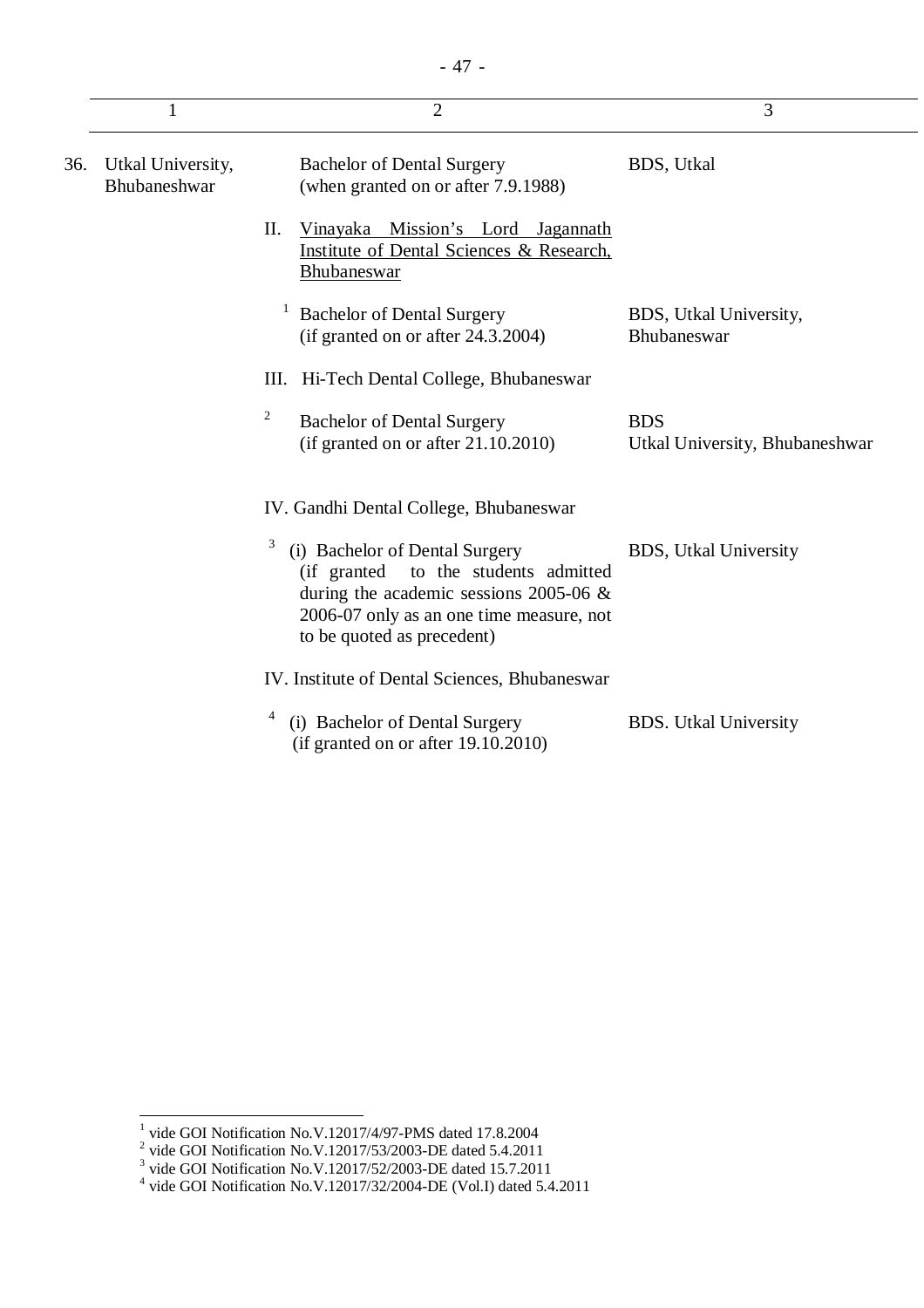| | 1 | 2 | 3 |
|---|---|---|---|
| 36. | Utkal University, Bhubaneshwar | Bachelor of Dental Surgery (when granted on or after 7.9.1988) | BDS, Utkal |
| | | II. Vinayaka Mission's Lord Jagannath Institute of Dental Sciences & Research, Bhubaneswar | |
| | | [1] Bachelor of Dental Surgery (if granted on or after 24.3.2004) | BDS, Utkal University, Bhubaneswar |
| | | III. Hi-Tech Dental College, Bhubaneswar | |
| | | [2] Bachelor of Dental Surgery (if granted on or after 21.10.2010) | BDS Utkal University, Bhubaneshwar |
| | | IV. Gandhi Dental College, Bhubaneswar | |
| | | [3] (i) Bachelor of Dental Surgery (if granted to the students admitted during the academic sessions 2005-06 & 2006-07 only as an one time measure, not to be quoted as precedent) | BDS, Utkal University |
| | | IV. Institute of Dental Sciences, Bhubaneswar | |
| | | [4] (i) Bachelor of Dental Surgery (if granted on or after 19.10.2010) | BDS. Utkal University |

[1] vide GOI Notification No.V.12017/4/97-PMS dated 17.8.2004
[2] vide GOI Notification No.V.12017/53/2003-DE dated 5.4.2011
[3] vide GOI Notification No.V.12017/52/2003-DE dated 15.7.2011
[4] vide GOI Notification No.V.12017/32/2004-DE (Vol.I) dated 5.4.2011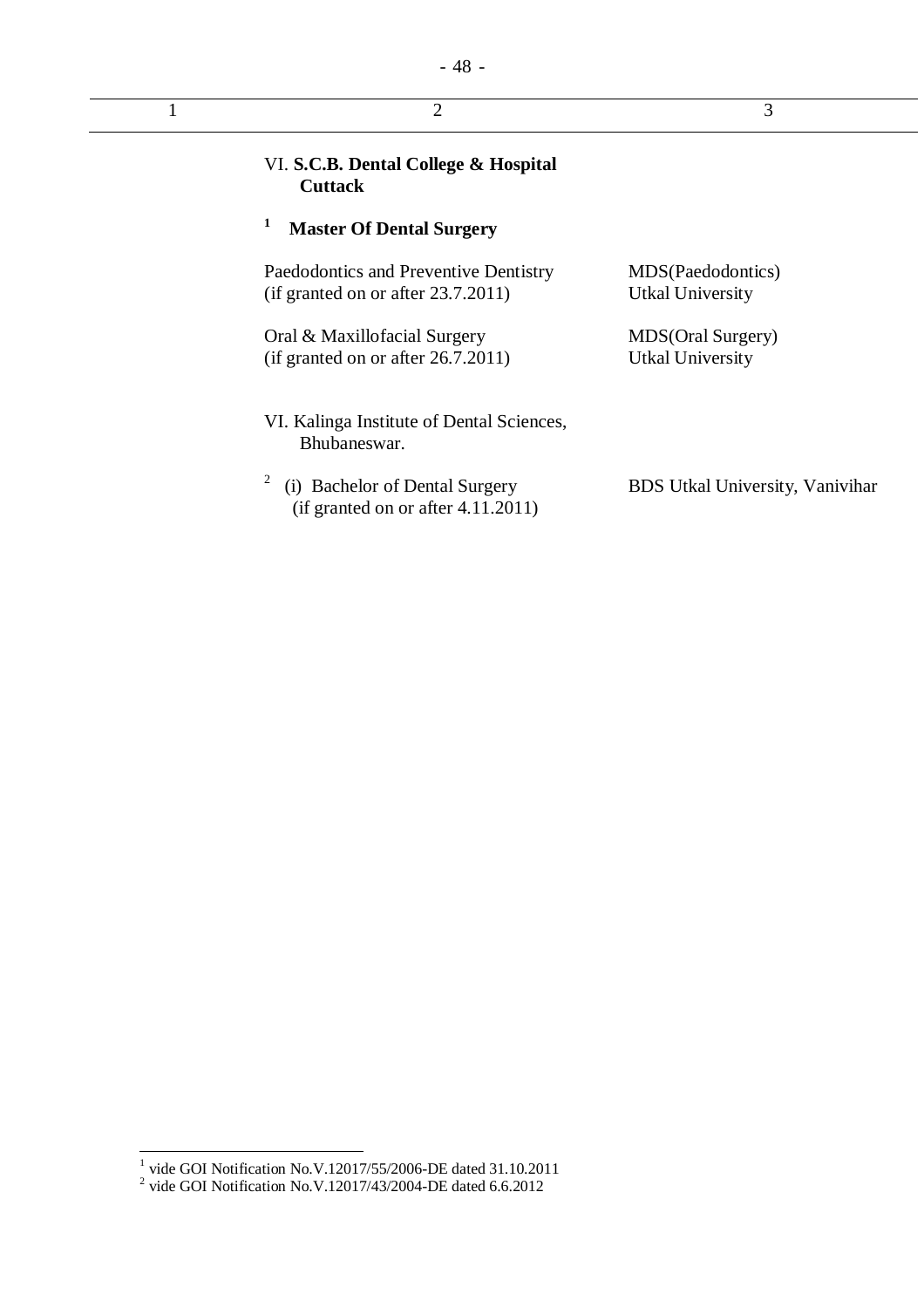| 1 | 2 | 3 |
|---|---|---|
| | VI. **S.C.B. Dental College & Hospital Cuttack** | |
| | [1] **Master Of Dental Surgery** | |
| | Paedodontics and Preventive Dentistry (if granted on or after 23.7.2011) | MDS(Paedodontics) Utkal University |
| | Oral & Maxillofacial Surgery (if granted on or after 26.7.2011) | MDS(Oral Surgery) Utkal University |
| | VI. Kalinga Institute of Dental Sciences, Bhubaneswar. | |
| | [2] (i) Bachelor of Dental Surgery (if granted on or after 4.11.2011) | BDS Utkal University, Vanivihar |

[1] vide GOI Notification No.V.12017/55/2006-DE dated 31.10.2011

[2] vide GOI Notification No.V.12017/43/2004-DE dated 6.6.2012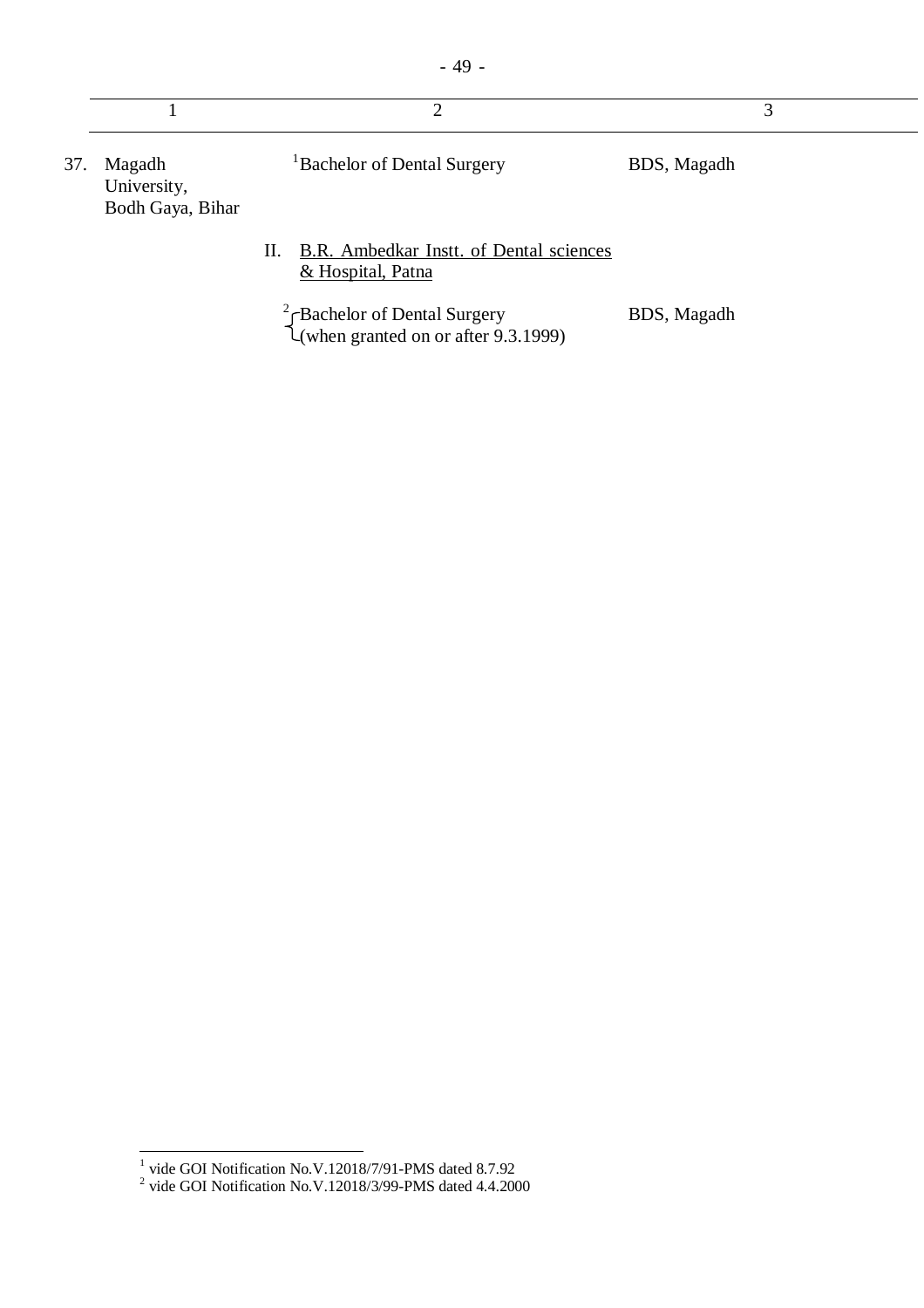| | 1 | 2 | 3 |
|---|---|---|---|
| 37. | Magadh University, Bodh Gaya, Bihar | [1]Bachelor of Dental Surgery | BDS, Magadh |
| | | II. <u>B.R. Ambedkar Instt. of Dental sciences & Hospital, Patna</u> | |
| | | [2]Bachelor of Dental Surgery (when granted on or after 9.3.1999) | BDS, Magadh |

---

[1] vide GOI Notification No.V.12018/7/91-PMS dated 8.7.92

[2] vide GOI Notification No.V.12018/3/99-PMS dated 4.4.2000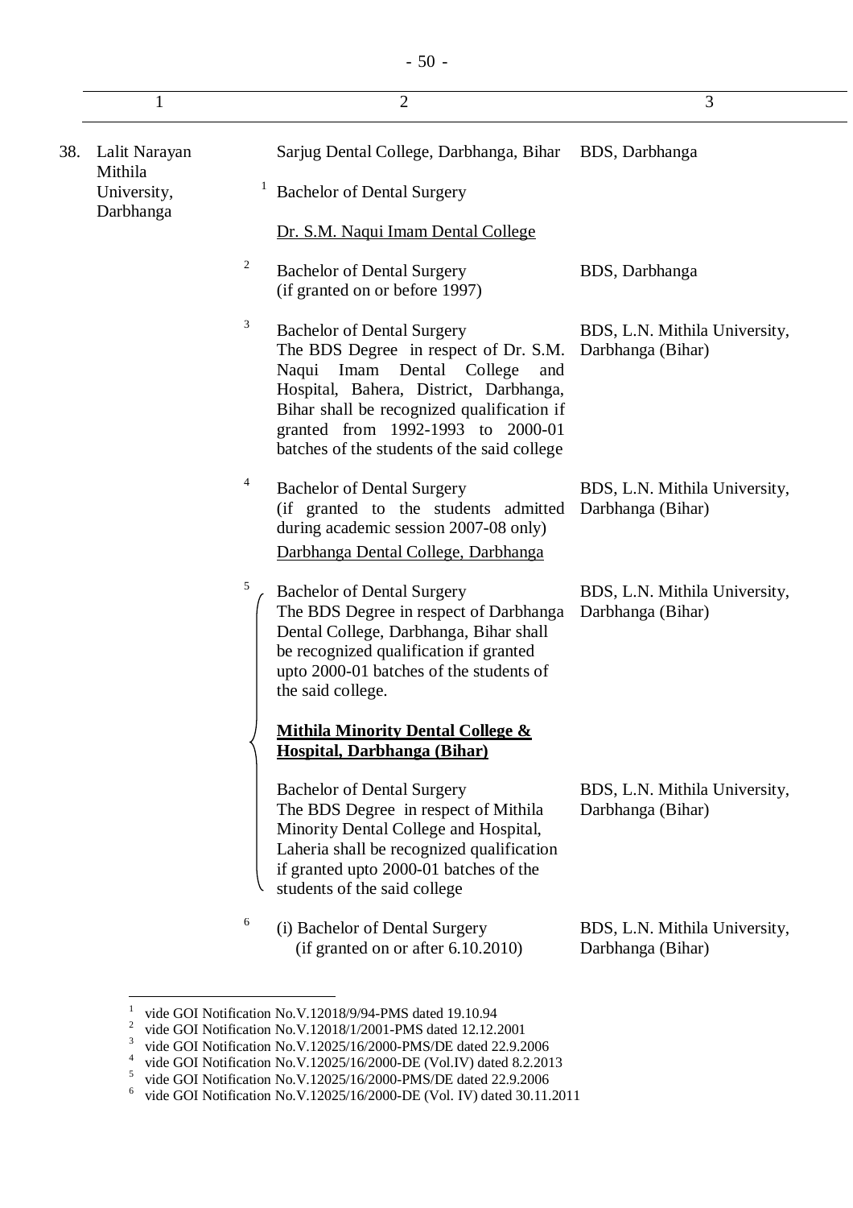| | 1 | 2 | 3 |
|---|---|---|---|
| 38. | Lalit Narayan Mithila University, Darbhanga | Sarjug Dental College, Darbhanga, Bihar | BDS, Darbhanga |
| | | [1] Bachelor of Dental Surgery | |
| | | Dr. S.M. Naqui Imam Dental College | |
| | | [2] Bachelor of Dental Surgery (if granted on or before 1997) | BDS, Darbhanga |
| | | [3] Bachelor of Dental Surgery The BDS Degree in respect of Dr. S.M. Naqui Imam Dental College and Hospital, Bahera, District, Darbhanga, Bihar shall be recognized qualification if granted from 1992-1993 to 2000-01 batches of the students of the said college | BDS, L.N. Mithila University, Darbhanga (Bihar) |
| | | [4] Bachelor of Dental Surgery (if granted to the students admitted during academic session 2007-08 only) | BDS, L.N. Mithila University, Darbhanga (Bihar) |
| | | Darbhanga Dental College, Darbhanga | |
| | | [5] Bachelor of Dental Surgery The BDS Degree in respect of Darbhanga Dental College, Darbhanga, Bihar shall be recognized qualification if granted upto 2000-01 batches of the students of the said college. | BDS, L.N. Mithila University, Darbhanga (Bihar) |
| | | **Mithila Minority Dental College & Hospital, Darbhanga (Bihar)** | |
| | | Bachelor of Dental Surgery The BDS Degree in respect of Mithila Minority Dental College and Hospital, Laheria shall be recognized qualification if granted upto 2000-01 batches of the students of the said college | BDS, L.N. Mithila University, Darbhanga (Bihar) |
| | | [6] (i) Bachelor of Dental Surgery (if granted on or after 6.10.2010) | BDS, L.N. Mithila University, Darbhanga (Bihar) |

---

[1] vide GOI Notification No.V.12018/9/94-PMS dated 19.10.94
[2] vide GOI Notification No.V.12018/1/2001-PMS dated 12.12.2001
[3] vide GOI Notification No.V.12025/16/2000-PMS/DE dated 22.9.2006
[4] vide GOI Notification No.V.12025/16/2000-DE (Vol.IV) dated 8.2.2013
[5] vide GOI Notification No.V.12025/16/2000-PMS/DE dated 22.9.2006
[6] vide GOI Notification No.V.12025/16/2000-DE (Vol. IV) dated 30.11.2011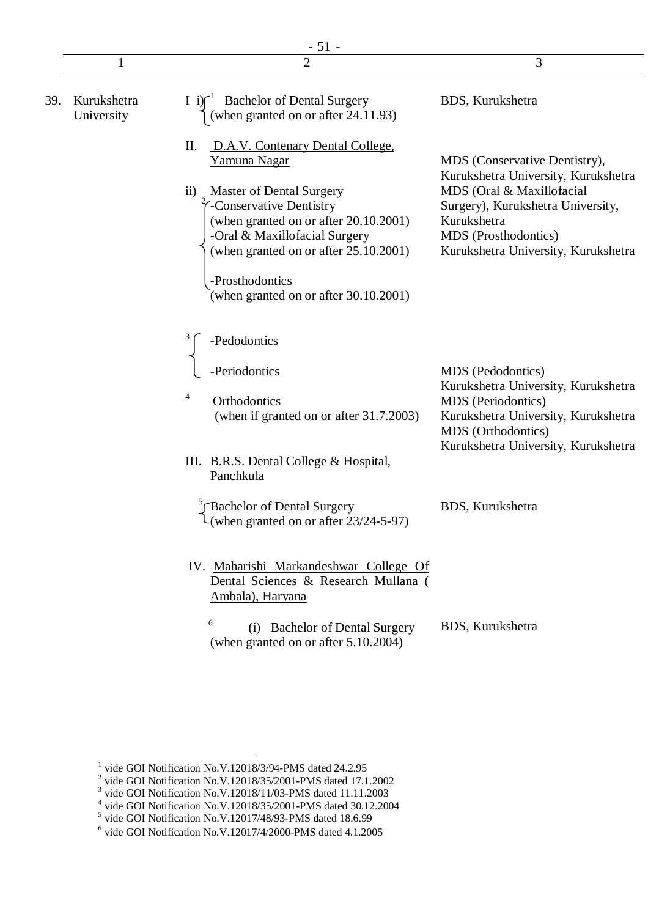| 1 | 2 | 3 |
|---|---|---|
| 39. Kurukshetra University | I i)[1] Bachelor of Dental Surgery (when granted on or after 24.11.93) | BDS, Kurukshetra |
| | II. D.A.V. Contenary Dental College, Yamuna Nagar | |
| | ii) Master of Dental Surgery [2] -Conservative Dentistry (when granted on or after 20.10.2001) -Oral & Maxillofacial Surgery (when granted on or after 25.10.2001) -Prosthodontics (when granted on or after 30.10.2001) | MDS (Conservative Dentistry), Kurukshetra University, Kurukshetra MDS (Oral & Maxillofacial Surgery), Kurukshetra University, Kurukshetra MDS (Prosthodontics) Kurukshetra University, Kurukshetra |
| | [3] -Pedodontics -Periodontics | MDS (Pedodontics) Kurukshetra University, Kurukshetra MDS (Periodontics) Kurukshetra University, Kurukshetra |
| | [4] Orthodontics (when if granted on or after 31.7.2003) | MDS (Orthodontics) Kurukshetra University, Kurukshetra |
| | III. B.R.S. Dental College & Hospital, Panchkula | |
| | [5] Bachelor of Dental Surgery (when granted on or after 23/24-5-97) | BDS, Kurukshetra |
| | IV. Maharishi Markandeshwar College Of Dental Sciences & Research Mullana ( Ambala), Haryana | |
| | [6] (i) Bachelor of Dental Surgery (when granted on or after 5.10.2004) | BDS, Kurukshetra |

---

[1] vide GOI Notification No.V.12018/3/94-PMS dated 24.2.95
[2] vide GOI Notification No.V.12018/35/2001-PMS dated 17.1.2002
[3] vide GOI Notification No.V.12018/11/03-PMS dated 11.11.2003
[4] vide GOI Notification No.V.12018/35/2001-PMS dated 30.12.2004
[5] vide GOI Notification No.V.12017/48/93-PMS dated 18.6.99
[6] vide GOI Notification No.V.12017/4/2000-PMS dated 4.1.2005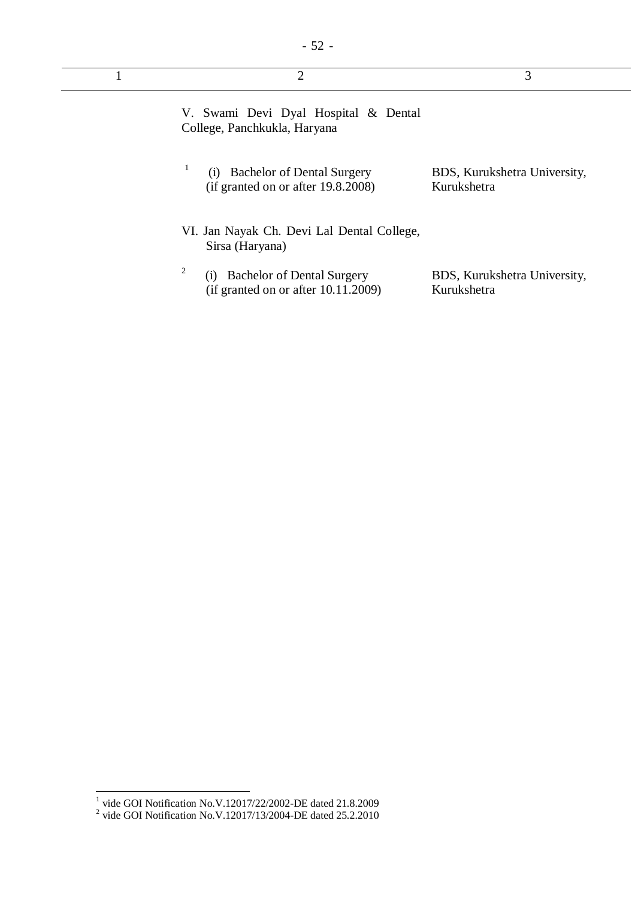| 1 | 2 | 3 |
|---|---|---|
| | V. Swami Devi Dyal Hospital & Dental College, Panchkukla, Haryana | |
| | [1] (i) Bachelor of Dental Surgery (if granted on or after 19.8.2008) | BDS, Kurukshetra University, Kurukshetra |
| | VI. Jan Nayak Ch. Devi Lal Dental College, Sirsa (Haryana) | |
| | [2] (i) Bachelor of Dental Surgery (if granted on or after 10.11.2009) | BDS, Kurukshetra University, Kurukshetra |

[1] vide GOI Notification No.V.12017/22/2002-DE dated 21.8.2009

[2] vide GOI Notification No.V.12017/13/2004-DE dated 25.2.2010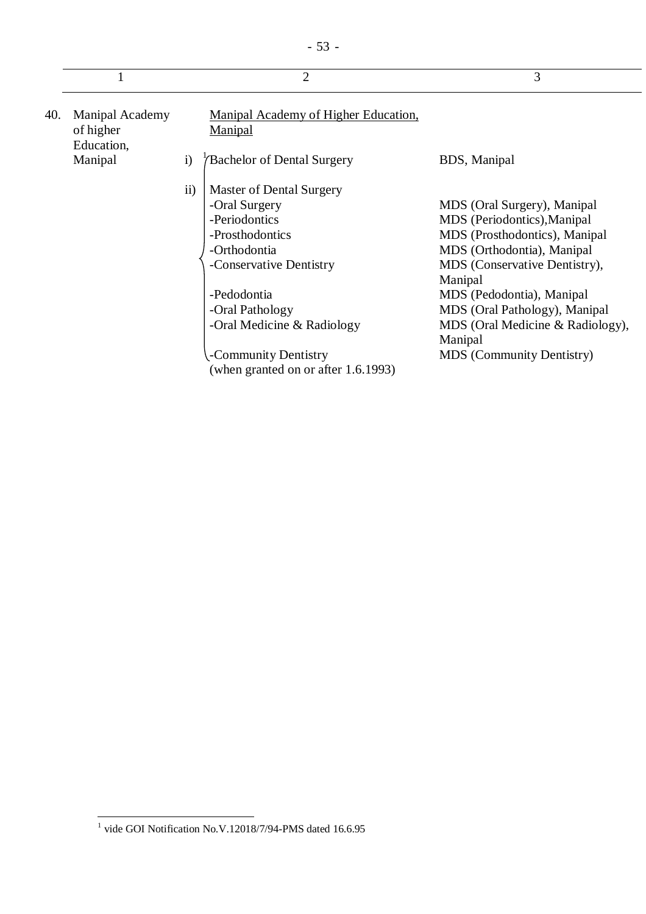| | 1 | | 2 | 3 |
|---|---|---|---|---|
| 40. | Manipal Academy of higher Education, Manipal | | Manipal Academy of Higher Education, Manipal | |
| | | i) | [1]Bachelor of Dental Surgery | BDS, Manipal |
| | | ii) | Master of Dental Surgery | |
| | | | -Oral Surgery | MDS (Oral Surgery), Manipal |
| | | | -Periodontics | MDS (Periodontics),Manipal |
| | | | -Prosthodontics | MDS (Prosthodontics), Manipal |
| | | | -Orthodontia | MDS (Orthodontia), Manipal |
| | | | -Conservative Dentistry | MDS (Conservative Dentistry), Manipal |
| | | | -Pedodontia | MDS (Pedodontia), Manipal |
| | | | -Oral Pathology | MDS (Oral Pathology), Manipal |
| | | | -Oral Medicine & Radiology | MDS (Oral Medicine & Radiology), Manipal |
| | | | -Community Dentistry (when granted on or after 1.6.1993) | MDS (Community Dentistry) |

[1] vide GOI Notification No.V.12018/7/94-PMS dated 16.6.95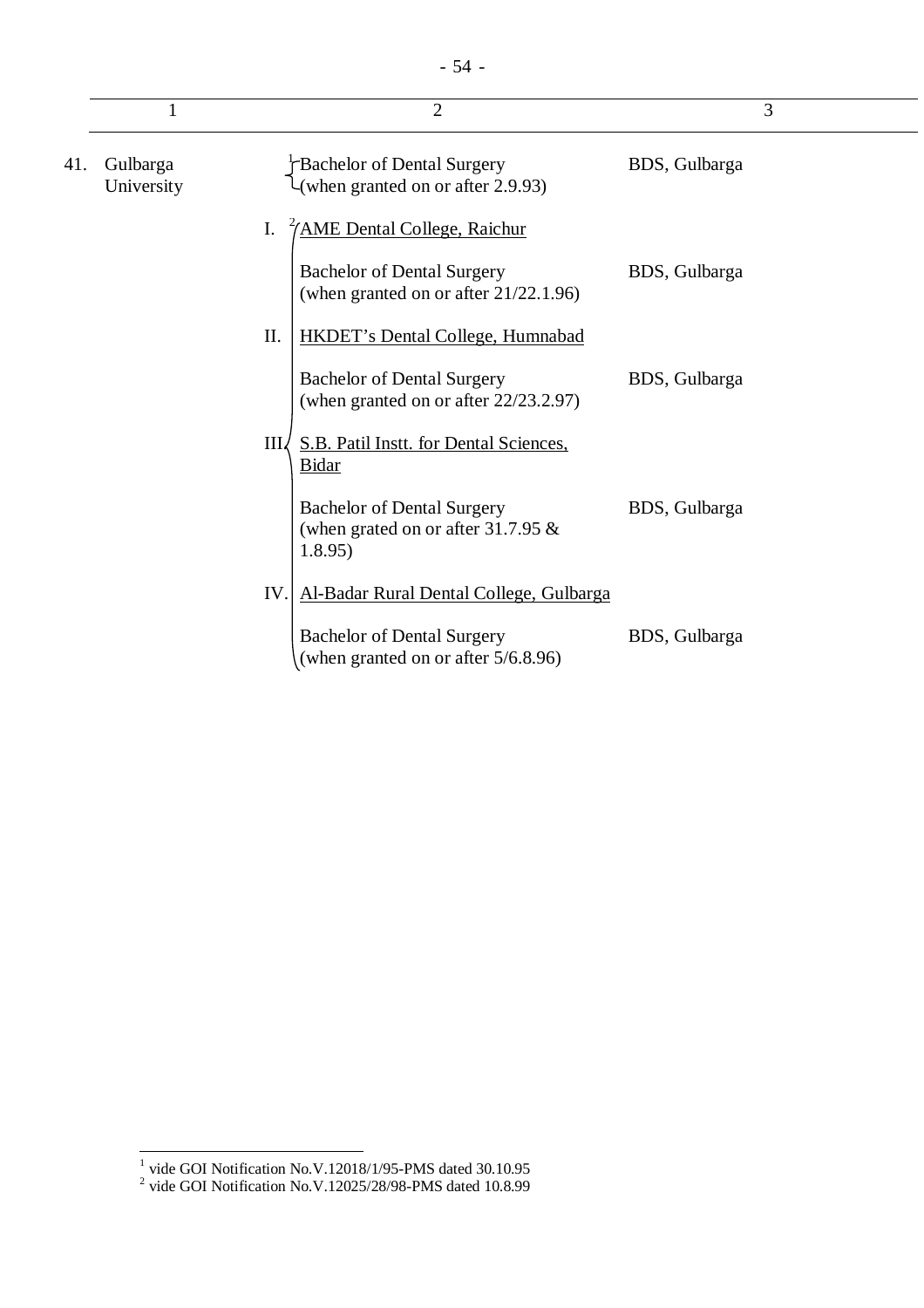| | 1 | 2 | 3 |
|---|---|---|---|
| 41. | Gulbarga University | [1] Bachelor of Dental Surgery (when granted on or after 2.9.93) | BDS, Gulbarga |
| | | I. [2] AME Dental College, Raichur | |
| | | Bachelor of Dental Surgery (when granted on or after 21/22.1.96) | BDS, Gulbarga |
| | | II. HKDET's Dental College, Humnabad | |
| | | Bachelor of Dental Surgery (when granted on or after 22/23.2.97) | BDS, Gulbarga |
| | | III. S.B. Patil Instt. for Dental Sciences, Bidar | |
| | | Bachelor of Dental Surgery (when grated on or after 31.7.95 & 1.8.95) | BDS, Gulbarga |
| | | IV. Al-Badar Rural Dental College, Gulbarga | |
| | | Bachelor of Dental Surgery (when granted on or after 5/6.8.96) | BDS, Gulbarga |

[1] vide GOI Notification No.V.12018/1/95-PMS dated 30.10.95

[2] vide GOI Notification No.V.12025/28/98-PMS dated 10.8.99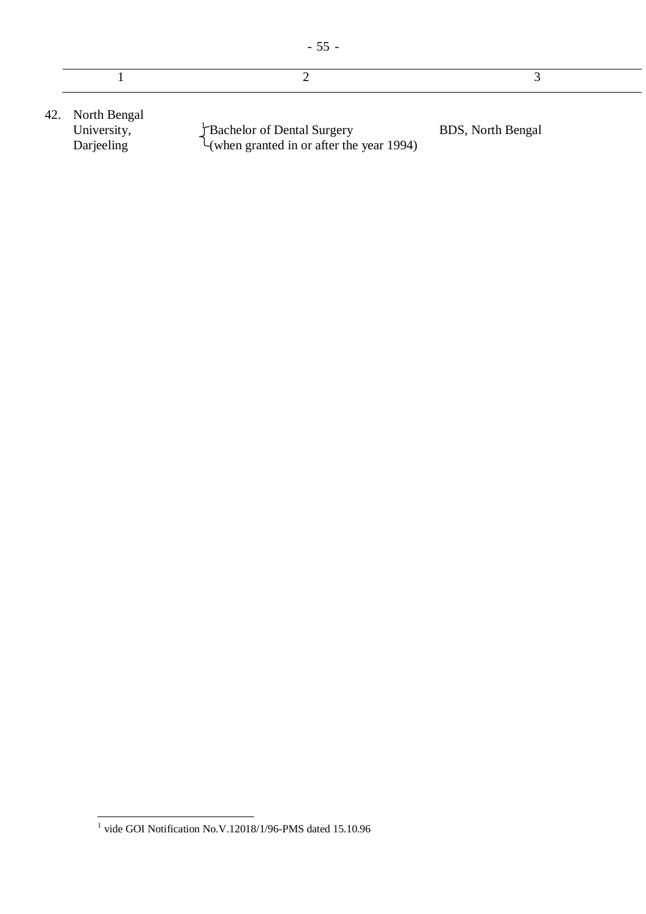| | 1 | 2 | 3 |
|---|---|---|---|
| 42. | North Bengal University, Darjeeling | [1] Bachelor of Dental Surgery (when granted in or after the year 1994) | BDS, North Bengal |

[1] vide GOI Notification No.V.12018/1/96-PMS dated 15.10.96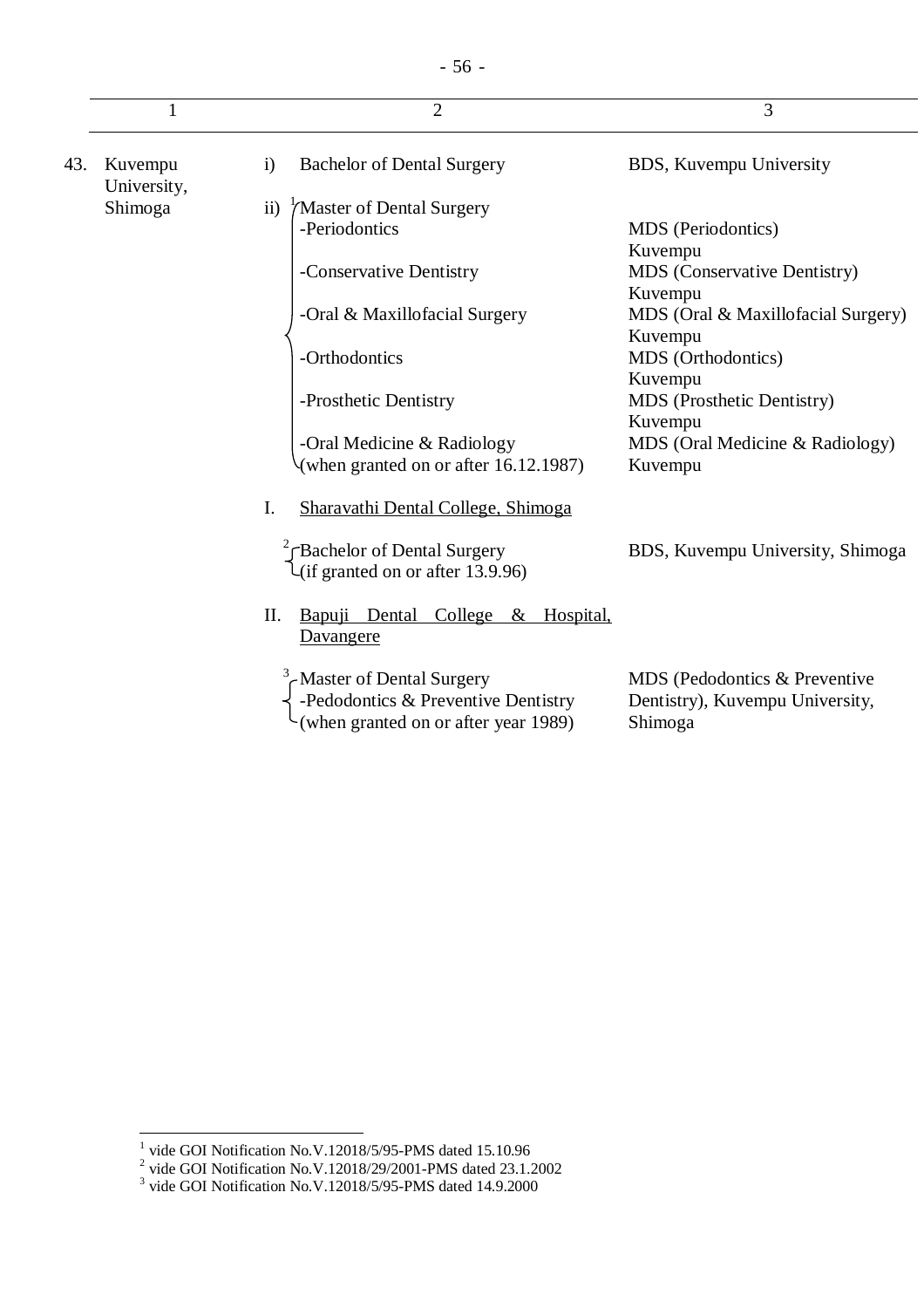| 1 | | 2 | 3 |
|---|---|---|---|
| 43. | Kuvempu University, Shimoga | i) Bachelor of Dental Surgery | BDS, Kuvempu University |
| | | ii) [1] Master of Dental Surgery | |
| | | -Periodontics | MDS (Periodontics) Kuvempu |
| | | -Conservative Dentistry | MDS (Conservative Dentistry) Kuvempu |
| | | -Oral & Maxillofacial Surgery | MDS (Oral & Maxillofacial Surgery) Kuvempu |
| | | -Orthodontics | MDS (Orthodontics) Kuvempu |
| | | -Prosthetic Dentistry | MDS (Prosthetic Dentistry) Kuvempu |
| | | -Oral Medicine & Radiology (when granted on or after 16.12.1987) | MDS (Oral Medicine & Radiology) Kuvempu |
| | | I. Sharavathi Dental College, Shimoga | |
| | | [2] Bachelor of Dental Surgery (if granted on or after 13.9.96) | BDS, Kuvempu University, Shimoga |
| | | II. Bapuji Dental College & Hospital, Davangere | |
| | | [3] Master of Dental Surgery -Pedodontics & Preventive Dentistry (when granted on or after year 1989) | MDS (Pedodontics & Preventive Dentistry), Kuvempu University, Shimoga |

[1] vide GOI Notification No.V.12018/5/95-PMS dated 15.10.96
[2] vide GOI Notification No.V.12018/29/2001-PMS dated 23.1.2002
[3] vide GOI Notification No.V.12018/5/95-PMS dated 14.9.2000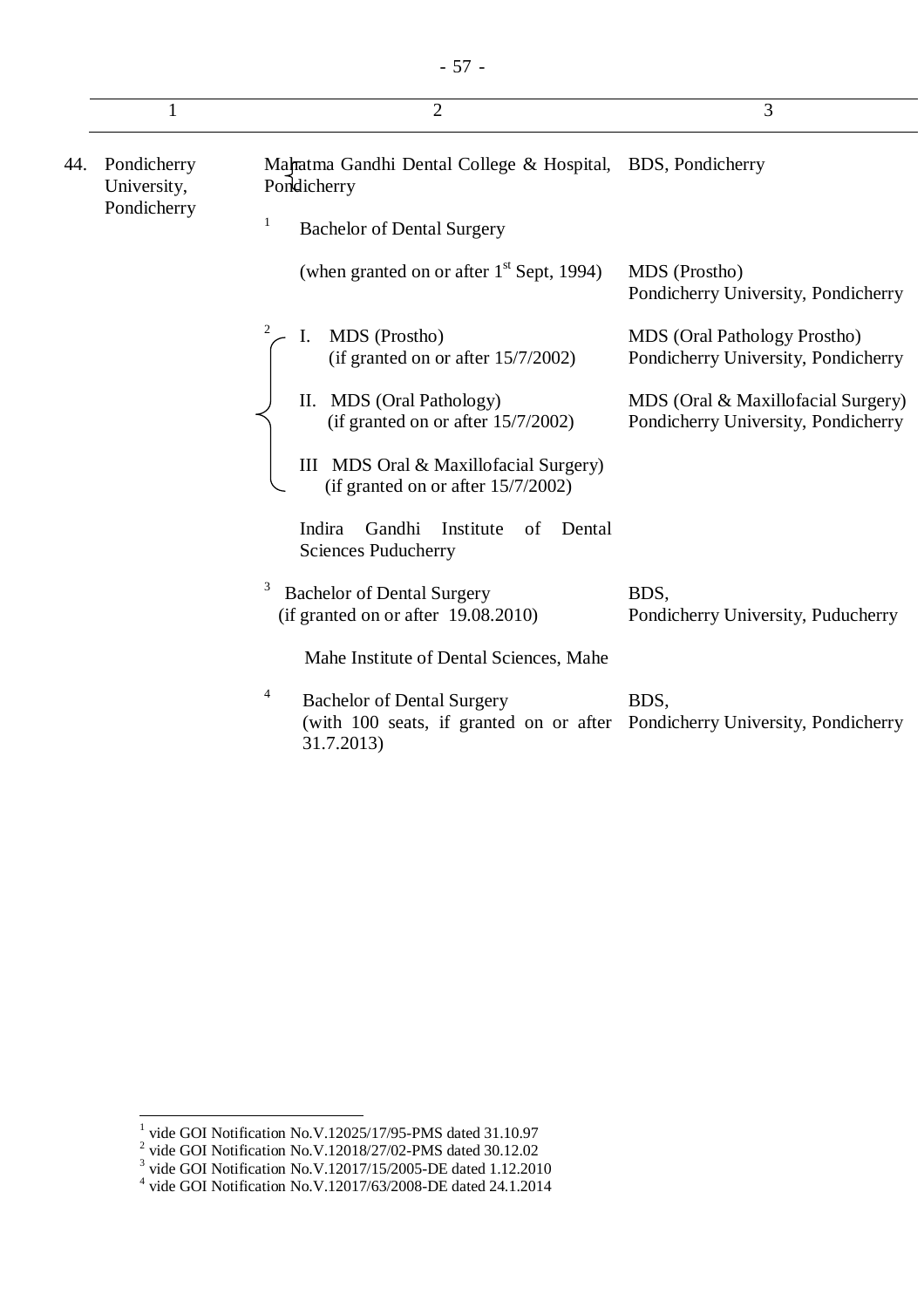| | 1 | 2 | 3 |
|---|---|---|---|
| 44. | Pondicherry University, Pondicherry | Mahatma Gandhi Dental College & Hospital, Pondicherry | BDS, Pondicherry |
| | | [1] Bachelor of Dental Surgery | |
| | | (when granted on or after 1st Sept, 1994) | MDS (Prostho) Pondicherry University, Pondicherry |
| | | [2] I. MDS (Prostho) (if granted on or after 15/7/2002) | MDS (Oral Pathology Prostho) Pondicherry University, Pondicherry |
| | | II. MDS (Oral Pathology) (if granted on or after 15/7/2002) | MDS (Oral & Maxillofacial Surgery) Pondicherry University, Pondicherry |
| | | III MDS Oral & Maxillofacial Surgery) (if granted on or after 15/7/2002) | |
| | | Indira Gandhi Institute of Dental Sciences Puducherry | |
| | | [3] Bachelor of Dental Surgery (if granted on or after 19.08.2010) | BDS, Pondicherry University, Puducherry |
| | | Mahe Institute of Dental Sciences, Mahe | |
| | | [4] Bachelor of Dental Surgery (with 100 seats, if granted on or after 31.7.2013) | BDS, Pondicherry University, Pondicherry |

[1] vide GOI Notification No.V.12025/17/95-PMS dated 31.10.97
[2] vide GOI Notification No.V.12018/27/02-PMS dated 30.12.02
[3] vide GOI Notification No.V.12017/15/2005-DE dated 1.12.2010
[4] vide GOI Notification No.V.12017/63/2008-DE dated 24.1.2014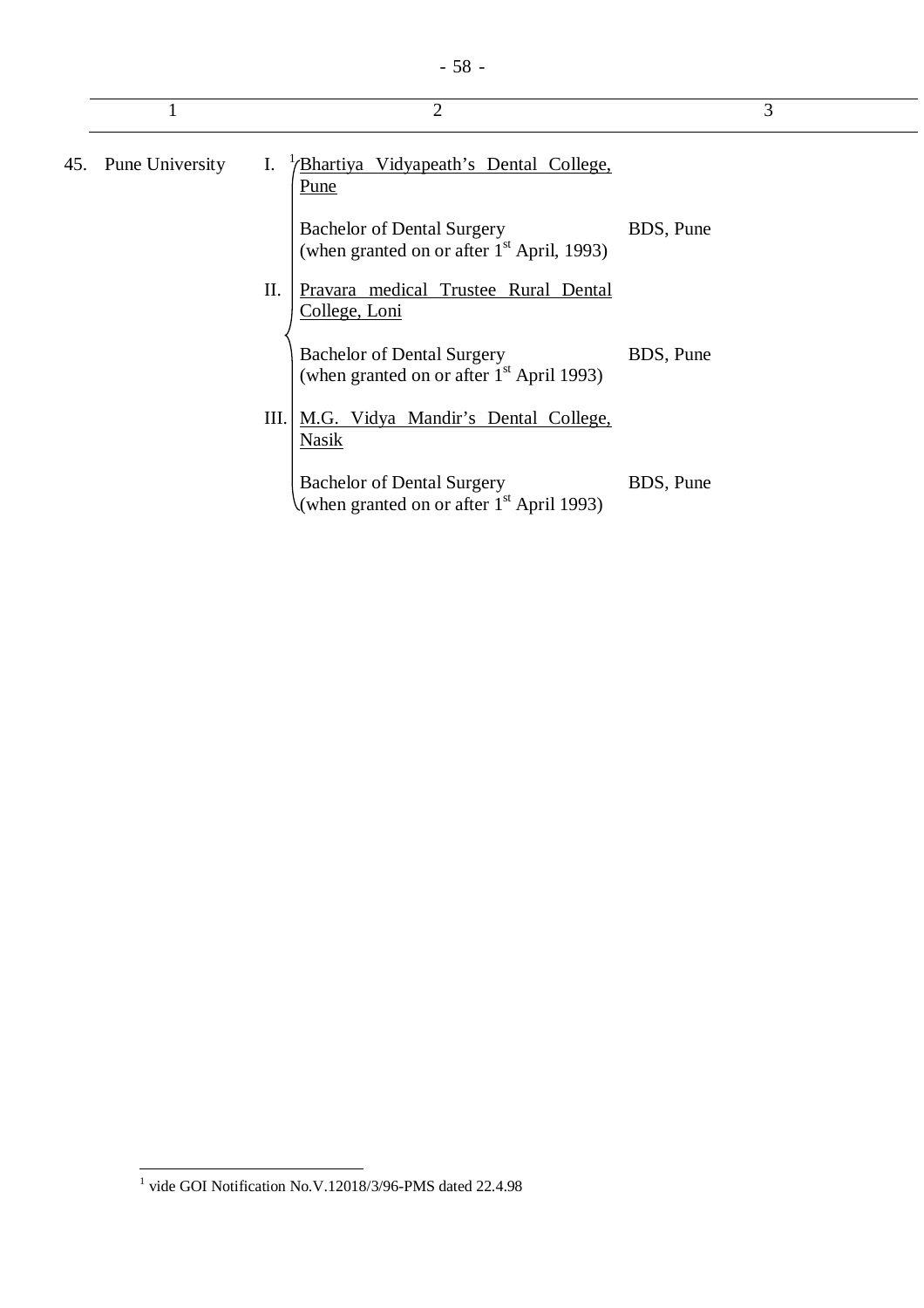| | 1 | 2 | 3 |
|---|---|---|---|
| 45. | Pune University | I. [1]Bhartiya Vidyapeath's Dental College, Pune | |
| | | Bachelor of Dental Surgery (when granted on or after 1st April, 1993) | BDS, Pune |
| | | II. Pravara medical Trustee Rural Dental College, Loni | |
| | | Bachelor of Dental Surgery (when granted on or after 1st April 1993) | BDS, Pune |
| | | III. M.G. Vidya Mandir's Dental College, Nasik | |
| | | Bachelor of Dental Surgery (when granted on or after 1st April 1993) | BDS, Pune |

[1] vide GOI Notification No.V.12018/3/96-PMS dated 22.4.98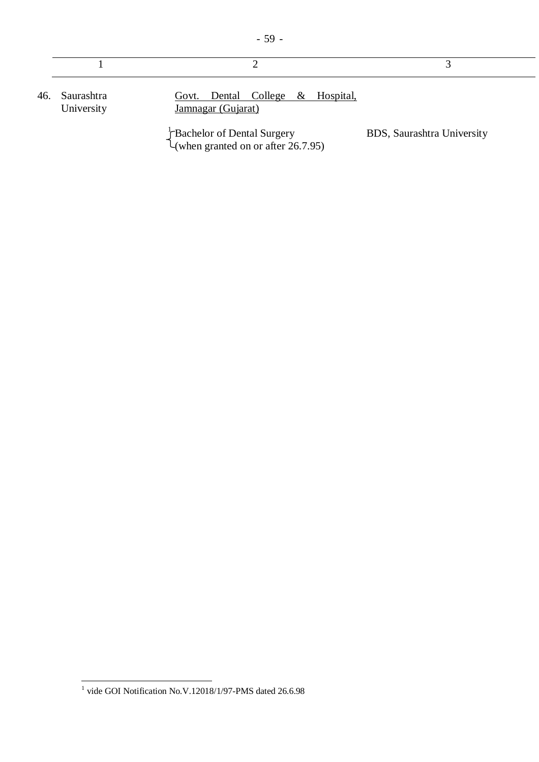| | 1 | 2 | 3 |
|---|---|---|---|
| 46. | Saurashtra University | <u>Govt. Dental College & Hospital, Jamnagar (Gujarat)</u> | |
| | | [1]Bachelor of Dental Surgery (when granted on or after 26.7.95) | BDS, Saurashtra University |

[1] vide GOI Notification No.V.12018/1/97-PMS dated 26.6.98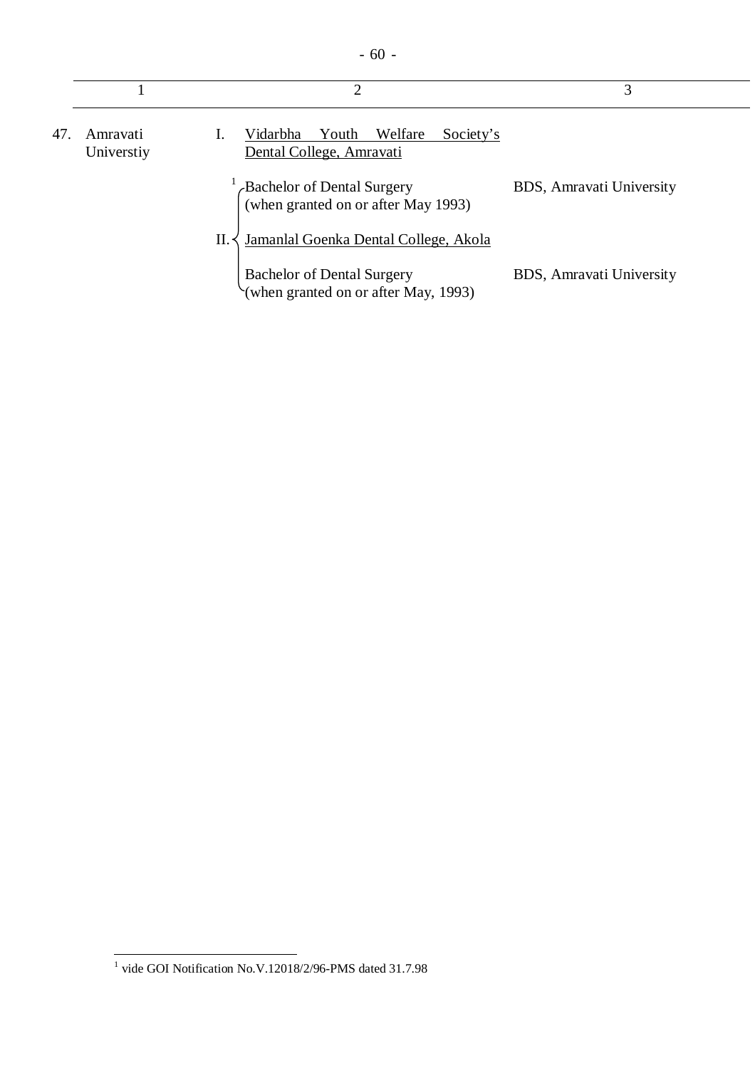| 1 | 2 | 3 |
|---|---|---|
| 47. Amravati Universtiy | I. Vidarbha Youth Welfare Society's Dental College, Amravati | |
| | [1] Bachelor of Dental Surgery (when granted on or after May 1993) | BDS, Amravati University |
| | II. Jamanlal Goenka Dental College, Akola | |
| | Bachelor of Dental Surgery (when granted on or after May, 1993) | BDS, Amravati University |

[1] vide GOI Notification No.V.12018/2/96-PMS dated 31.7.98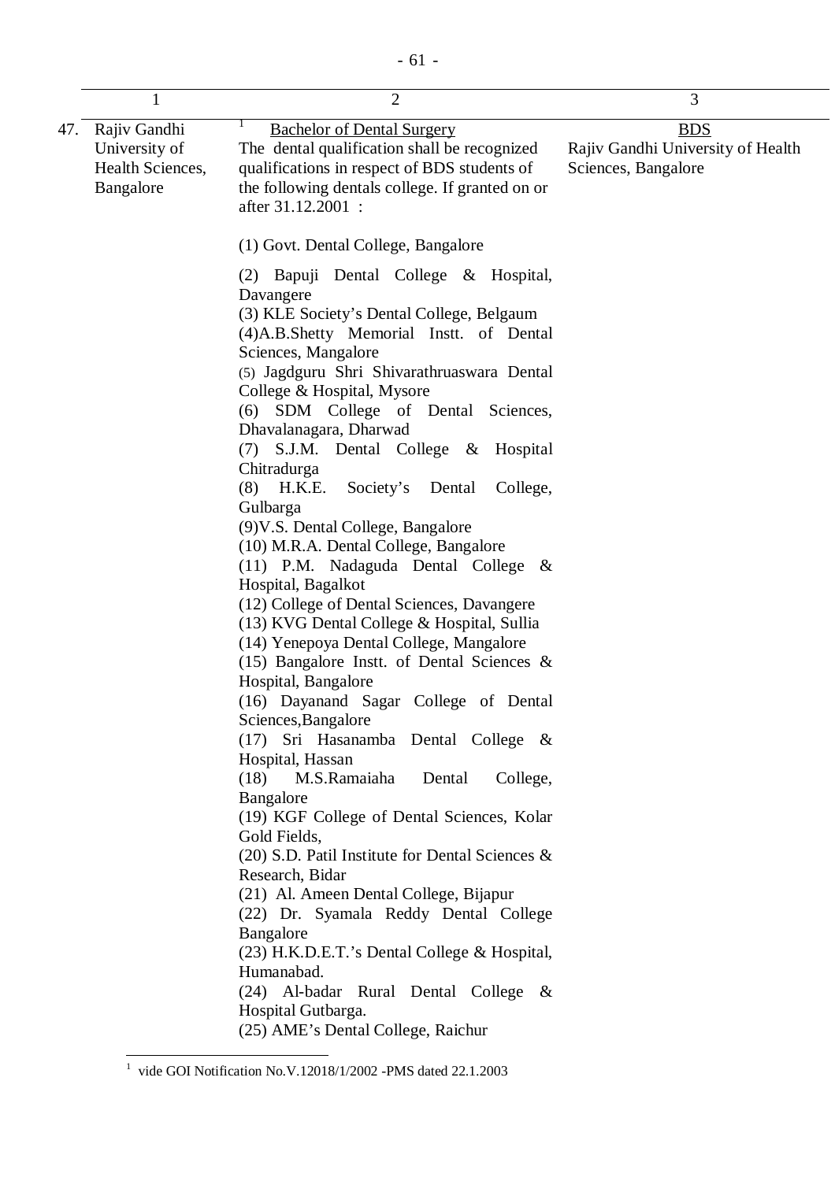| | 1 | 2 | 3 |
|---|---|---|---|
| 47. | Rajiv Gandhi University of Health Sciences, Bangalore | [1] Bachelor of Dental Surgery<br>The dental qualification shall be recognized qualifications in respect of BDS students of the following dentals college. If granted on or after 31.12.2001 :<br><br>(1) Govt. Dental College, Bangalore<br>(2) Bapuji Dental College & Hospital, Davangere<br>(3) KLE Society's Dental College, Belgaum<br>(4)A.B.Shetty Memorial Instt. of Dental Sciences, Mangalore<br>(5) Jagdguru Shri Shivarathruaswara Dental College & Hospital, Mysore<br>(6) SDM College of Dental Sciences, Dhavalanagara, Dharwad<br>(7) S.J.M. Dental College & Hospital Chitradurga<br>(8) H.K.E. Society's Dental College, Gulbarga<br>(9)V.S. Dental College, Bangalore<br>(10) M.R.A. Dental College, Bangalore<br>(11) P.M. Nadaguda Dental College & Hospital, Bagalkot<br>(12) College of Dental Sciences, Davangere<br>(13) KVG Dental College & Hospital, Sullia<br>(14) Yenepoya Dental College, Mangalore<br>(15) Bangalore Instt. of Dental Sciences & Hospital, Bangalore<br>(16) Dayanand Sagar College of Dental Sciences,Bangalore<br>(17) Sri Hasanamba Dental College & Hospital, Hassan<br>(18) M.S.Ramaiaha Dental College, Bangalore<br>(19) KGF College of Dental Sciences, Kolar Gold Fields,<br>(20) S.D. Patil Institute for Dental Sciences & Research, Bidar<br>(21) Al. Ameen Dental College, Bijapur<br>(22) Dr. Syamala Reddy Dental College Bangalore<br>(23) H.K.D.E.T.'s Dental College & Hospital, Humanabad.<br>(24) Al-badar Rural Dental College & Hospital Gutbarga.<br>(25) AME's Dental College, Raichur | BDS<br>Rajiv Gandhi University of Health Sciences, Bangalore |

[1] vide GOI Notification No.V.12018/1/2002 -PMS dated 22.1.2003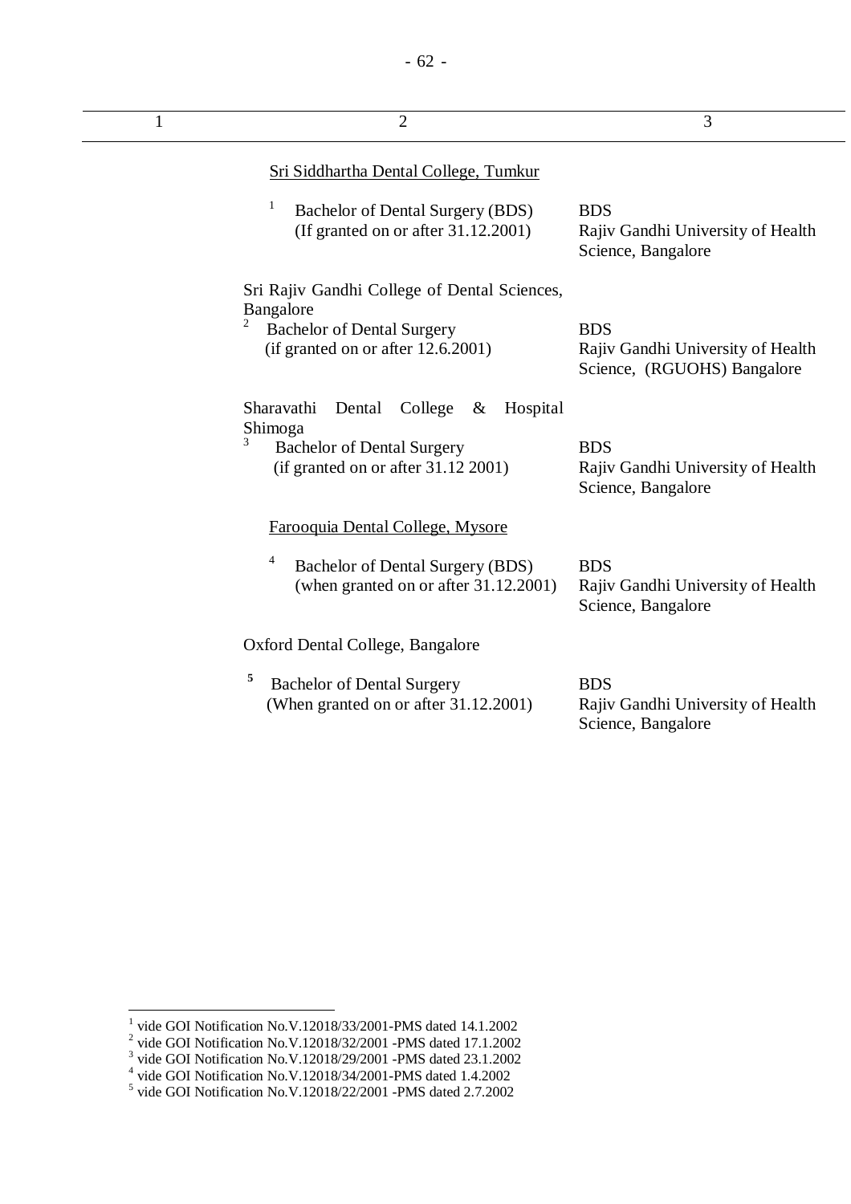| 1 | 2 | 3 |
|---|---|---|
| | <u>Sri Siddhartha Dental College, Tumkur</u> | |
| | [1] Bachelor of Dental Surgery (BDS) (If granted on or after 31.12.2001) | BDS Rajiv Gandhi University of Health Science, Bangalore |
| | Sri Rajiv Gandhi College of Dental Sciences, Bangalore | |
| | [2] Bachelor of Dental Surgery (if granted on or after 12.6.2001) | BDS Rajiv Gandhi University of Health Science, (RGUOHS) Bangalore |
| | Sharavathi Dental College & Hospital Shimoga | |
| | [3] Bachelor of Dental Surgery (if granted on or after 31.12 2001) | BDS Rajiv Gandhi University of Health Science, Bangalore |
| | <u>Farooquia Dental College, Mysore</u> | |
| | [4] Bachelor of Dental Surgery (BDS) (when granted on or after 31.12.2001) | BDS Rajiv Gandhi University of Health Science, Bangalore |
| | Oxford Dental College, Bangalore | |
| | [5] Bachelor of Dental Surgery (When granted on or after 31.12.2001) | BDS Rajiv Gandhi University of Health Science, Bangalore |

[1] vide GOI Notification No.V.12018/33/2001-PMS dated 14.1.2002

[2] vide GOI Notification No.V.12018/32/2001 -PMS dated 17.1.2002

[3] vide GOI Notification No.V.12018/29/2001 -PMS dated 23.1.2002

[4] vide GOI Notification No.V.12018/34/2001-PMS dated 1.4.2002

[5] vide GOI Notification No.V.12018/22/2001 -PMS dated 2.7.2002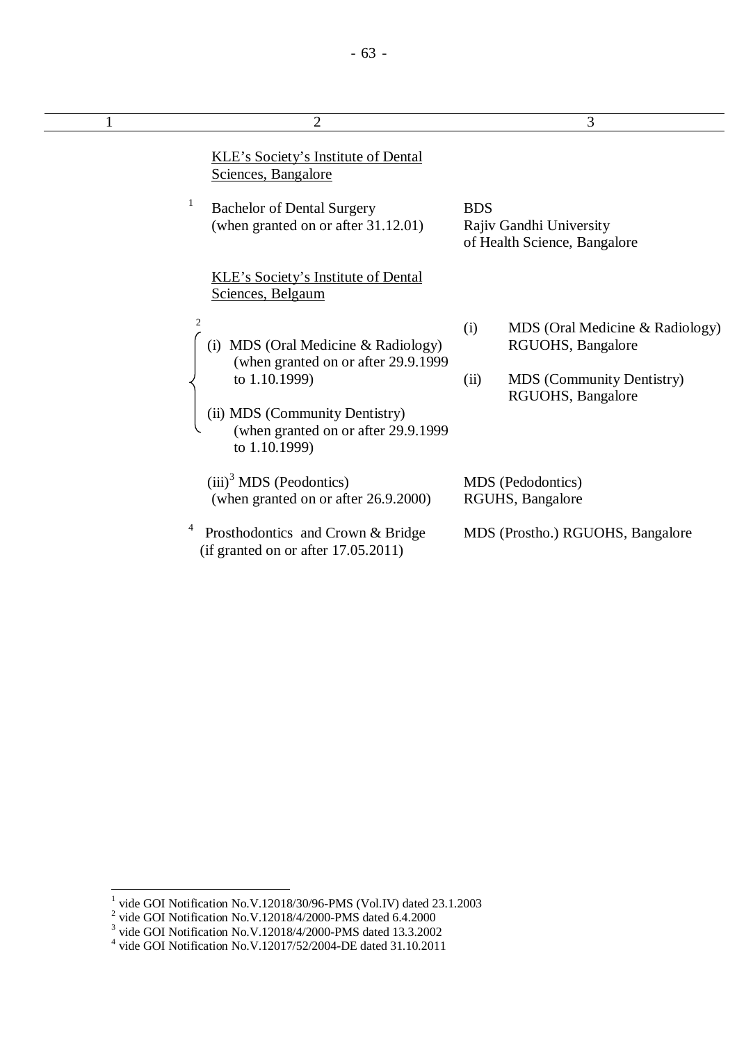| 1 | 2 | 3 |
|---|---|---|
| | KLE's Society's Institute of Dental Sciences, Bangalore | |
| | [1] Bachelor of Dental Surgery (when granted on or after 31.12.01) | BDS Rajiv Gandhi University of Health Science, Bangalore |
| | KLE's Society's Institute of Dental Sciences, Belgaum | |
| | [2] (i) MDS (Oral Medicine & Radiology) (when granted on or after 29.9.1999 to 1.10.1999) | (i) MDS (Oral Medicine & Radiology) RGUOHS, Bangalore |
| | (ii) MDS (Community Dentistry) (when granted on or after 29.9.1999 to 1.10.1999) | (ii) MDS (Community Dentistry) RGUOHS, Bangalore |
| | (iii)[3] MDS (Peodontics) (when granted on or after 26.9.2000) | MDS (Pedodontics) RGUHS, Bangalore |
| | [4] Prosthodontics and Crown & Bridge (if granted on or after 17.05.2011) | MDS (Prostho.) RGUOHS, Bangalore |

[1] vide GOI Notification No.V.12018/30/96-PMS (Vol.IV) dated 23.1.2003
[2] vide GOI Notification No.V.12018/4/2000-PMS dated 6.4.2000
[3] vide GOI Notification No.V.12018/4/2000-PMS dated 13.3.2002
[4] vide GOI Notification No.V.12017/52/2004-DE dated 31.10.2011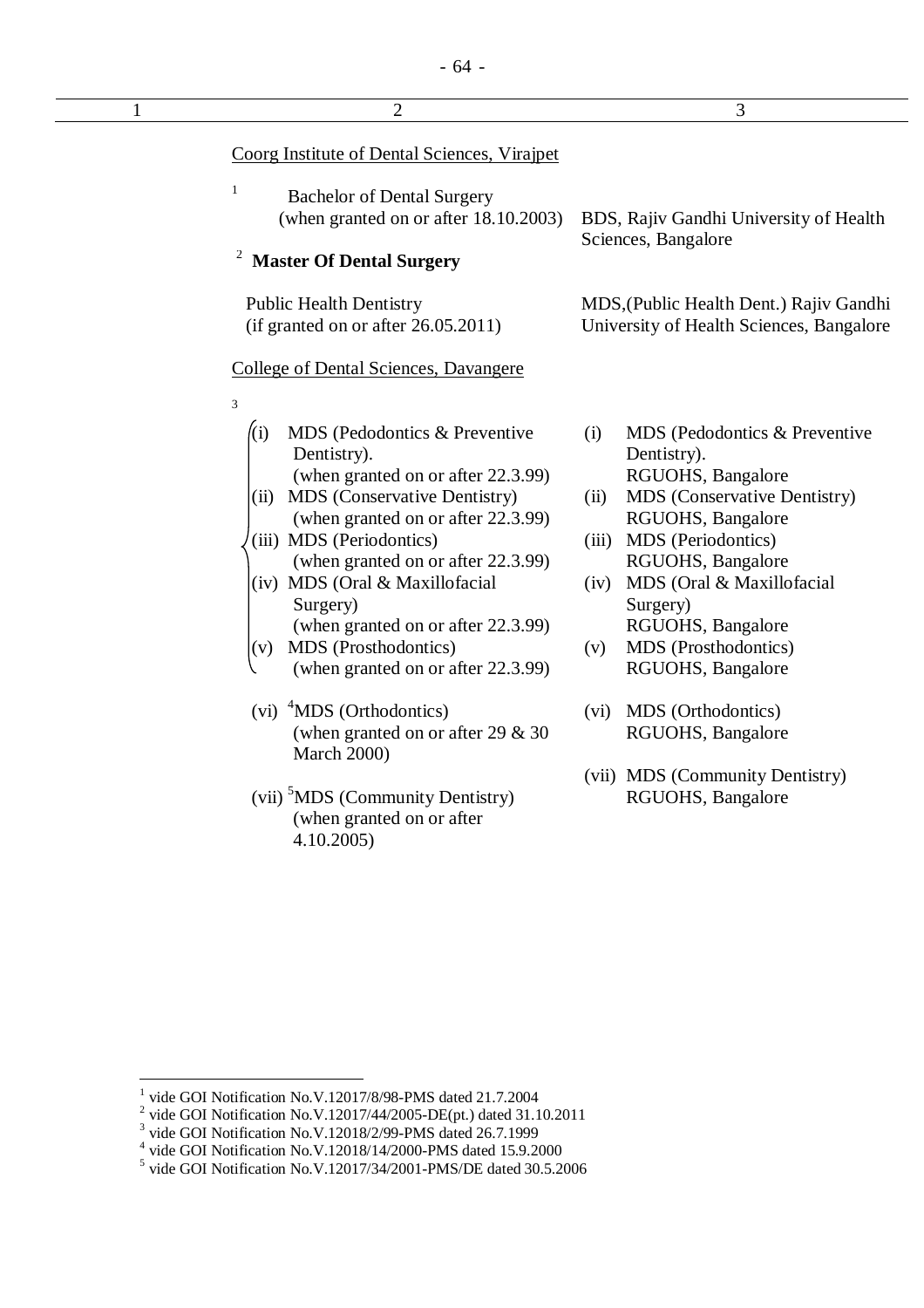| 1 | 2 | 3 |
|---|---|---|
| | Coorg Institute of Dental Sciences, Virajpet | |
| | [1] Bachelor of Dental Surgery (when granted on or after 18.10.2003) | BDS, Rajiv Gandhi University of Health Sciences, Bangalore |
| | [2] **Master Of Dental Surgery** | |
| | Public Health Dentistry (if granted on or after 26.05.2011) | MDS,(Public Health Dent.) Rajiv Gandhi University of Health Sciences, Bangalore |
| | College of Dental Sciences, Davangere | |
| | [3] (i) MDS (Pedodontics & Preventive Dentistry). (when granted on or after 22.3.99) | (i) MDS (Pedodontics & Preventive Dentistry). RGUOHS, Bangalore |
| | (ii) MDS (Conservative Dentistry) (when granted on or after 22.3.99) | (ii) MDS (Conservative Dentistry) RGUOHS, Bangalore |
| | (iii) MDS (Periodontics) (when granted on or after 22.3.99) | (iii) MDS (Periodontics) RGUOHS, Bangalore |
| | (iv) MDS (Oral & Maxillofacial Surgery) (when granted on or after 22.3.99) | (iv) MDS (Oral & Maxillofacial Surgery) RGUOHS, Bangalore |
| | (v) MDS (Prosthodontics) (when granted on or after 22.3.99) | (v) MDS (Prosthodontics) RGUOHS, Bangalore |
| | (vi) [4]MDS (Orthodontics) (when granted on or after 29 & 30 March 2000) | (vi) MDS (Orthodontics) RGUOHS, Bangalore |
| | (vii) [5]MDS (Community Dentistry) (when granted on or after 4.10.2005) | (vii) MDS (Community Dentistry) RGUOHS, Bangalore |

---

[1] vide GOI Notification No.V.12017/8/98-PMS dated 21.7.2004
[2] vide GOI Notification No.V.12017/44/2005-DE(pt.) dated 31.10.2011
[3] vide GOI Notification No.V.12018/2/99-PMS dated 26.7.1999
[4] vide GOI Notification No.V.12018/14/2000-PMS dated 15.9.2000
[5] vide GOI Notification No.V.12017/34/2001-PMS/DE dated 30.5.2006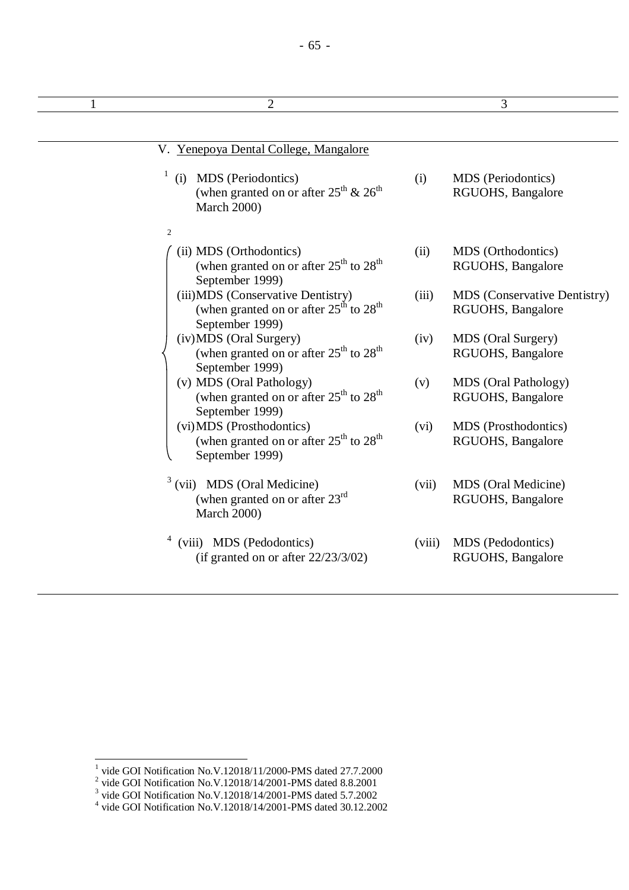| 1 | 2 | 3 |
|---|---|---|
| | V. Yenepoya Dental College, Mangalore | |
| | [1] (i) MDS (Periodontics) (when granted on or after 25th & 26th March 2000) | (i) MDS (Periodontics) RGUOHS, Bangalore |
| | [2] (ii) MDS (Orthodontics) (when granted on or after 25th to 28th September 1999) | (ii) MDS (Orthodontics) RGUOHS, Bangalore |
| | (iii) MDS (Conservative Dentistry) (when granted on or after 25th to 28th September 1999) | (iii) MDS (Conservative Dentistry) RGUOHS, Bangalore |
| | (iv) MDS (Oral Surgery) (when granted on or after 25th to 28th September 1999) | (iv) MDS (Oral Surgery) RGUOHS, Bangalore |
| | (v) MDS (Oral Pathology) (when granted on or after 25th to 28th September 1999) | (v) MDS (Oral Pathology) RGUOHS, Bangalore |
| | (vi) MDS (Prosthodontics) (when granted on or after 25th to 28th September 1999) | (vi) MDS (Prosthodontics) RGUOHS, Bangalore |
| | [3] (vii) MDS (Oral Medicine) (when granted on or after 23rd March 2000) | (vii) MDS (Oral Medicine) RGUOHS, Bangalore |
| | [4] (viii) MDS (Pedodontics) (if granted on or after 22/23/3/02) | (viii) MDS (Pedodontics) RGUOHS, Bangalore |

[1] vide GOI Notification No.V.12018/11/2000-PMS dated 27.7.2000
[2] vide GOI Notification No.V.12018/14/2001-PMS dated 8.8.2001
[3] vide GOI Notification No.V.12018/14/2001-PMS dated 5.7.2002
[4] vide GOI Notification No.V.12018/14/2001-PMS dated 30.12.2002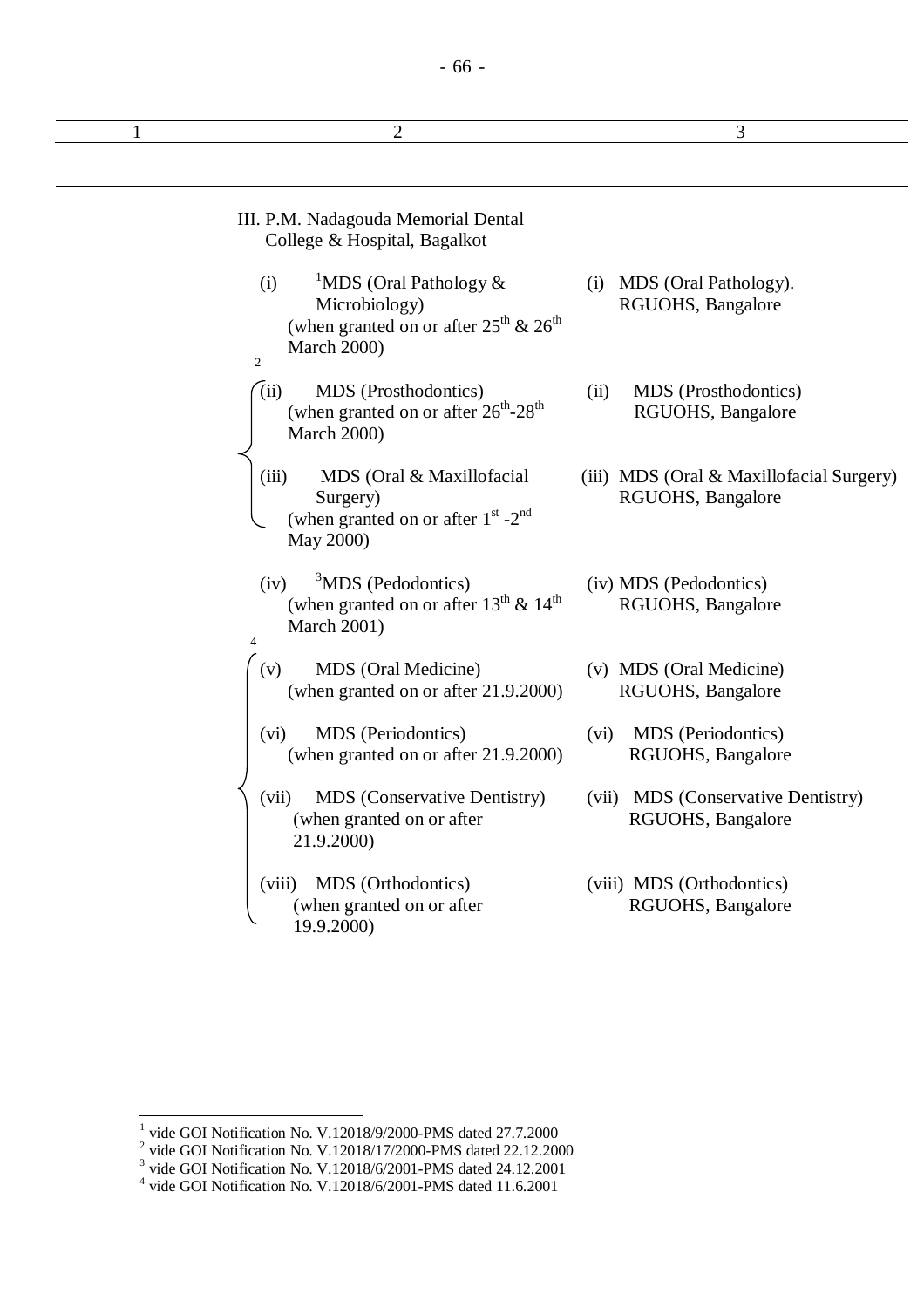| 1 | 2 | 3 |
|---|---|---|
| | III. P.M. Nadagouda Memorial Dental College & Hospital, Bagalkot | |
| | (i) [1]MDS (Oral Pathology & Microbiology) (when granted on or after 25th & 26th March 2000) | (i) MDS (Oral Pathology). RGUOHS, Bangalore |
| | [2](ii) MDS (Prosthodontics) (when granted on or after 26th-28th March 2000) | (ii) MDS (Prosthodontics) RGUOHS, Bangalore |
| | (iii) MDS (Oral & Maxillofacial Surgery) (when granted on or after 1st -2nd May 2000) | (iii) MDS (Oral & Maxillofacial Surgery) RGUOHS, Bangalore |
| | (iv) [3]MDS (Pedodontics) (when granted on or after 13th & 14th March 2001) | (iv) MDS (Pedodontics) RGUOHS, Bangalore |
| | [4](v) MDS (Oral Medicine) (when granted on or after 21.9.2000) | (v) MDS (Oral Medicine) RGUOHS, Bangalore |
| | (vi) MDS (Periodontics) (when granted on or after 21.9.2000) | (vi) MDS (Periodontics) RGUOHS, Bangalore |
| | (vii) MDS (Conservative Dentistry) (when granted on or after 21.9.2000) | (vii) MDS (Conservative Dentistry) RGUOHS, Bangalore |
| | (viii) MDS (Orthodontics) (when granted on or after 19.9.2000) | (viii) MDS (Orthodontics) RGUOHS, Bangalore |

[1] vide GOI Notification No. V.12018/9/2000-PMS dated 27.7.2000
[2] vide GOI Notification No. V.12018/17/2000-PMS dated 22.12.2000
[3] vide GOI Notification No. V.12018/6/2001-PMS dated 24.12.2001
[4] vide GOI Notification No. V.12018/6/2001-PMS dated 11.6.2001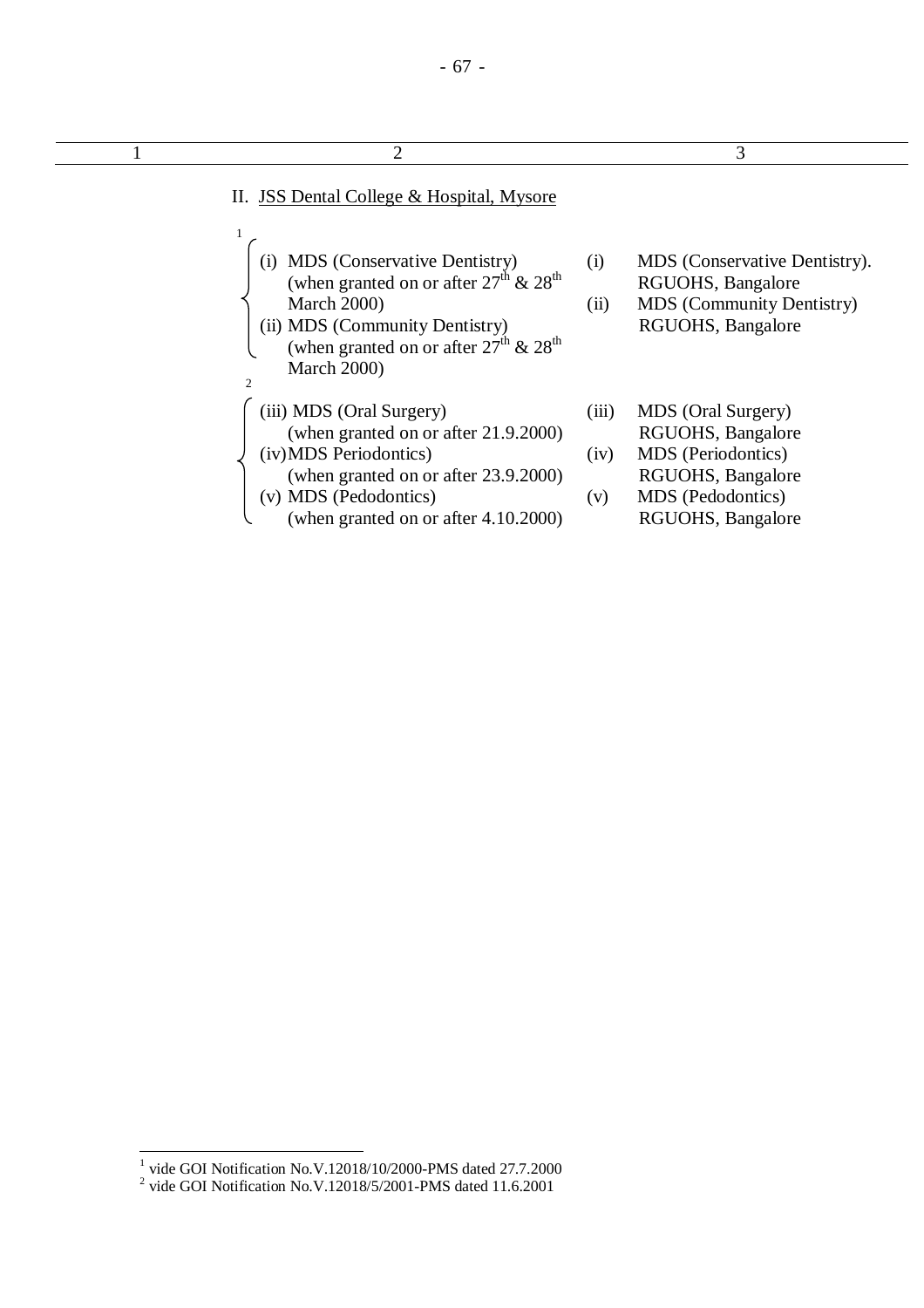| 1 | 2 | 3 |
|---|---|---|
| | II. JSS Dental College & Hospital, Mysore | |
| | [1] (i) MDS (Conservative Dentistry) (when granted on or after 27th & 28th March 2000) | (i) MDS (Conservative Dentistry). RGUOHS, Bangalore |
| | (ii) MDS (Community Dentistry) (when granted on or after 27th & 28th March 2000) | (ii) MDS (Community Dentistry) RGUOHS, Bangalore |
| | [2] (iii) MDS (Oral Surgery) (when granted on or after 21.9.2000) | (iii) MDS (Oral Surgery) RGUOHS, Bangalore |
| | (iv) MDS Periodontics) (when granted on or after 23.9.2000) | (iv) MDS (Periodontics) RGUOHS, Bangalore |
| | (v) MDS (Pedodontics) (when granted on or after 4.10.2000) | (v) MDS (Pedodontics) RGUOHS, Bangalore |

---

[1] vide GOI Notification No.V.12018/10/2000-PMS dated 27.7.2000

[2] vide GOI Notification No.V.12018/5/2001-PMS dated 11.6.2001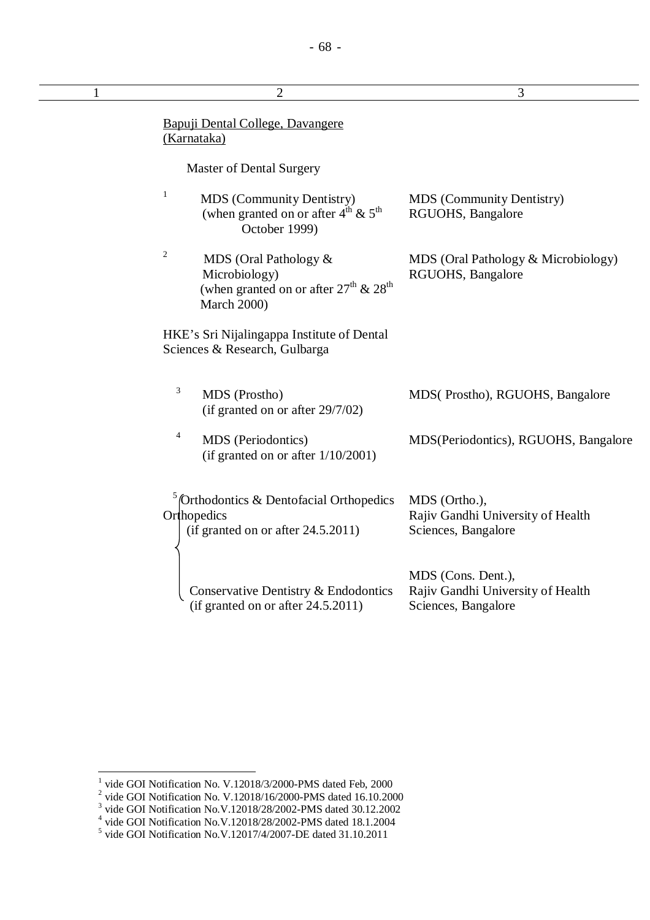| 1 | 2 | 3 |
|---|---|---|
| | Bapuji Dental College, Davangere (Karnataka) | |
| | Master of Dental Surgery | |
| | [1] MDS (Community Dentistry) (when granted on or after 4th & 5th October 1999) | MDS (Community Dentistry) RGUOHS, Bangalore |
| | [2] MDS (Oral Pathology & Microbiology) (when granted on or after 27th & 28th March 2000) | MDS (Oral Pathology & Microbiology) RGUOHS, Bangalore |
| | HKE's Sri Nijalingappa Institute of Dental Sciences & Research, Gulbarga | |
| | [3] MDS (Prostho) (if granted on or after 29/7/02) | MDS( Prostho), RGUOHS, Bangalore |
| | [4] MDS (Periodontics) (if granted on or after 1/10/2001) | MDS(Periodontics), RGUOHS, Bangalore |
| | [5] Orthodontics & Dentofacial Orthopedics Orthopedics (if granted on or after 24.5.2011) | MDS (Ortho.), Rajiv Gandhi University of Health Sciences, Bangalore |
| | Conservative Dentistry & Endodontics (if granted on or after 24.5.2011) | MDS (Cons. Dent.), Rajiv Gandhi University of Health Sciences, Bangalore |

[1] vide GOI Notification No. V.12018/3/2000-PMS dated Feb, 2000
[2] vide GOI Notification No. V.12018/16/2000-PMS dated 16.10.2000
[3] vide GOI Notification No.V.12018/28/2002-PMS dated 30.12.2002
[4] vide GOI Notification No.V.12018/28/2002-PMS dated 18.1.2004
[5] vide GOI Notification No.V.12017/4/2007-DE dated 31.10.2011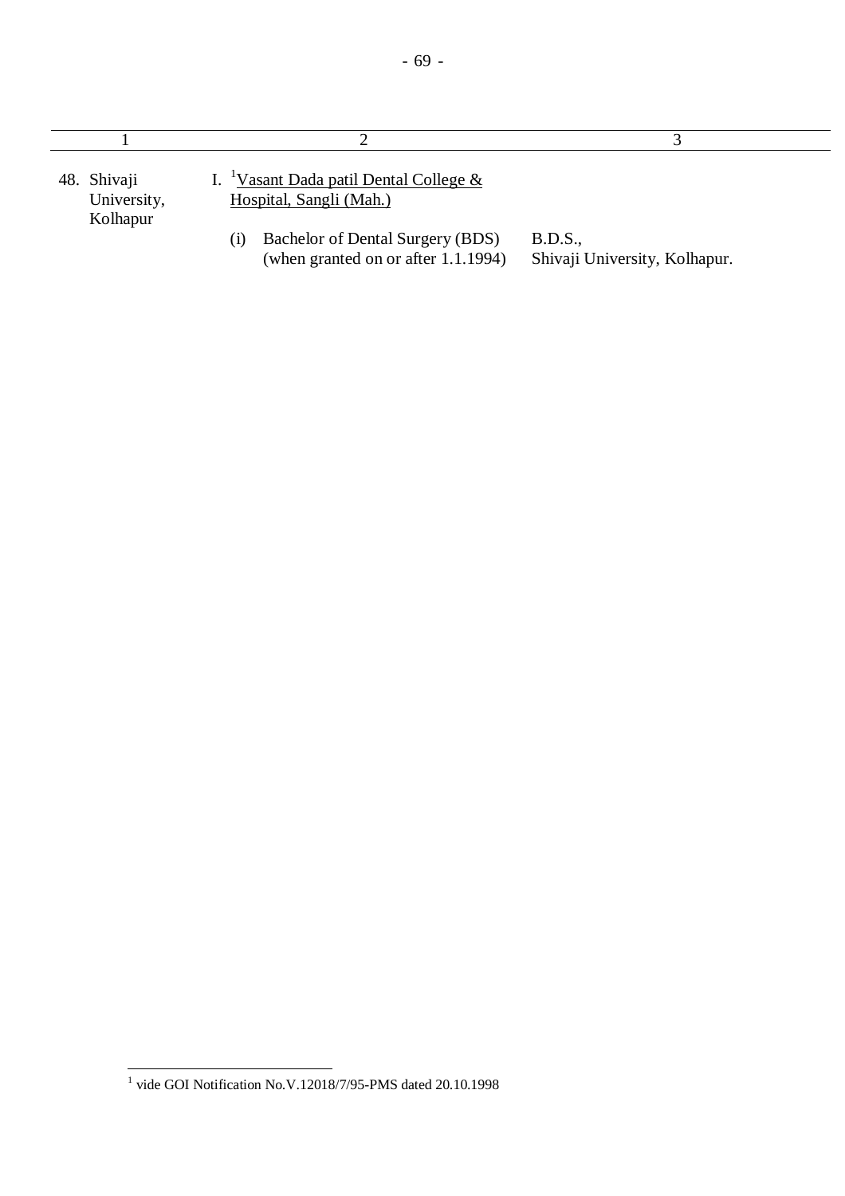| 1 | 2 | 3 |
|---|---|---|
| 48. Shivaji University, Kolhapur | I. [1]Vasant Dada patil Dental College & Hospital, Sangli (Mah.) | |
| | (i) Bachelor of Dental Surgery (BDS) (when granted on or after 1.1.1994) | B.D.S., Shivaji University, Kolhapur. |

[1] vide GOI Notification No.V.12018/7/95-PMS dated 20.10.1998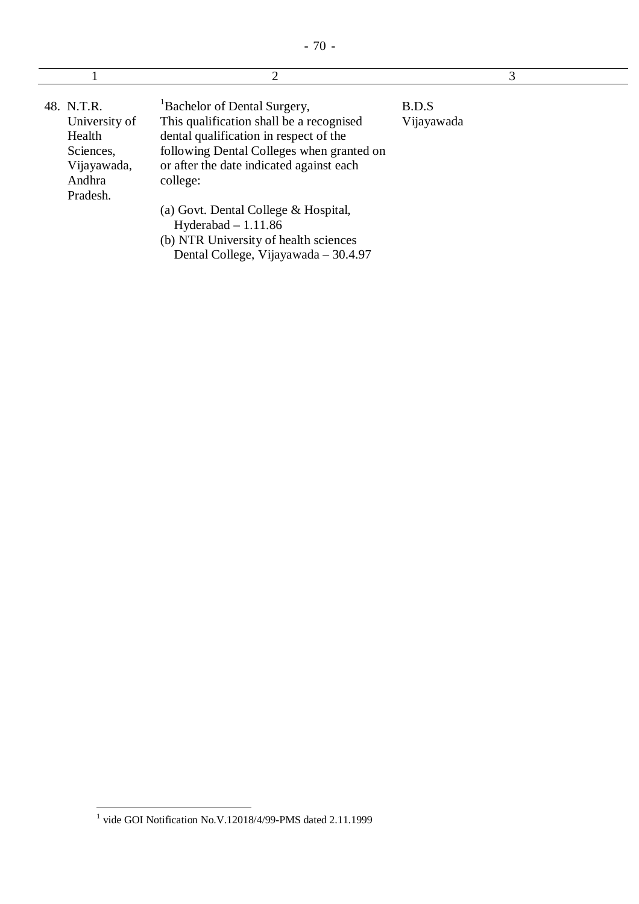| 1 | 2 | 3 |
|---|---|---|
| 48. N.T.R. University of Health Sciences, Vijayawada, Andhra Pradesh. | [1]Bachelor of Dental Surgery, This qualification shall be a recognised dental qualification in respect of the following Dental Colleges when granted on or after the date indicated against each college:<br><br>(a) Govt. Dental College & Hospital, Hyderabad – 1.11.86<br>(b) NTR University of health sciences Dental College, Vijayawada – 30.4.97 | B.D.S Vijayawada |

[1] vide GOI Notification No.V.12018/4/99-PMS dated 2.11.1999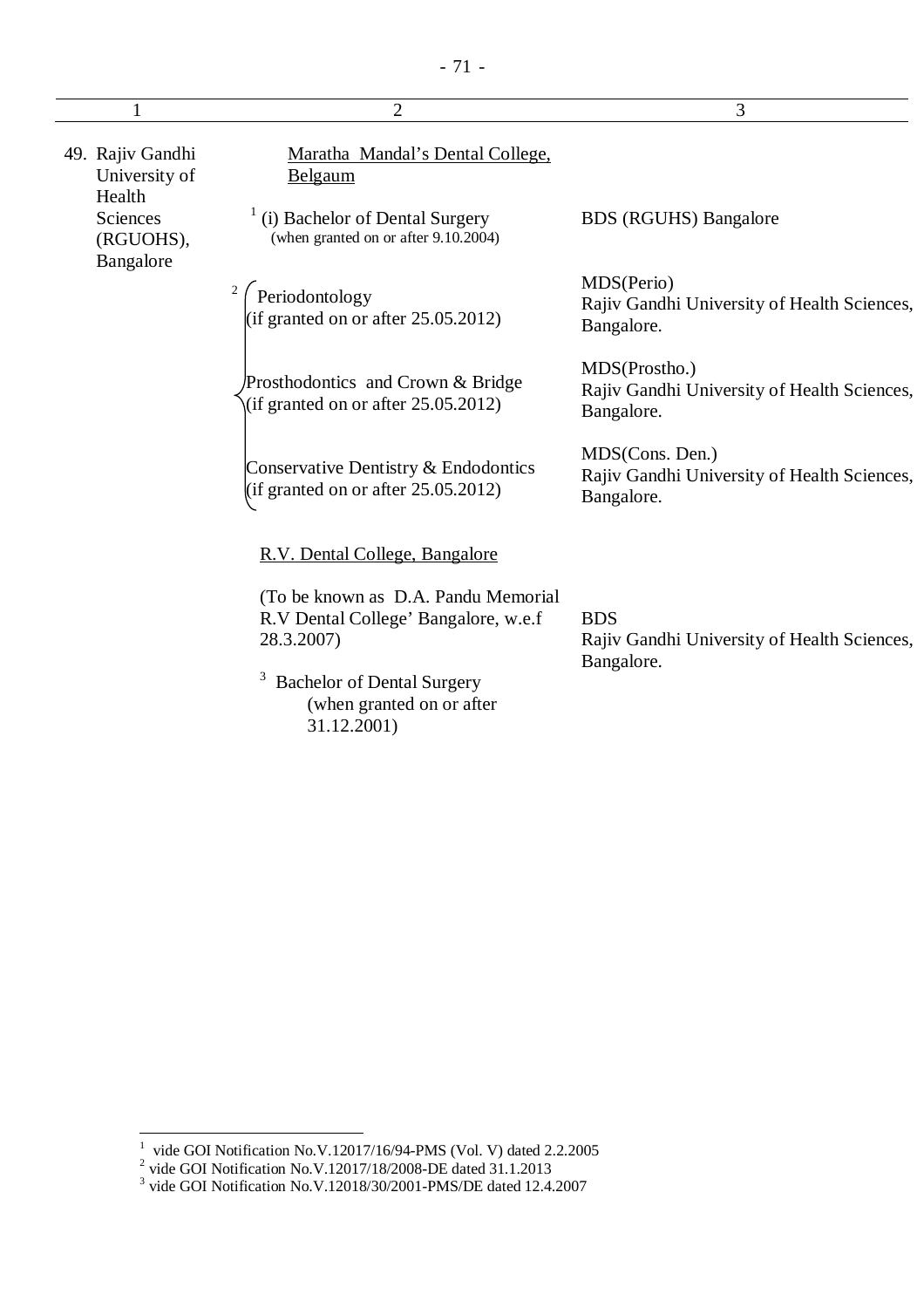| 1 | 2 | 3 |
|---|---|---|
| 49. Rajiv Gandhi University of Health Sciences (RGUOHS), Bangalore | Maratha Mandal's Dental College, Belgaum | |
| | [1] (i) Bachelor of Dental Surgery (when granted on or after 9.10.2004) | BDS (RGUHS) Bangalore |
| | [2] Periodontology (if granted on or after 25.05.2012) | MDS(Perio) Rajiv Gandhi University of Health Sciences, Bangalore. |
| | Prosthodontics and Crown & Bridge (if granted on or after 25.05.2012) | MDS(Prostho.) Rajiv Gandhi University of Health Sciences, Bangalore. |
| | Conservative Dentistry & Endodontics (if granted on or after 25.05.2012) | MDS(Cons. Den.) Rajiv Gandhi University of Health Sciences, Bangalore. |
| | R.V. Dental College, Bangalore | |
| | (To be known as D.A. Pandu Memorial R.V Dental College' Bangalore, w.e.f 28.3.2007) | BDS Rajiv Gandhi University of Health Sciences, Bangalore. |
| | [3] Bachelor of Dental Surgery (when granted on or after 31.12.2001) | |

[1] vide GOI Notification No.V.12017/16/94-PMS (Vol. V) dated 2.2.2005

[2] vide GOI Notification No.V.12017/18/2008-DE dated 31.1.2013

[3] vide GOI Notification No.V.12018/30/2001-PMS/DE dated 12.4.2007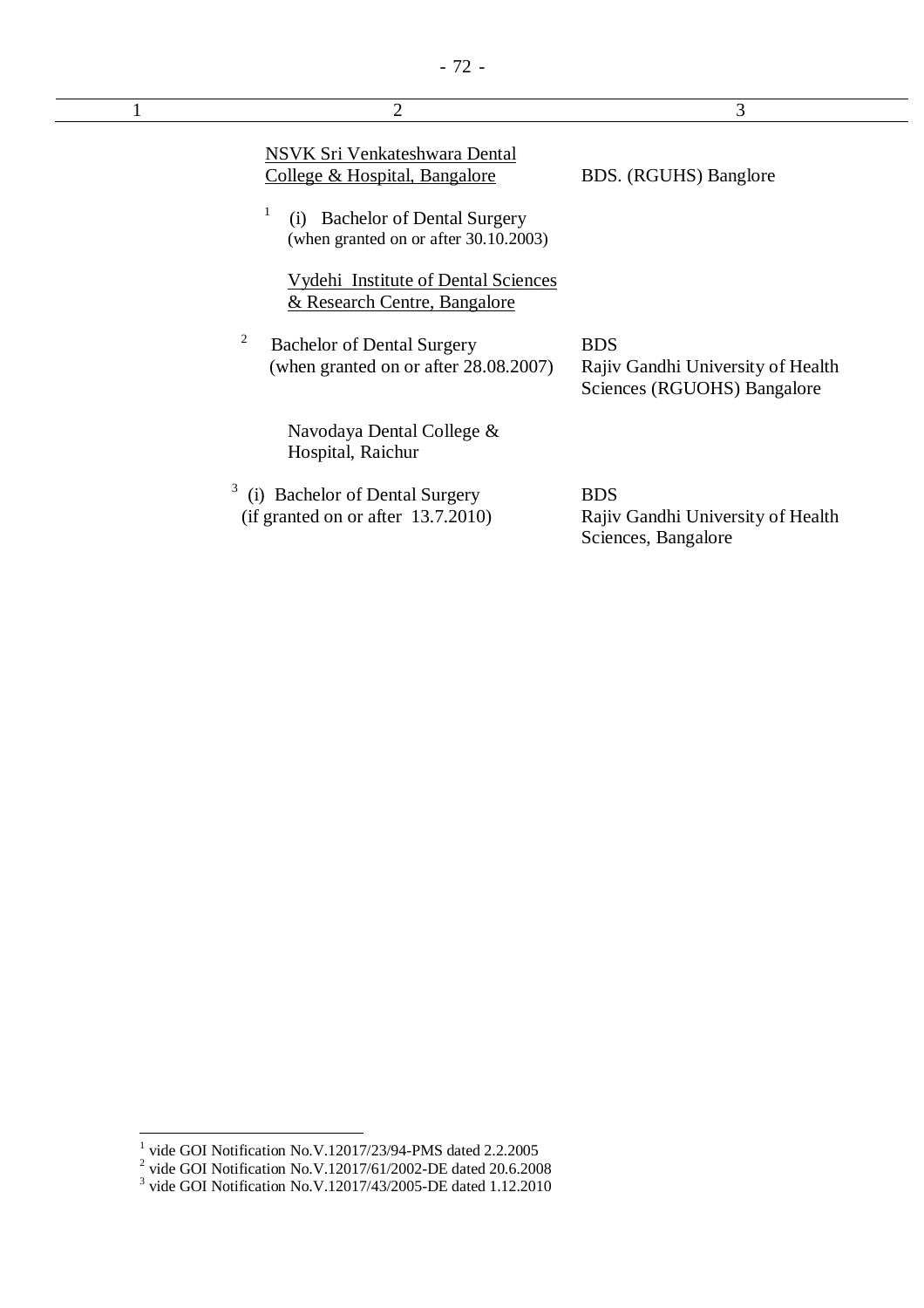| 1 | 2 | 3 |
|---|---|---|
| | NSVK Sri Venkateshwara Dental College & Hospital, Bangalore | BDS. (RGUHS) Banglore |
| | [1] (i) Bachelor of Dental Surgery (when granted on or after 30.10.2003) | |
| | Vydehi Institute of Dental Sciences & Research Centre, Bangalore | |
| | [2] Bachelor of Dental Surgery (when granted on or after 28.08.2007) | BDS Rajiv Gandhi University of Health Sciences (RGUOHS) Bangalore |
| | Navodaya Dental College & Hospital, Raichur | |
| | [3] (i) Bachelor of Dental Surgery (if granted on or after 13.7.2010) | BDS Rajiv Gandhi University of Health Sciences, Bangalore |

---

[1] vide GOI Notification No.V.12017/23/94-PMS dated 2.2.2005

[2] vide GOI Notification No.V.12017/61/2002-DE dated 20.6.2008

[3] vide GOI Notification No.V.12017/43/2005-DE dated 1.12.2010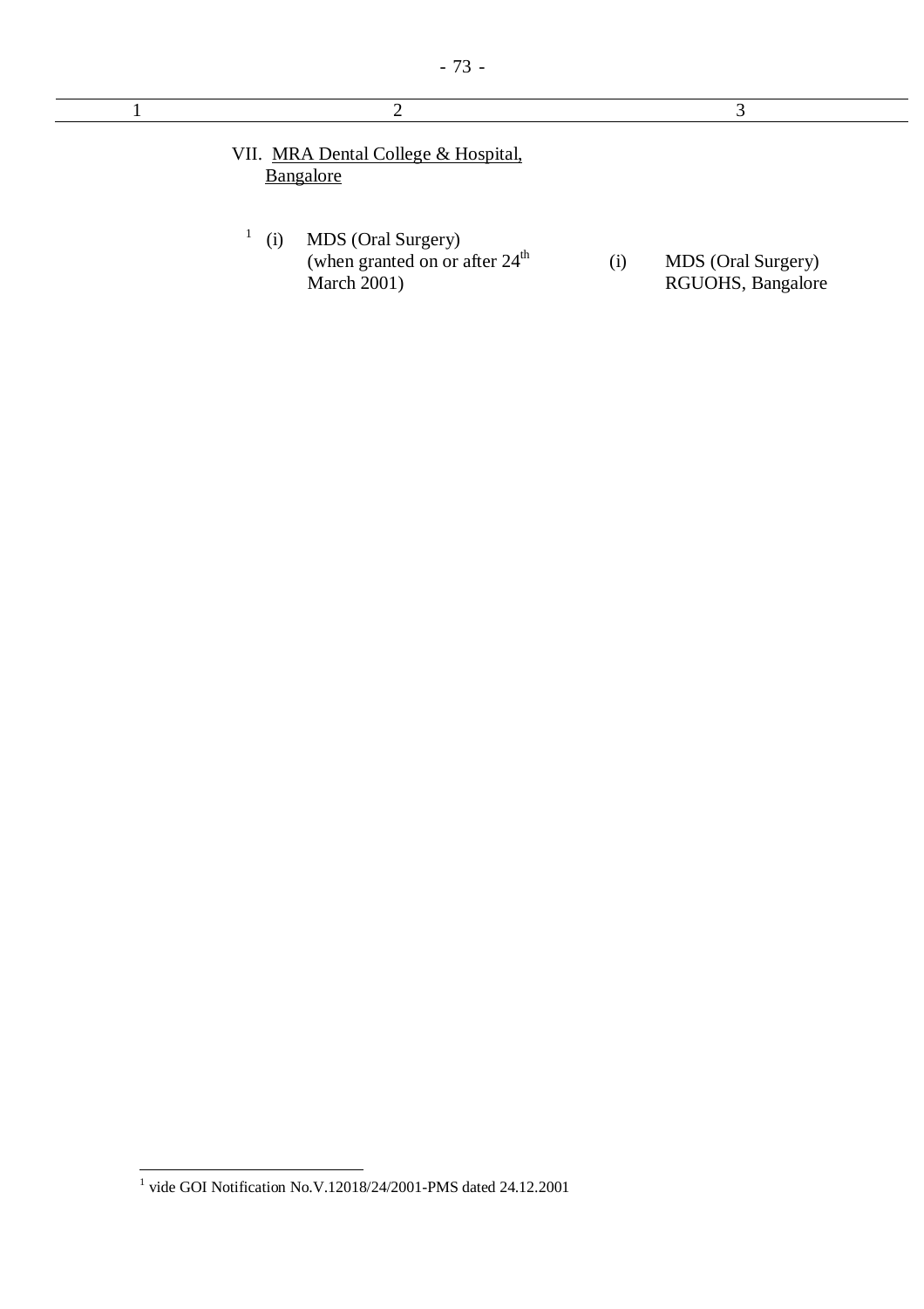| 1 | 2 | 3 |
|---|---|---|
| | VII. MRA Dental College & Hospital, Bangalore | |
| | [1] (i) MDS (Oral Surgery) (when granted on or after 24th March 2001) | (i) MDS (Oral Surgery) RGUOHS, Bangalore |

[1] vide GOI Notification No.V.12018/24/2001-PMS dated 24.12.2001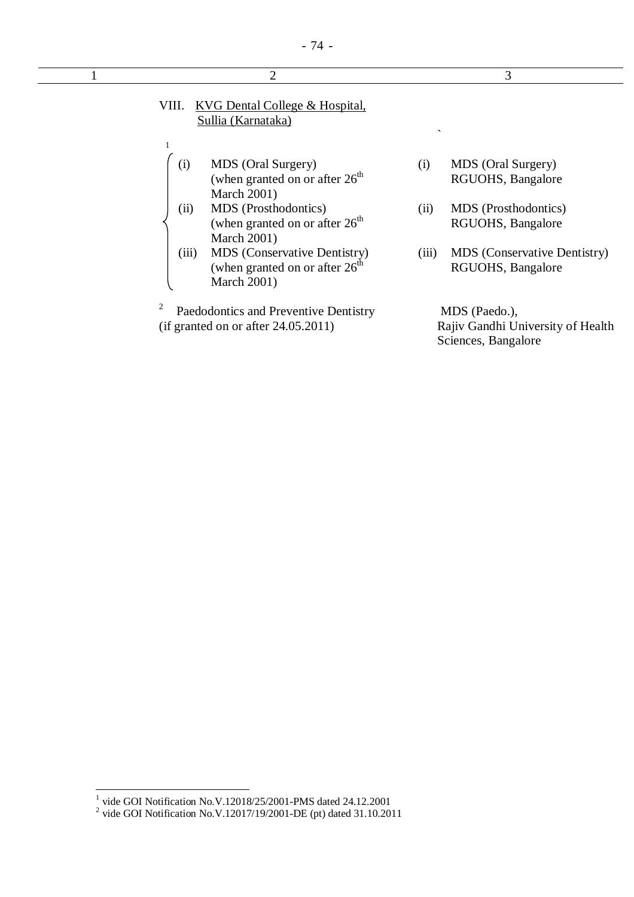| 1 | 2 | 3 |
|---|---|---|
| | VIII. KVG Dental College & Hospital, Sullia (Karnataka) | |
| | [1] (i) MDS (Oral Surgery) (when granted on or after 26th March 2001) | (i) MDS (Oral Surgery) RGUOHS, Bangalore |
| | (ii) MDS (Prosthodontics) (when granted on or after 26th March 2001) | (ii) MDS (Prosthodontics) RGUOHS, Bangalore |
| | (iii) MDS (Conservative Dentistry) (when granted on or after 26th March 2001) | (iii) MDS (Conservative Dentistry) RGUOHS, Bangalore |
| | [2] Paedodontics and Preventive Dentistry (if granted on or after 24.05.2011) | MDS (Paedo.), Rajiv Gandhi University of Health Sciences, Bangalore |

[1] vide GOI Notification No.V.12018/25/2001-PMS dated 24.12.2001
[2] vide GOI Notification No.V.12017/19/2001-DE (pt) dated 31.10.2011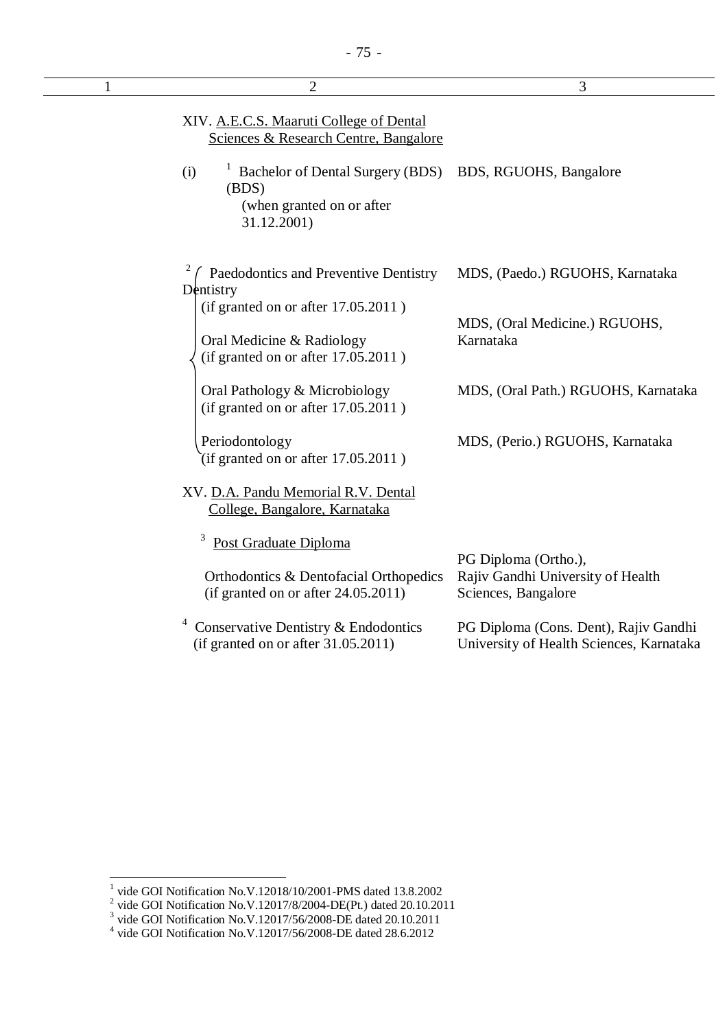| 1 | 2 | 3 |
|---|---|---|
| | XIV. <u>A.E.C.S. Maaruti College of Dental Sciences & Research Centre, Bangalore</u> | |
| | (i) [1] Bachelor of Dental Surgery (BDS) (BDS) (when granted on or after 31.12.2001) | BDS, RGUOHS, Bangalore |
| | [2] Paedodontics and Preventive Dentistry Dentistry (if granted on or after 17.05.2011 ) | MDS, (Paedo.) RGUOHS, Karnataka |
| | Oral Medicine & Radiology (if granted on or after 17.05.2011 ) | MDS, (Oral Medicine.) RGUOHS, Karnataka |
| | Oral Pathology & Microbiology (if granted on or after 17.05.2011 ) | MDS, (Oral Path.) RGUOHS, Karnataka |
| | Periodontology (if granted on or after 17.05.2011 ) | MDS, (Perio.) RGUOHS, Karnataka |
| | XV. <u>D.A. Pandu Memorial R.V. Dental College, Bangalore, Karnataka</u> | |
| | [3] <u>Post Graduate Diploma</u> | |
| | Orthodontics & Dentofacial Orthopedics (if granted on or after 24.05.2011) | PG Diploma (Ortho.), Rajiv Gandhi University of Health Sciences, Bangalore |
| | [4] Conservative Dentistry & Endodontics (if granted on or after 31.05.2011) | PG Diploma (Cons. Dent), Rajiv Gandhi University of Health Sciences, Karnataka |

---

[1] vide GOI Notification No.V.12018/10/2001-PMS dated 13.8.2002
[2] vide GOI Notification No.V.12017/8/2004-DE(Pt.) dated 20.10.2011
[3] vide GOI Notification No.V.12017/56/2008-DE dated 20.10.2011
[4] vide GOI Notification No.V.12017/56/2008-DE dated 28.6.2012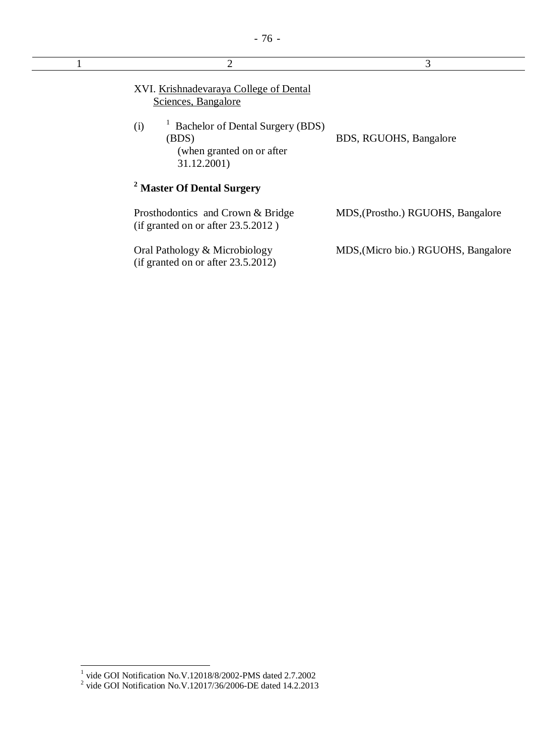| 1 | 2 | 3 |
|---|---|---|
| | XVI. Krishnadevaraya College of Dental Sciences, Bangalore | |
| | (i) [1] Bachelor of Dental Surgery (BDS) (BDS) (when granted on or after 31.12.2001) | BDS, RGUOHS, Bangalore |
| | [2] **Master Of Dental Surgery** | |
| | Prosthodontics and Crown & Bridge (if granted on or after 23.5.2012 ) | MDS,(Prostho.) RGUOHS, Bangalore |
| | Oral Pathology & Microbiology (if granted on or after 23.5.2012) | MDS,(Micro bio.) RGUOHS, Bangalore |

[1] vide GOI Notification No.V.12018/8/2002-PMS dated 2.7.2002

[2] vide GOI Notification No.V.12017/36/2006-DE dated 14.2.2013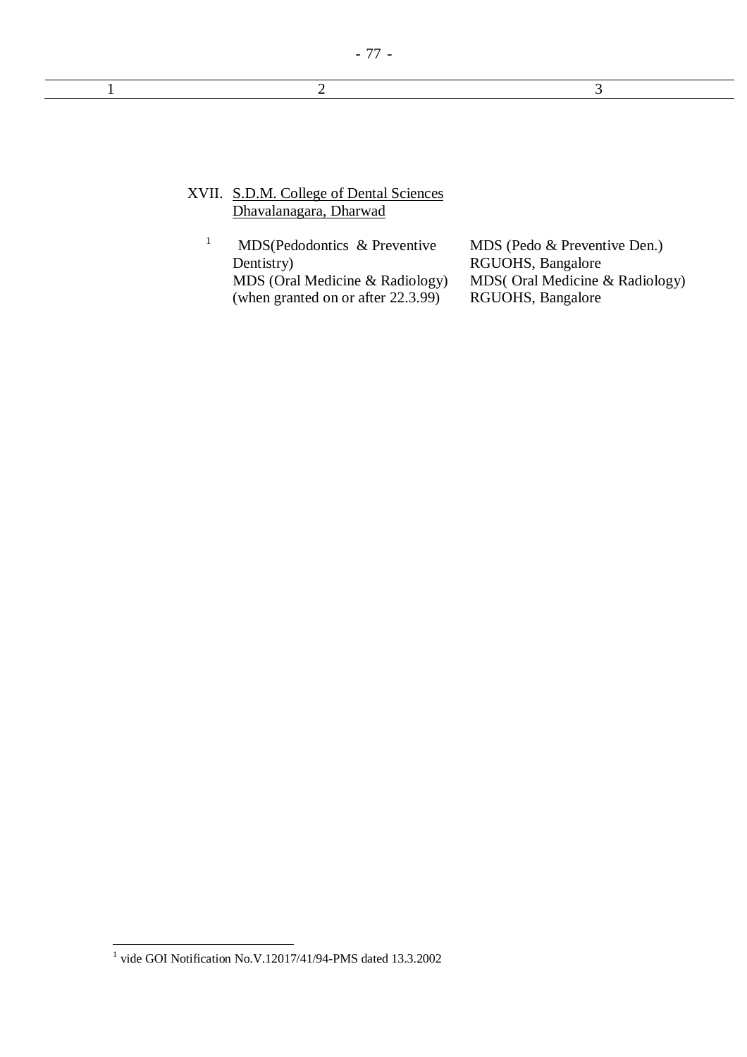| 1 | 2 | 3 |
|---|---|---|
| | XVII. S.D.M. College of Dental Sciences Dhavalanagara, Dharwad | |
| | [1] MDS(Pedodontics & Preventive Dentistry) | MDS (Pedo & Preventive Den.) RGUOHS, Bangalore |
| | MDS (Oral Medicine & Radiology) (when granted on or after 22.3.99) | MDS( Oral Medicine & Radiology) RGUOHS, Bangalore |

[1] vide GOI Notification No.V.12017/41/94-PMS dated 13.3.2002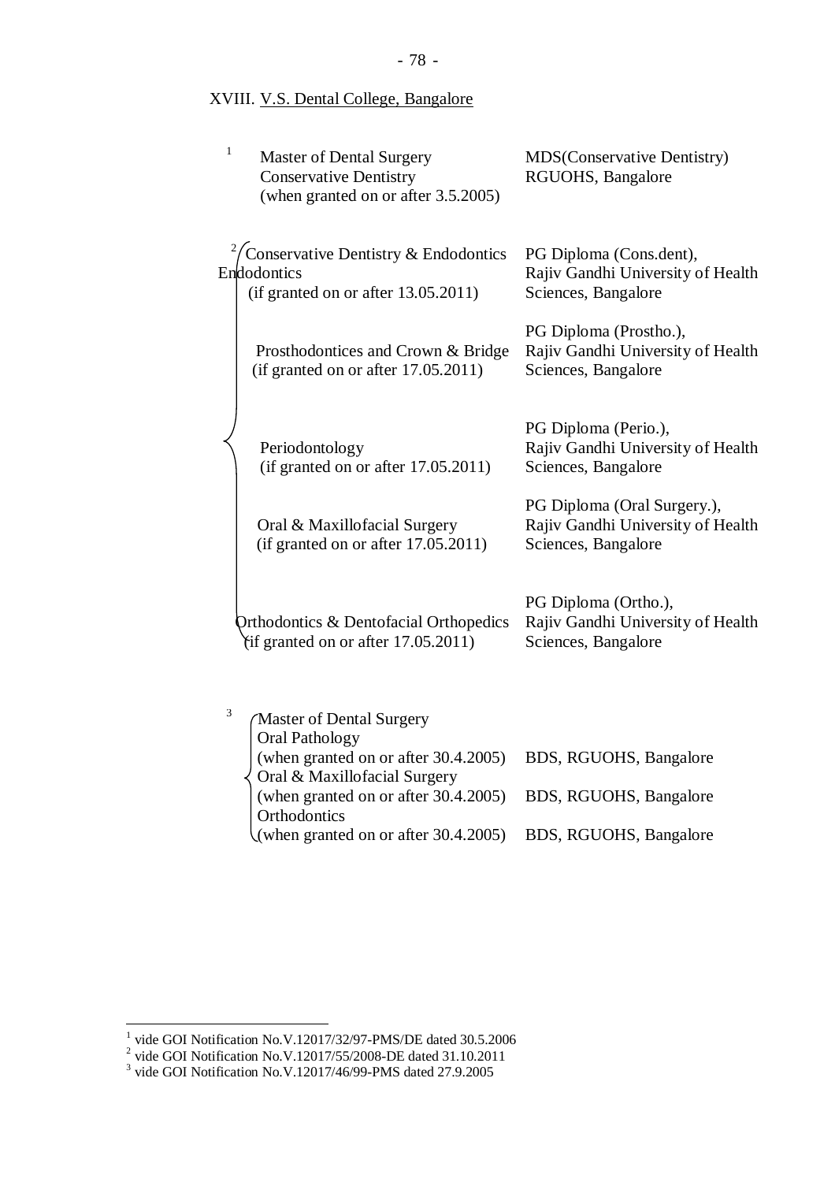XVIII. V.S. Dental College, Bangalore

| | |
|---|---|
| [1] Master of Dental Surgery<br>Conservative Dentistry<br>(when granted on or after 3.5.2005) | MDS(Conservative Dentistry)<br>RGUOHS, Bangalore |
| [2] Conservative Dentistry & Endodontics Endodontics<br>(if granted on or after 13.05.2011) | PG Diploma (Cons.dent),<br>Rajiv Gandhi University of Health Sciences, Bangalore |
| Prosthodontices and Crown & Bridge<br>(if granted on or after 17.05.2011) | PG Diploma (Prostho.),<br>Rajiv Gandhi University of Health Sciences, Bangalore |
| Periodontology<br>(if granted on or after 17.05.2011) | PG Diploma (Perio.),<br>Rajiv Gandhi University of Health Sciences, Bangalore |
| Oral & Maxillofacial Surgery<br>(if granted on or after 17.05.2011) | PG Diploma (Oral Surgery.),<br>Rajiv Gandhi University of Health Sciences, Bangalore |
| Orthodontics & Dentofacial Orthopedics<br>(if granted on or after 17.05.2011) | PG Diploma (Ortho.),<br>Rajiv Gandhi University of Health Sciences, Bangalore |
| [3] Master of Dental Surgery<br>Oral Pathology<br>(when granted on or after 30.4.2005) | BDS, RGUOHS, Bangalore |
| Oral & Maxillofacial Surgery<br>(when granted on or after 30.4.2005) | BDS, RGUOHS, Bangalore |
| Orthodontics<br>(when granted on or after 30.4.2005) | BDS, RGUOHS, Bangalore |

---

[1] vide GOI Notification No.V.12017/32/97-PMS/DE dated 30.5.2006
[2] vide GOI Notification No.V.12017/55/2008-DE dated 31.10.2011
[3] vide GOI Notification No.V.12017/46/99-PMS dated 27.9.2005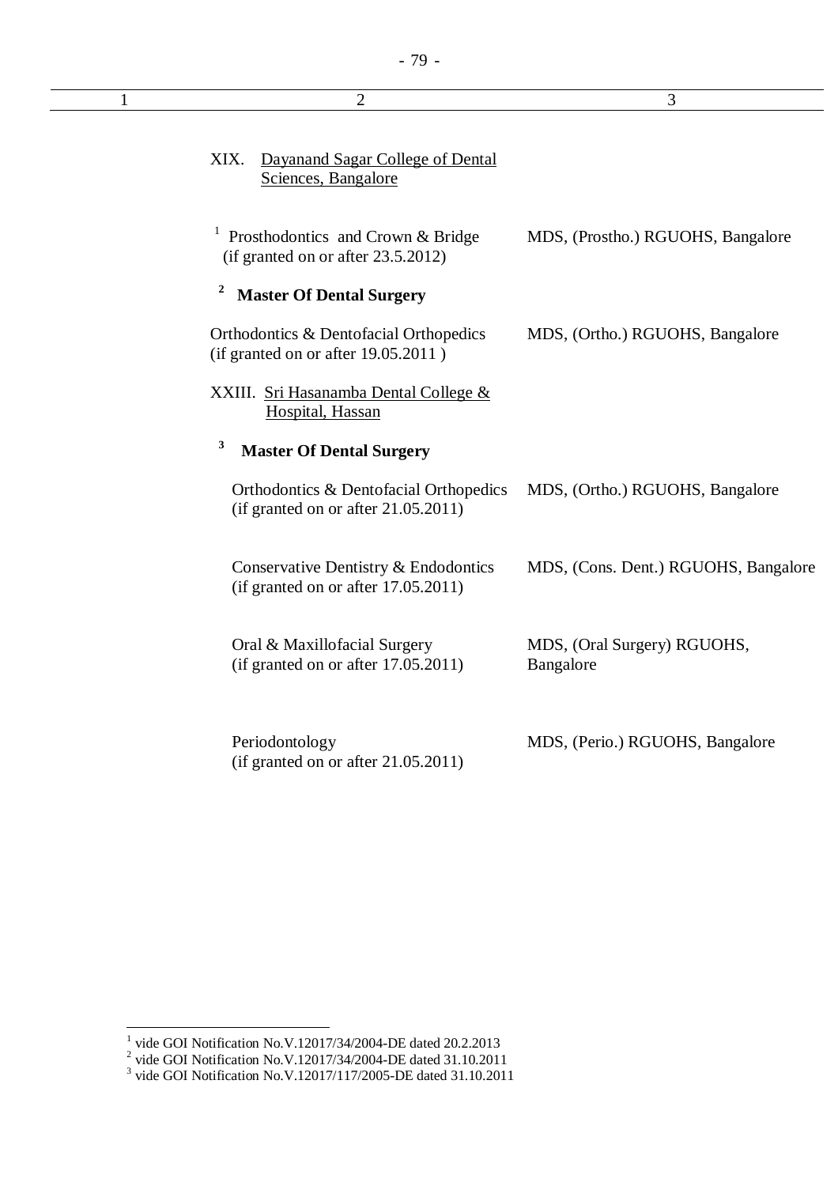| 1 | 2 | 3 |
|---|---|---|
| | XIX. Dayanand Sagar College of Dental Sciences, Bangalore | |
| | [1] Prosthodontics and Crown & Bridge (if granted on or after 23.5.2012) | MDS, (Prostho.) RGUOHS, Bangalore |
| | [2] **Master Of Dental Surgery** | |
| | Orthodontics & Dentofacial Orthopedics (if granted on or after 19.05.2011 ) | MDS, (Ortho.) RGUOHS, Bangalore |
| | XXIII. Sri Hasanamba Dental College & Hospital, Hassan | |
| | [3] **Master Of Dental Surgery** | |
| | Orthodontics & Dentofacial Orthopedics (if granted on or after 21.05.2011) | MDS, (Ortho.) RGUOHS, Bangalore |
| | Conservative Dentistry & Endodontics (if granted on or after 17.05.2011) | MDS, (Cons. Dent.) RGUOHS, Bangalore |
| | Oral & Maxillofacial Surgery (if granted on or after 17.05.2011) | MDS, (Oral Surgery) RGUOHS, Bangalore |
| | Periodontology (if granted on or after 21.05.2011) | MDS, (Perio.) RGUOHS, Bangalore |

[1] vide GOI Notification No.V.12017/34/2004-DE dated 20.2.2013
[2] vide GOI Notification No.V.12017/34/2004-DE dated 31.10.2011
[3] vide GOI Notification No.V.12017/117/2005-DE dated 31.10.2011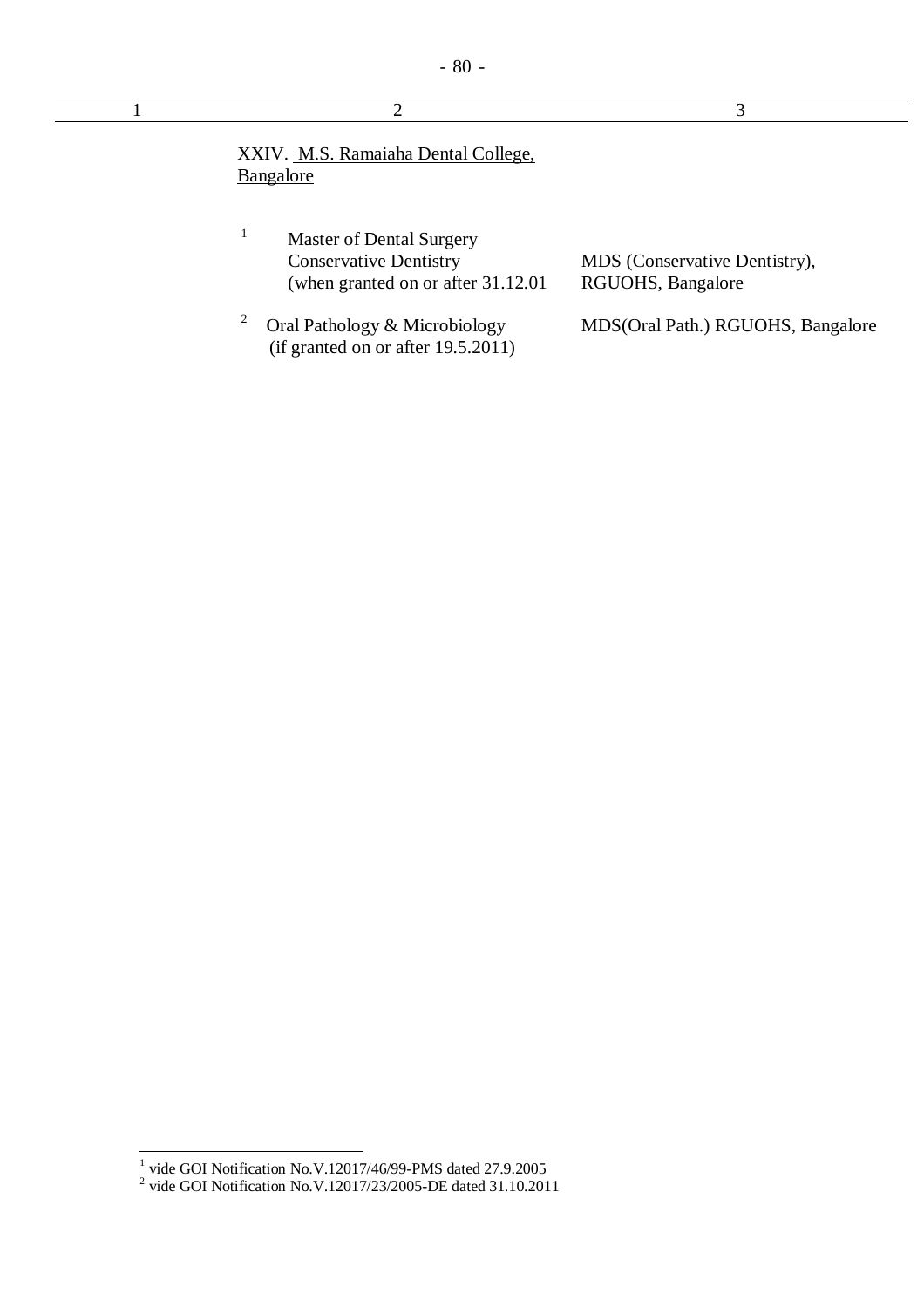| 1 | 2 | 3 |
|---|---|---|
| | XXIV. M.S. Ramaiaha Dental College, Bangalore | |
| | [1] Master of Dental Surgery Conservative Dentistry (when granted on or after 31.12.01 | MDS (Conservative Dentistry), RGUOHS, Bangalore |
| | [2] Oral Pathology & Microbiology (if granted on or after 19.5.2011) | MDS(Oral Path.) RGUOHS, Bangalore |

[1] vide GOI Notification No.V.12017/46/99-PMS dated 27.9.2005

[2] vide GOI Notification No.V.12017/23/2005-DE dated 31.10.2011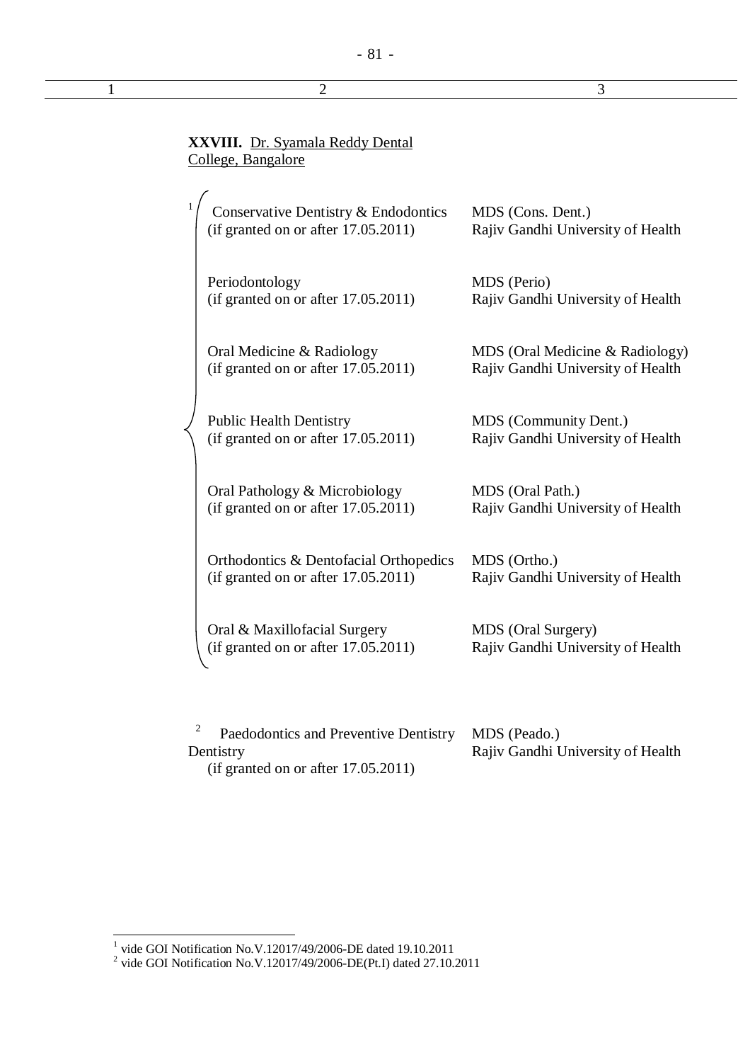| 1 | 2 | 3 |
|---|---|---|
| | **XXVIII.** Dr. Syamala Reddy Dental College, Bangalore | |
| | [1] Conservative Dentistry & Endodontics (if granted on or after 17.05.2011) | MDS (Cons. Dent.) Rajiv Gandhi University of Health |
| | Periodontology (if granted on or after 17.05.2011) | MDS (Perio) Rajiv Gandhi University of Health |
| | Oral Medicine & Radiology (if granted on or after 17.05.2011) | MDS (Oral Medicine & Radiology) Rajiv Gandhi University of Health |
| | Public Health Dentistry (if granted on or after 17.05.2011) | MDS (Community Dent.) Rajiv Gandhi University of Health |
| | Oral Pathology & Microbiology (if granted on or after 17.05.2011) | MDS (Oral Path.) Rajiv Gandhi University of Health |
| | Orthodontics & Dentofacial Orthopedics (if granted on or after 17.05.2011) | MDS (Ortho.) Rajiv Gandhi University of Health |
| | Oral & Maxillofacial Surgery (if granted on or after 17.05.2011) | MDS (Oral Surgery) Rajiv Gandhi University of Health |
| | [2] Paedodontics and Preventive Dentistry Dentistry (if granted on or after 17.05.2011) | MDS (Peado.) Rajiv Gandhi University of Health |

[1] vide GOI Notification No.V.12017/49/2006-DE dated 19.10.2011

[2] vide GOI Notification No.V.12017/49/2006-DE(Pt.I) dated 27.10.2011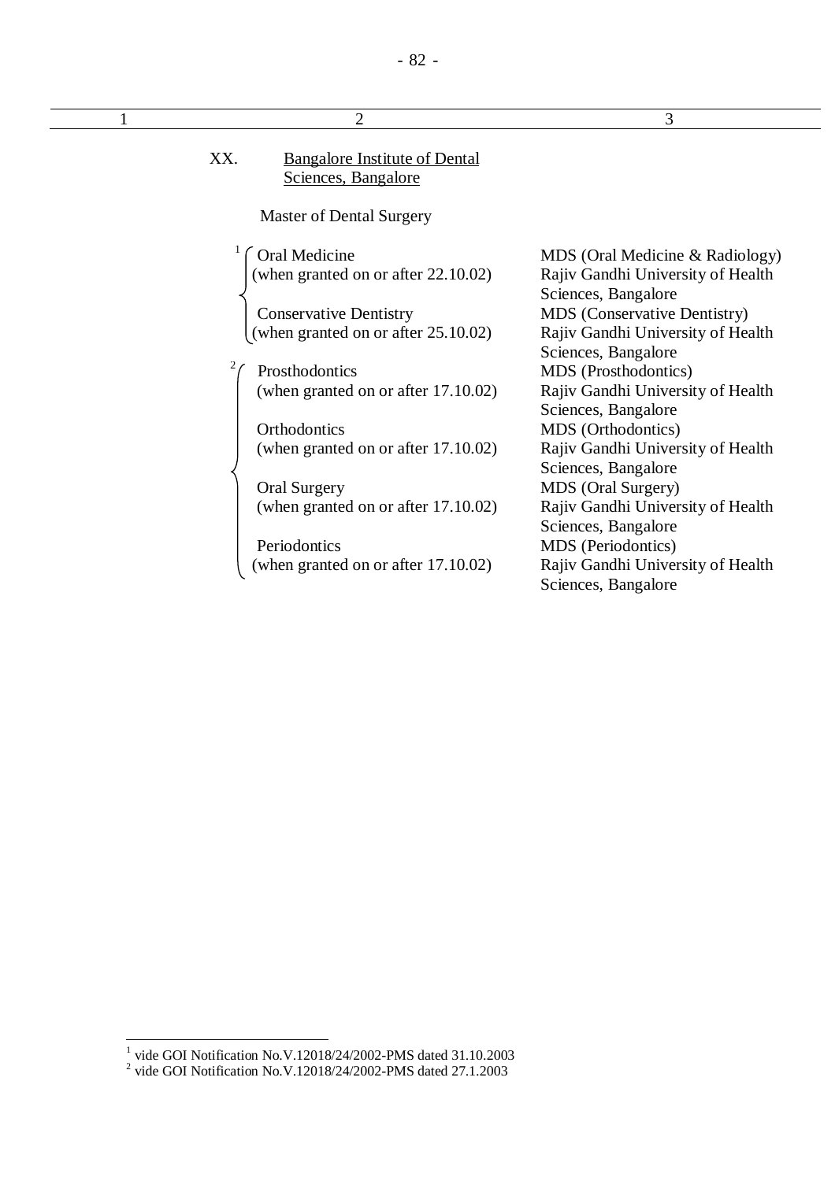| 1 | 2 | 3 |
|---|---|---|
| | XX. Bangalore Institute of Dental Sciences, Bangalore | |
| | Master of Dental Surgery | |
| | [1] Oral Medicine (when granted on or after 22.10.02) | MDS (Oral Medicine & Radiology) Rajiv Gandhi University of Health Sciences, Bangalore |
| | Conservative Dentistry (when granted on or after 25.10.02) | MDS (Conservative Dentistry) Rajiv Gandhi University of Health Sciences, Bangalore |
| | [2] Prosthodontics (when granted on or after 17.10.02) | MDS (Prosthodontics) Rajiv Gandhi University of Health Sciences, Bangalore |
| | Orthodontics (when granted on or after 17.10.02) | MDS (Orthodontics) Rajiv Gandhi University of Health Sciences, Bangalore |
| | Oral Surgery (when granted on or after 17.10.02) | MDS (Oral Surgery) Rajiv Gandhi University of Health Sciences, Bangalore |
| | Periodontics (when granted on or after 17.10.02) | MDS (Periodontics) Rajiv Gandhi University of Health Sciences, Bangalore |

[1] vide GOI Notification No.V.12018/24/2002-PMS dated 31.10.2003

[2] vide GOI Notification No.V.12018/24/2002-PMS dated 27.1.2003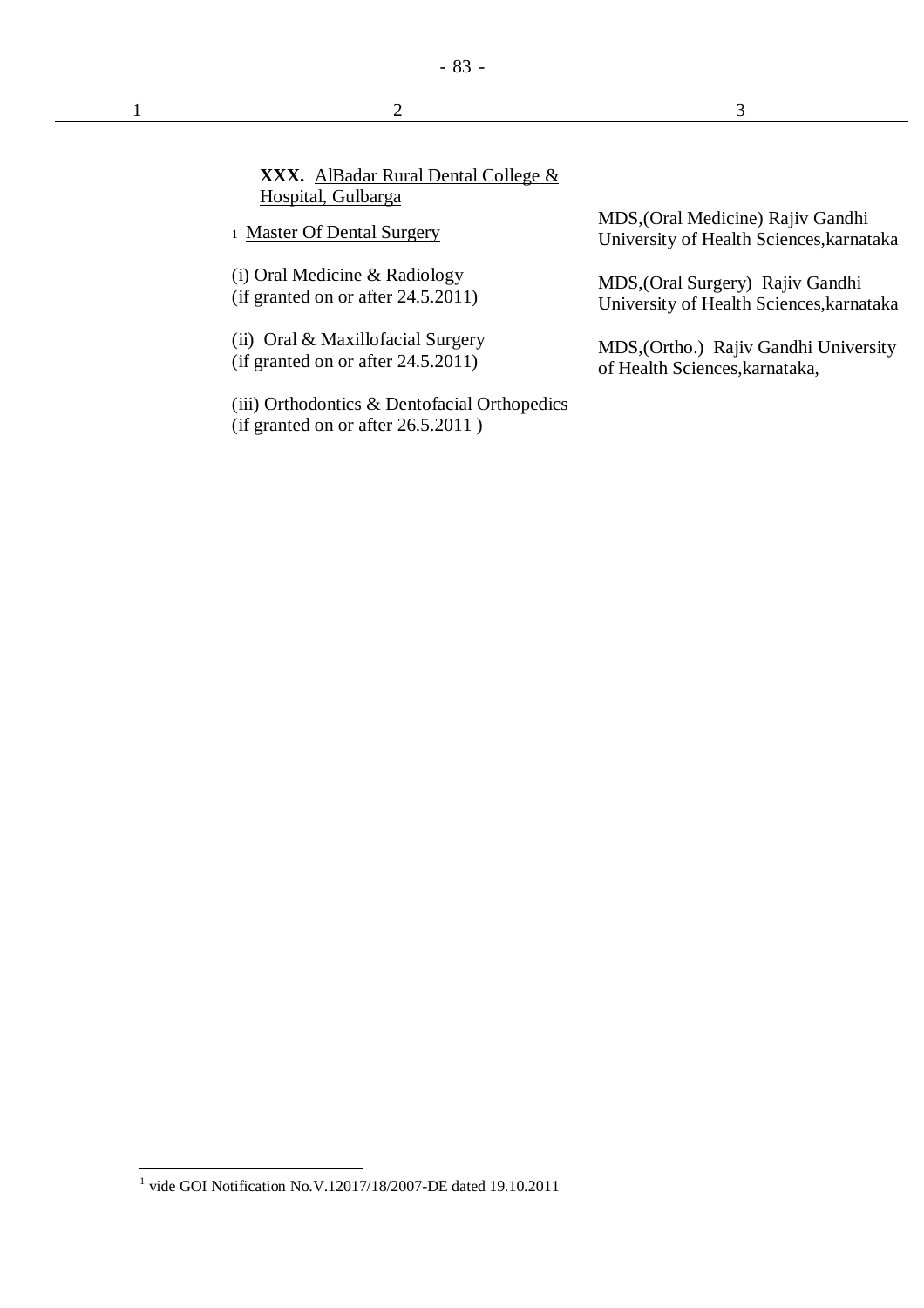| 1 | 2 | 3 |
|---|---|---|
| | **XXX.** AlBadar Rural Dental College & Hospital, Gulbarga | |
| | [1] Master Of Dental Surgery | |
| | (i) Oral Medicine & Radiology (if granted on or after 24.5.2011) | MDS,(Oral Medicine) Rajiv Gandhi University of Health Sciences,karnataka |
| | (ii) Oral & Maxillofacial Surgery (if granted on or after 24.5.2011) | MDS,(Oral Surgery) Rajiv Gandhi University of Health Sciences,karnataka |
| | (iii) Orthodontics & Dentofacial Orthopedics (if granted on or after 26.5.2011 ) | MDS,(Ortho.) Rajiv Gandhi University of Health Sciences,karnataka, |

[1] vide GOI Notification No.V.12017/18/2007-DE dated 19.10.2011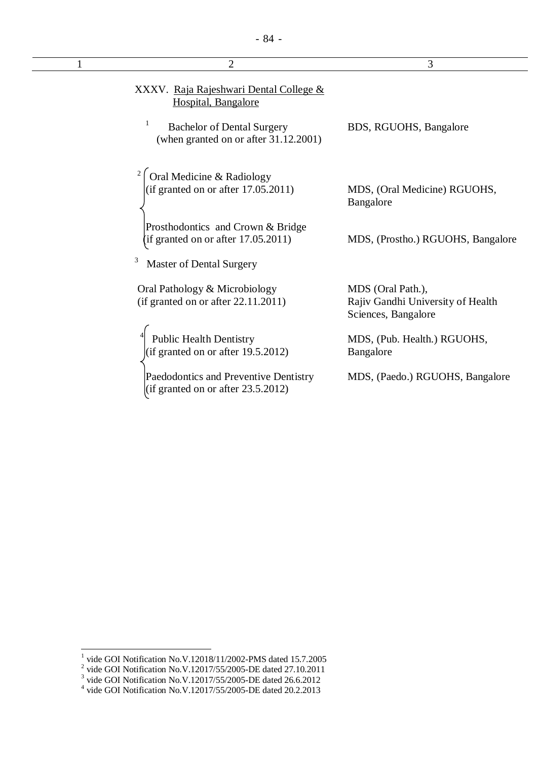| 1 | 2 | 3 |
|---|---|---|
| | XXXV. Raja Rajeshwari Dental College & Hospital, Bangalore | |
| | [1] Bachelor of Dental Surgery (when granted on or after 31.12.2001) | BDS, RGUOHS, Bangalore |
| | [2] Oral Medicine & Radiology (if granted on or after 17.05.2011) | MDS, (Oral Medicine) RGUOHS, Bangalore |
| | Prosthodontics and Crown & Bridge (if granted on or after 17.05.2011) | MDS, (Prostho.) RGUOHS, Bangalore |
| | [3] Master of Dental Surgery | |
| | Oral Pathology & Microbiology (if granted on or after 22.11.2011) | MDS (Oral Path.), Rajiv Gandhi University of Health Sciences, Bangalore |
| | [4] Public Health Dentistry (if granted on or after 19.5.2012) | MDS, (Pub. Health.) RGUOHS, Bangalore |
| | Paedodontics and Preventive Dentistry (if granted on or after 23.5.2012) | MDS, (Paedo.) RGUOHS, Bangalore |

[1] vide GOI Notification No.V.12018/11/2002-PMS dated 15.7.2005
[2] vide GOI Notification No.V.12017/55/2005-DE dated 27.10.2011
[3] vide GOI Notification No.V.12017/55/2005-DE dated 26.6.2012
[4] vide GOI Notification No.V.12017/55/2005-DE dated 20.2.2013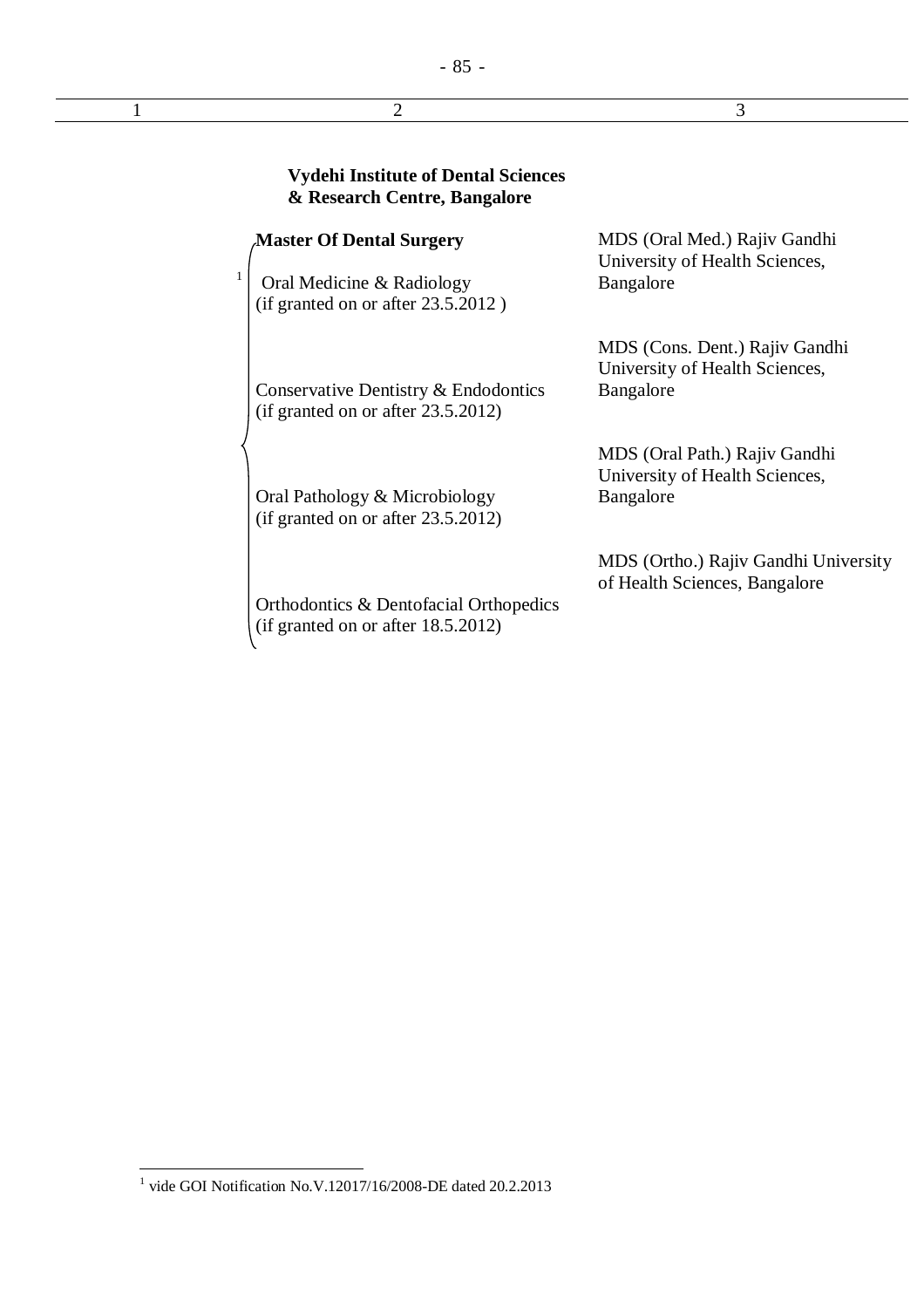| 1 | 2 | 3 |
|---|---|---|
| | **Vydehi Institute of Dental Sciences & Research Centre, Bangalore** | |
| | **Master Of Dental Surgery** | |
| | [1] Oral Medicine & Radiology (if granted on or after 23.5.2012 ) | MDS (Oral Med.) Rajiv Gandhi University of Health Sciences, Bangalore |
| | Conservative Dentistry & Endodontics (if granted on or after 23.5.2012) | MDS (Cons. Dent.) Rajiv Gandhi University of Health Sciences, Bangalore |
| | Oral Pathology & Microbiology (if granted on or after 23.5.2012) | MDS (Oral Path.) Rajiv Gandhi University of Health Sciences, Bangalore |
| | Orthodontics & Dentofacial Orthopedics (if granted on or after 18.5.2012) | MDS (Ortho.) Rajiv Gandhi University of Health Sciences, Bangalore |

[1] vide GOI Notification No.V.12017/16/2008-DE dated 20.2.2013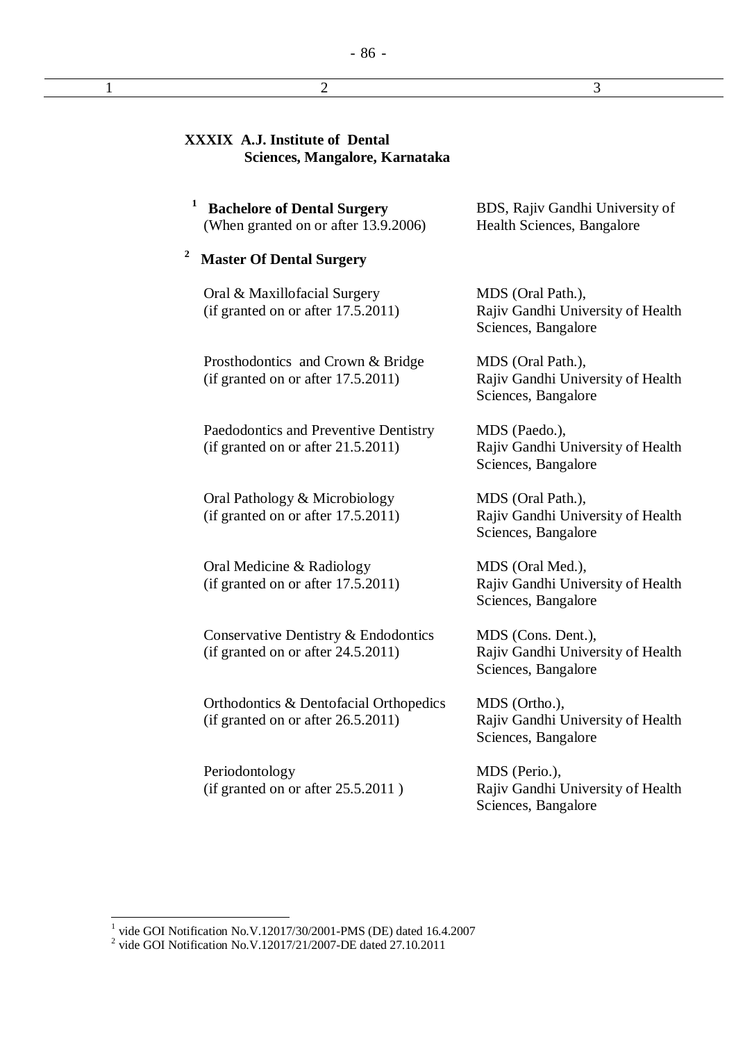| 1 | 2 | 3 |
|---|---|---|
| | **XXXIX A.J. Institute of Dental Sciences, Mangalore, Karnataka** | |
| | [1] **Bachelore of Dental Surgery** (When granted on or after 13.9.2006) | BDS, Rajiv Gandhi University of Health Sciences, Bangalore |
| | [2] **Master Of Dental Surgery** | |
| | Oral & Maxillofacial Surgery (if granted on or after 17.5.2011) | MDS (Oral Path.), Rajiv Gandhi University of Health Sciences, Bangalore |
| | Prosthodontics and Crown & Bridge (if granted on or after 17.5.2011) | MDS (Oral Path.), Rajiv Gandhi University of Health Sciences, Bangalore |
| | Paedodontics and Preventive Dentistry (if granted on or after 21.5.2011) | MDS (Paedo.), Rajiv Gandhi University of Health Sciences, Bangalore |
| | Oral Pathology & Microbiology (if granted on or after 17.5.2011) | MDS (Oral Path.), Rajiv Gandhi University of Health Sciences, Bangalore |
| | Oral Medicine & Radiology (if granted on or after 17.5.2011) | MDS (Oral Med.), Rajiv Gandhi University of Health Sciences, Bangalore |
| | Conservative Dentistry & Endodontics (if granted on or after 24.5.2011) | MDS (Cons. Dent.), Rajiv Gandhi University of Health Sciences, Bangalore |
| | Orthodontics & Dentofacial Orthopedics (if granted on or after 26.5.2011) | MDS (Ortho.), Rajiv Gandhi University of Health Sciences, Bangalore |
| | Periodontology (if granted on or after 25.5.2011 ) | MDS (Perio.), Rajiv Gandhi University of Health Sciences, Bangalore |

[1] vide GOI Notification No.V.12017/30/2001-PMS (DE) dated 16.4.2007

[2] vide GOI Notification No.V.12017/21/2007-DE dated 27.10.2011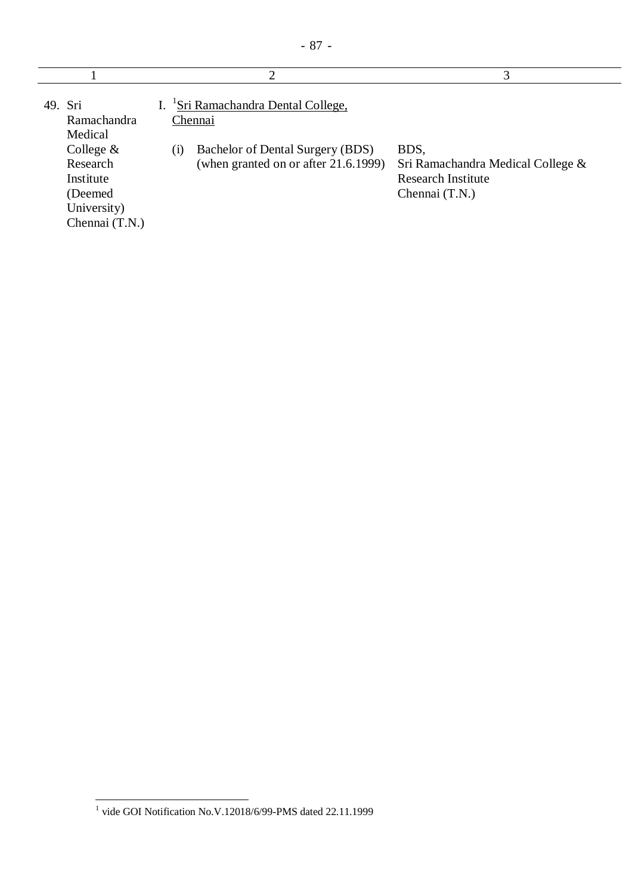| 1 | 2 | 3 |
|---|---|---|
| 49. Sri Ramachandra Medical College & Research Institute (Deemed University) Chennai (T.N.) | I. [1]Sri Ramachandra Dental College, Chennai | |
| | (i) Bachelor of Dental Surgery (BDS) (when granted on or after 21.6.1999) | BDS, Sri Ramachandra Medical College & Research Institute Chennai (T.N.) |

[1] vide GOI Notification No.V.12018/6/99-PMS dated 22.11.1999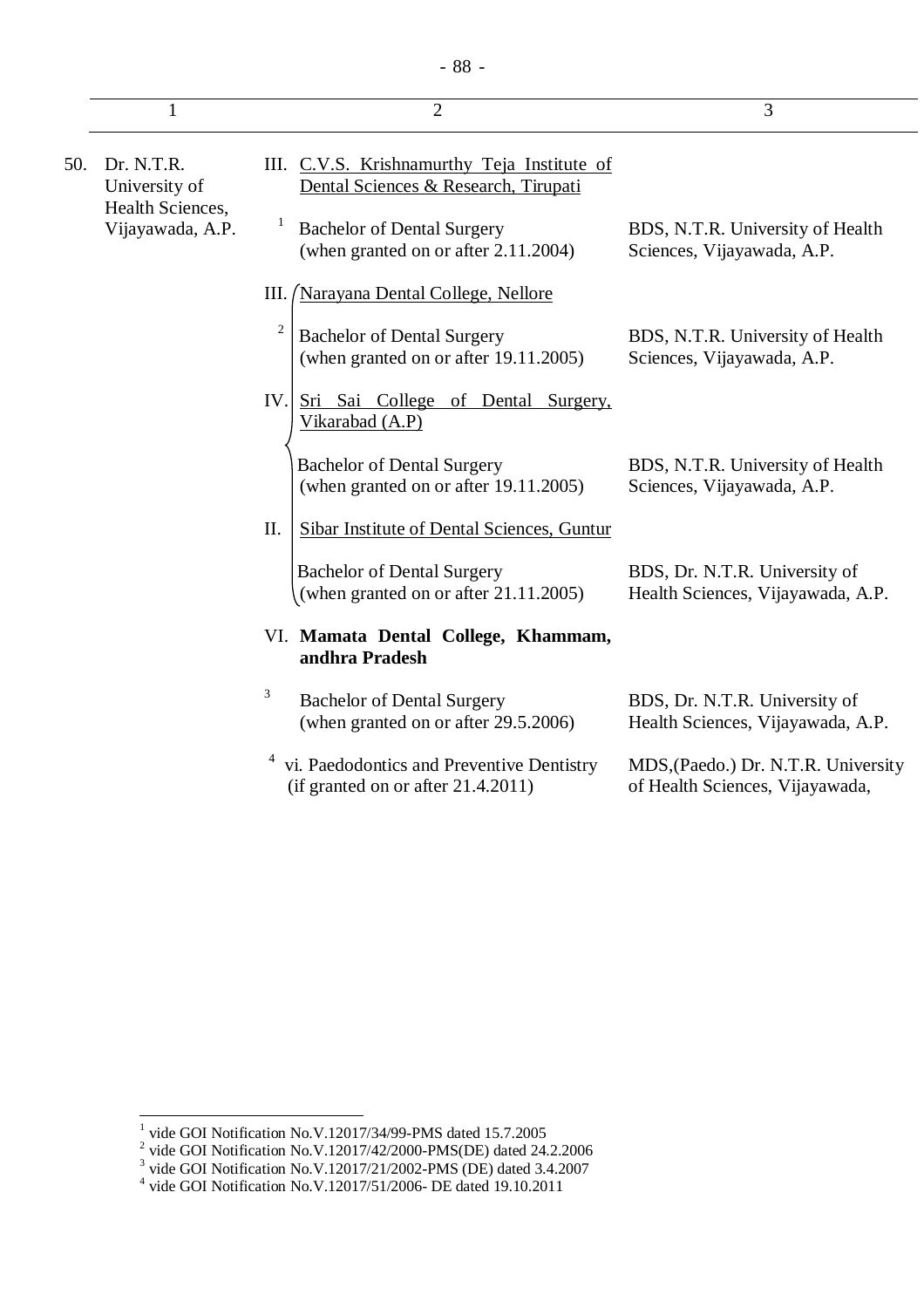| | 1 | 2 | 3 |
|---|---|---|---|
| 50. | Dr. N.T.R. University of Health Sciences, Vijayawada, A.P. | III. C.V.S. Krishnamurthy Teja Institute of Dental Sciences & Research, Tirupati | |
| | | [1] Bachelor of Dental Surgery (when granted on or after 2.11.2004) | BDS, N.T.R. University of Health Sciences, Vijayawada, A.P. |
| | | III. Narayana Dental College, Nellore | |
| | | [2] Bachelor of Dental Surgery (when granted on or after 19.11.2005) | BDS, N.T.R. University of Health Sciences, Vijayawada, A.P. |
| | | IV. Sri Sai College of Dental Surgery, Vikarabad (A.P) | |
| | | Bachelor of Dental Surgery (when granted on or after 19.11.2005) | BDS, N.T.R. University of Health Sciences, Vijayawada, A.P. |
| | | II. Sibar Institute of Dental Sciences, Guntur | |
| | | Bachelor of Dental Surgery (when granted on or after 21.11.2005) | BDS, Dr. N.T.R. University of Health Sciences, Vijayawada, A.P. |
| | | VI. **Mamata Dental College, Khammam, andhra Pradesh** | |
| | | [3] Bachelor of Dental Surgery (when granted on or after 29.5.2006) | BDS, Dr. N.T.R. University of Health Sciences, Vijayawada, A.P. |
| | | [4] vi. Paedodontics and Preventive Dentistry (if granted on or after 21.4.2011) | MDS,(Paedo.) Dr. N.T.R. University of Health Sciences, Vijayawada, |

[1] vide GOI Notification No.V.12017/34/99-PMS dated 15.7.2005
[2] vide GOI Notification No.V.12017/42/2000-PMS(DE) dated 24.2.2006
[3] vide GOI Notification No.V.12017/21/2002-PMS (DE) dated 3.4.2007
[4] vide GOI Notification No.V.12017/51/2006- DE dated 19.10.2011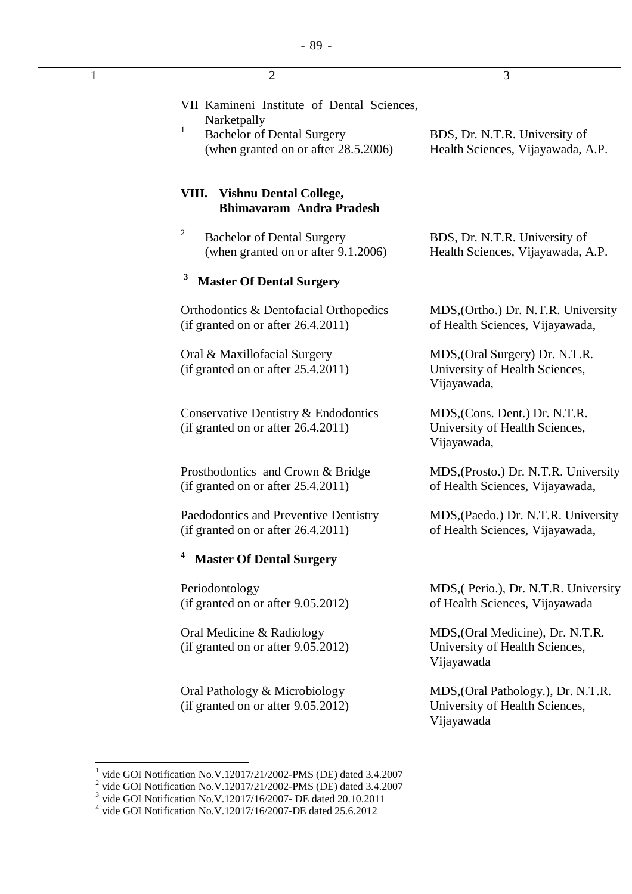| 1 | 2 | 3 |
|---|---|---|
| | VII Kamineni Institute of Dental Sciences, Narketpally | |
| | [1] Bachelor of Dental Surgery (when granted on or after 28.5.2006) | BDS, Dr. N.T.R. University of Health Sciences, Vijayawada, A.P. |
| | **VIII. Vishnu Dental College, Bhimavaram Andra Pradesh** | |
| | [2] Bachelor of Dental Surgery (when granted on or after 9.1.2006) | BDS, Dr. N.T.R. University of Health Sciences, Vijayawada, A.P. |
| | [3] **Master Of Dental Surgery** | |
| | Orthodontics & Dentofacial Orthopedics (if granted on or after 26.4.2011) | MDS,(Ortho.) Dr. N.T.R. University of Health Sciences, Vijayawada, |
| | Oral & Maxillofacial Surgery (if granted on or after 25.4.2011) | MDS,(Oral Surgery) Dr. N.T.R. University of Health Sciences, Vijayawada, |
| | Conservative Dentistry & Endodontics (if granted on or after 26.4.2011) | MDS,(Cons. Dent.) Dr. N.T.R. University of Health Sciences, Vijayawada, |
| | Prosthodontics and Crown & Bridge (if granted on or after 25.4.2011) | MDS,(Prosto.) Dr. N.T.R. University of Health Sciences, Vijayawada, |
| | Paedodontics and Preventive Dentistry (if granted on or after 26.4.2011) | MDS,(Paedo.) Dr. N.T.R. University of Health Sciences, Vijayawada, |
| | [4] **Master Of Dental Surgery** | |
| | Periodontology (if granted on or after 9.05.2012) | MDS,( Perio.), Dr. N.T.R. University of Health Sciences, Vijayawada |
| | Oral Medicine & Radiology (if granted on or after 9.05.2012) | MDS,(Oral Medicine), Dr. N.T.R. University of Health Sciences, Vijayawada |
| | Oral Pathology & Microbiology (if granted on or after 9.05.2012) | MDS,(Oral Pathology.), Dr. N.T.R. University of Health Sciences, Vijayawada |

[1] vide GOI Notification No.V.12017/21/2002-PMS (DE) dated 3.4.2007

[2] vide GOI Notification No.V.12017/21/2002-PMS (DE) dated 3.4.2007

[3] vide GOI Notification No.V.12017/16/2007- DE dated 20.10.2011

[4] vide GOI Notification No.V.12017/16/2007-DE dated 25.6.2012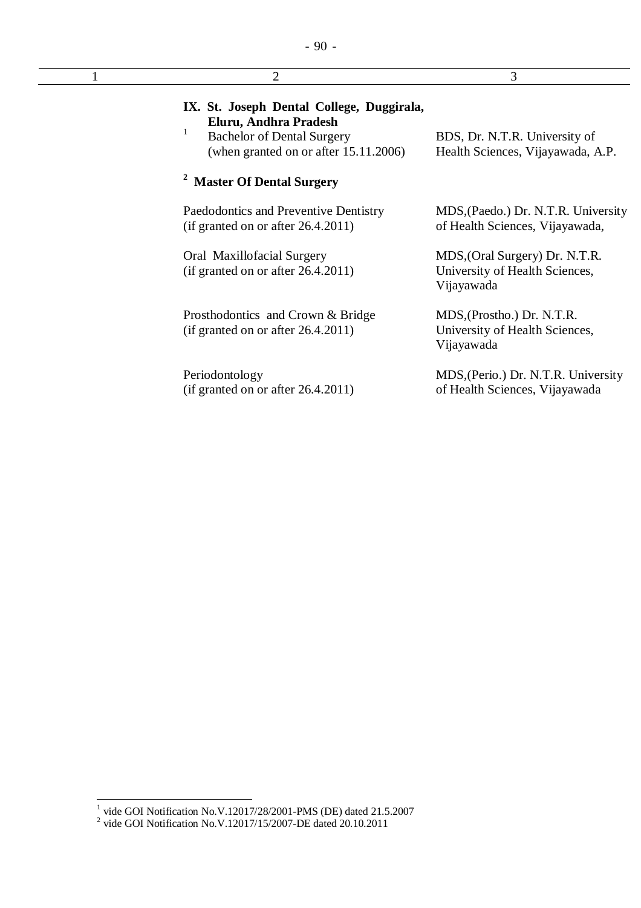| 1 | 2 | 3 |
|---|---|---|
| | **IX. St. Joseph Dental College, Duggirala, Eluru, Andhra Pradesh** | |
| | [1] Bachelor of Dental Surgery (when granted on or after 15.11.2006) | BDS, Dr. N.T.R. University of Health Sciences, Vijayawada, A.P. |
| | [2] **Master Of Dental Surgery** | |
| | Paedodontics and Preventive Dentistry (if granted on or after 26.4.2011) | MDS,(Paedo.) Dr. N.T.R. University of Health Sciences, Vijayawada, |
| | Oral Maxillofacial Surgery (if granted on or after 26.4.2011) | MDS,(Oral Surgery) Dr. N.T.R. University of Health Sciences, Vijayawada |
| | Prosthodontics and Crown & Bridge (if granted on or after 26.4.2011) | MDS,(Prostho.) Dr. N.T.R. University of Health Sciences, Vijayawada |
| | Periodontology (if granted on or after 26.4.2011) | MDS,(Perio.) Dr. N.T.R. University of Health Sciences, Vijayawada |

[1] vide GOI Notification No.V.12017/28/2001-PMS (DE) dated 21.5.2007

[2] vide GOI Notification No.V.12017/15/2007-DE dated 20.10.2011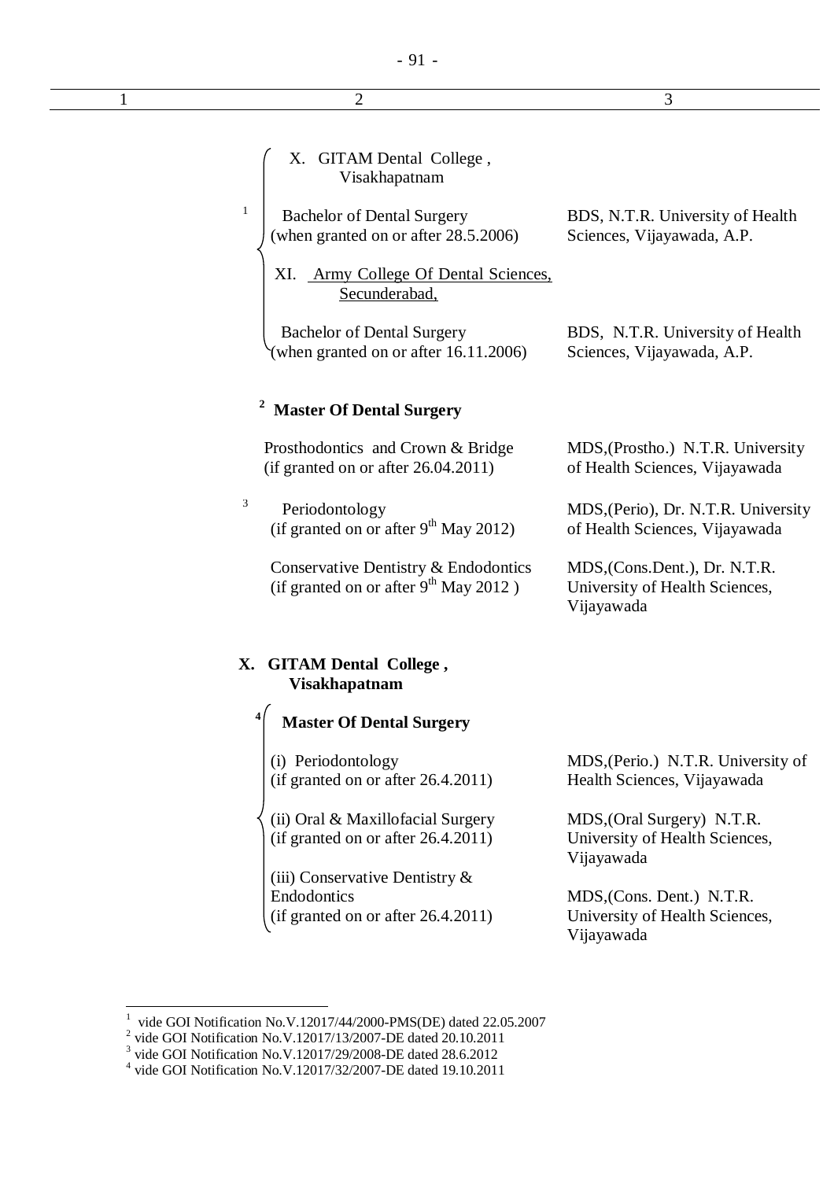| 1 | 2 | 3 |
|---|---|---|
| | [1] X. GITAM Dental College, Visakhapatnam | |
| | Bachelor of Dental Surgery (when granted on or after 28.5.2006) | BDS, N.T.R. University of Health Sciences, Vijayawada, A.P. |
| | XI. Army College Of Dental Sciences, Secunderabad, | |
| | Bachelor of Dental Surgery (when granted on or after 16.11.2006) | BDS, N.T.R. University of Health Sciences, Vijayawada, A.P. |
| | [2] **Master Of Dental Surgery** | |
| | Prosthodontics and Crown & Bridge (if granted on or after 26.04.2011) | MDS,(Prostho.) N.T.R. University of Health Sciences, Vijayawada |
| | [3] Periodontology (if granted on or after 9th May 2012) | MDS,(Perio), Dr. N.T.R. University of Health Sciences, Vijayawada |
| | Conservative Dentistry & Endodontics (if granted on or after 9th May 2012 ) | MDS,(Cons.Dent.), Dr. N.T.R. University of Health Sciences, Vijayawada |
| | **X. GITAM Dental College, Visakhapatnam** | |
| | [4] **Master Of Dental Surgery** | |
| | (i) Periodontology (if granted on or after 26.4.2011) | MDS,(Perio.) N.T.R. University of Health Sciences, Vijayawada |
| | (ii) Oral & Maxillofacial Surgery (if granted on or after 26.4.2011) | MDS,(Oral Surgery) N.T.R. University of Health Sciences, Vijayawada |
| | (iii) Conservative Dentistry & Endodontics (if granted on or after 26.4.2011) | MDS,(Cons. Dent.) N.T.R. University of Health Sciences, Vijayawada |

---

[1] vide GOI Notification No.V.12017/44/2000-PMS(DE) dated 22.05.2007
[2] vide GOI Notification No.V.12017/13/2007-DE dated 20.10.2011
[3] vide GOI Notification No.V.12017/29/2008-DE dated 28.6.2012
[4] vide GOI Notification No.V.12017/32/2007-DE dated 19.10.2011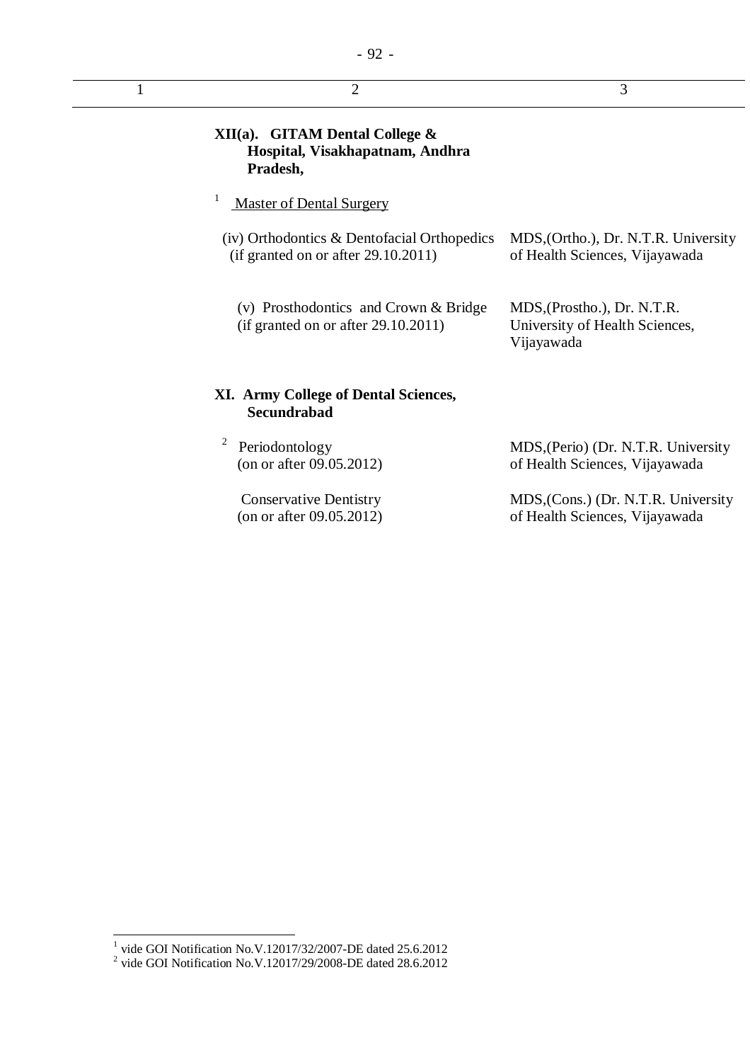| 1 | 2 | 3 |
|---|---|---|
| | **XII(a). GITAM Dental College & Hospital, Visakhapatnam, Andhra Pradesh,** | |
| | [1] Master of Dental Surgery | |
| | (iv) Orthodontics & Dentofacial Orthopedics (if granted on or after 29.10.2011) | MDS,(Ortho.), Dr. N.T.R. University of Health Sciences, Vijayawada |
| | (v) Prosthodontics and Crown & Bridge (if granted on or after 29.10.2011) | MDS,(Prostho.), Dr. N.T.R. University of Health Sciences, Vijayawada |
| | **XI. Army College of Dental Sciences, Secundrabad** | |
| | [2] Periodontology (on or after 09.05.2012) | MDS,(Perio) (Dr. N.T.R. University of Health Sciences, Vijayawada |
| | Conservative Dentistry (on or after 09.05.2012) | MDS,(Cons.) (Dr. N.T.R. University of Health Sciences, Vijayawada |

[1] vide GOI Notification No.V.12017/32/2007-DE dated 25.6.2012

[2] vide GOI Notification No.V.12017/29/2008-DE dated 28.6.2012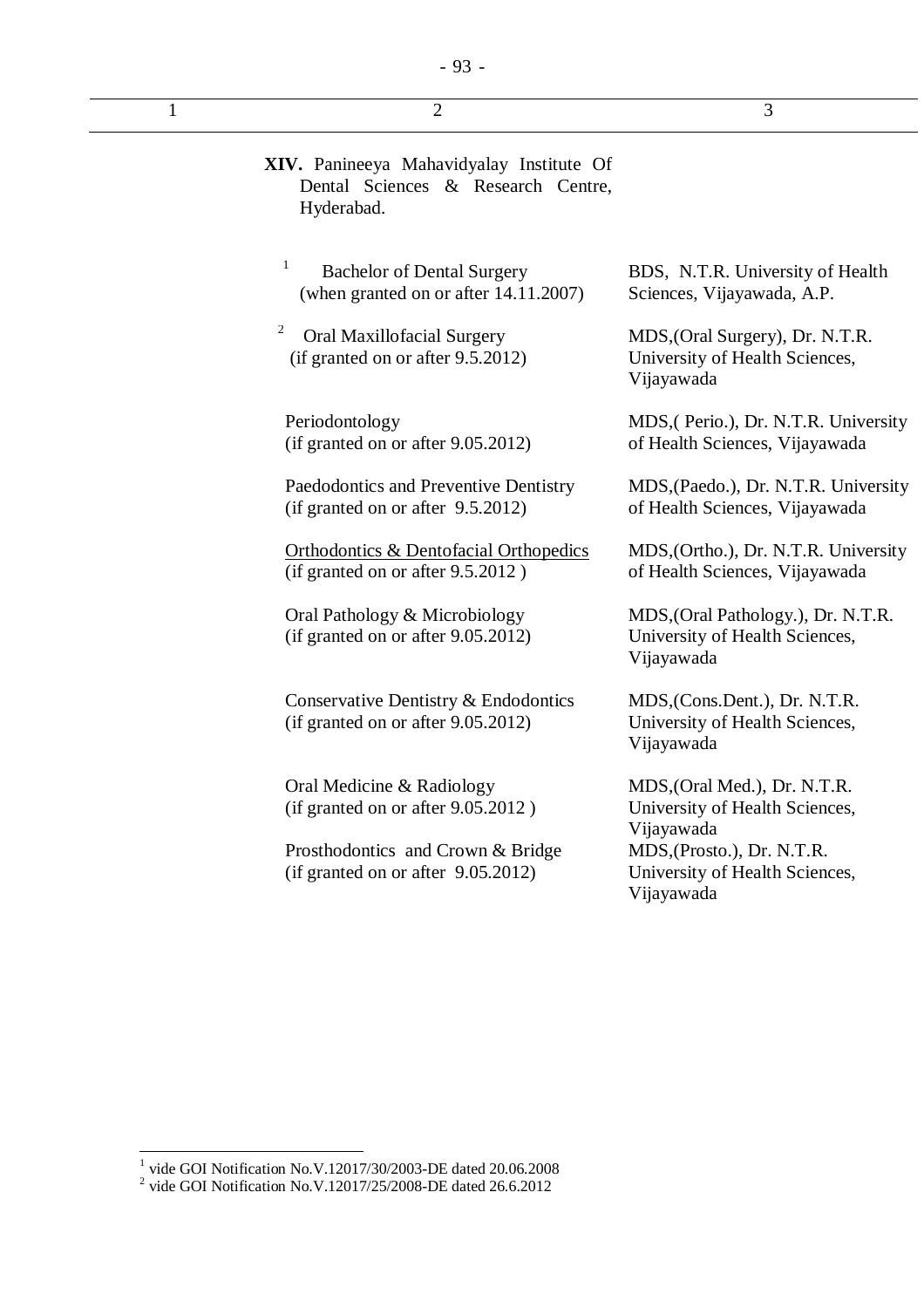| 1 | 2 | 3 |
|---|---|---|
| | **XIV.** Panineeya Mahavidyalay Institute Of Dental Sciences & Research Centre, Hyderabad. | |
| | [1] Bachelor of Dental Surgery (when granted on or after 14.11.2007) | BDS, N.T.R. University of Health Sciences, Vijayawada, A.P. |
| | [2] Oral Maxillofacial Surgery (if granted on or after 9.5.2012) | MDS,(Oral Surgery), Dr. N.T.R. University of Health Sciences, Vijayawada |
| | Periodontology (if granted on or after 9.05.2012) | MDS,( Perio.), Dr. N.T.R. University of Health Sciences, Vijayawada |
| | Paedodontics and Preventive Dentistry (if granted on or after 9.5.2012) | MDS,(Paedo.), Dr. N.T.R. University of Health Sciences, Vijayawada |
| | Orthodontics & Dentofacial Orthopedics (if granted on or after 9.5.2012 ) | MDS,(Ortho.), Dr. N.T.R. University of Health Sciences, Vijayawada |
| | Oral Pathology & Microbiology (if granted on or after 9.05.2012) | MDS,(Oral Pathology.), Dr. N.T.R. University of Health Sciences, Vijayawada |
| | Conservative Dentistry & Endodontics (if granted on or after 9.05.2012) | MDS,(Cons.Dent.), Dr. N.T.R. University of Health Sciences, Vijayawada |
| | Oral Medicine & Radiology (if granted on or after 9.05.2012 ) | MDS,(Oral Med.), Dr. N.T.R. University of Health Sciences, Vijayawada |
| | Prosthodontics and Crown & Bridge (if granted on or after 9.05.2012) | MDS,(Prosto.), Dr. N.T.R. University of Health Sciences, Vijayawada |

[1] vide GOI Notification No.V.12017/30/2003-DE dated 20.06.2008

[2] vide GOI Notification No.V.12017/25/2008-DE dated 26.6.2012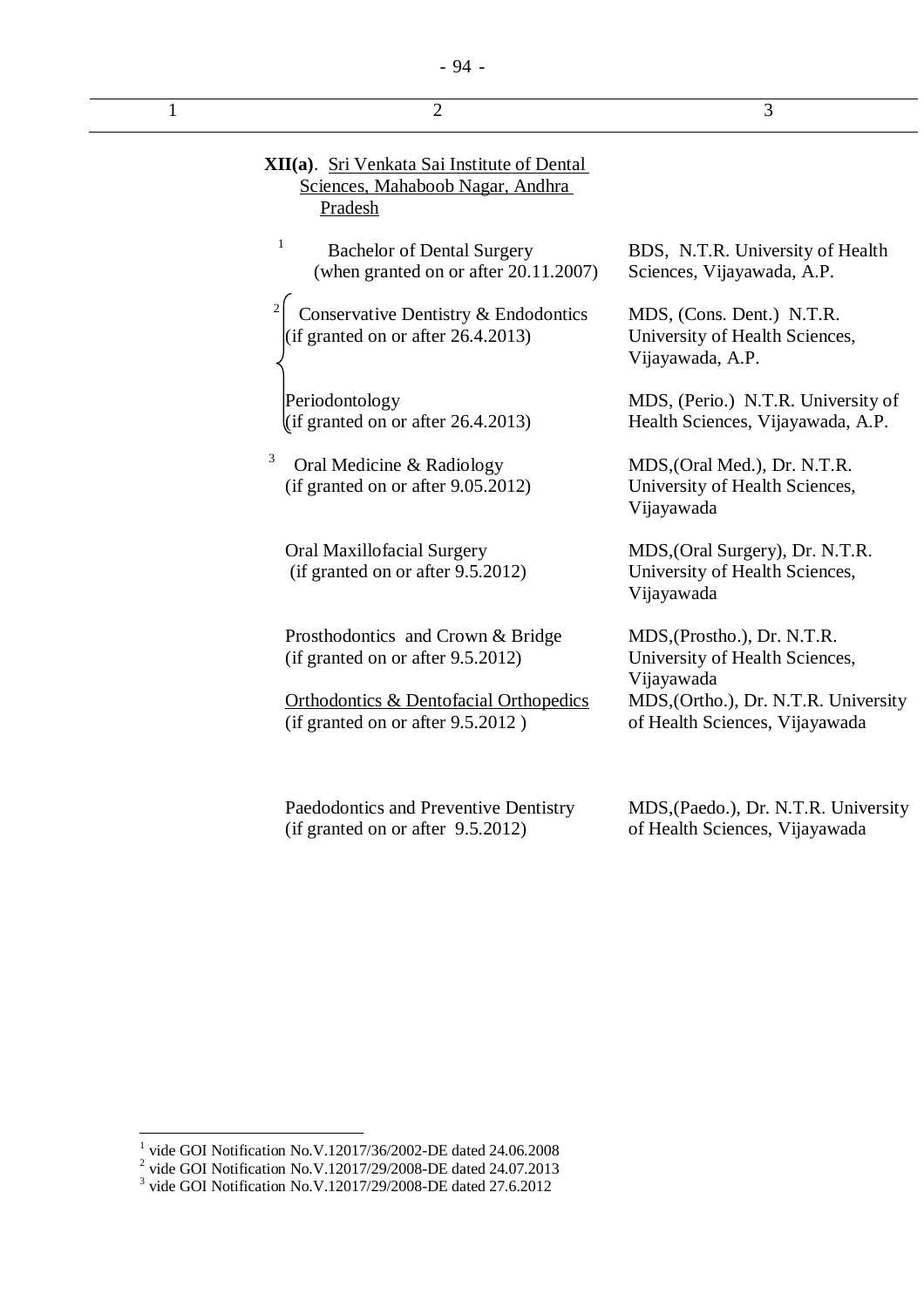| 1 | 2 | 3 |
|---|---|---|
| | **XII(a)**. Sri Venkata Sai Institute of Dental Sciences, Mahaboob Nagar, Andhra Pradesh | |
| | [1] Bachelor of Dental Surgery (when granted on or after 20.11.2007) | BDS, N.T.R. University of Health Sciences, Vijayawada, A.P. |
| | [2] Conservative Dentistry & Endodontics (if granted on or after 26.4.2013) | MDS, (Cons. Dent.) N.T.R. University of Health Sciences, Vijayawada, A.P. |
| | Periodontology (if granted on or after 26.4.2013) | MDS, (Perio.) N.T.R. University of Health Sciences, Vijayawada, A.P. |
| | [3] Oral Medicine & Radiology (if granted on or after 9.05.2012) | MDS,(Oral Med.), Dr. N.T.R. University of Health Sciences, Vijayawada |
| | Oral Maxillofacial Surgery (if granted on or after 9.5.2012) | MDS,(Oral Surgery), Dr. N.T.R. University of Health Sciences, Vijayawada |
| | Prosthodontics and Crown & Bridge (if granted on or after 9.5.2012) | MDS,(Prostho.), Dr. N.T.R. University of Health Sciences, Vijayawada |
| | Orthodontics & Dentofacial Orthopedics (if granted on or after 9.5.2012 ) | MDS,(Ortho.), Dr. N.T.R. University of Health Sciences, Vijayawada |
| | Paedodontics and Preventive Dentistry (if granted on or after 9.5.2012) | MDS,(Paedo.), Dr. N.T.R. University of Health Sciences, Vijayawada |

[1] vide GOI Notification No.V.12017/36/2002-DE dated 24.06.2008
[2] vide GOI Notification No.V.12017/29/2008-DE dated 24.07.2013
[3] vide GOI Notification No.V.12017/29/2008-DE dated 27.6.2012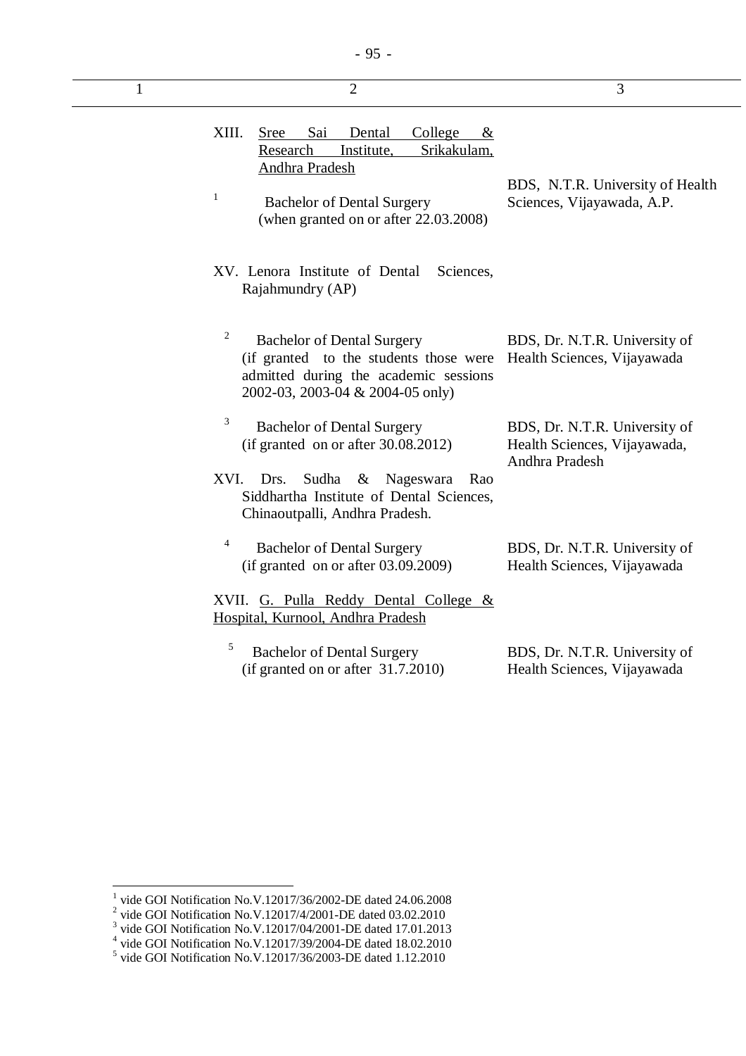| 1 | 2 | 3 |
|---|---|---|
| | XIII. Sree Sai Dental College & Research Institute, Srikakulam, Andhra Pradesh | |
| | [1] Bachelor of Dental Surgery (when granted on or after 22.03.2008) | BDS, N.T.R. University of Health Sciences, Vijayawada, A.P. |
| | XV. Lenora Institute of Dental Sciences, Rajahmundry (AP) | |
| | [2] Bachelor of Dental Surgery (if granted to the students those were admitted during the academic sessions 2002-03, 2003-04 & 2004-05 only) | BDS, Dr. N.T.R. University of Health Sciences, Vijayawada |
| | [3] Bachelor of Dental Surgery (if granted on or after 30.08.2012) | BDS, Dr. N.T.R. University of Health Sciences, Vijayawada, Andhra Pradesh |
| | XVI. Drs. Sudha & Nageswara Rao Siddhartha Institute of Dental Sciences, Chinaoutpalli, Andhra Pradesh. | |
| | [4] Bachelor of Dental Surgery (if granted on or after 03.09.2009) | BDS, Dr. N.T.R. University of Health Sciences, Vijayawada |
| | XVII. G. Pulla Reddy Dental College & Hospital, Kurnool, Andhra Pradesh | |
| | [5] Bachelor of Dental Surgery (if granted on or after 31.7.2010) | BDS, Dr. N.T.R. University of Health Sciences, Vijayawada |

[1] vide GOI Notification No.V.12017/36/2002-DE dated 24.06.2008
[2] vide GOI Notification No.V.12017/4/2001-DE dated 03.02.2010
[3] vide GOI Notification No.V.12017/04/2001-DE dated 17.01.2013
[4] vide GOI Notification No.V.12017/39/2004-DE dated 18.02.2010
[5] vide GOI Notification No.V.12017/36/2003-DE dated 1.12.2010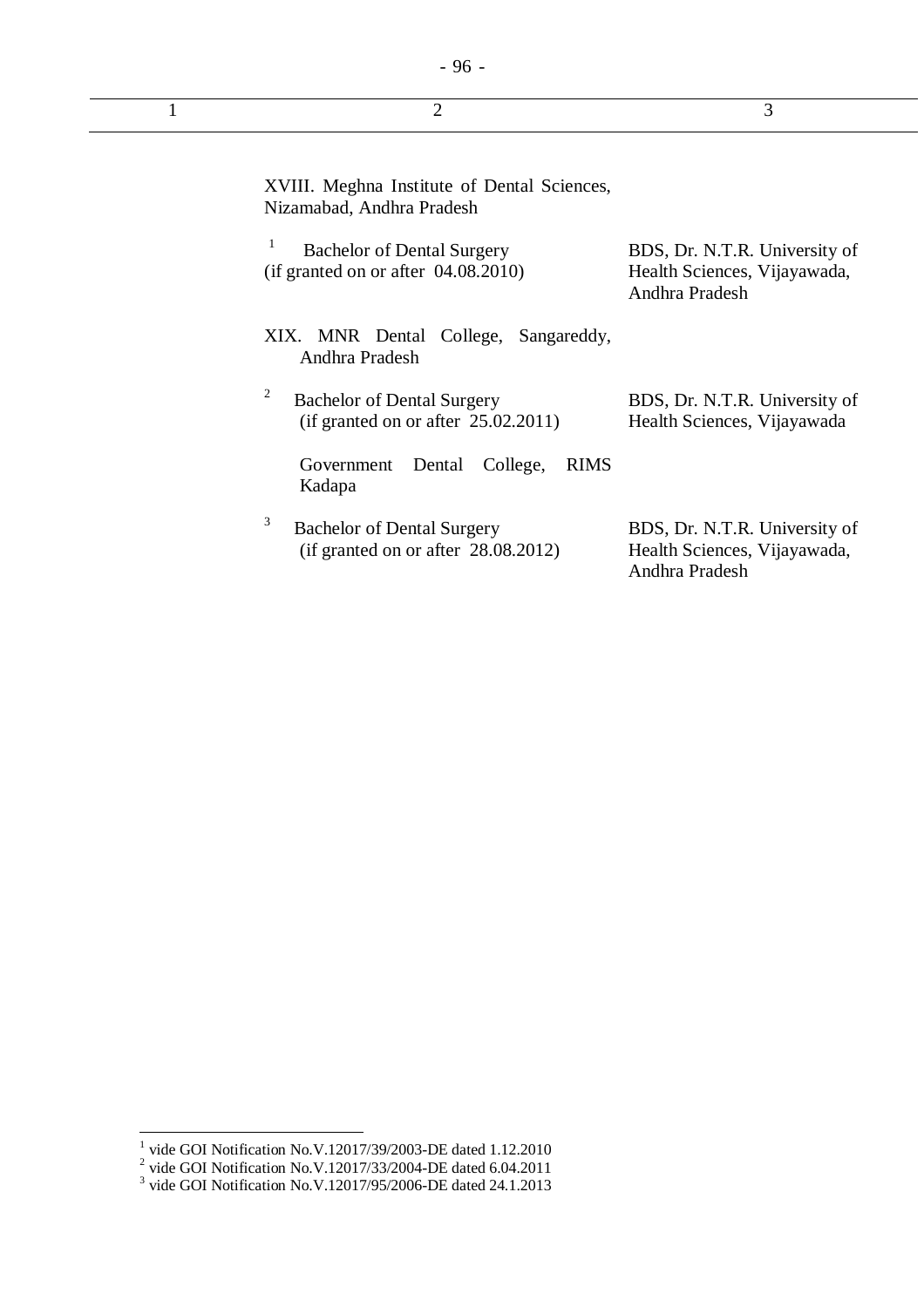| 1 | 2 | 3 |
|---|---|---|
| | XVIII. Meghna Institute of Dental Sciences, Nizamabad, Andhra Pradesh | |
| | [1] Bachelor of Dental Surgery (if granted on or after 04.08.2010) | BDS, Dr. N.T.R. University of Health Sciences, Vijayawada, Andhra Pradesh |
| | XIX. MNR Dental College, Sangareddy, Andhra Pradesh | |
| | [2] Bachelor of Dental Surgery (if granted on or after 25.02.2011) | BDS, Dr. N.T.R. University of Health Sciences, Vijayawada |
| | Government Dental College, RIMS Kadapa | |
| | [3] Bachelor of Dental Surgery (if granted on or after 28.08.2012) | BDS, Dr. N.T.R. University of Health Sciences, Vijayawada, Andhra Pradesh |

[1] vide GOI Notification No.V.12017/39/2003-DE dated 1.12.2010

[2] vide GOI Notification No.V.12017/33/2004-DE dated 6.04.2011

[3] vide GOI Notification No.V.12017/95/2006-DE dated 24.1.2013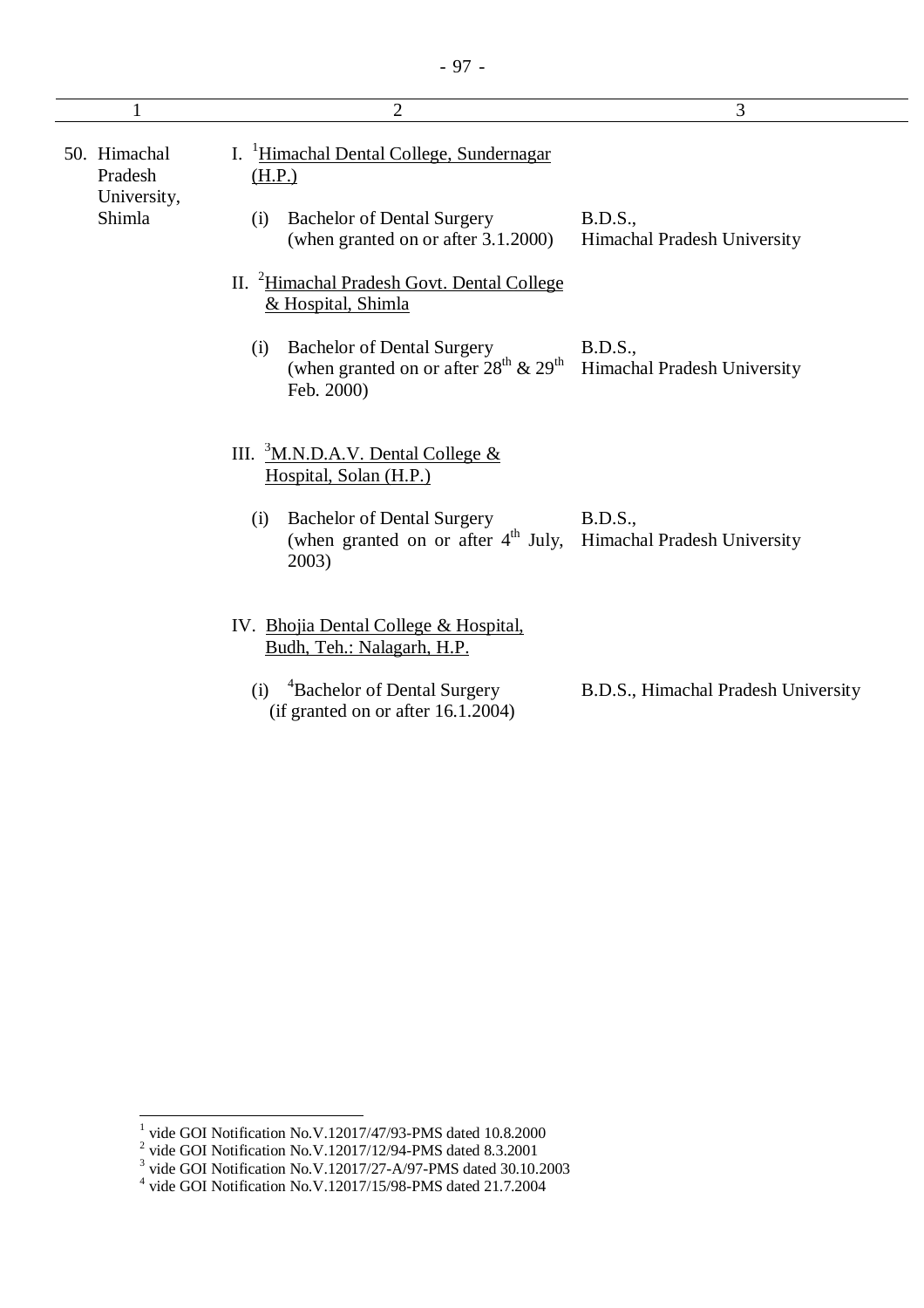| 1 | 2 | 3 |
|---|---|---|
| 50. Himachal Pradesh University, Shimla | I. [1]Himachal Dental College, Sundernagar (H.P.) | |
| | (i) Bachelor of Dental Surgery (when granted on or after 3.1.2000) | B.D.S., Himachal Pradesh University |
| | II. [2]Himachal Pradesh Govt. Dental College & Hospital, Shimla | |
| | (i) Bachelor of Dental Surgery (when granted on or after 28th & 29th Feb. 2000) | B.D.S., Himachal Pradesh University |
| | III. [3]M.N.D.A.V. Dental College & Hospital, Solan (H.P.) | |
| | (i) Bachelor of Dental Surgery (when granted on or after 4th July, 2003) | B.D.S., Himachal Pradesh University |
| | IV. Bhojia Dental College & Hospital, Budh, Teh.: Nalagarh, H.P. | |
| | (i) [4]Bachelor of Dental Surgery (if granted on or after 16.1.2004) | B.D.S., Himachal Pradesh University |

---

[1] vide GOI Notification No.V.12017/47/93-PMS dated 10.8.2000

[2] vide GOI Notification No.V.12017/12/94-PMS dated 8.3.2001

[3] vide GOI Notification No.V.12017/27-A/97-PMS dated 30.10.2003

[4] vide GOI Notification No.V.12017/15/98-PMS dated 21.7.2004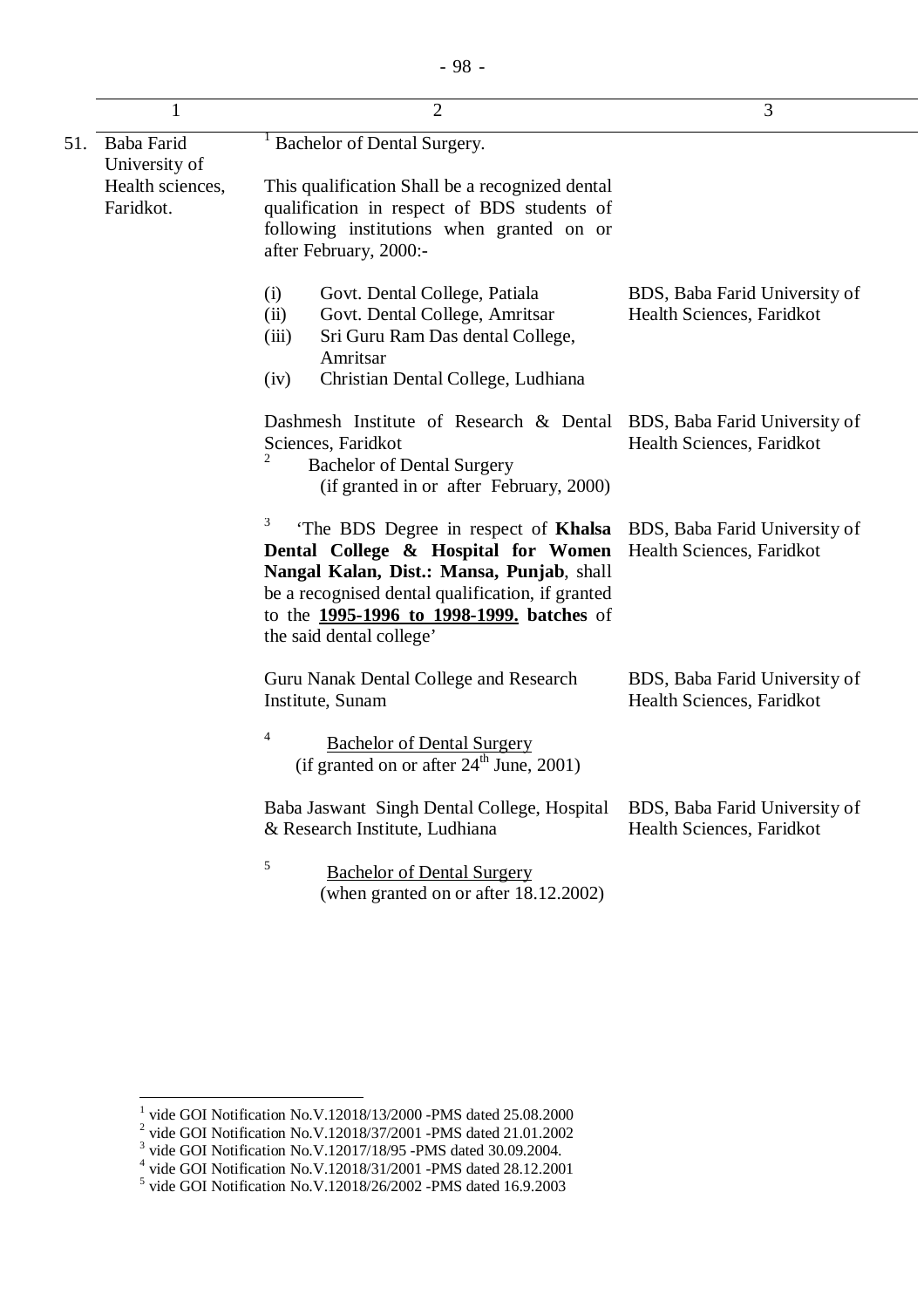| | 1 | 2 | 3 |
|---|---|---|---|
| 51. | Baba Farid University of Health sciences, Faridkot. | [1] Bachelor of Dental Surgery.<br><br>This qualification Shall be a recognized dental qualification in respect of BDS students of following institutions when granted on or after February, 2000:- | |
| | | (i) Govt. Dental College, Patiala<br>(ii) Govt. Dental College, Amritsar<br>(iii) Sri Guru Ram Das dental College, Amritsar<br>(iv) Christian Dental College, Ludhiana | BDS, Baba Farid University of Health Sciences, Faridkot |
| | | Dashmesh Institute of Research & Dental Sciences, Faridkot<br>[2] Bachelor of Dental Surgery<br>(if granted in or after February, 2000) | BDS, Baba Farid University of Health Sciences, Faridkot |
| | | [3] 'The BDS Degree in respect of **Khalsa Dental College & Hospital for Women Nangal Kalan, Dist.: Mansa, Punjab**, shall be a recognised dental qualification, if granted to the **<u>1995-1996 to 1998-1999.</u> batches** of the said dental college' | BDS, Baba Farid University of Health Sciences, Faridkot |
| | | Guru Nanak Dental College and Research Institute, Sunam<br><br>[4] <u>Bachelor of Dental Surgery</u><br>(if granted on or after 24th June, 2001) | BDS, Baba Farid University of Health Sciences, Faridkot |
| | | Baba Jaswant Singh Dental College, Hospital & Research Institute, Ludhiana<br><br>[5] <u>Bachelor of Dental Surgery</u><br>(when granted on or after 18.12.2002) | BDS, Baba Farid University of Health Sciences, Faridkot |

[1] vide GOI Notification No.V.12018/13/2000 -PMS dated 25.08.2000
[2] vide GOI Notification No.V.12018/37/2001 -PMS dated 21.01.2002
[3] vide GOI Notification No.V.12017/18/95 -PMS dated 30.09.2004.
[4] vide GOI Notification No.V.12018/31/2001 -PMS dated 28.12.2001
[5] vide GOI Notification No.V.12018/26/2002 -PMS dated 16.9.2003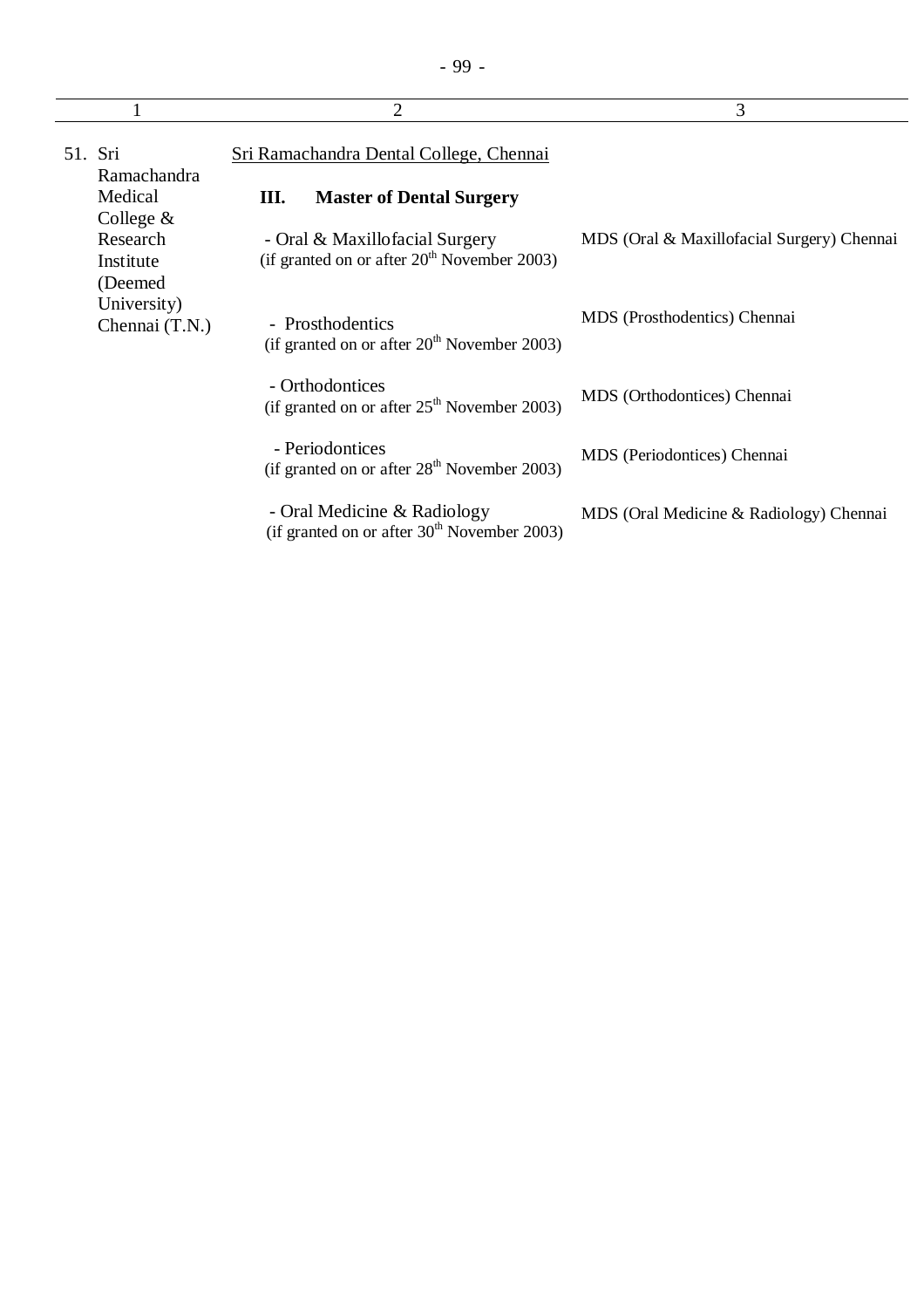| 1 | 2 | 3 |
|---|---|---|
| 51. Sri Ramachandra Medical College & Research Institute (Deemed University) Chennai (T.N.) | Sri Ramachandra Dental College, Chennai | |
| | **III. Master of Dental Surgery** | |
| | - Oral & Maxillofacial Surgery (if granted on or after 20th November 2003) | MDS (Oral & Maxillofacial Surgery) Chennai |
| | - Prosthodentics (if granted on or after 20th November 2003) | MDS (Prosthodentics) Chennai |
| | - Orthodontices (if granted on or after 25th November 2003) | MDS (Orthodontices) Chennai |
| | - Periodontices (if granted on or after 28th November 2003) | MDS (Periodontices) Chennai |
| | - Oral Medicine & Radiology (if granted on or after 30th November 2003) | MDS (Oral Medicine & Radiology) Chennai |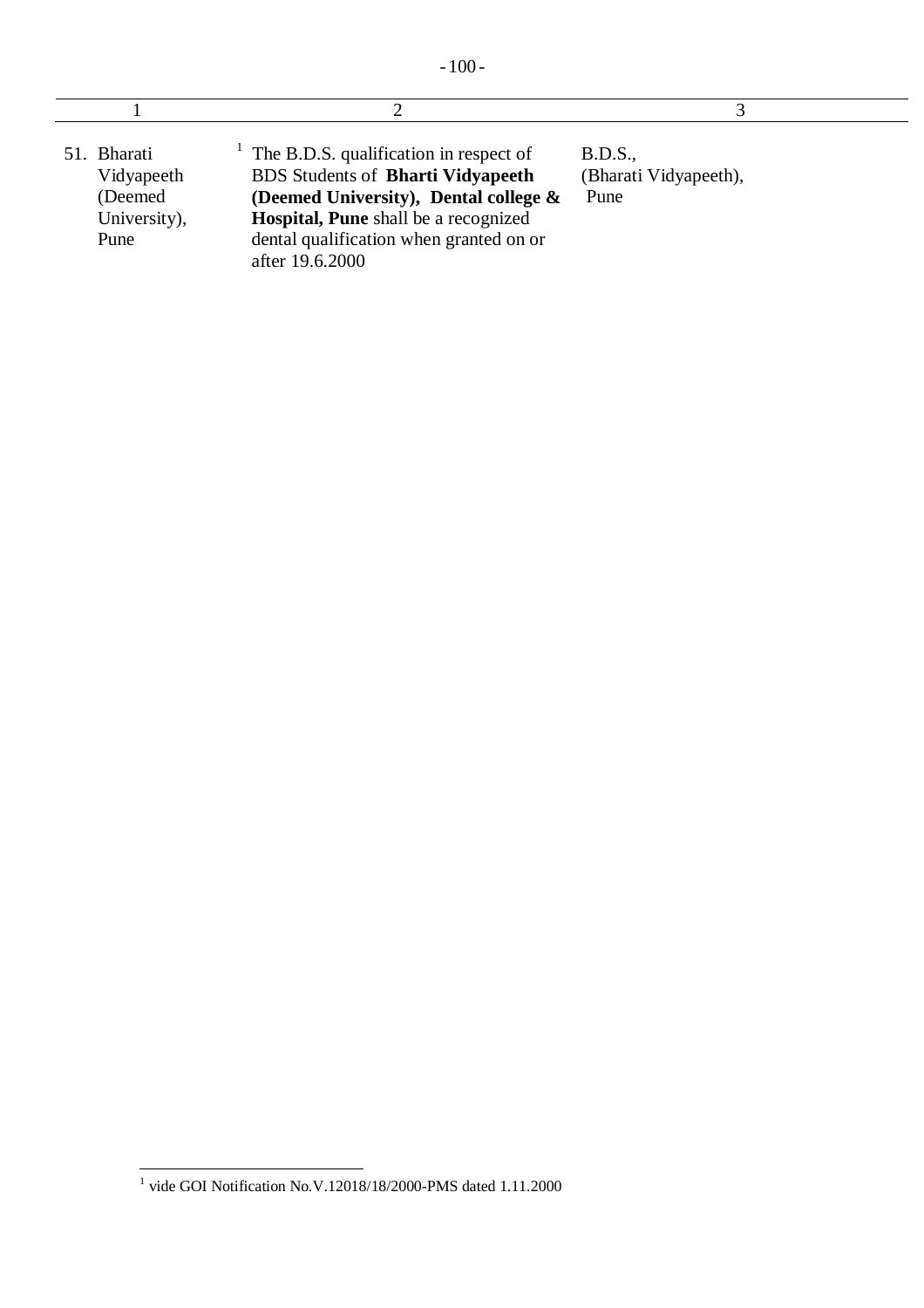| 1 | 2 | 3 |
|---|---|---|
| 51. Bharati Vidyapeeth (Deemed University), Pune | [1] The B.D.S. qualification in respect of BDS Students of **Bharti Vidyapeeth (Deemed University), Dental college & Hospital, Pune** shall be a recognized dental qualification when granted on or after 19.6.2000 | B.D.S., (Bharati Vidyapeeth), Pune |

[1] vide GOI Notification No.V.12018/18/2000-PMS dated 1.11.2000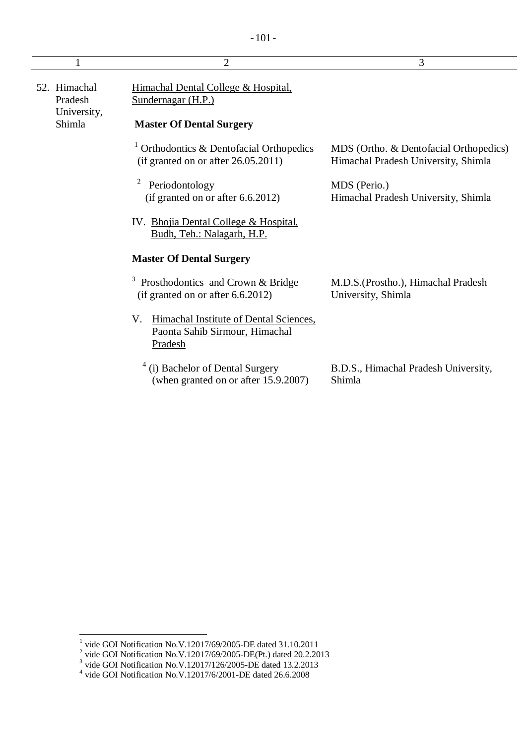| 1 | 2 | 3 |
|---|---|---|
| 52. Himachal Pradesh University, Shimla | Himachal Dental College & Hospital, Sundernagar (H.P.) | |
| | **Master Of Dental Surgery** | |
| | [1] Orthodontics & Dentofacial Orthopedics (if granted on or after 26.05.2011) | MDS (Ortho. & Dentofacial Orthopedics) Himachal Pradesh University, Shimla |
| | [2] Periodontology (if granted on or after 6.6.2012) | MDS (Perio.) Himachal Pradesh University, Shimla |
| | IV. Bhojia Dental College & Hospital, Budh, Teh.: Nalagarh, H.P. | |
| | **Master Of Dental Surgery** | |
| | [3] Prosthodontics and Crown & Bridge (if granted on or after 6.6.2012) | M.D.S.(Prostho.), Himachal Pradesh University, Shimla |
| | V. Himachal Institute of Dental Sciences, Paonta Sahib Sirmour, Himachal Pradesh | |
| | [4] (i) Bachelor of Dental Surgery (when granted on or after 15.9.2007) | B.D.S., Himachal Pradesh University, Shimla |

[1] vide GOI Notification No.V.12017/69/2005-DE dated 31.10.2011

[2] vide GOI Notification No.V.12017/69/2005-DE(Pt.) dated 20.2.2013

[3] vide GOI Notification No.V.12017/126/2005-DE dated 13.2.2013

[4] vide GOI Notification No.V.12017/6/2001-DE dated 26.6.2008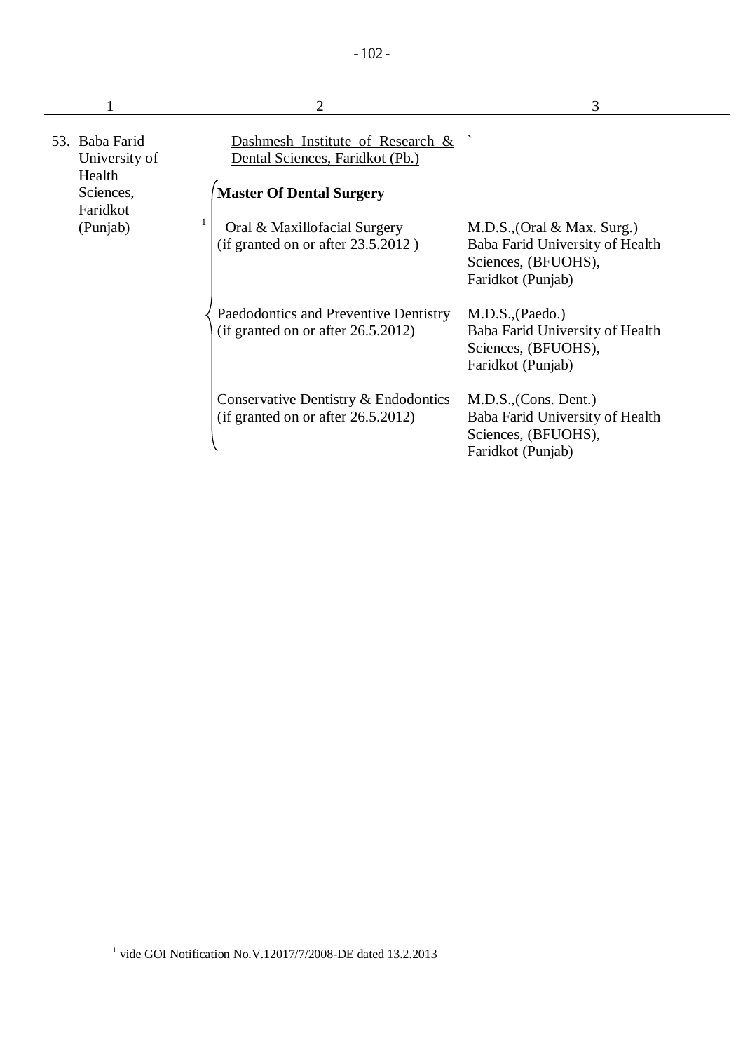| 1 | 2 | 3 |
|---|---|---|
| 53. Baba Farid University of Health Sciences, Faridkot (Punjab) | Dashmesh Institute of Research & Dental Sciences, Faridkot (Pb.) | ` |
| | **Master Of Dental Surgery** | |
| | [1] Oral & Maxillofacial Surgery (if granted on or after 23.5.2012 ) | M.D.S.,(Oral & Max. Surg.) Baba Farid University of Health Sciences, (BFUOHS), Faridkot (Punjab) |
| | Paedodontics and Preventive Dentistry (if granted on or after 26.5.2012) | M.D.S.,(Paedo.) Baba Farid University of Health Sciences, (BFUOHS), Faridkot (Punjab) |
| | Conservative Dentistry & Endodontics (if granted on or after 26.5.2012) | M.D.S.,(Cons. Dent.) Baba Farid University of Health Sciences, (BFUOHS), Faridkot (Punjab) |

[1] vide GOI Notification No.V.12017/7/2008-DE dated 13.2.2013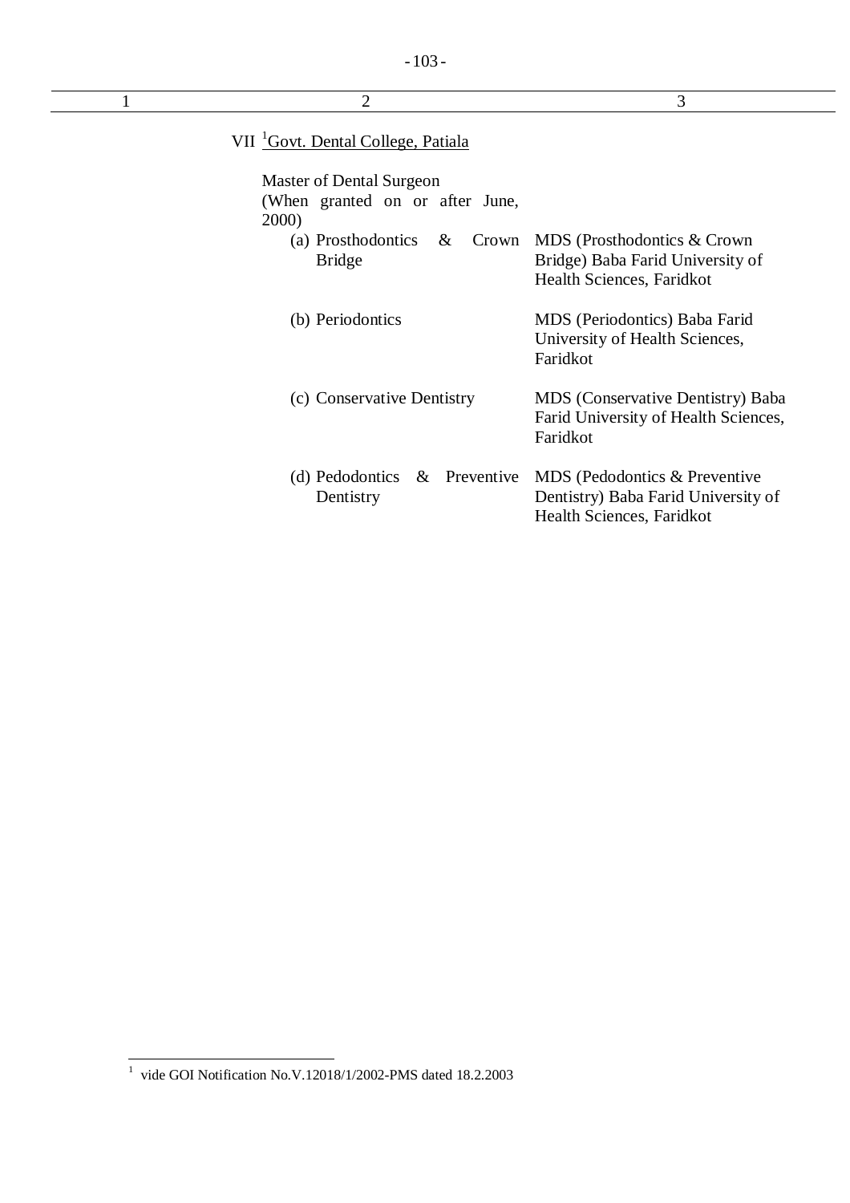| 1 | 2 | 3 |
|---|---|---|
| | VII [1]Govt. Dental College, Patiala | |
| | Master of Dental Surgeon (When granted on or after June, 2000) | |
| | (a) Prosthodontics & Crown Bridge | MDS (Prosthodontics & Crown Bridge) Baba Farid University of Health Sciences, Faridkot |
| | (b) Periodontics | MDS (Periodontics) Baba Farid University of Health Sciences, Faridkot |
| | (c) Conservative Dentistry | MDS (Conservative Dentistry) Baba Farid University of Health Sciences, Faridkot |
| | (d) Pedodontics & Preventive Dentistry | MDS (Pedodontics & Preventive Dentistry) Baba Farid University of Health Sciences, Faridkot |

[1] vide GOI Notification No.V.12018/1/2002-PMS dated 18.2.2003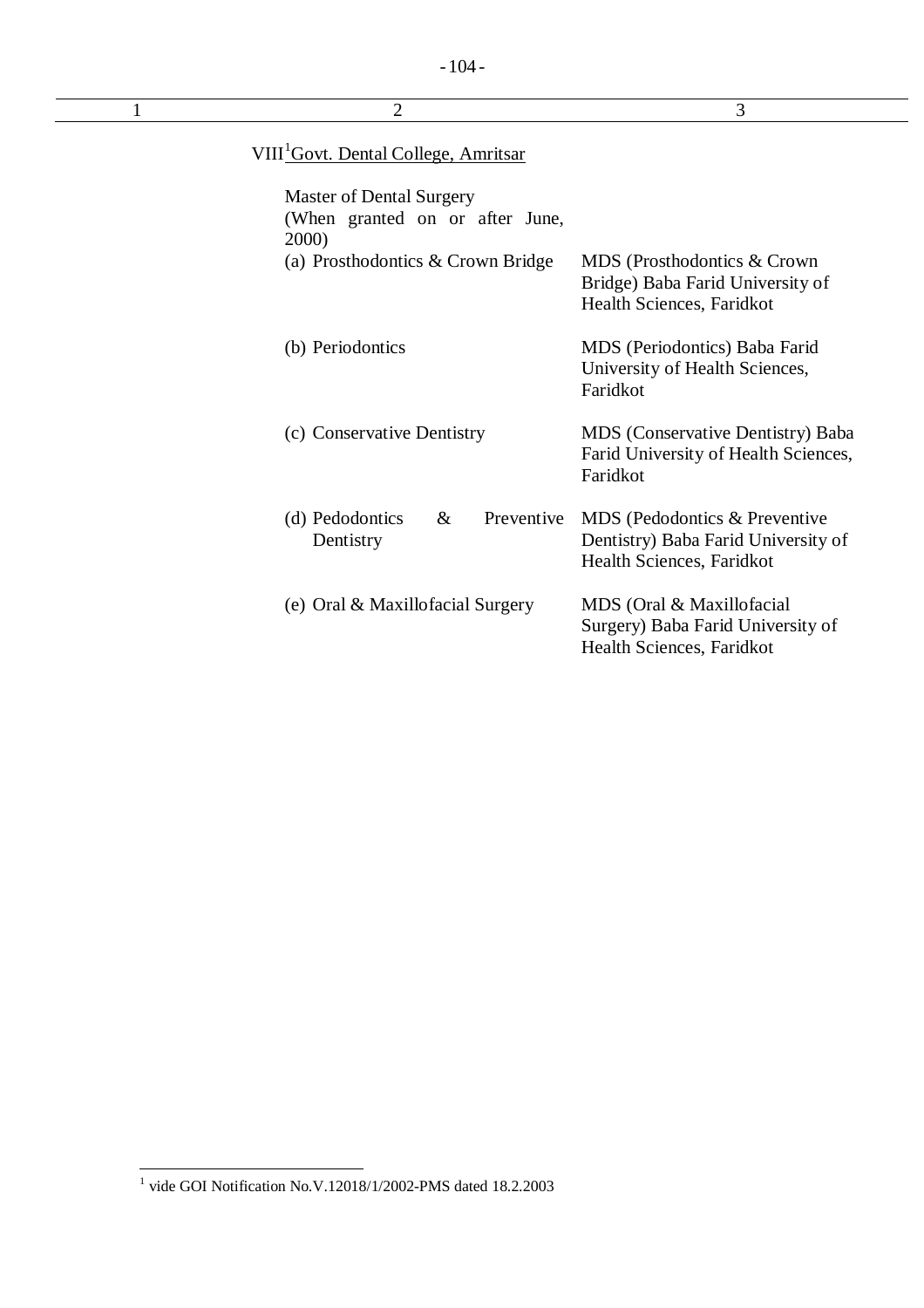| 1 | 2 | 3 |
|---|---|---|
| | VIII[1] Govt. Dental College, Amritsar | |
| | Master of Dental Surgery (When granted on or after June, 2000) | |
| | (a) Prosthodontics & Crown Bridge | MDS (Prosthodontics & Crown Bridge) Baba Farid University of Health Sciences, Faridkot |
| | (b) Periodontics | MDS (Periodontics) Baba Farid University of Health Sciences, Faridkot |
| | (c) Conservative Dentistry | MDS (Conservative Dentistry) Baba Farid University of Health Sciences, Faridkot |
| | (d) Pedodontics & Preventive Dentistry | MDS (Pedodontics & Preventive Dentistry) Baba Farid University of Health Sciences, Faridkot |
| | (e) Oral & Maxillofacial Surgery | MDS (Oral & Maxillofacial Surgery) Baba Farid University of Health Sciences, Faridkot |

[1] vide GOI Notification No.V.12018/1/2002-PMS dated 18.2.2003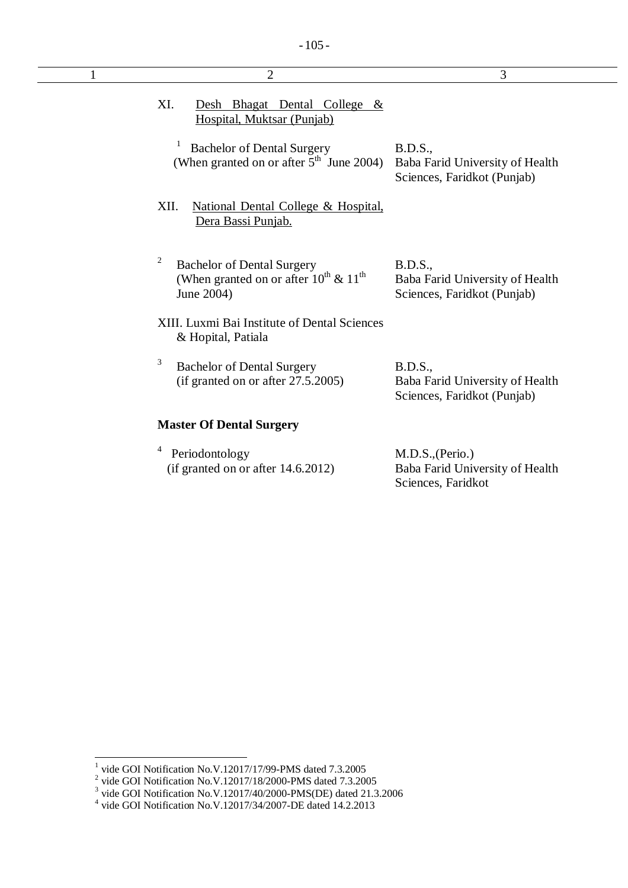| 1 | 2 | 3 |
|---|---|---|
| | XI. Desh Bhagat Dental College & Hospital, Muktsar (Punjab) | |
| | [1] Bachelor of Dental Surgery (When granted on or after 5th June 2004) | B.D.S., Baba Farid University of Health Sciences, Faridkot (Punjab) |
| | XII. National Dental College & Hospital, Dera Bassi Punjab. | |
| | [2] Bachelor of Dental Surgery (When granted on or after 10th & 11th June 2004) | B.D.S., Baba Farid University of Health Sciences, Faridkot (Punjab) |
| | XIII. Luxmi Bai Institute of Dental Sciences & Hopital, Patiala | |
| | [3] Bachelor of Dental Surgery (if granted on or after 27.5.2005) | B.D.S., Baba Farid University of Health Sciences, Faridkot (Punjab) |
| | **Master Of Dental Surgery** | |
| | [4] Periodontology (if granted on or after 14.6.2012) | M.D.S.,(Perio.) Baba Farid University of Health Sciences, Faridkot |

---

[1] vide GOI Notification No.V.12017/17/99-PMS dated 7.3.2005

[2] vide GOI Notification No.V.12017/18/2000-PMS dated 7.3.2005

[3] vide GOI Notification No.V.12017/40/2000-PMS(DE) dated 21.3.2006

[4] vide GOI Notification No.V.12017/34/2007-DE dated 14.2.2013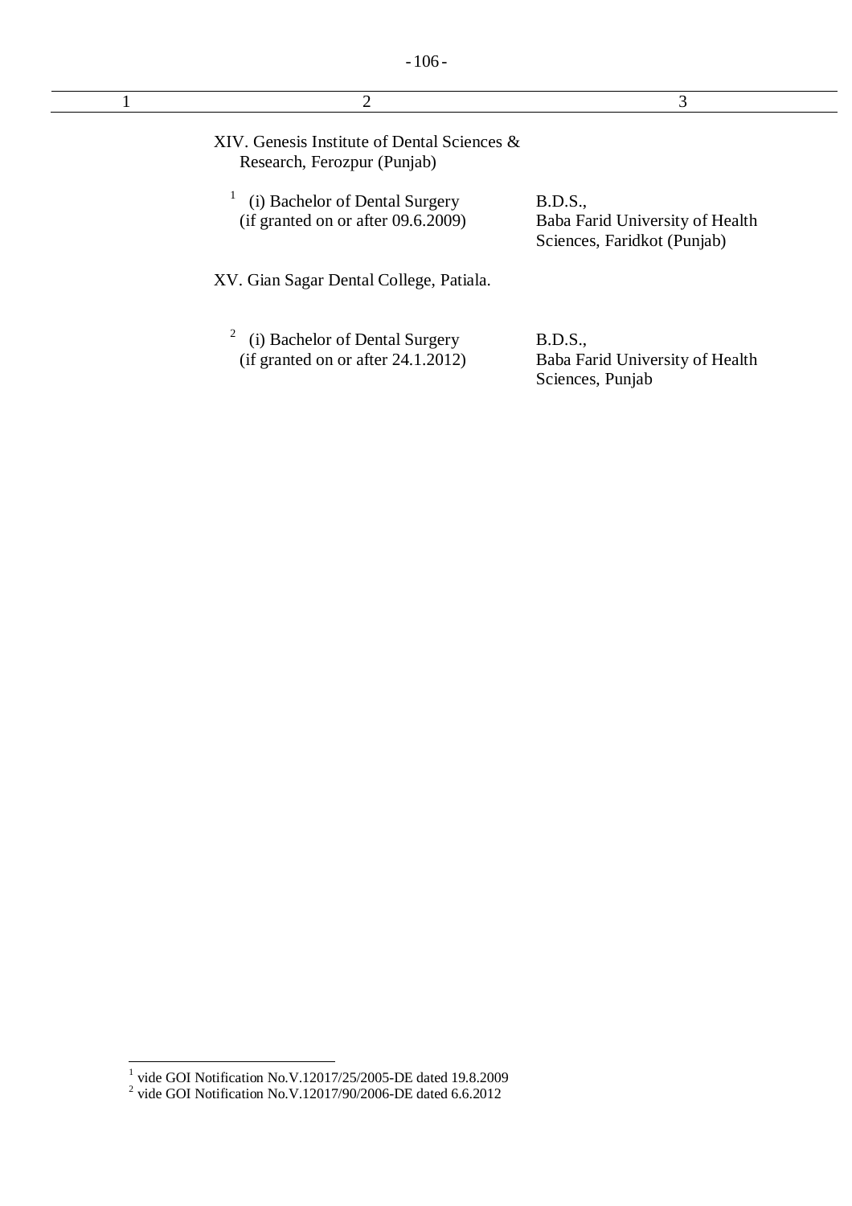| 1 | 2 | 3 |
|---|---|---|
| | XIV. Genesis Institute of Dental Sciences & Research, Ferozpur (Punjab) | |
| | [1] (i) Bachelor of Dental Surgery (if granted on or after 09.6.2009) | B.D.S., Baba Farid University of Health Sciences, Faridkot (Punjab) |
| | XV. Gian Sagar Dental College, Patiala. | |
| | [2] (i) Bachelor of Dental Surgery (if granted on or after 24.1.2012) | B.D.S., Baba Farid University of Health Sciences, Punjab |

[1] vide GOI Notification No.V.12017/25/2005-DE dated 19.8.2009
[2] vide GOI Notification No.V.12017/90/2006-DE dated 6.6.2012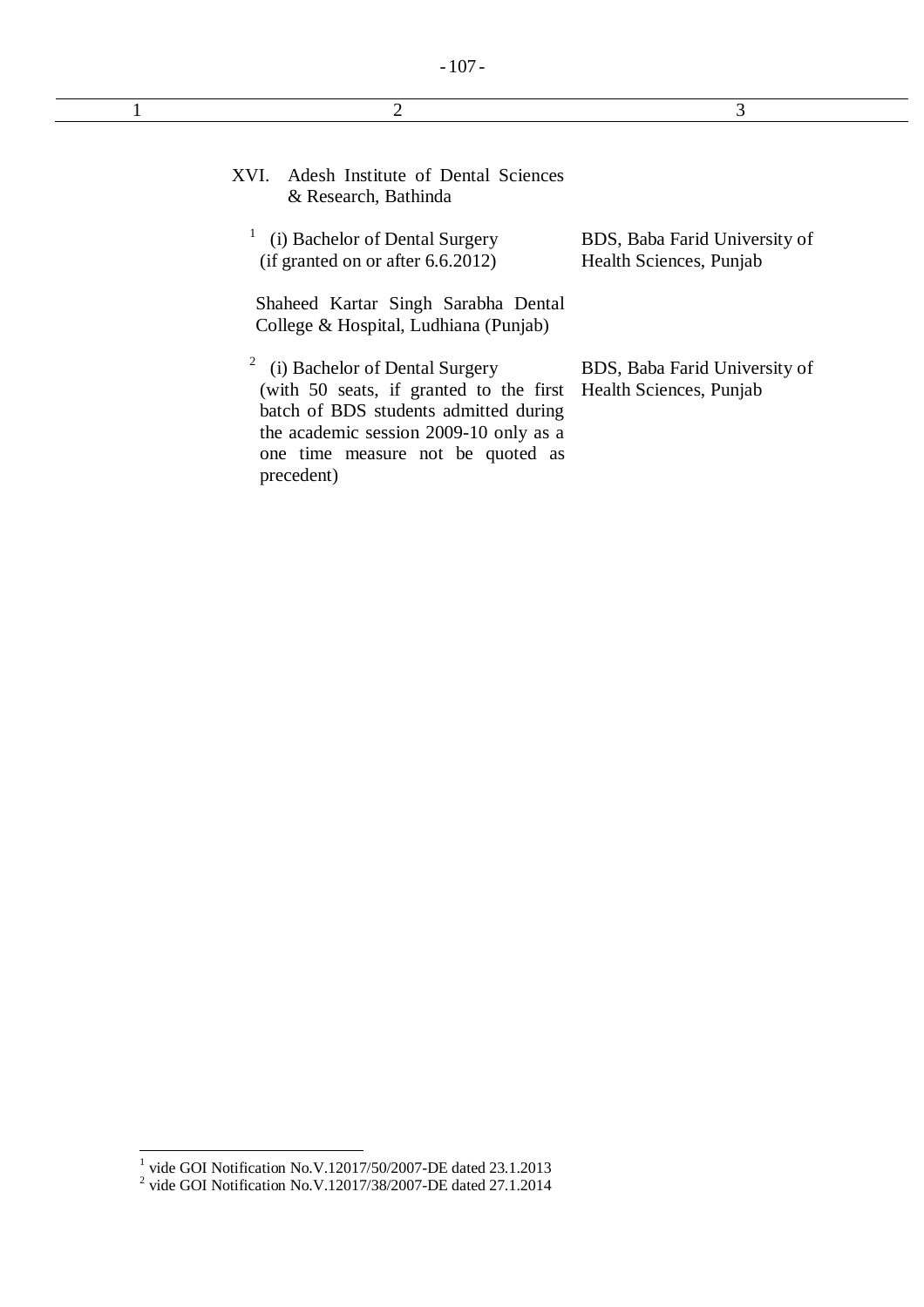| 1 | 2 | 3 |
|---|---|---|
| | XVI. Adesh Institute of Dental Sciences & Research, Bathinda | |
| | [1] (i) Bachelor of Dental Surgery (if granted on or after 6.6.2012) | BDS, Baba Farid University of Health Sciences, Punjab |
| | Shaheed Kartar Singh Sarabha Dental College & Hospital, Ludhiana (Punjab) | |
| | [2] (i) Bachelor of Dental Surgery (with 50 seats, if granted to the first batch of BDS students admitted during the academic session 2009-10 only as a one time measure not be quoted as precedent) | BDS, Baba Farid University of Health Sciences, Punjab |

[1] vide GOI Notification No.V.12017/50/2007-DE dated 23.1.2013

[2] vide GOI Notification No.V.12017/38/2007-DE dated 27.1.2014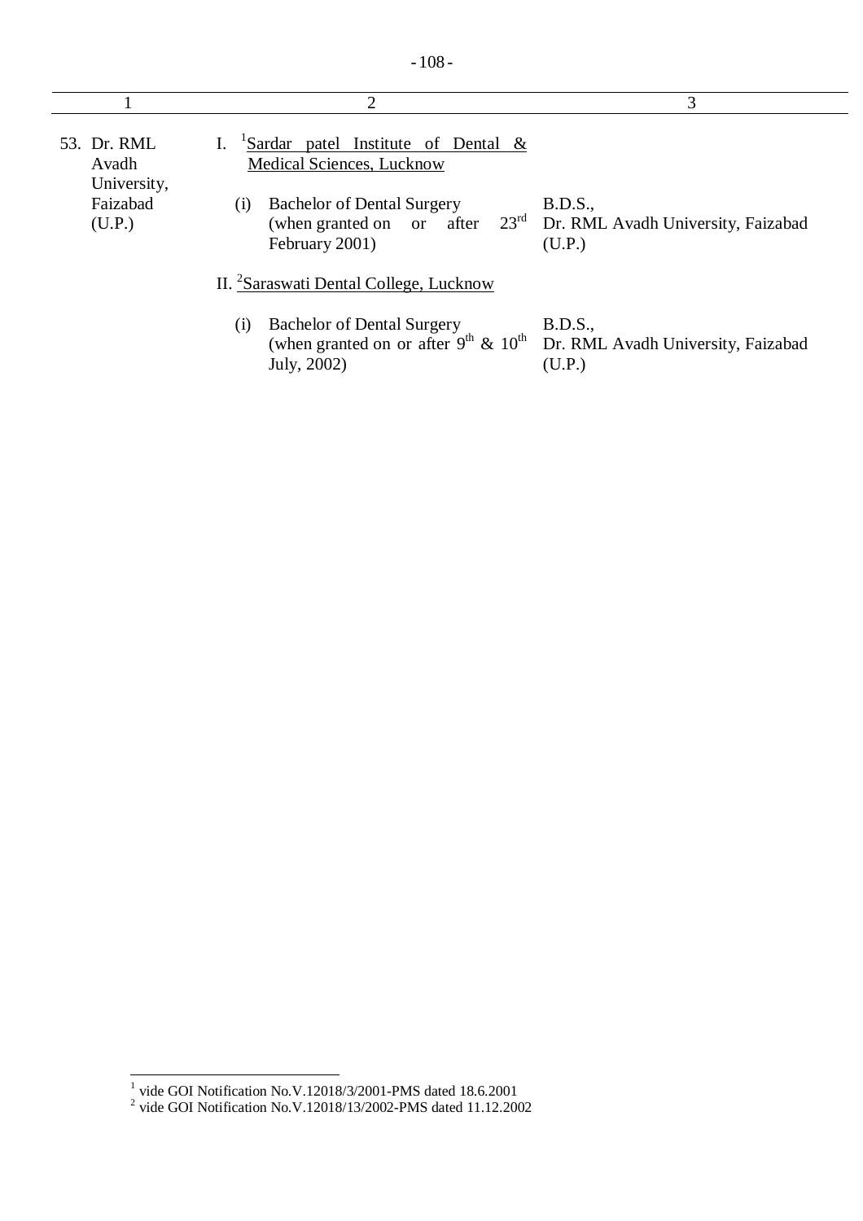| 1 | 2 | 3 |
|---|---|---|
| 53. Dr. RML Avadh University, Faizabad (U.P.) | I. [1]Sardar patel Institute of Dental & Medical Sciences, Lucknow | |
| | (i) Bachelor of Dental Surgery (when granted on or after 23rd February 2001) | B.D.S., Dr. RML Avadh University, Faizabad (U.P.) |
| | II. [2]Saraswati Dental College, Lucknow | |
| | (i) Bachelor of Dental Surgery (when granted on or after 9th & 10th July, 2002) | B.D.S., Dr. RML Avadh University, Faizabad (U.P.) |

[1] vide GOI Notification No.V.12018/3/2001-PMS dated 18.6.2001

[2] vide GOI Notification No.V.12018/13/2002-PMS dated 11.12.2002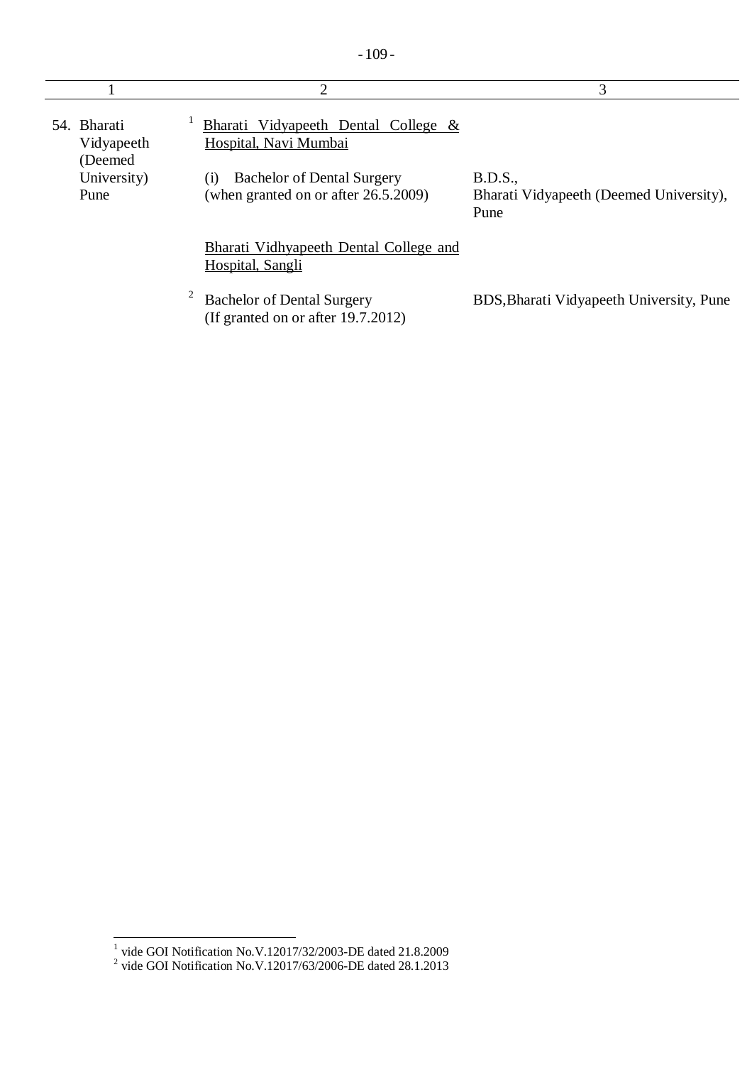| 1 | 2 | 3 |
|---|---|---|
| 54. Bharati Vidyapeeth (Deemed University) Pune | [1] <u>Bharati Vidyapeeth Dental College & Hospital, Navi Mumbai</u> | |
| | (i) Bachelor of Dental Surgery (when granted on or after 26.5.2009) | B.D.S., Bharati Vidyapeeth (Deemed University), Pune |
| | <u>Bharati Vidhyapeeth Dental College and Hospital, Sangli</u> | |
| | [2] Bachelor of Dental Surgery (If granted on or after 19.7.2012) | BDS,Bharati Vidyapeeth University, Pune |

[1] vide GOI Notification No.V.12017/32/2003-DE dated 21.8.2009

[2] vide GOI Notification No.V.12017/63/2006-DE dated 28.1.2013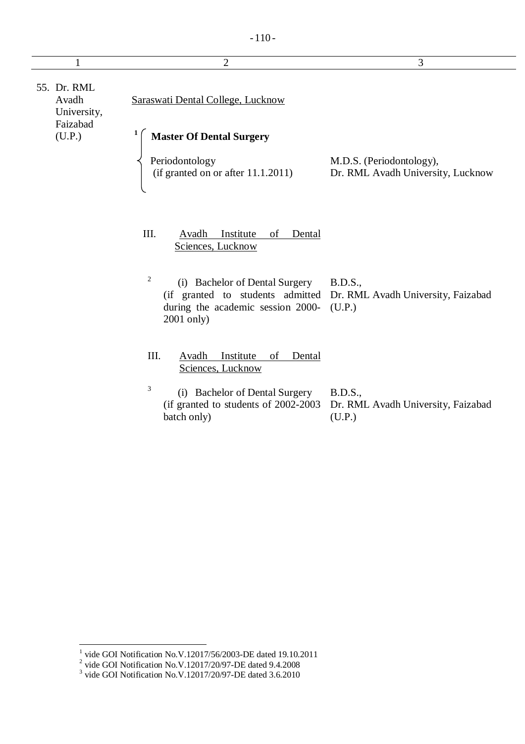| 1 | 2 | 3 |
|---|---|---|
| 55. Dr. RML Avadh University, Faizabad (U.P.) | Saraswati Dental College, Lucknow | |
| | [1] **Master Of Dental Surgery** | |
| | Periodontology (if granted on or after 11.1.2011) | M.D.S. (Periodontology), Dr. RML Avadh University, Lucknow |
| | III. Avadh Institute of Dental Sciences, Lucknow | |
| | [2] (i) Bachelor of Dental Surgery (if granted to students admitted during the academic session 2000-2001 only) | B.D.S., Dr. RML Avadh University, Faizabad (U.P.) |
| | III. Avadh Institute of Dental Sciences, Lucknow | |
| | [3] (i) Bachelor of Dental Surgery (if granted to students of 2002-2003 batch only) | B.D.S., Dr. RML Avadh University, Faizabad (U.P.) |

[1] vide GOI Notification No.V.12017/56/2003-DE dated 19.10.2011
[2] vide GOI Notification No.V.12017/20/97-DE dated 9.4.2008
[3] vide GOI Notification No.V.12017/20/97-DE dated 3.6.2010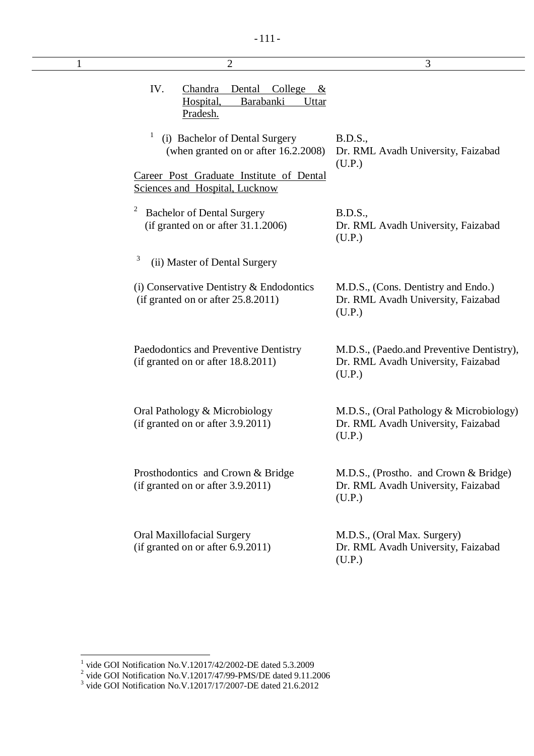| 1 | 2 | 3 |
|---|---|---|
| | IV. <u>Chandra Dental College & Hospital, Barabanki Uttar Pradesh.</u> | |
| | [1] (i) Bachelor of Dental Surgery (when granted on or after 16.2.2008) | B.D.S., Dr. RML Avadh University, Faizabad (U.P.) |
| | <u>Career Post Graduate Institute of Dental Sciences and Hospital, Lucknow</u> | |
| | [2] Bachelor of Dental Surgery (if granted on or after 31.1.2006) | B.D.S., Dr. RML Avadh University, Faizabad (U.P.) |
| | [3] (ii) Master of Dental Surgery | |
| | (i) Conservative Dentistry & Endodontics (if granted on or after 25.8.2011) | M.D.S., (Cons. Dentistry and Endo.) Dr. RML Avadh University, Faizabad (U.P.) |
| | Paedodontics and Preventive Dentistry (if granted on or after 18.8.2011) | M.D.S., (Paedo.and Preventive Dentistry), Dr. RML Avadh University, Faizabad (U.P.) |
| | Oral Pathology & Microbiology (if granted on or after 3.9.2011) | M.D.S., (Oral Pathology & Microbiology) Dr. RML Avadh University, Faizabad (U.P.) |
| | Prosthodontics and Crown & Bridge (if granted on or after 3.9.2011) | M.D.S., (Prostho. and Crown & Bridge) Dr. RML Avadh University, Faizabad (U.P.) |
| | Oral Maxillofacial Surgery (if granted on or after 6.9.2011) | M.D.S., (Oral Max. Surgery) Dr. RML Avadh University, Faizabad (U.P.) |

---

[1] vide GOI Notification No.V.12017/42/2002-DE dated 5.3.2009

[2] vide GOI Notification No.V.12017/47/99-PMS/DE dated 9.11.2006

[3] vide GOI Notification No.V.12017/17/2007-DE dated 21.6.2012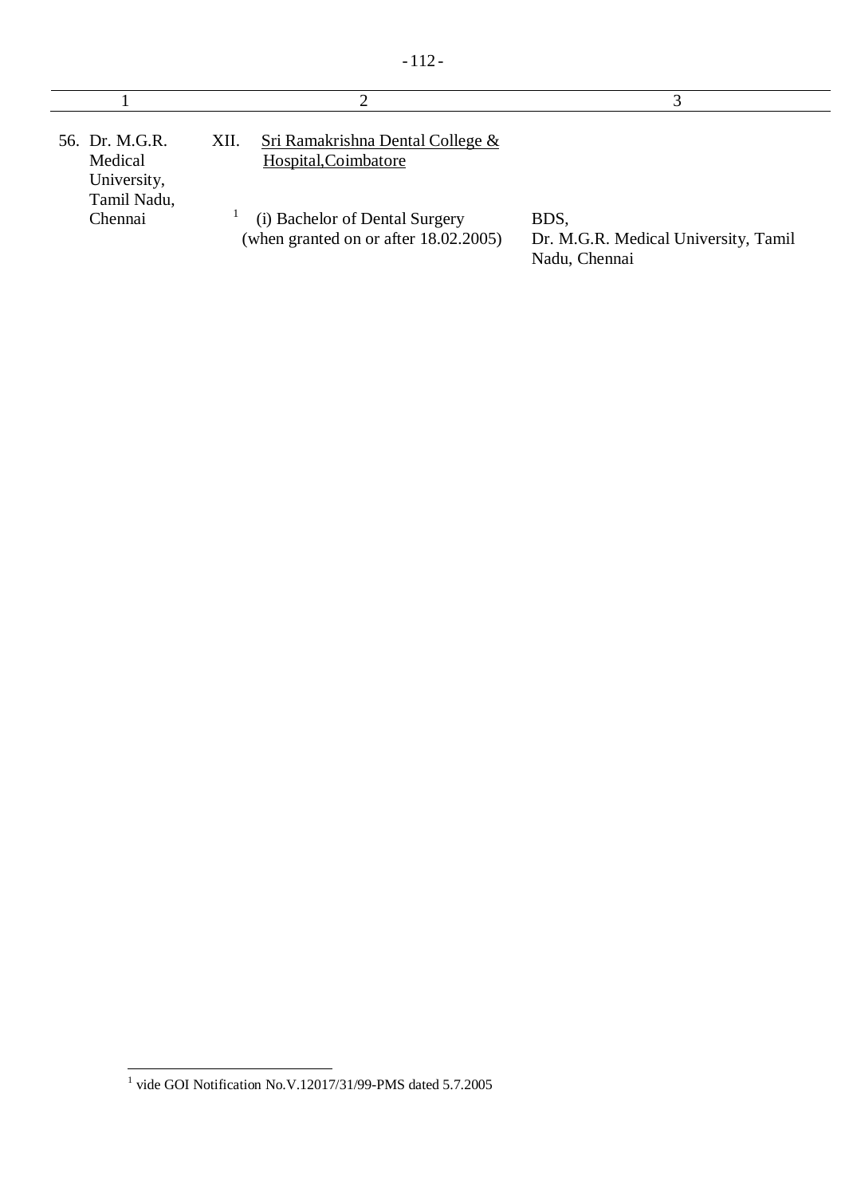| 1 | 2 | 3 |
|---|---|---|
| 56. Dr. M.G.R. Medical University, Tamil Nadu, Chennai | XII. Sri Ramakrishna Dental College & Hospital,Coimbatore | |
| | [1] (i) Bachelor of Dental Surgery (when granted on or after 18.02.2005) | BDS, Dr. M.G.R. Medical University, Tamil Nadu, Chennai |

[1] vide GOI Notification No.V.12017/31/99-PMS dated 5.7.2005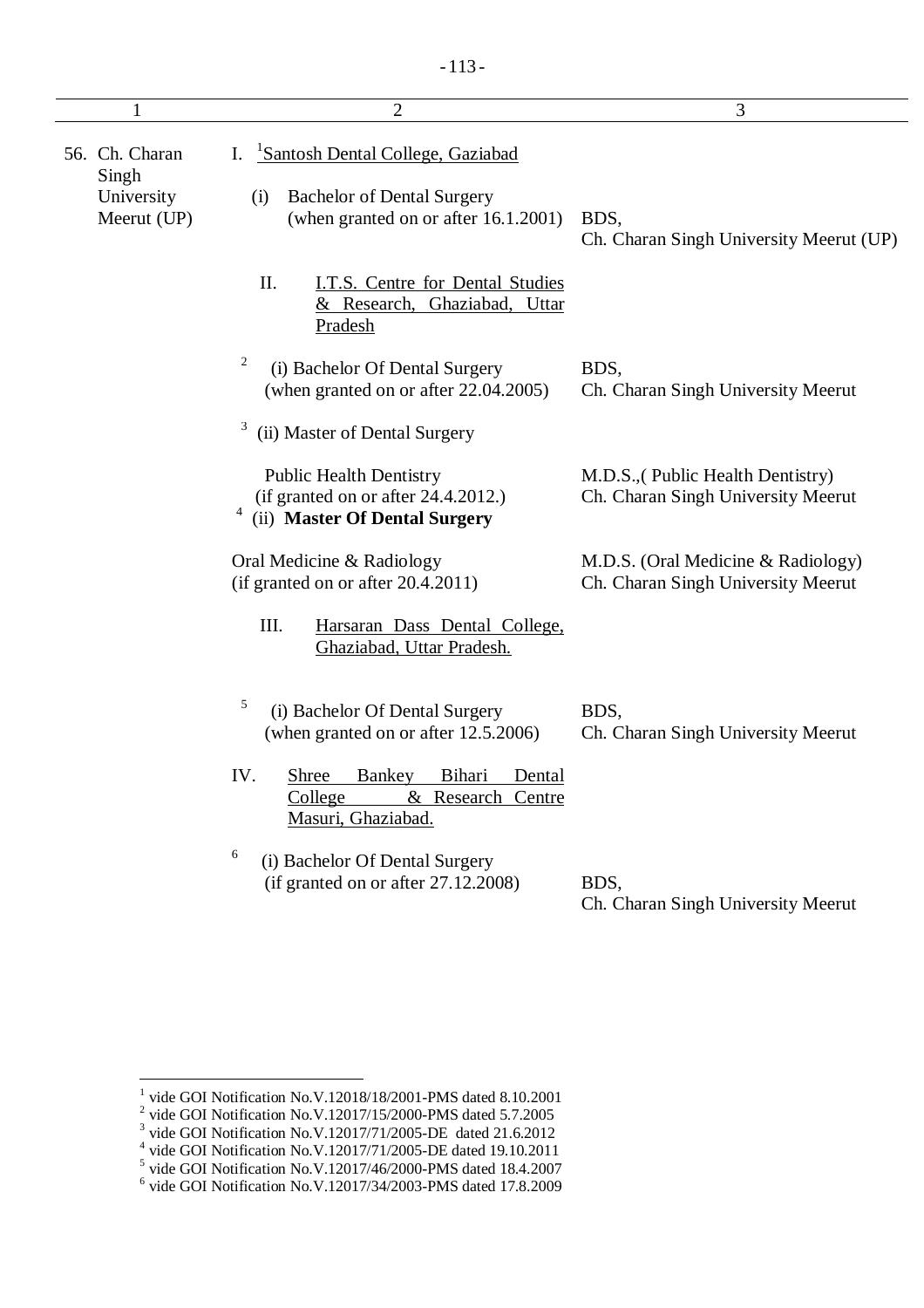| 1 | 2 | 3 |
|---|---|---|
| 56. Ch. Charan Singh University Meerut (UP) | I. [1]Santosh Dental College, Gaziabad | |
| | (i) Bachelor of Dental Surgery (when granted on or after 16.1.2001) | BDS, Ch. Charan Singh University Meerut (UP) |
| | II. I.T.S. Centre for Dental Studies & Research, Ghaziabad, Uttar Pradesh | |
| | [2] (i) Bachelor Of Dental Surgery (when granted on or after 22.04.2005) | BDS, Ch. Charan Singh University Meerut |
| | [3] (ii) Master of Dental Surgery | |
| | Public Health Dentistry (if granted on or after 24.4.2012.) | M.D.S.,( Public Health Dentistry) Ch. Charan Singh University Meerut |
| | [4] (ii) **Master Of Dental Surgery** | |
| | Oral Medicine & Radiology (if granted on or after 20.4.2011) | M.D.S. (Oral Medicine & Radiology) Ch. Charan Singh University Meerut |
| | III. Harsaran Dass Dental College, Ghaziabad, Uttar Pradesh. | |
| | [5] (i) Bachelor Of Dental Surgery (when granted on or after 12.5.2006) | BDS, Ch. Charan Singh University Meerut |
| | IV. Shree Bankey Bihari Dental College & Research Centre Masuri, Ghaziabad. | |
| | [6] (i) Bachelor Of Dental Surgery (if granted on or after 27.12.2008) | BDS, Ch. Charan Singh University Meerut |

[1] vide GOI Notification No.V.12018/18/2001-PMS dated 8.10.2001
[2] vide GOI Notification No.V.12017/15/2000-PMS dated 5.7.2005
[3] vide GOI Notification No.V.12017/71/2005-DE dated 21.6.2012
[4] vide GOI Notification No.V.12017/71/2005-DE dated 19.10.2011
[5] vide GOI Notification No.V.12017/46/2000-PMS dated 18.4.2007
[6] vide GOI Notification No.V.12017/34/2003-PMS dated 17.8.2009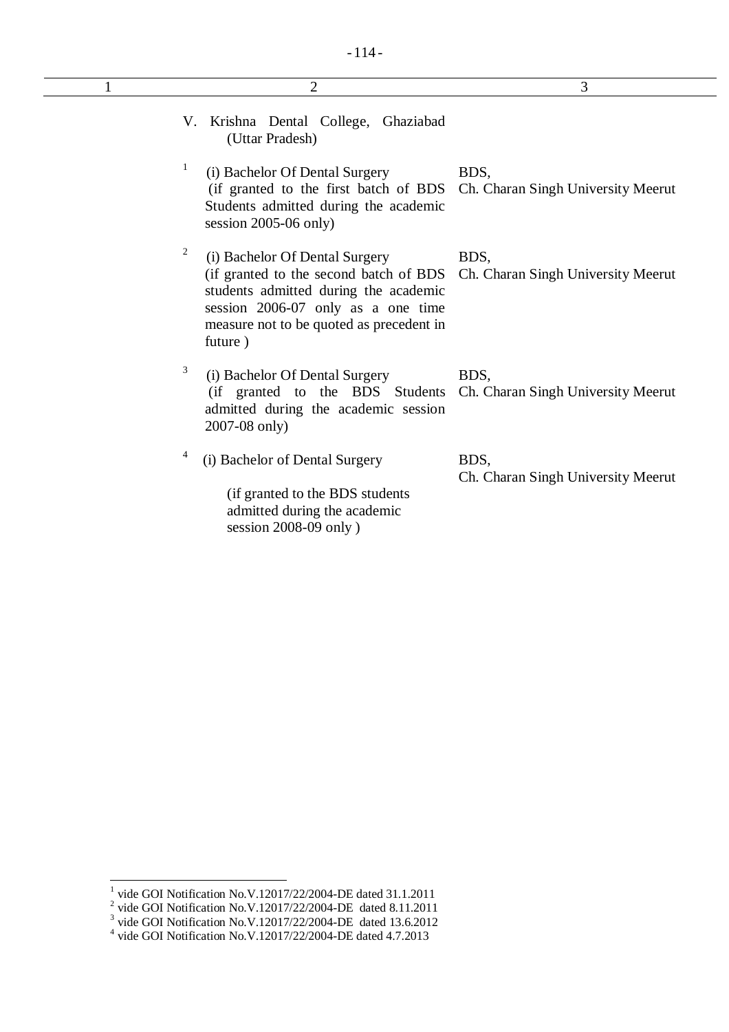| 1 | 2 | 3 |
|---|---|---|
| | V. Krishna Dental College, Ghaziabad (Uttar Pradesh) | |
| | [1] (i) Bachelor Of Dental Surgery (if granted to the first batch of BDS Students admitted during the academic session 2005-06 only) | BDS, Ch. Charan Singh University Meerut |
| | [2] (i) Bachelor Of Dental Surgery (if granted to the second batch of BDS students admitted during the academic session 2006-07 only as a one time measure not to be quoted as precedent in future ) | BDS, Ch. Charan Singh University Meerut |
| | [3] (i) Bachelor Of Dental Surgery (if granted to the BDS Students admitted during the academic session 2007-08 only) | BDS, Ch. Charan Singh University Meerut |
| | [4] (i) Bachelor of Dental Surgery (if granted to the BDS students admitted during the academic session 2008-09 only ) | BDS, Ch. Charan Singh University Meerut |

---

[1] vide GOI Notification No.V.12017/22/2004-DE dated 31.1.2011

[2] vide GOI Notification No.V.12017/22/2004-DE dated 8.11.2011

[3] vide GOI Notification No.V.12017/22/2004-DE dated 13.6.2012

[4] vide GOI Notification No.V.12017/22/2004-DE dated 4.7.2013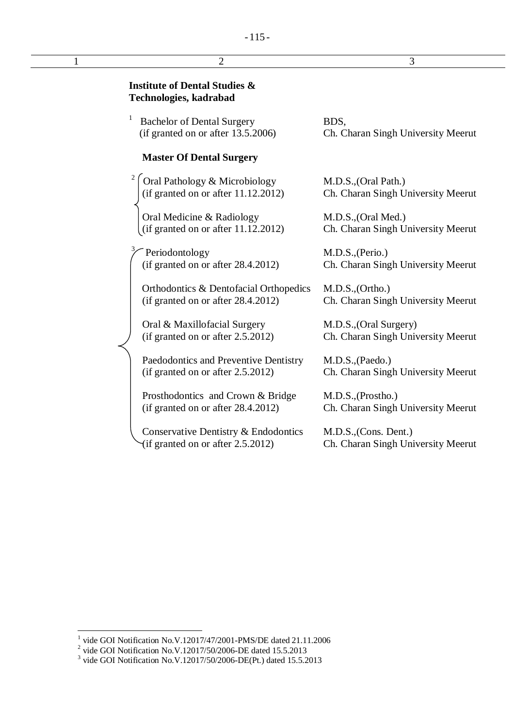| 1 | 2 | 3 |
|---|---|---|
| | **Institute of Dental Studies & Technologies, kadrabad** | |
| | [1] Bachelor of Dental Surgery (if granted on or after 13.5.2006) | BDS, Ch. Charan Singh University Meerut |
| | **Master Of Dental Surgery** | |
| | [2] Oral Pathology & Microbiology (if granted on or after 11.12.2012) | M.D.S.,(Oral Path.) Ch. Charan Singh University Meerut |
| | Oral Medicine & Radiology (if granted on or after 11.12.2012) | M.D.S.,(Oral Med.) Ch. Charan Singh University Meerut |
| | [3] Periodontology (if granted on or after 28.4.2012) | M.D.S.,(Perio.) Ch. Charan Singh University Meerut |
| | Orthodontics & Dentofacial Orthopedics (if granted on or after 28.4.2012) | M.D.S.,(Ortho.) Ch. Charan Singh University Meerut |
| | Oral & Maxillofacial Surgery (if granted on or after 2.5.2012) | M.D.S.,(Oral Surgery) Ch. Charan Singh University Meerut |
| | Paedodontics and Preventive Dentistry (if granted on or after 2.5.2012) | M.D.S.,(Paedo.) Ch. Charan Singh University Meerut |
| | Prosthodontics and Crown & Bridge (if granted on or after 28.4.2012) | M.D.S.,(Prostho.) Ch. Charan Singh University Meerut |
| | Conservative Dentistry & Endodontics (if granted on or after 2.5.2012) | M.D.S.,(Cons. Dent.) Ch. Charan Singh University Meerut |

[1] vide GOI Notification No.V.12017/47/2001-PMS/DE dated 21.11.2006
[2] vide GOI Notification No.V.12017/50/2006-DE dated 15.5.2013
[3] vide GOI Notification No.V.12017/50/2006-DE(Pt.) dated 15.5.2013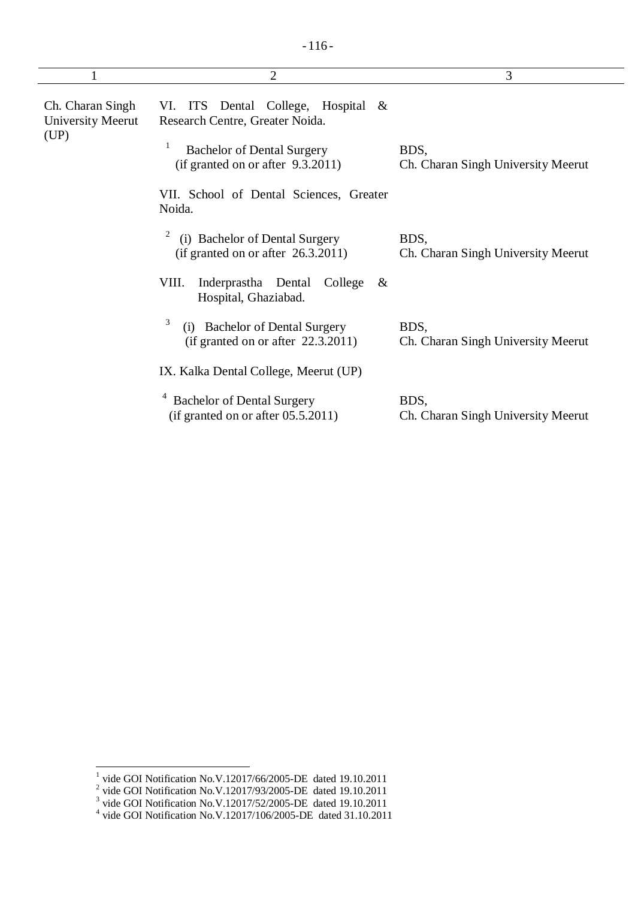| 1 | 2 | 3 |
|---|---|---|
| Ch. Charan Singh University Meerut (UP) | VI. ITS Dental College, Hospital & Research Centre, Greater Noida. | |
| | [1] Bachelor of Dental Surgery (if granted on or after 9.3.2011) | BDS, Ch. Charan Singh University Meerut |
| | VII. School of Dental Sciences, Greater Noida. | |
| | [2] (i) Bachelor of Dental Surgery (if granted on or after 26.3.2011) | BDS, Ch. Charan Singh University Meerut |
| | VIII. Inderprastha Dental College & Hospital, Ghaziabad. | |
| | [3] (i) Bachelor of Dental Surgery (if granted on or after 22.3.2011) | BDS, Ch. Charan Singh University Meerut |
| | IX. Kalka Dental College, Meerut (UP) | |
| | [4] Bachelor of Dental Surgery (if granted on or after 05.5.2011) | BDS, Ch. Charan Singh University Meerut |

[1] vide GOI Notification No.V.12017/66/2005-DE dated 19.10.2011
[2] vide GOI Notification No.V.12017/93/2005-DE dated 19.10.2011
[3] vide GOI Notification No.V.12017/52/2005-DE dated 19.10.2011
[4] vide GOI Notification No.V.12017/106/2005-DE dated 31.10.2011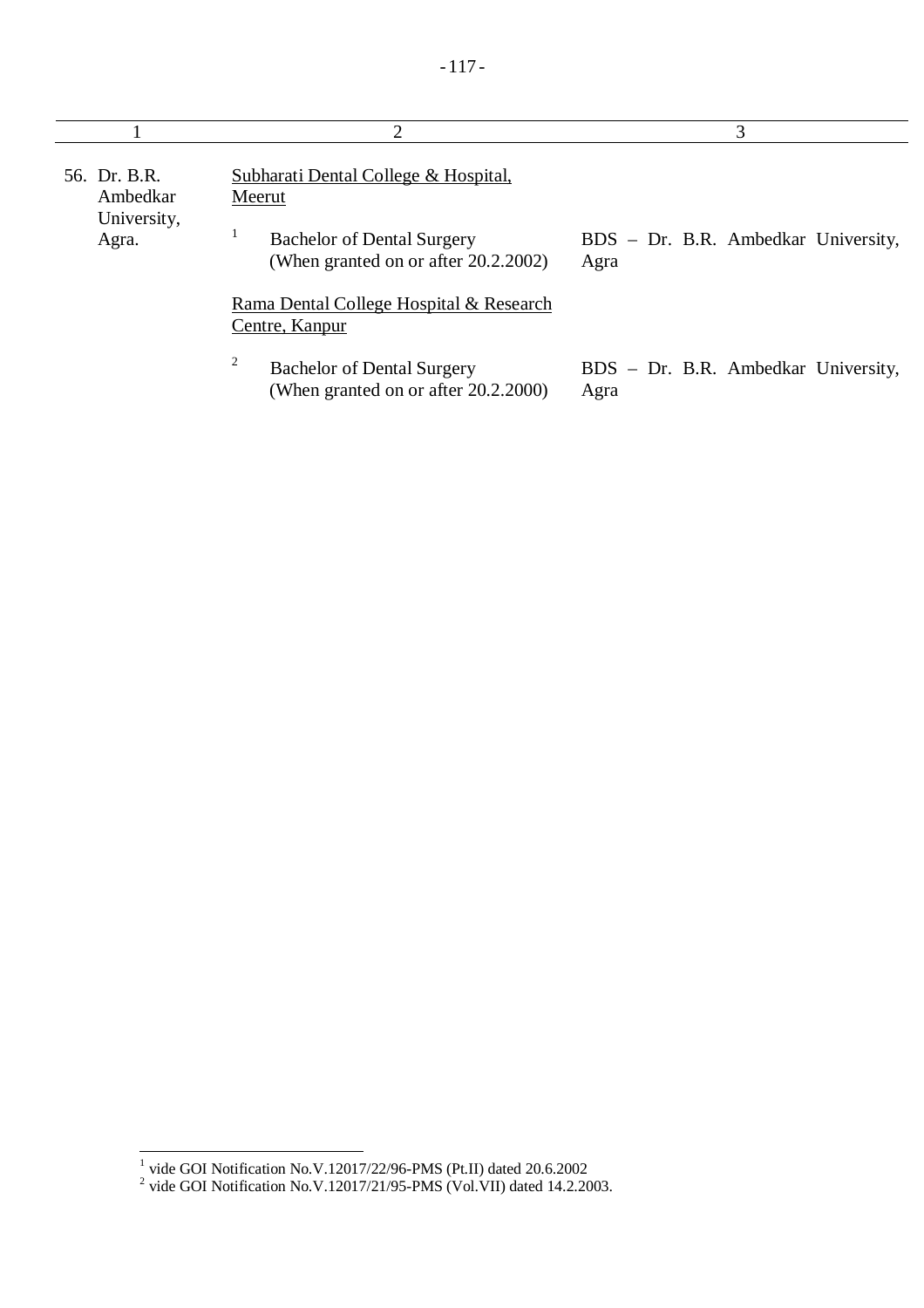| 1 | 2 | 3 |
|---|---|---|
| 56. Dr. B.R. Ambedkar University, Agra. | Subharati Dental College & Hospital, Meerut | |
| | [1] Bachelor of Dental Surgery (When granted on or after 20.2.2002) | BDS – Dr. B.R. Ambedkar University, Agra |
| | Rama Dental College Hospital & Research Centre, Kanpur | |
| | [2] Bachelor of Dental Surgery (When granted on or after 20.2.2000) | BDS – Dr. B.R. Ambedkar University, Agra |

[1] vide GOI Notification No.V.12017/22/96-PMS (Pt.II) dated 20.6.2002

[2] vide GOI Notification No.V.12017/21/95-PMS (Vol.VII) dated 14.2.2003.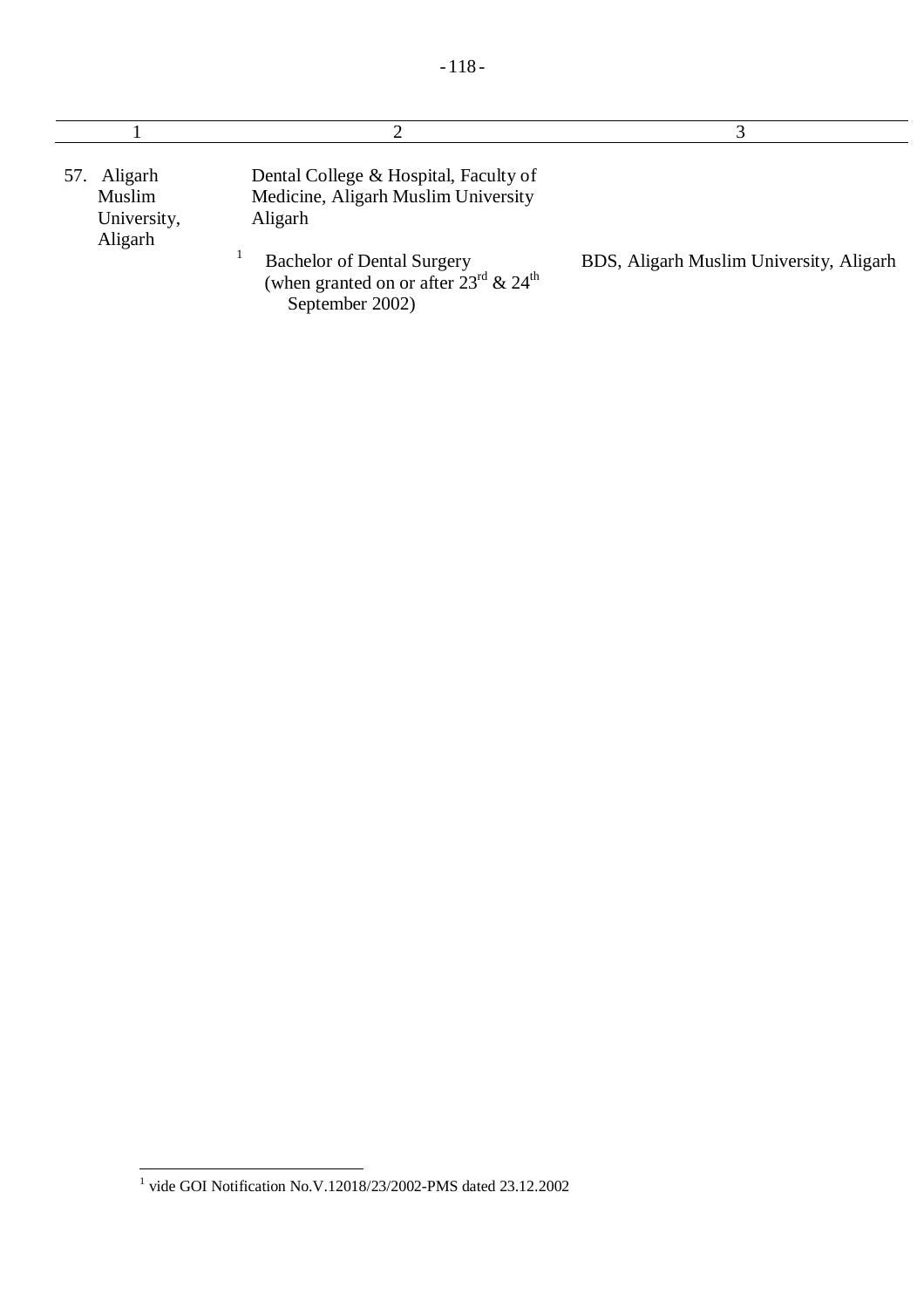| 1 | 2 | 3 |
|---|---|---|
| 57. Aligarh Muslim University, Aligarh | Dental College & Hospital, Faculty of Medicine, Aligarh Muslim University Aligarh | |
| | [1] Bachelor of Dental Surgery (when granted on or after 23rd & 24th September 2002) | BDS, Aligarh Muslim University, Aligarh |

[1] vide GOI Notification No.V.12018/23/2002-PMS dated 23.12.2002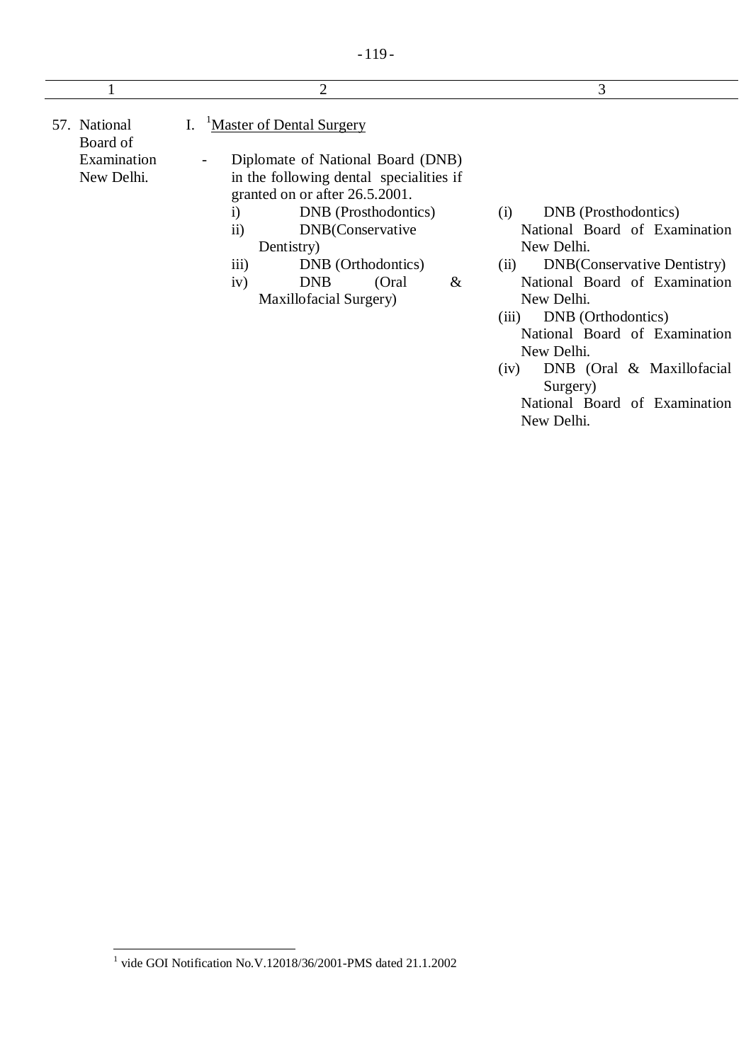| 1 | 2 | 3 |
|---|---|---|
| 57. National Board of Examination New Delhi. | I. [1]Master of Dental Surgery<br><br>- Diplomate of National Board (DNB) in the following dental specialities if granted on or after 26.5.2001.<br>i) DNB (Prosthodontics)<br>ii) DNB(Conservative Dentistry)<br>iii) DNB (Orthodontics)<br>iv) DNB (Oral & Maxillofacial Surgery) | (i) DNB (Prosthodontics) National Board of Examination New Delhi.<br>(ii) DNB(Conservative Dentistry) National Board of Examination New Delhi.<br>(iii) DNB (Orthodontics) National Board of Examination New Delhi.<br>(iv) DNB (Oral & Maxillofacial Surgery) National Board of Examination New Delhi. |

[1] vide GOI Notification No.V.12018/36/2001-PMS dated 21.1.2002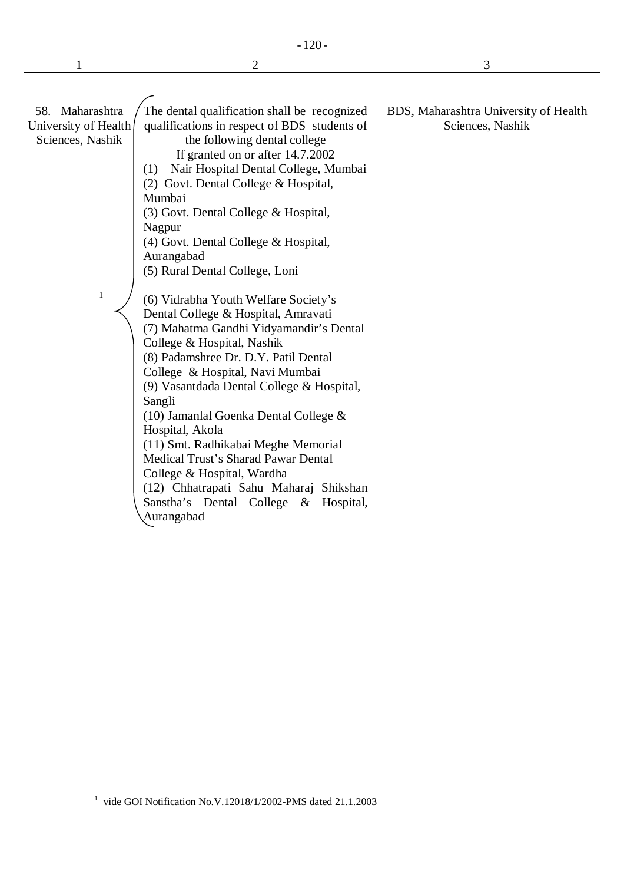| 1 | 2 | 3 |
|---|---|---|
| 58. Maharashtra University of Health Sciences, Nashik | The dental qualification shall be recognized qualifications in respect of BDS students of the following dental college If granted on or after 14.7.2002 [1]<br>(1) Nair Hospital Dental College, Mumbai<br>(2) Govt. Dental College & Hospital, Mumbai<br>(3) Govt. Dental College & Hospital, Nagpur<br>(4) Govt. Dental College & Hospital, Aurangabad<br>(5) Rural Dental College, Loni<br>(6) Vidrabha Youth Welfare Society's Dental College & Hospital, Amravati<br>(7) Mahatma Gandhi Yidyamandir's Dental College & Hospital, Nashik<br>(8) Padamshree Dr. D.Y. Patil Dental College & Hospital, Navi Mumbai<br>(9) Vasantdada Dental College & Hospital, Sangli<br>(10) Jamanlal Goenka Dental College & Hospital, Akola<br>(11) Smt. Radhikabai Meghe Memorial Medical Trust's Sharad Pawar Dental College & Hospital, Wardha<br>(12) Chhatrapati Sahu Maharaj Shikshan Sanstha's Dental College & Hospital, Aurangabad | BDS, Maharashtra University of Health Sciences, Nashik |

[1] vide GOI Notification No.V.12018/1/2002-PMS dated 21.1.2003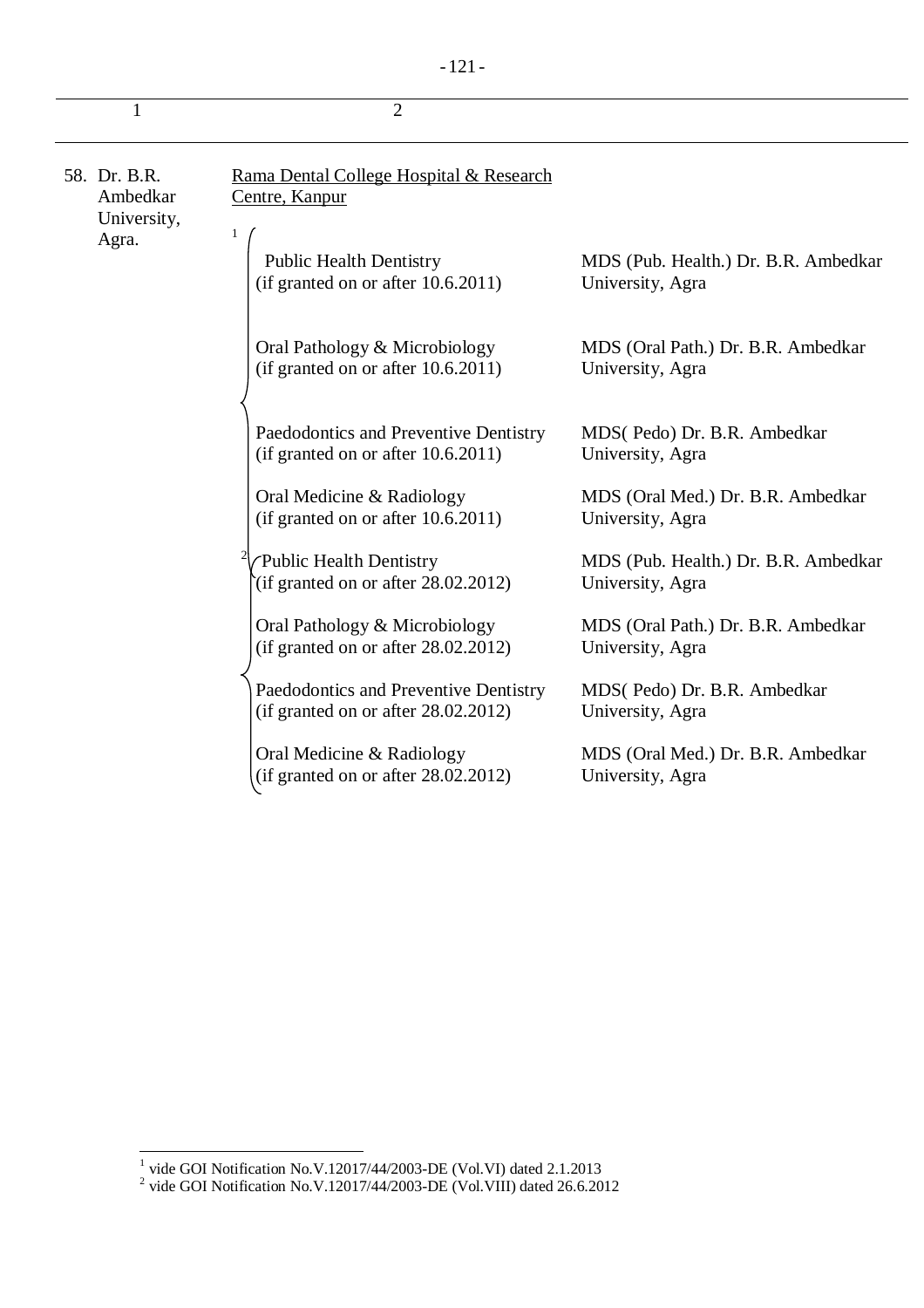| 1 | 2 | |
|---|---|---|
| 58. Dr. B.R. Ambedkar University, Agra. | Rama Dental College Hospital & Research Centre, Kanpur | |
| | [1] Public Health Dentistry (if granted on or after 10.6.2011) | MDS (Pub. Health.) Dr. B.R. Ambedkar University, Agra |
| | Oral Pathology & Microbiology (if granted on or after 10.6.2011) | MDS (Oral Path.) Dr. B.R. Ambedkar University, Agra |
| | Paedodontics and Preventive Dentistry (if granted on or after 10.6.2011) | MDS( Pedo) Dr. B.R. Ambedkar University, Agra |
| | Oral Medicine & Radiology (if granted on or after 10.6.2011) | MDS (Oral Med.) Dr. B.R. Ambedkar University, Agra |
| | [2] Public Health Dentistry (if granted on or after 28.02.2012) | MDS (Pub. Health.) Dr. B.R. Ambedkar University, Agra |
| | Oral Pathology & Microbiology (if granted on or after 28.02.2012) | MDS (Oral Path.) Dr. B.R. Ambedkar University, Agra |
| | Paedodontics and Preventive Dentistry (if granted on or after 28.02.2012) | MDS( Pedo) Dr. B.R. Ambedkar University, Agra |
| | Oral Medicine & Radiology (if granted on or after 28.02.2012) | MDS (Oral Med.) Dr. B.R. Ambedkar University, Agra |

[1] vide GOI Notification No.V.12017/44/2003-DE (Vol.VI) dated 2.1.2013

[2] vide GOI Notification No.V.12017/44/2003-DE (Vol.VIII) dated 26.6.2012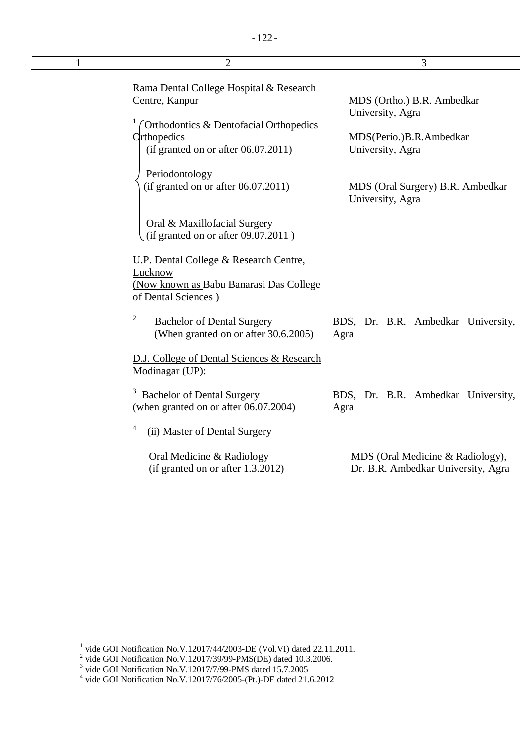| 1 | 2 | 3 |
|---|---|---|
| | Rama Dental College Hospital & Research Centre, Kanpur | |
| | [1] Orthodontics & Dentofacial Orthopedics Orthopedics (if granted on or after 06.07.2011) | MDS (Ortho.) B.R. Ambedkar University, Agra |
| | Periodontology (if granted on or after 06.07.2011) | MDS(Perio.)B.R.Ambedkar University, Agra |
| | Oral & Maxillofacial Surgery (if granted on or after 09.07.2011 ) | MDS (Oral Surgery) B.R. Ambedkar University, Agra |
| | U.P. Dental College & Research Centre, Lucknow (Now known as Babu Banarasi Das College of Dental Sciences ) | |
| | [2] Bachelor of Dental Surgery (When granted on or after 30.6.2005) | BDS, Dr. B.R. Ambedkar University, Agra |
| | D.J. College of Dental Sciences & Research Modinagar (UP): | |
| | [3] Bachelor of Dental Surgery (when granted on or after 06.07.2004) | BDS, Dr. B.R. Ambedkar University, Agra |
| | [4] (ii) Master of Dental Surgery | |
| | Oral Medicine & Radiology (if granted on or after 1.3.2012) | MDS (Oral Medicine & Radiology), Dr. B.R. Ambedkar University, Agra |

---

[1] vide GOI Notification No.V.12017/44/2003-DE (Vol.VI) dated 22.11.2011.
[2] vide GOI Notification No.V.12017/39/99-PMS(DE) dated 10.3.2006.
[3] vide GOI Notification No.V.12017/7/99-PMS dated 15.7.2005
[4] vide GOI Notification No.V.12017/76/2005-(Pt.)-DE dated 21.6.2012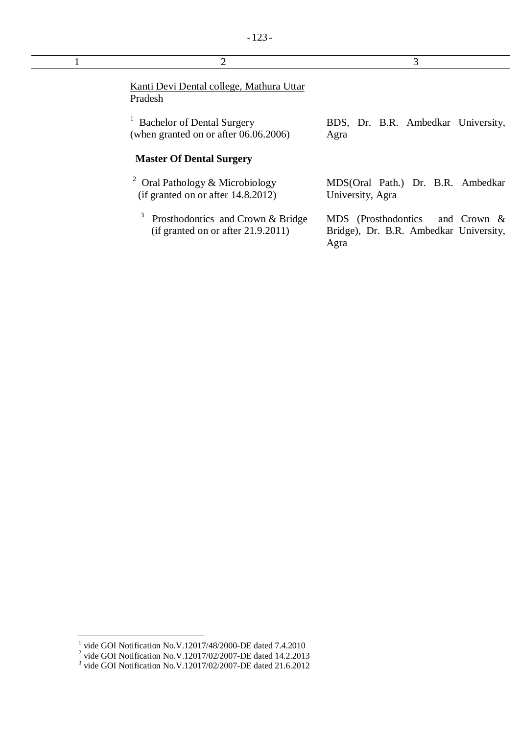| 1 | 2 | 3 |
| --- | --- | --- |
| | Kanti Devi Dental college, Mathura Uttar Pradesh | |
| | [1] Bachelor of Dental Surgery (when granted on or after 06.06.2006) | BDS, Dr. B.R. Ambedkar University, Agra |
| | **Master Of Dental Surgery** | |
| | [2] Oral Pathology & Microbiology (if granted on or after 14.8.2012) | MDS(Oral Path.) Dr. B.R. Ambedkar University, Agra |
| | [3] Prosthodontics and Crown & Bridge (if granted on or after 21.9.2011) | MDS (Prosthodontics and Crown & Bridge), Dr. B.R. Ambedkar University, Agra |

[1] vide GOI Notification No.V.12017/48/2000-DE dated 7.4.2010
[2] vide GOI Notification No.V.12017/02/2007-DE dated 14.2.2013
[3] vide GOI Notification No.V.12017/02/2007-DE dated 21.6.2012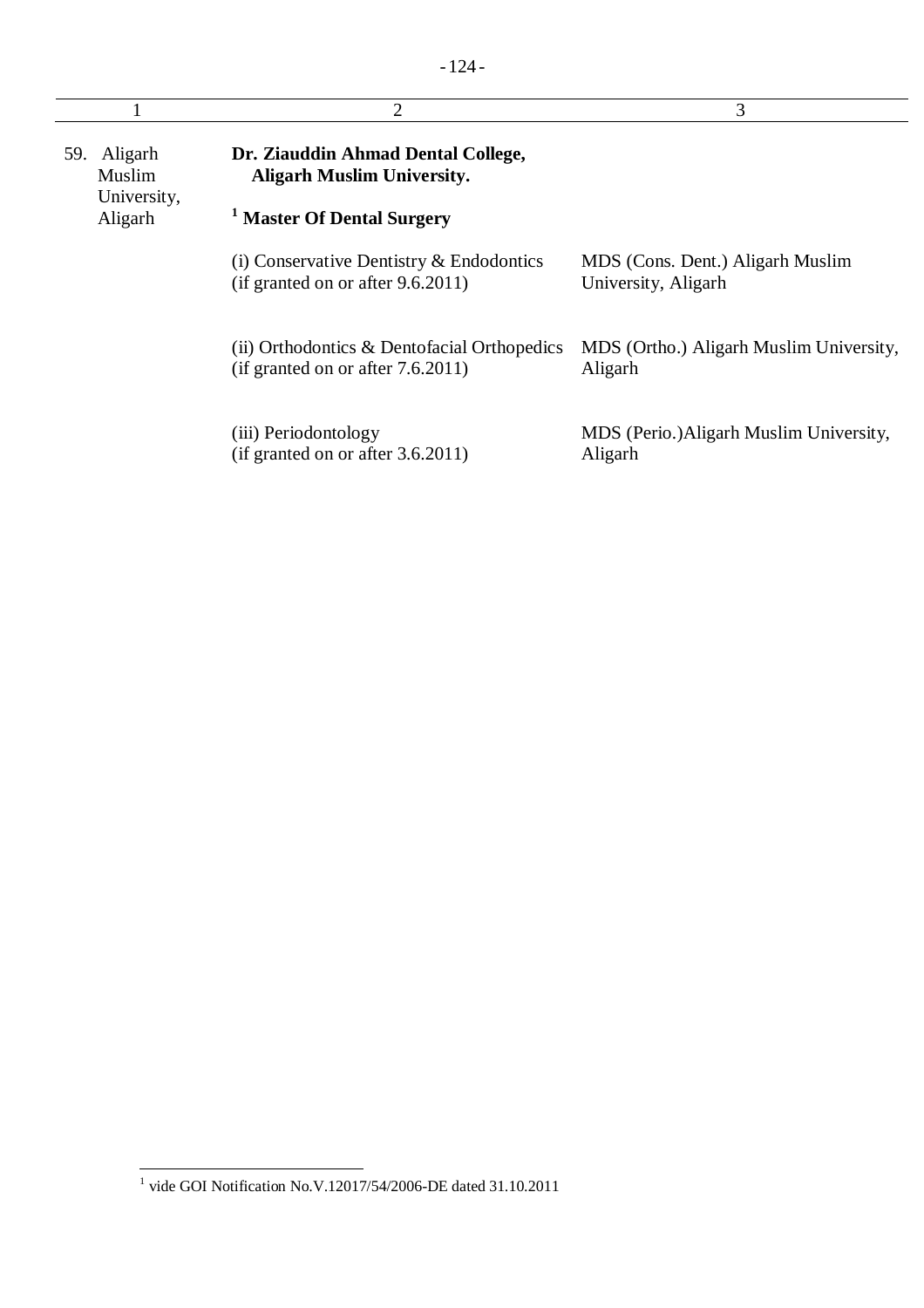| 1 | 2 | 3 |
|---|---|---|
| 59. Aligarh Muslim University, Aligarh | **Dr. Ziauddin Ahmad Dental College, Aligarh Muslim University.** | |
| | [1] **Master Of Dental Surgery** | |
| | (i) Conservative Dentistry & Endodontics (if granted on or after 9.6.2011) | MDS (Cons. Dent.) Aligarh Muslim University, Aligarh |
| | (ii) Orthodontics & Dentofacial Orthopedics (if granted on or after 7.6.2011) | MDS (Ortho.) Aligarh Muslim University, Aligarh |
| | (iii) Periodontology (if granted on or after 3.6.2011) | MDS (Perio.)Aligarh Muslim University, Aligarh |

[1] vide GOI Notification No.V.12017/54/2006-DE dated 31.10.2011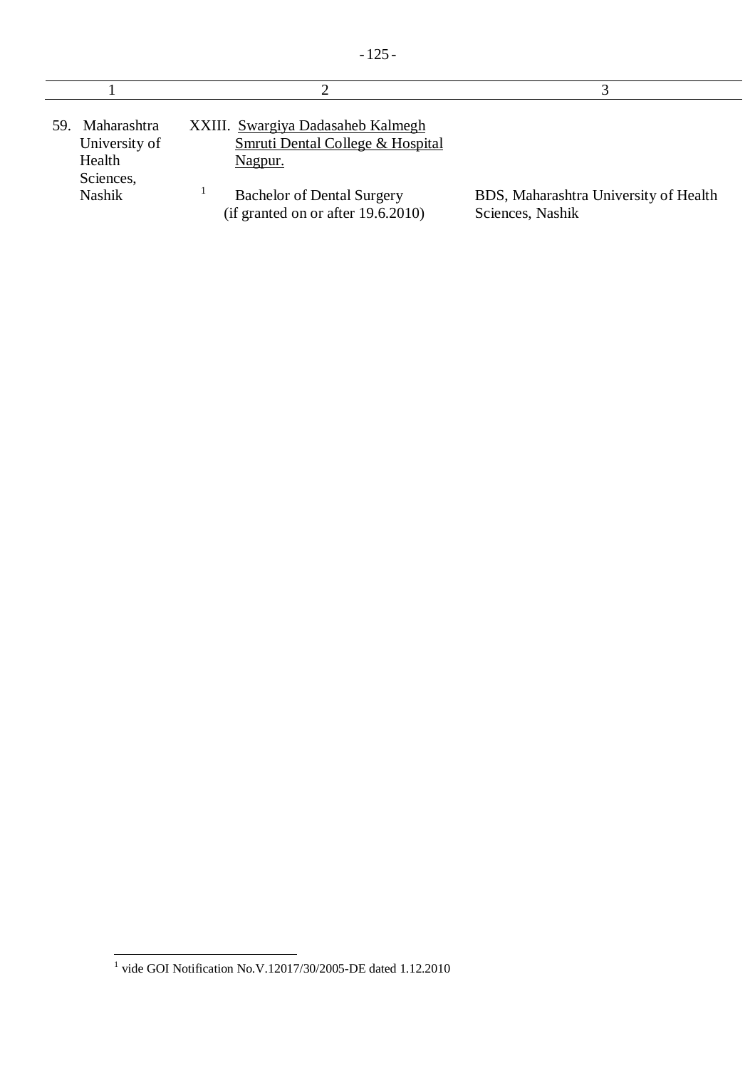| 1 | 2 | 3 |
|---|---|---|
| 59. Maharashtra University of Health Sciences, Nashik | XXIII. Swargiya Dadasaheb Kalmegh Smruti Dental College & Hospital Nagpur. | |
| | [1] Bachelor of Dental Surgery (if granted on or after 19.6.2010) | BDS, Maharashtra University of Health Sciences, Nashik |

[1] vide GOI Notification No.V.12017/30/2005-DE dated 1.12.2010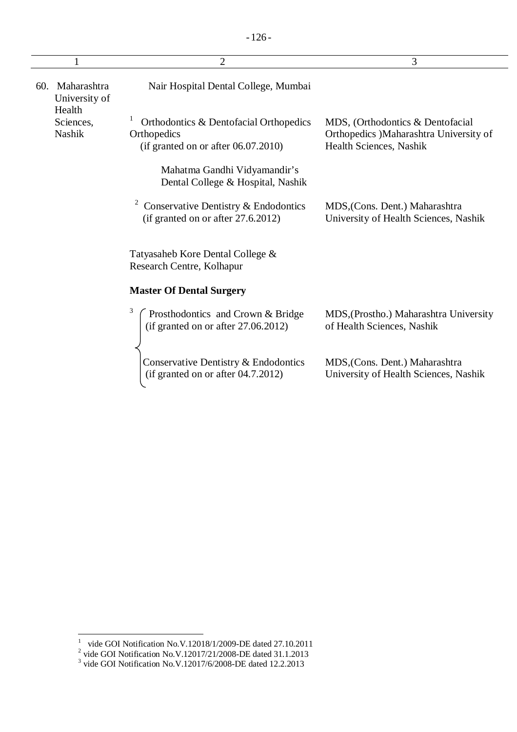| 1 | 2 | 3 |
|---|---|---|
| 60. Maharashtra University of Health Sciences, Nashik | Nair Hospital Dental College, Mumbai | |
| | [1] Orthodontics & Dentofacial Orthopedics Orthopedics (if granted on or after 06.07.2010) | MDS, (Orthodontics & Dentofacial Orthopedics )Maharashtra University of Health Sciences, Nashik |
| | Mahatma Gandhi Vidyamandir's Dental College & Hospital, Nashik | |
| | [2] Conservative Dentistry & Endodontics (if granted on or after 27.6.2012) | MDS,(Cons. Dent.) Maharashtra University of Health Sciences, Nashik |
| | Tatyasaheb Kore Dental College & Research Centre, Kolhapur | |
| | **Master Of Dental Surgery** | |
| | [3] Prosthodontics and Crown & Bridge (if granted on or after 27.06.2012) | MDS,(Prostho.) Maharashtra University of Health Sciences, Nashik |
| | Conservative Dentistry & Endodontics (if granted on or after 04.7.2012) | MDS,(Cons. Dent.) Maharashtra University of Health Sciences, Nashik |

---

[1] vide GOI Notification No.V.12018/1/2009-DE dated 27.10.2011

[2] vide GOI Notification No.V.12017/21/2008-DE dated 31.1.2013

[3] vide GOI Notification No.V.12017/6/2008-DE dated 12.2.2013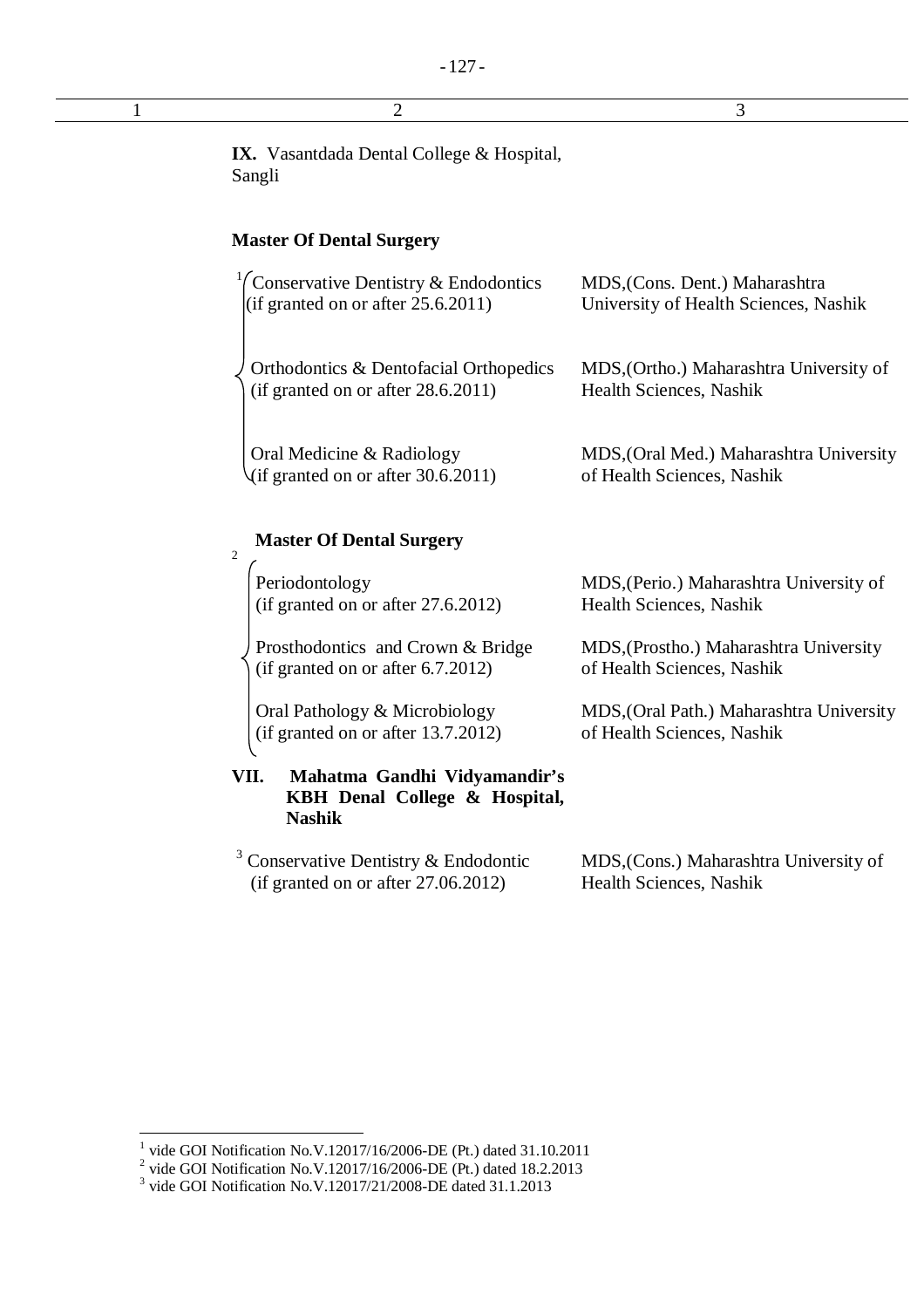| 1 | 2 | 3 |
|---|---|---|
| | **IX.** Vasantdada Dental College & Hospital, Sangli | |
| | **Master Of Dental Surgery** | |
| | [1] Conservative Dentistry & Endodontics (if granted on or after 25.6.2011) | MDS,(Cons. Dent.) Maharashtra University of Health Sciences, Nashik |
| | Orthodontics & Dentofacial Orthopedics (if granted on or after 28.6.2011) | MDS,(Ortho.) Maharashtra University of Health Sciences, Nashik |
| | Oral Medicine & Radiology (if granted on or after 30.6.2011) | MDS,(Oral Med.) Maharashtra University of Health Sciences, Nashik |
| | [2] **Master Of Dental Surgery** | |
| | Periodontology (if granted on or after 27.6.2012) | MDS,(Perio.) Maharashtra University of Health Sciences, Nashik |
| | Prosthodontics and Crown & Bridge (if granted on or after 6.7.2012) | MDS,(Prostho.) Maharashtra University of Health Sciences, Nashik |
| | Oral Pathology & Microbiology (if granted on or after 13.7.2012) | MDS,(Oral Path.) Maharashtra University of Health Sciences, Nashik |
| | **VII. Mahatma Gandhi Vidyamandir's KBH Denal College & Hospital, Nashik** | |
| | [3] Conservative Dentistry & Endodontic (if granted on or after 27.06.2012) | MDS,(Cons.) Maharashtra University of Health Sciences, Nashik |

---

[1] vide GOI Notification No.V.12017/16/2006-DE (Pt.) dated 31.10.2011

[2] vide GOI Notification No.V.12017/16/2006-DE (Pt.) dated 18.2.2013

[3] vide GOI Notification No.V.12017/21/2008-DE dated 31.1.2013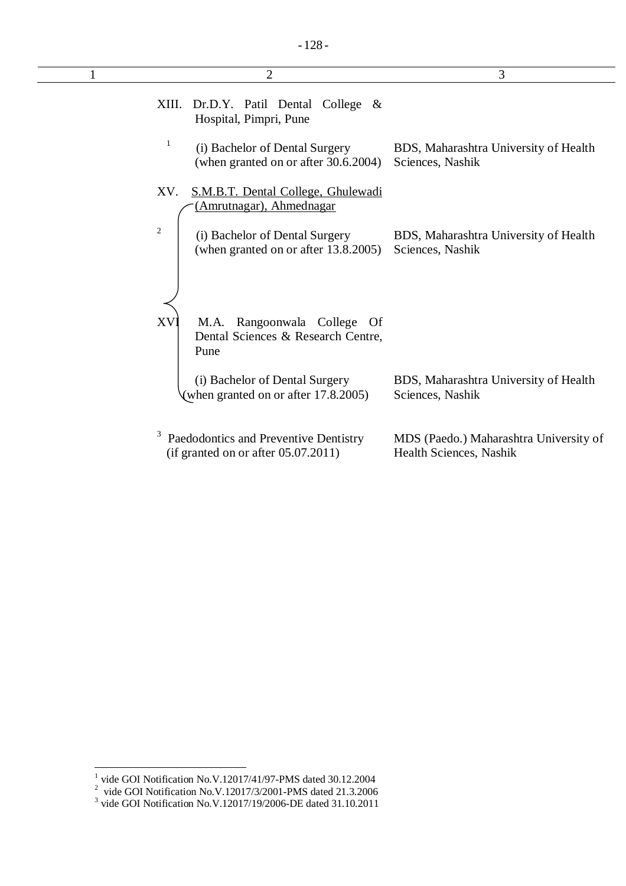| 1 | 2 | 3 |
|---|---|---|
| | XIII. Dr.D.Y. Patil Dental College & Hospital, Pimpri, Pune | |
| | [1] (i) Bachelor of Dental Surgery (when granted on or after 30.6.2004) | BDS, Maharashtra University of Health Sciences, Nashik |
| | XV. S.M.B.T. Dental College, Ghulewadi (Amrutnagar), Ahmednagar | |
| | [2] (i) Bachelor of Dental Surgery (when granted on or after 13.8.2005) | BDS, Maharashtra University of Health Sciences, Nashik |
| | XVI M.A. Rangoonwala College Of Dental Sciences & Research Centre, Pune | |
| | (i) Bachelor of Dental Surgery (when granted on or after 17.8.2005) | BDS, Maharashtra University of Health Sciences, Nashik |
| | [3] Paedodontics and Preventive Dentistry (if granted on or after 05.07.2011) | MDS (Paedo.) Maharashtra University of Health Sciences, Nashik |

[1] vide GOI Notification No.V.12017/41/97-PMS dated 30.12.2004

[2] vide GOI Notification No.V.12017/3/2001-PMS dated 21.3.2006

[3] vide GOI Notification No.V.12017/19/2006-DE dated 31.10.2011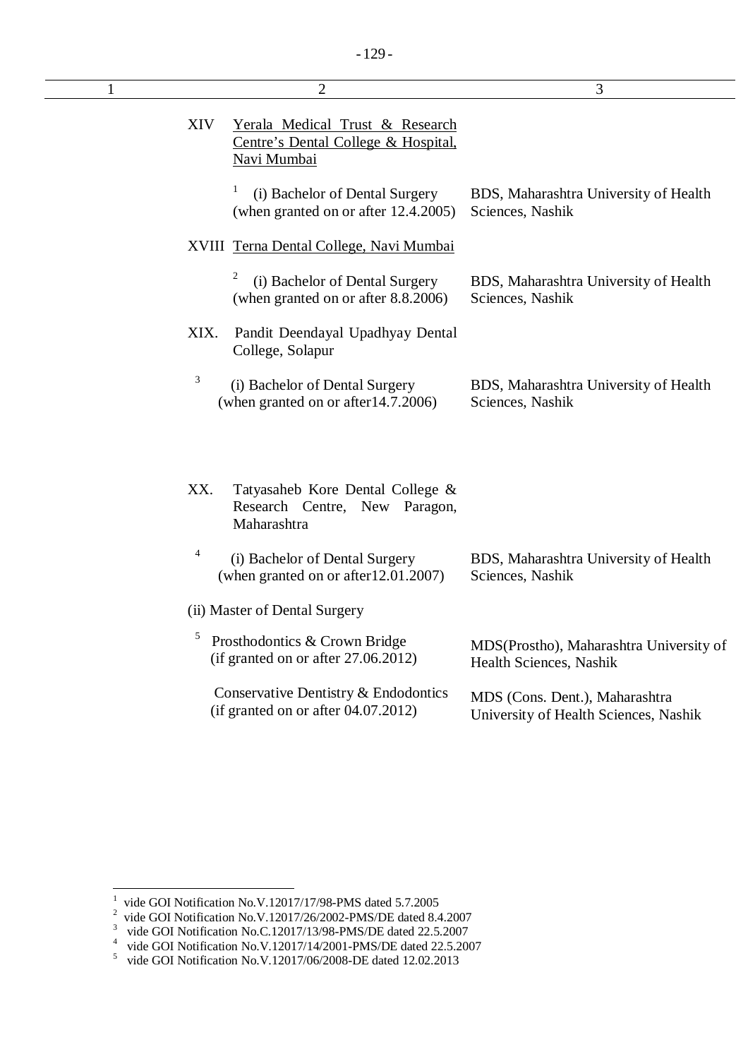| 1 | 2 | 3 |
|---|---|---|
| | XIV <u>Yerala Medical Trust & Research Centre's Dental College & Hospital, Navi Mumbai</u> | |
| | [1] (i) Bachelor of Dental Surgery (when granted on or after 12.4.2005) | BDS, Maharashtra University of Health Sciences, Nashik |
| | XVIII <u>Terna Dental College, Navi Mumbai</u> | |
| | [2] (i) Bachelor of Dental Surgery (when granted on or after 8.8.2006) | BDS, Maharashtra University of Health Sciences, Nashik |
| | XIX. Pandit Deendayal Upadhyay Dental College, Solapur | |
| | [3] (i) Bachelor of Dental Surgery (when granted on or after14.7.2006) | BDS, Maharashtra University of Health Sciences, Nashik |
| | XX. Tatyasaheb Kore Dental College & Research Centre, New Paragon, Maharashtra | |
| | [4] (i) Bachelor of Dental Surgery (when granted on or after12.01.2007) | BDS, Maharashtra University of Health Sciences, Nashik |
| | (ii) Master of Dental Surgery | |
| | [5] Prosthodontics & Crown Bridge (if granted on or after 27.06.2012) | MDS(Prostho), Maharashtra University of Health Sciences, Nashik |
| | Conservative Dentistry & Endodontics (if granted on or after 04.07.2012) | MDS (Cons. Dent.), Maharashtra University of Health Sciences, Nashik |

---

[1] vide GOI Notification No.V.12017/17/98-PMS dated 5.7.2005
[2] vide GOI Notification No.V.12017/26/2002-PMS/DE dated 8.4.2007
[3] vide GOI Notification No.C.12017/13/98-PMS/DE dated 22.5.2007
[4] vide GOI Notification No.V.12017/14/2001-PMS/DE dated 22.5.2007
[5] vide GOI Notification No.V.12017/06/2008-DE dated 12.02.2013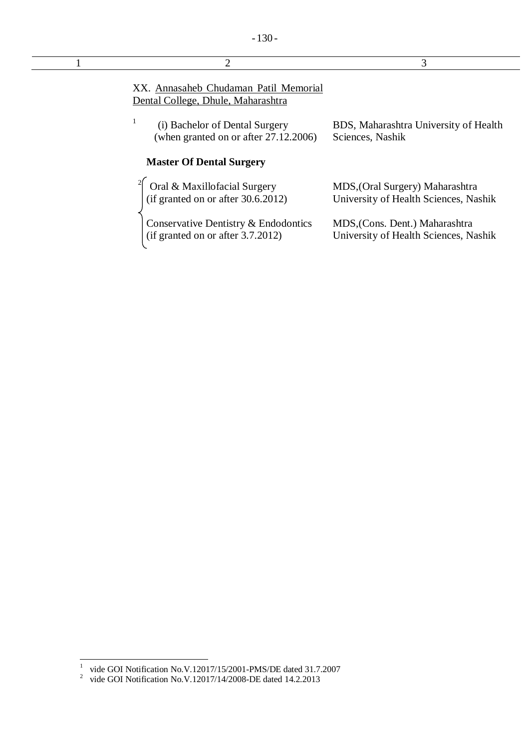| 1 | 2 | 3 |
|---|---|---|
| | XX. Annasaheb Chudaman Patil Memorial Dental College, Dhule, Maharashtra | |
| | [1] (i) Bachelor of Dental Surgery (when granted on or after 27.12.2006) | BDS, Maharashtra University of Health Sciences, Nashik |
| | **Master Of Dental Surgery** | |
| | [2] Oral & Maxillofacial Surgery (if granted on or after 30.6.2012) | MDS,(Oral Surgery) Maharashtra University of Health Sciences, Nashik |
| | Conservative Dentistry & Endodontics (if granted on or after 3.7.2012) | MDS,(Cons. Dent.) Maharashtra University of Health Sciences, Nashik |

[1] vide GOI Notification No.V.12017/15/2001-PMS/DE dated 31.7.2007

[2] vide GOI Notification No.V.12017/14/2008-DE dated 14.2.2013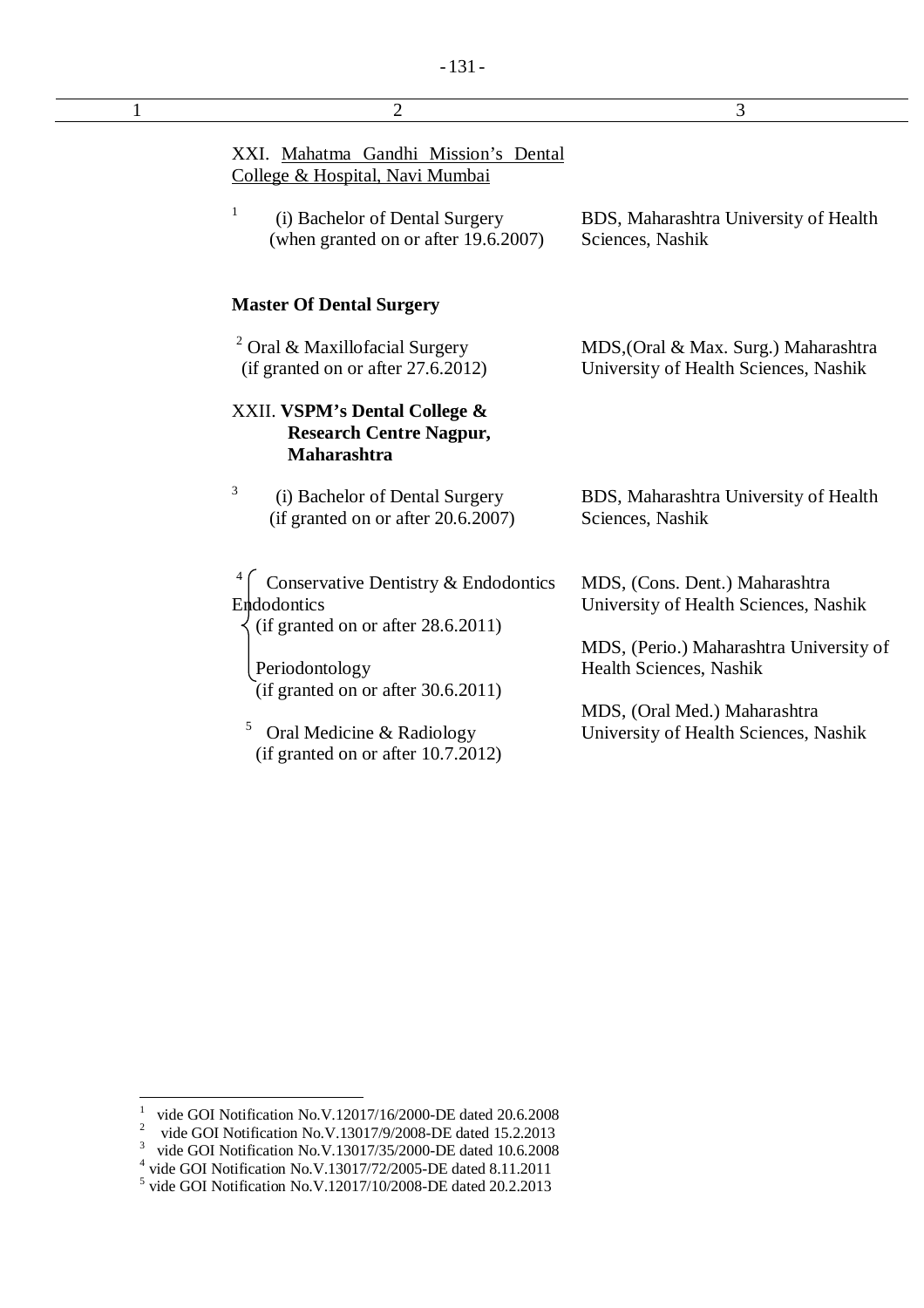| 1 | 2 | 3 |
|---|---|---|
| | XXI. Mahatma Gandhi Mission's Dental College & Hospital, Navi Mumbai | |
| | [1] (i) Bachelor of Dental Surgery (when granted on or after 19.6.2007) | BDS, Maharashtra University of Health Sciences, Nashik |
| | **Master Of Dental Surgery** | |
| | [2] Oral & Maxillofacial Surgery (if granted on or after 27.6.2012) | MDS,(Oral & Max. Surg.) Maharashtra University of Health Sciences, Nashik |
| | XXII. **VSPM's Dental College & Research Centre Nagpur, Maharashtra** | |
| | [3] (i) Bachelor of Dental Surgery (if granted on or after 20.6.2007) | BDS, Maharashtra University of Health Sciences, Nashik |
| | [4] Conservative Dentistry & Endodontics Endodontics (if granted on or after 28.6.2011) | MDS, (Cons. Dent.) Maharashtra University of Health Sciences, Nashik |
| | Periodontology (if granted on or after 30.6.2011) | MDS, (Perio.) Maharashtra University of Health Sciences, Nashik |
| | [5] Oral Medicine & Radiology (if granted on or after 10.7.2012) | MDS, (Oral Med.) Maharashtra University of Health Sciences, Nashik |

[1] vide GOI Notification No.V.12017/16/2000-DE dated 20.6.2008
[2] vide GOI Notification No.V.13017/9/2008-DE dated 15.2.2013
[3] vide GOI Notification No.V.13017/35/2000-DE dated 10.6.2008
[4] vide GOI Notification No.V.13017/72/2005-DE dated 8.11.2011
[5] vide GOI Notification No.V.12017/10/2008-DE dated 20.2.2013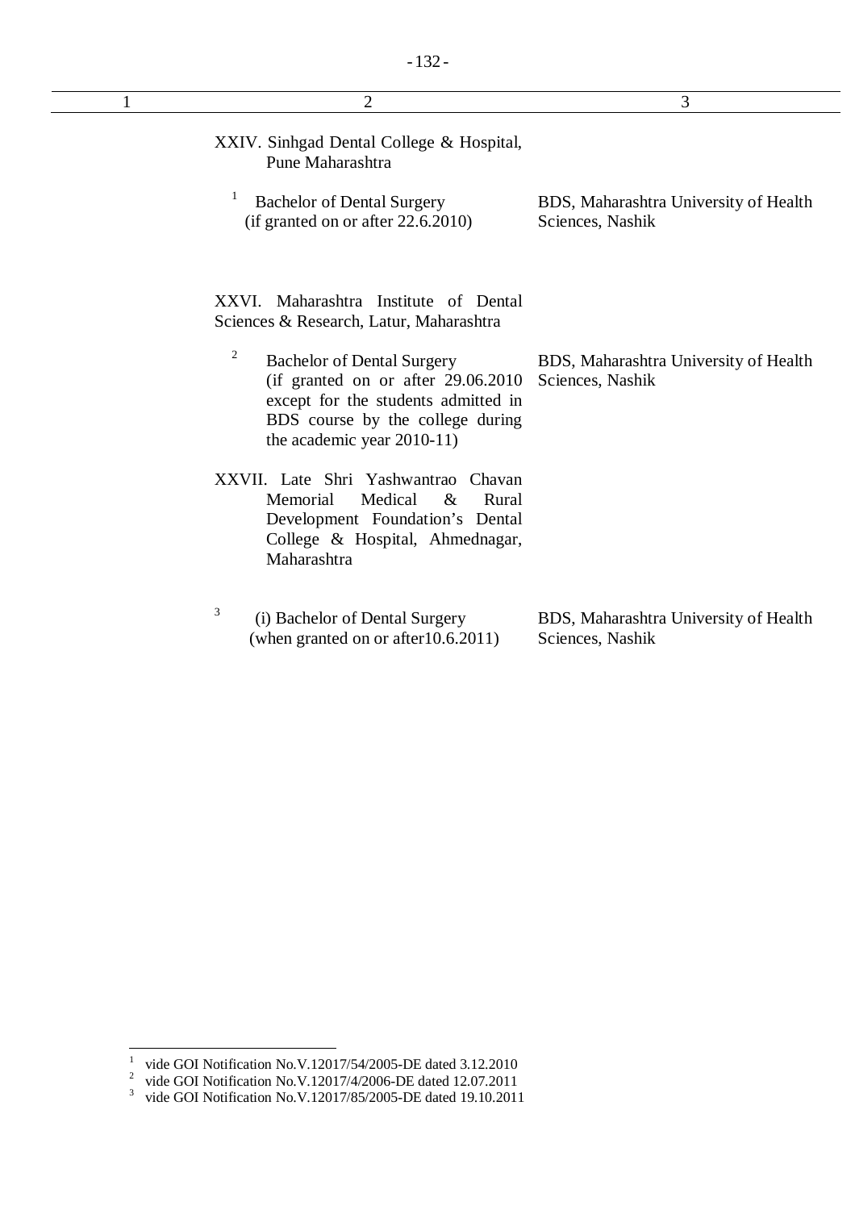| 1 | 2 | 3 |
|---|---|---|
| | XXIV. Sinhgad Dental College & Hospital, Pune Maharashtra | |
| | [1] Bachelor of Dental Surgery (if granted on or after 22.6.2010) | BDS, Maharashtra University of Health Sciences, Nashik |
| | XXVI. Maharashtra Institute of Dental Sciences & Research, Latur, Maharashtra | |
| | [2] Bachelor of Dental Surgery (if granted on or after 29.06.2010 except for the students admitted in BDS course by the college during the academic year 2010-11) | BDS, Maharashtra University of Health Sciences, Nashik |
| | XXVII. Late Shri Yashwantrao Chavan Memorial Medical & Rural Development Foundation's Dental College & Hospital, Ahmednagar, Maharashtra | |
| | [3] (i) Bachelor of Dental Surgery (when granted on or after10.6.2011) | BDS, Maharashtra University of Health Sciences, Nashik |

---

[1] vide GOI Notification No.V.12017/54/2005-DE dated 3.12.2010

[2] vide GOI Notification No.V.12017/4/2006-DE dated 12.07.2011

[3] vide GOI Notification No.V.12017/85/2005-DE dated 19.10.2011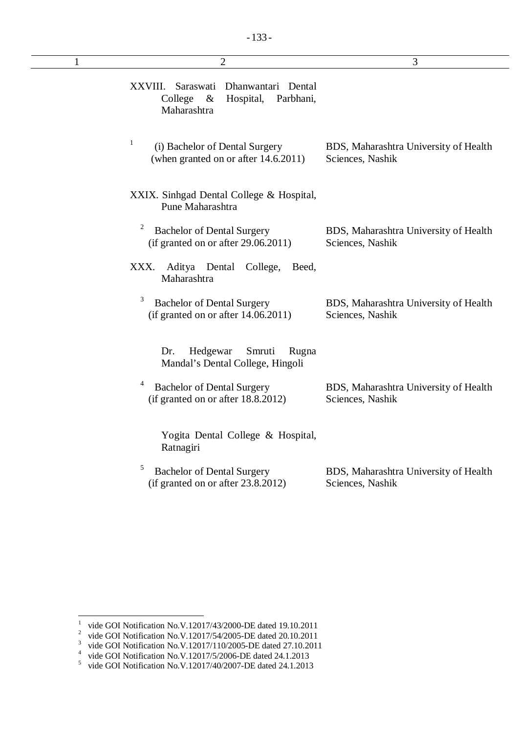| 1 | 2 | 3 |
|---|---|---|
| | XXVIII. Saraswati Dhanwantari Dental College & Hospital, Parbhani, Maharashtra | |
| | [1] (i) Bachelor of Dental Surgery (when granted on or after 14.6.2011) | BDS, Maharashtra University of Health Sciences, Nashik |
| | XXIX. Sinhgad Dental College & Hospital, Pune Maharashtra | |
| | [2] Bachelor of Dental Surgery (if granted on or after 29.06.2011) | BDS, Maharashtra University of Health Sciences, Nashik |
| | XXX. Aditya Dental College, Beed, Maharashtra | |
| | [3] Bachelor of Dental Surgery (if granted on or after 14.06.2011) | BDS, Maharashtra University of Health Sciences, Nashik |
| | Dr. Hedgewar Smruti Rugna Mandal's Dental College, Hingoli | |
| | [4] Bachelor of Dental Surgery (if granted on or after 18.8.2012) | BDS, Maharashtra University of Health Sciences, Nashik |
| | Yogita Dental College & Hospital, Ratnagiri | |
| | [5] Bachelor of Dental Surgery (if granted on or after 23.8.2012) | BDS, Maharashtra University of Health Sciences, Nashik |

[1] vide GOI Notification No.V.12017/43/2000-DE dated 19.10.2011
[2] vide GOI Notification No.V.12017/54/2005-DE dated 20.10.2011
[3] vide GOI Notification No.V.12017/110/2005-DE dated 27.10.2011
[4] vide GOI Notification No.V.12017/5/2006-DE dated 24.1.2013
[5] vide GOI Notification No.V.12017/40/2007-DE dated 24.1.2013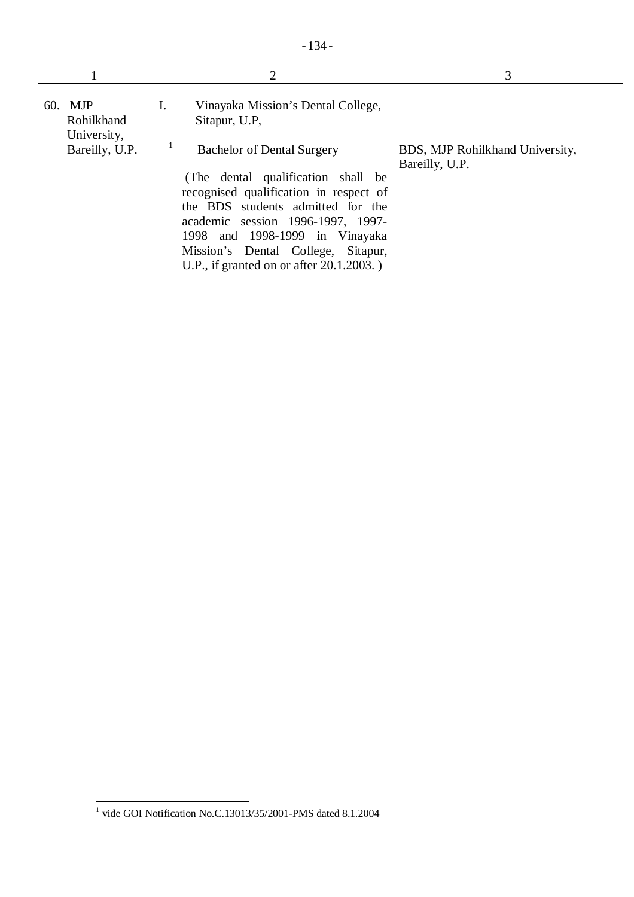| 1 | 2 | 3 |
|---|---|---|
| 60. MJP Rohilkhand University, Bareilly, U.P. | I. Vinayaka Mission's Dental College, Sitapur, U.P, | |
| | [1] Bachelor of Dental Surgery | BDS, MJP Rohilkhand University, Bareilly, U.P. |
| | (The dental qualification shall be recognised qualification in respect of the BDS students admitted for the academic session 1996-1997, 1997-1998 and 1998-1999 in Vinayaka Mission's Dental College, Sitapur, U.P., if granted on or after 20.1.2003. ) | |

[1] vide GOI Notification No.C.13013/35/2001-PMS dated 8.1.2004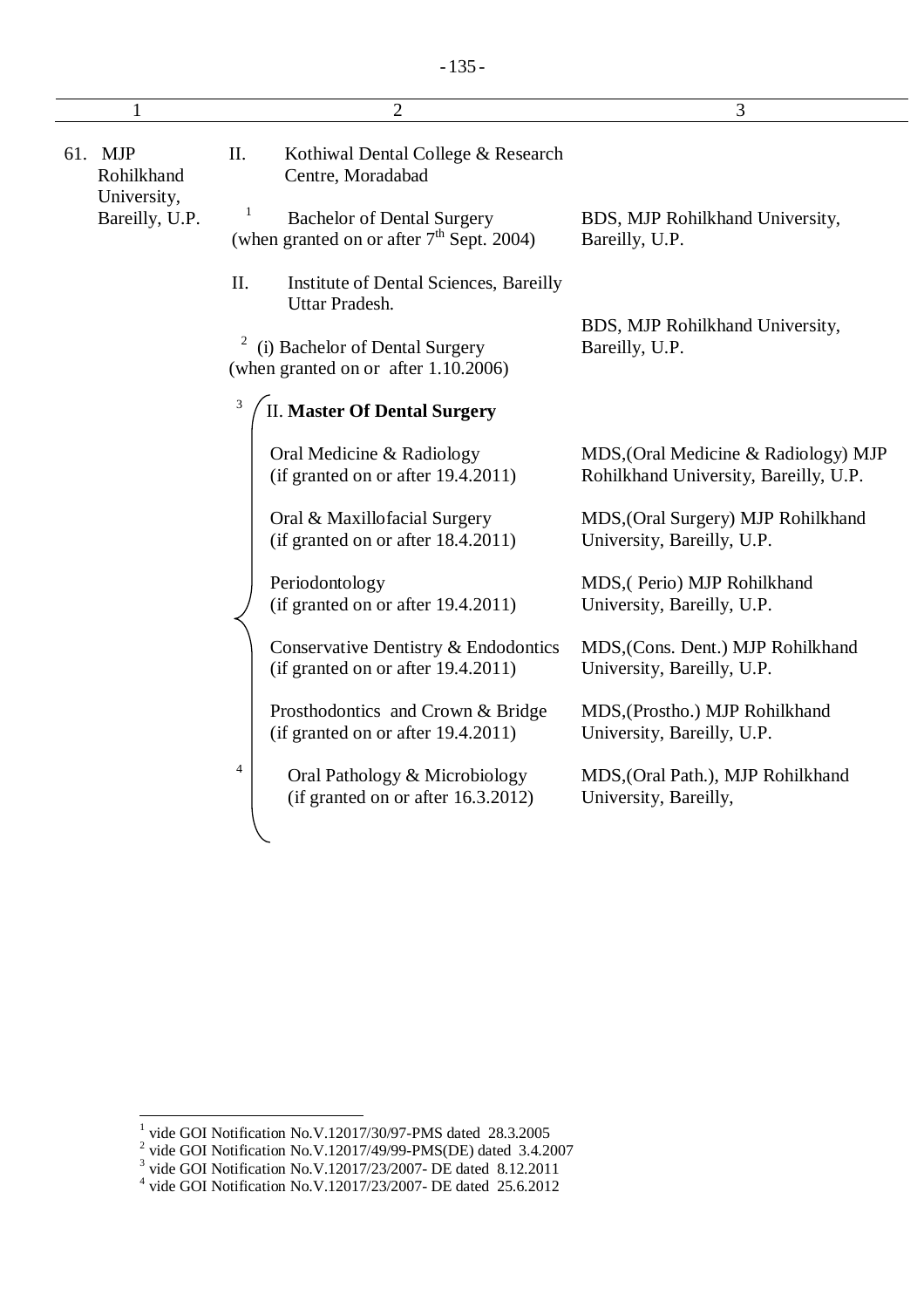| 1 | 2 | 3 |
|---|---|---|
| 61. MJP Rohilkhand University, Bareilly, U.P. | II. Kothiwal Dental College & Research Centre, Moradabad | |
| | [1] Bachelor of Dental Surgery (when granted on or after 7th Sept. 2004) | BDS, MJP Rohilkhand University, Bareilly, U.P. |
| | II. Institute of Dental Sciences, Bareilly Uttar Pradesh. | |
| | [2] (i) Bachelor of Dental Surgery (when granted on or after 1.10.2006) | BDS, MJP Rohilkhand University, Bareilly, U.P. |
| | [3] II. **Master Of Dental Surgery** | |
| | Oral Medicine & Radiology (if granted on or after 19.4.2011) | MDS,(Oral Medicine & Radiology) MJP Rohilkhand University, Bareilly, U.P. |
| | Oral & Maxillofacial Surgery (if granted on or after 18.4.2011) | MDS,(Oral Surgery) MJP Rohilkhand University, Bareilly, U.P. |
| | Periodontology (if granted on or after 19.4.2011) | MDS,( Perio) MJP Rohilkhand University, Bareilly, U.P. |
| | Conservative Dentistry & Endodontics (if granted on or after 19.4.2011) | MDS,(Cons. Dent.) MJP Rohilkhand University, Bareilly, U.P. |
| | Prosthodontics and Crown & Bridge (if granted on or after 19.4.2011) | MDS,(Prostho.) MJP Rohilkhand University, Bareilly, U.P. |
| | [4] Oral Pathology & Microbiology (if granted on or after 16.3.2012) | MDS,(Oral Path.), MJP Rohilkhand University, Bareilly, |

[1] vide GOI Notification No.V.12017/30/97-PMS dated 28.3.2005
[2] vide GOI Notification No.V.12017/49/99-PMS(DE) dated 3.4.2007
[3] vide GOI Notification No.V.12017/23/2007- DE dated 8.12.2011
[4] vide GOI Notification No.V.12017/23/2007- DE dated 25.6.2012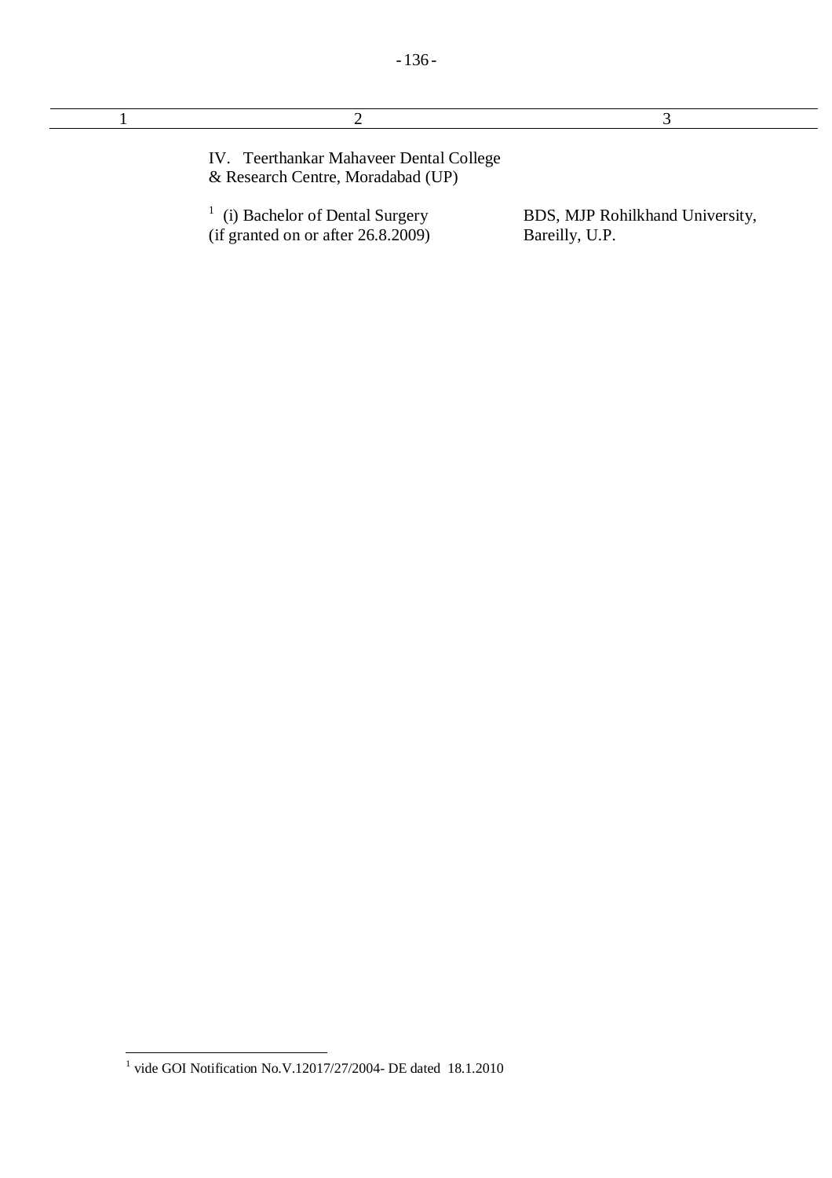| 1 | 2 | 3 |
|---|---|---|
| | IV. Teerthankar Mahaveer Dental College & Research Centre, Moradabad (UP) | |
| | [1] (i) Bachelor of Dental Surgery (if granted on or after 26.8.2009) | BDS, MJP Rohilkhand University, Bareilly, U.P. |

[1] vide GOI Notification No.V.12017/27/2004- DE dated 18.1.2010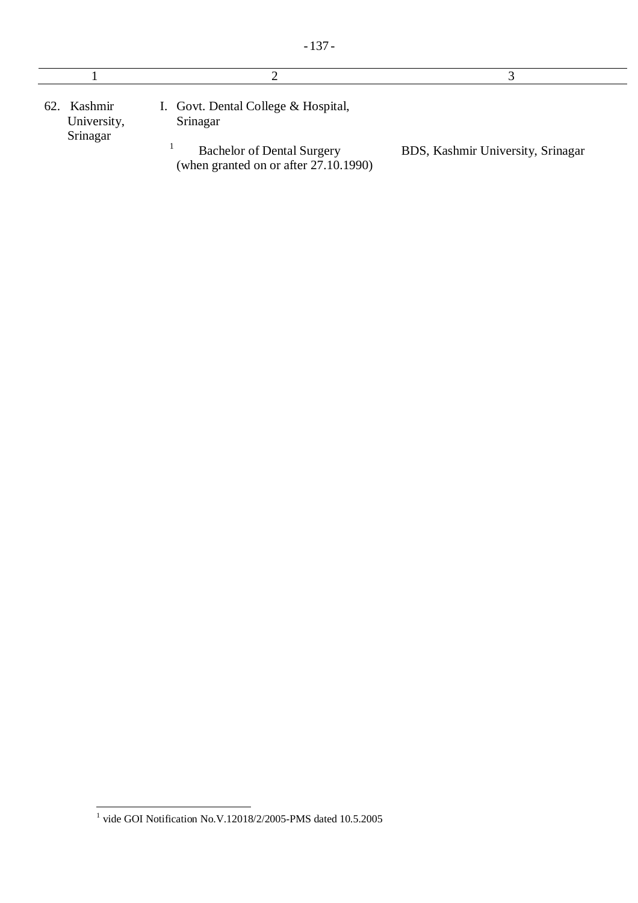| 1 | 2 | 3 |
|---|---|---|
| 62. Kashmir University, Srinagar | I. Govt. Dental College & Hospital, Srinagar | |
| | [1] Bachelor of Dental Surgery (when granted on or after 27.10.1990) | BDS, Kashmir University, Srinagar |

[1] vide GOI Notification No.V.12018/2/2005-PMS dated 10.5.2005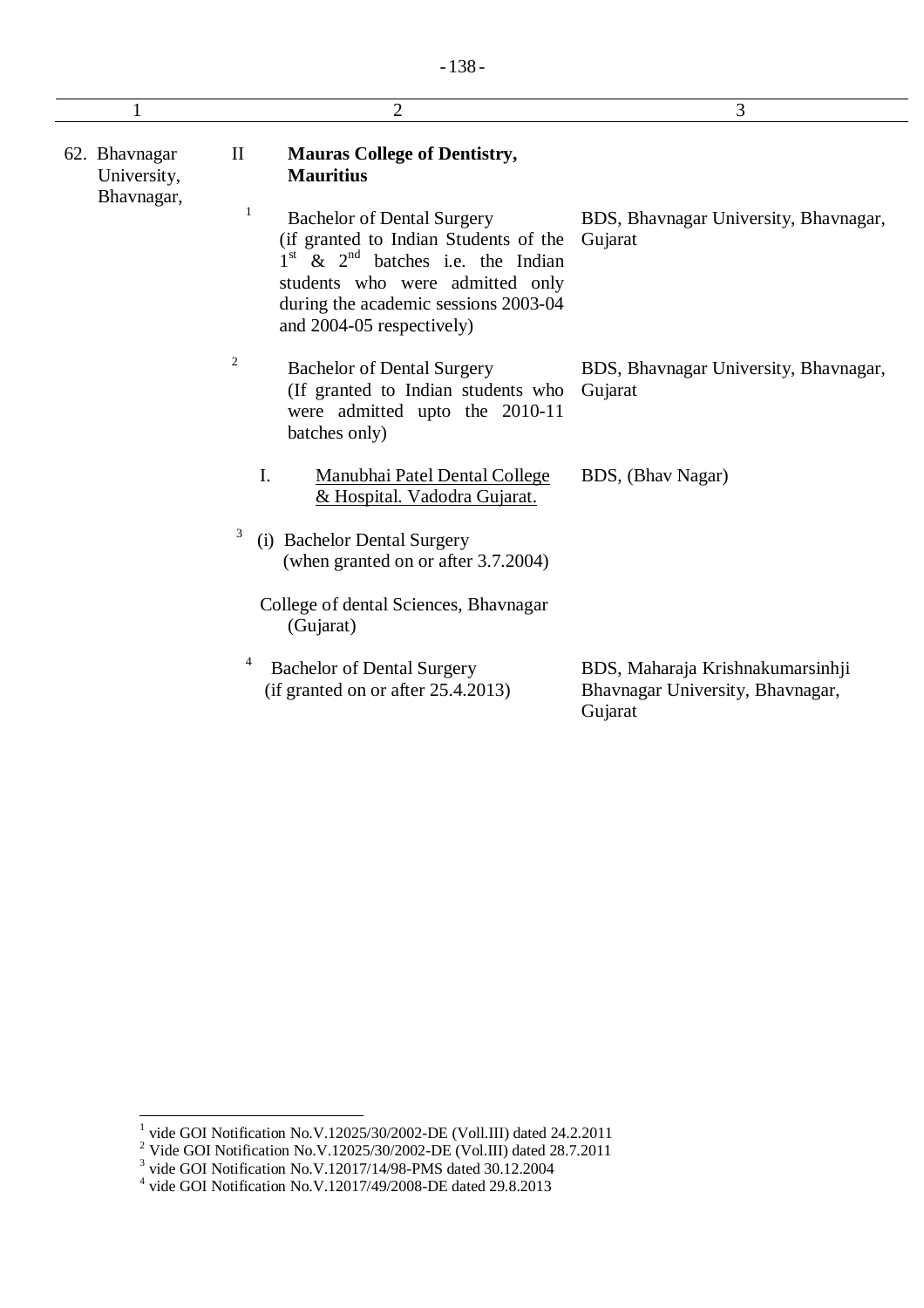| 1 | 2 | 3 |
|---|---|---|
| 62. Bhavnagar University, Bhavnagar, | II **Mauras College of Dentistry, Mauritius** | |
| | [1] Bachelor of Dental Surgery (if granted to Indian Students of the 1st & 2nd batches i.e. the Indian students who were admitted only during the academic sessions 2003-04 and 2004-05 respectively) | BDS, Bhavnagar University, Bhavnagar, Gujarat |
| | [2] Bachelor of Dental Surgery (If granted to Indian students who were admitted upto the 2010-11 batches only) | BDS, Bhavnagar University, Bhavnagar, Gujarat |
| | I. <u>Manubhai Patel Dental College & Hospital. Vadodra Gujarat.</u> | BDS, (Bhav Nagar) |
| | [3] (i) Bachelor Dental Surgery (when granted on or after 3.7.2004) | |
| | College of dental Sciences, Bhavnagar (Gujarat) | |
| | [4] Bachelor of Dental Surgery (if granted on or after 25.4.2013) | BDS, Maharaja Krishnakumarsinhji Bhavnagar University, Bhavnagar, Gujarat |

---

[1] vide GOI Notification No.V.12025/30/2002-DE (Voll.III) dated 24.2.2011

[2] Vide GOI Notification No.V.12025/30/2002-DE (Vol.III) dated 28.7.2011

[3] vide GOI Notification No.V.12017/14/98-PMS dated 30.12.2004

[4] vide GOI Notification No.V.12017/49/2008-DE dated 29.8.2013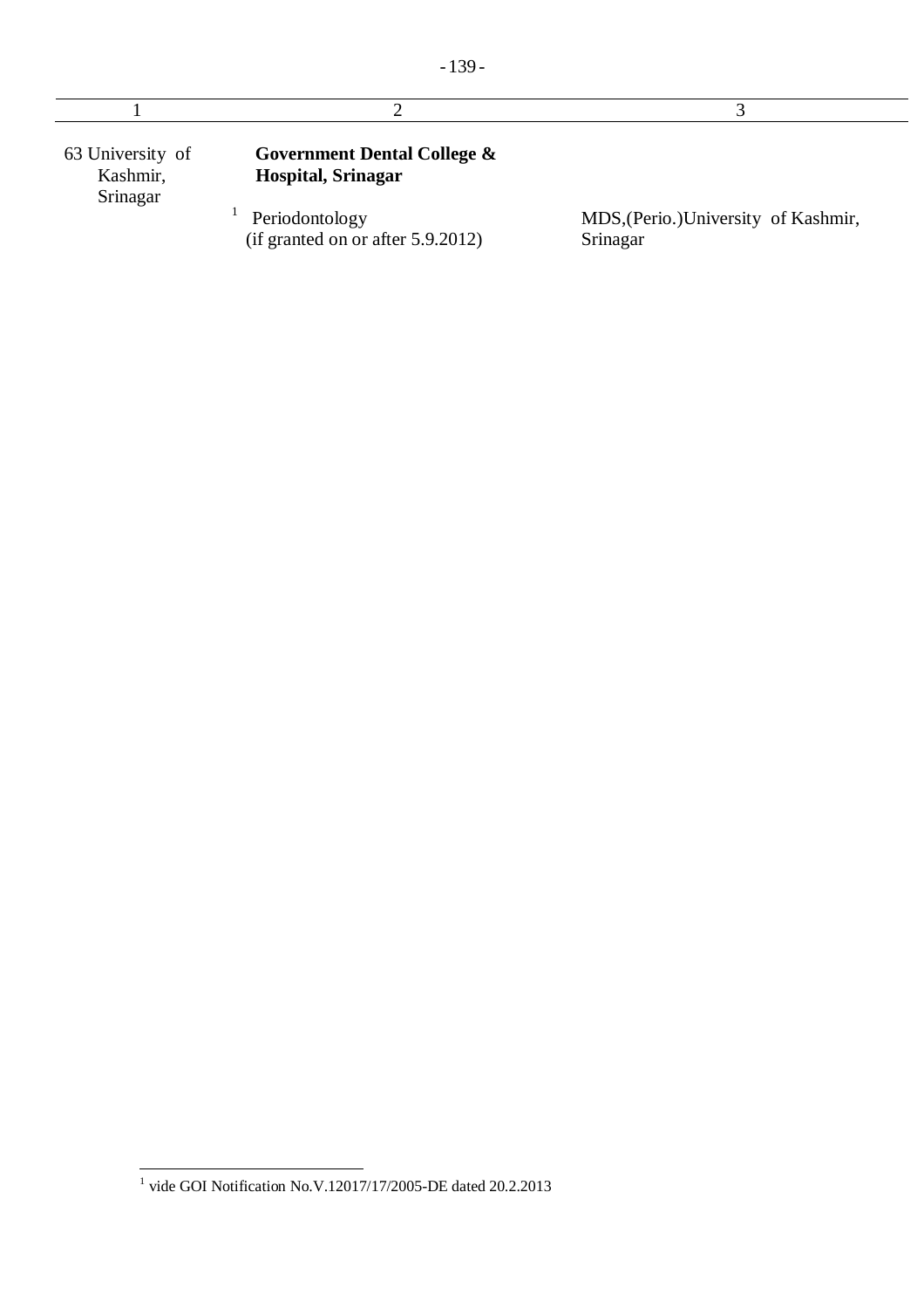| 1 | 2 | 3 |
|---|---|---|
| 63 University of Kashmir, Srinagar | **Government Dental College & Hospital, Srinagar** | |
| | [1] Periodontology (if granted on or after 5.9.2012) | MDS,(Perio.)University of Kashmir, Srinagar |

[1] vide GOI Notification No.V.12017/17/2005-DE dated 20.2.2013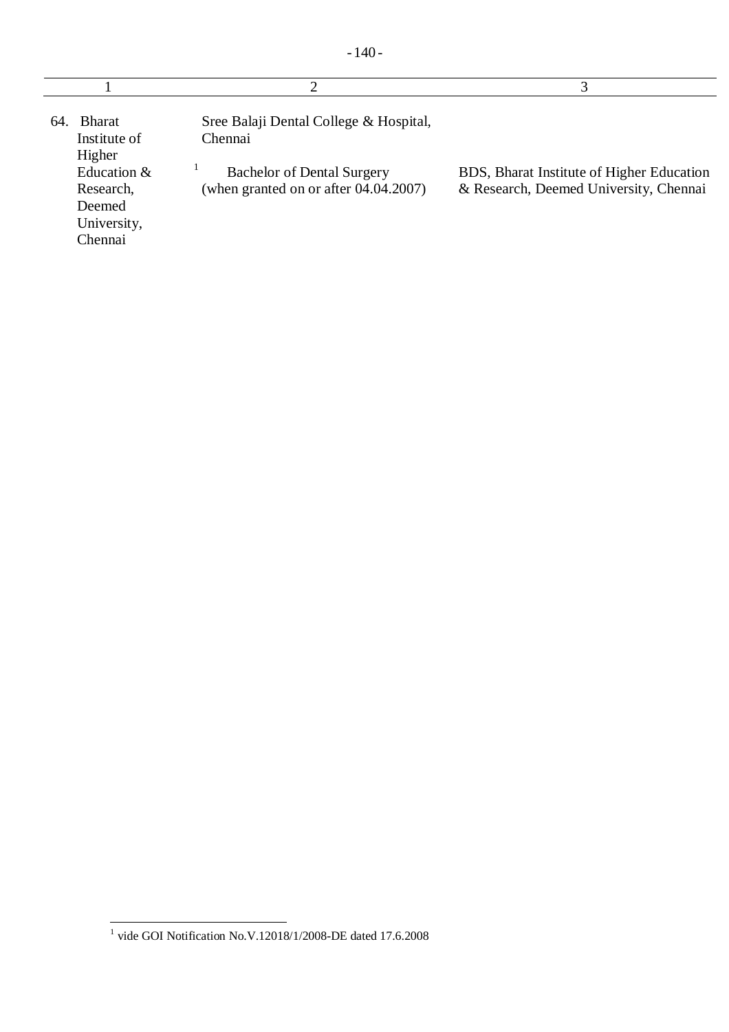| 1 | 2 | 3 |
|---|---|---|
| 64. Bharat Institute of Higher Education & Research, Deemed University, Chennai | Sree Balaji Dental College & Hospital, Chennai | |
| | [1] Bachelor of Dental Surgery (when granted on or after 04.04.2007) | BDS, Bharat Institute of Higher Education & Research, Deemed University, Chennai |

[1] vide GOI Notification No.V.12018/1/2008-DE dated 17.6.2008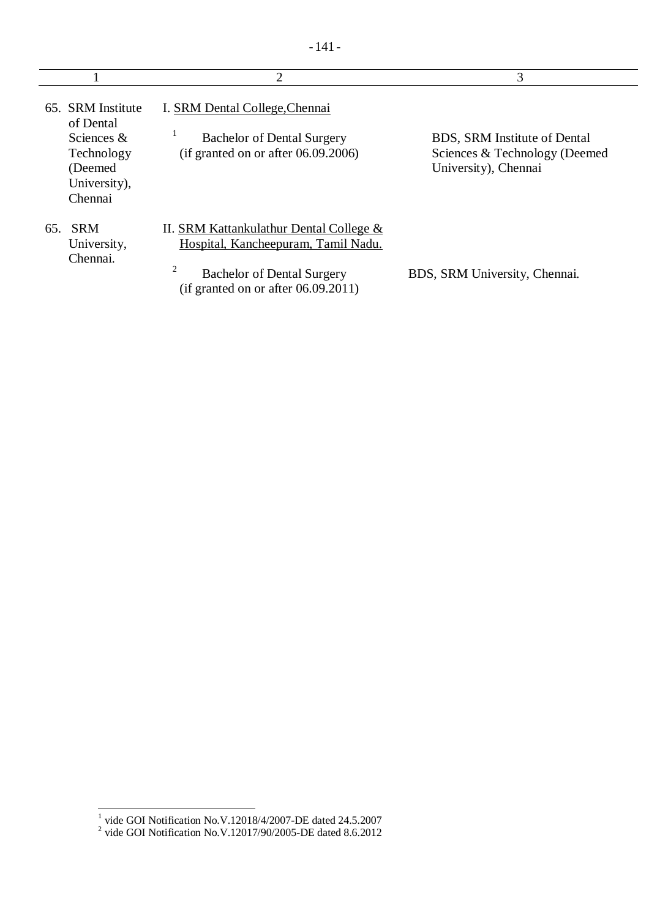| 1 | 2 | 3 |
|---|---|---|
| 65. SRM Institute of Dental Sciences & Technology (Deemed University), Chennai | I. SRM Dental College,Chennai | |
| | [1] Bachelor of Dental Surgery (if granted on or after 06.09.2006) | BDS, SRM Institute of Dental Sciences & Technology (Deemed University), Chennai |
| 65. SRM University, Chennai. | II. SRM Kattankulathur Dental College & Hospital, Kancheepuram, Tamil Nadu. | |
| | [2] Bachelor of Dental Surgery (if granted on or after 06.09.2011) | BDS, SRM University, Chennai. |

[1] vide GOI Notification No.V.12018/4/2007-DE dated 24.5.2007
[2] vide GOI Notification No.V.12017/90/2005-DE dated 8.6.2012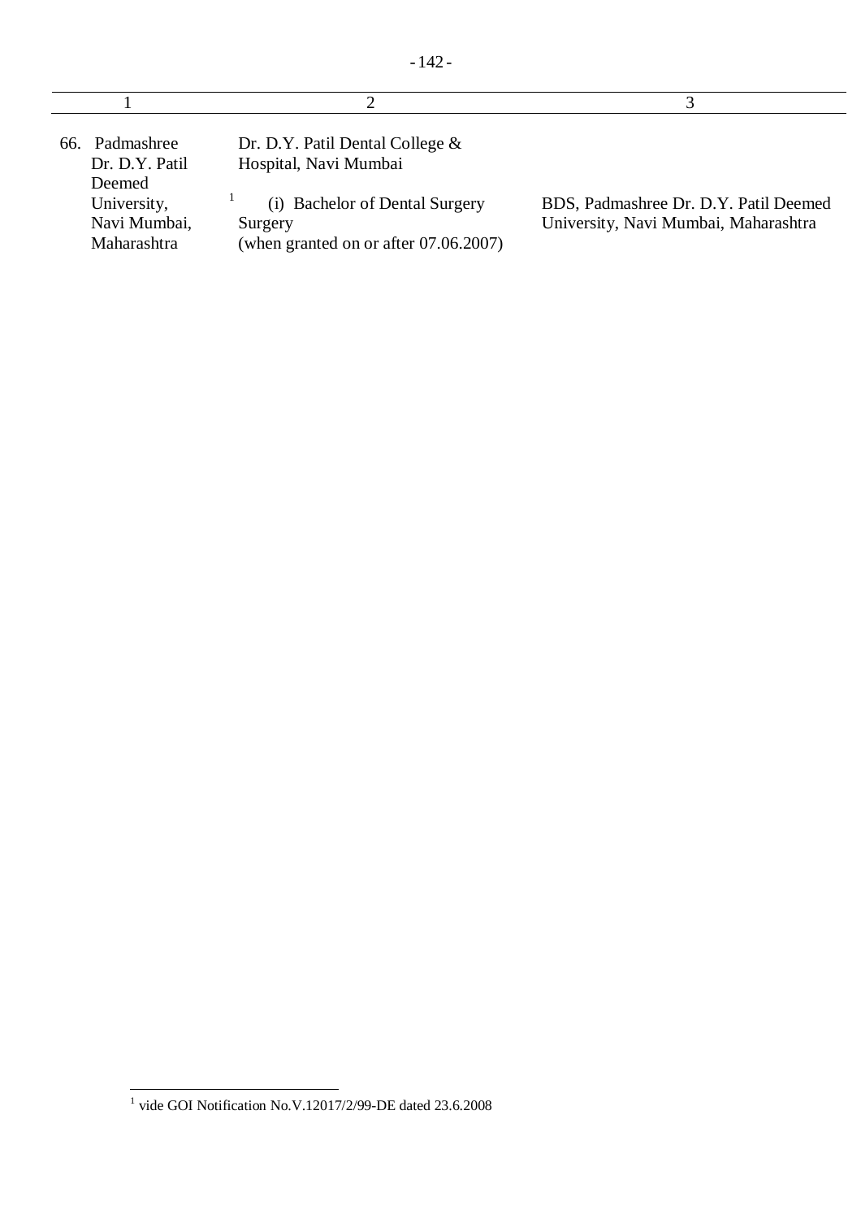| 1 | 2 | 3 |
|---|---|---|
| 66. Padmashree Dr. D.Y. Patil Deemed University, Navi Mumbai, Maharashtra | Dr. D.Y. Patil Dental College & Hospital, Navi Mumbai | |
| | [1] (i) Bachelor of Dental Surgery Surgery (when granted on or after 07.06.2007) | BDS, Padmashree Dr. D.Y. Patil Deemed University, Navi Mumbai, Maharashtra |

[1] vide GOI Notification No.V.12017/2/99-DE dated 23.6.2008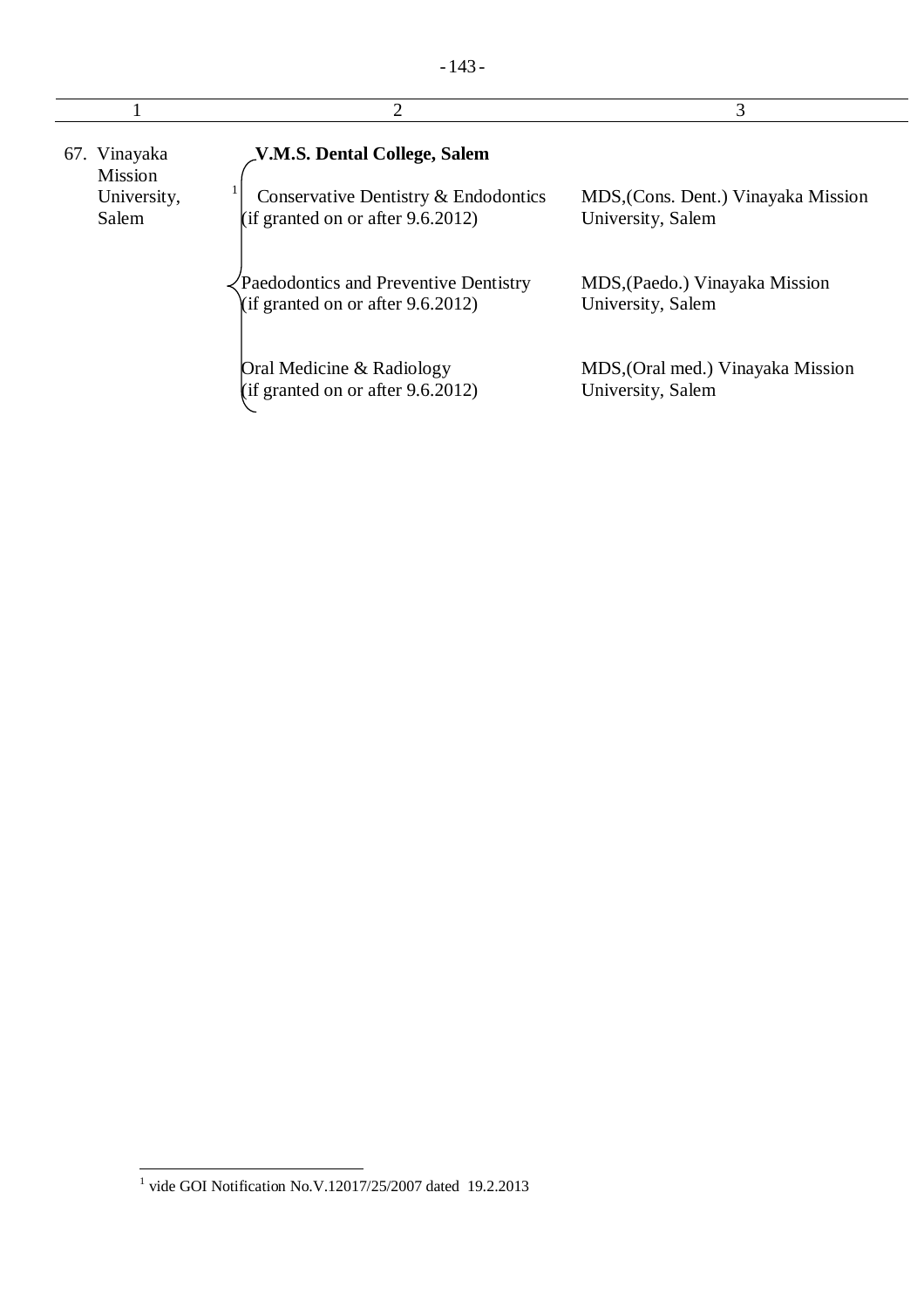| 1 | 2 | 3 |
|---|---|---|
| 67. Vinayaka Mission University, Salem | **V.M.S. Dental College, Salem** | |
| | [1] Conservative Dentistry & Endodontics (if granted on or after 9.6.2012) | MDS,(Cons. Dent.) Vinayaka Mission University, Salem |
| | Paedodontics and Preventive Dentistry (if granted on or after 9.6.2012) | MDS,(Paedo.) Vinayaka Mission University, Salem |
| | Oral Medicine & Radiology (if granted on or after 9.6.2012) | MDS,(Oral med.) Vinayaka Mission University, Salem |

[1] vide GOI Notification No.V.12017/25/2007 dated 19.2.2013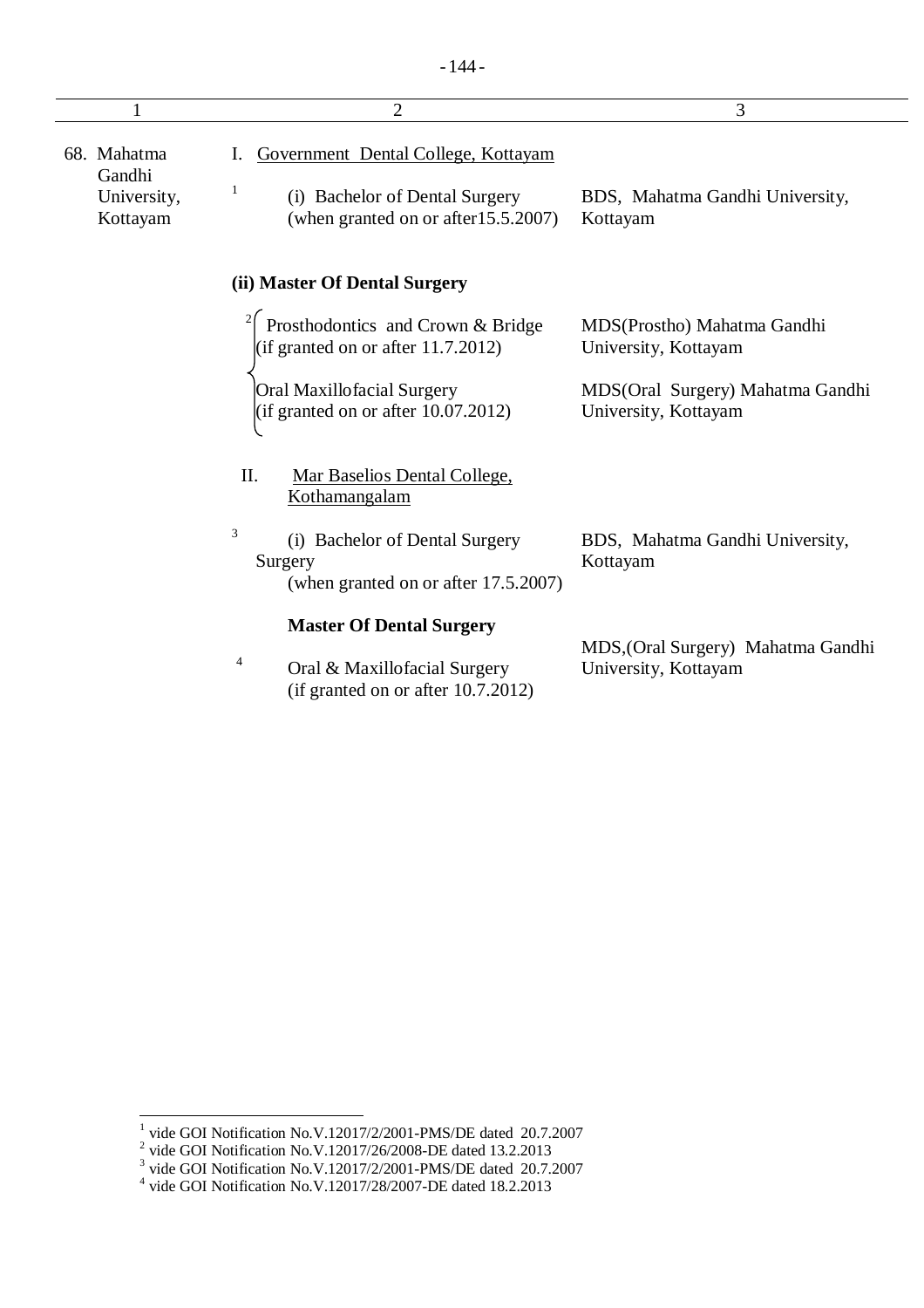| 1 | 2 | 3 |
|---|---|---|
| 68. Mahatma Gandhi University, Kottayam | I. Government Dental College, Kottayam | |
| | [1] (i) Bachelor of Dental Surgery (when granted on or after15.5.2007) | BDS, Mahatma Gandhi University, Kottayam |
| | **(ii) Master Of Dental Surgery** | |
| | [2] Prosthodontics and Crown & Bridge (if granted on or after 11.7.2012) | MDS(Prostho) Mahatma Gandhi University, Kottayam |
| | Oral Maxillofacial Surgery (if granted on or after 10.07.2012) | MDS(Oral Surgery) Mahatma Gandhi University, Kottayam |
| | II. Mar Baselios Dental College, Kothamangalam | |
| | [3] (i) Bachelor of Dental Surgery Surgery (when granted on or after 17.5.2007) | BDS, Mahatma Gandhi University, Kottayam |
| | **Master Of Dental Surgery** | |
| | [4] Oral & Maxillofacial Surgery (if granted on or after 10.7.2012) | MDS,(Oral Surgery) Mahatma Gandhi University, Kottayam |

[1] vide GOI Notification No.V.12017/2/2001-PMS/DE dated 20.7.2007
[2] vide GOI Notification No.V.12017/26/2008-DE dated 13.2.2013
[3] vide GOI Notification No.V.12017/2/2001-PMS/DE dated 20.7.2007
[4] vide GOI Notification No.V.12017/28/2007-DE dated 18.2.2013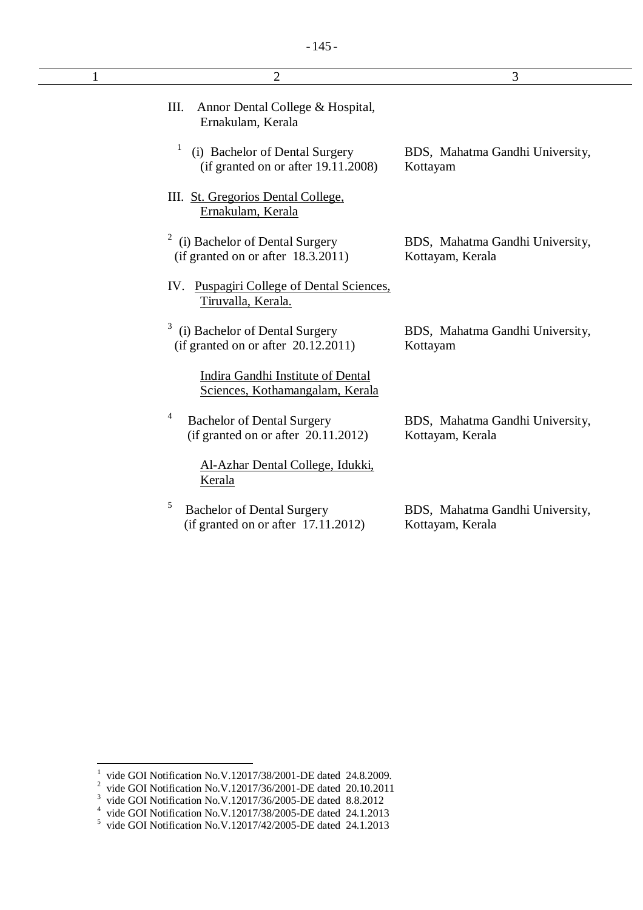| 1 | 2 | 3 |
|---|---|---|
| | III. Annor Dental College & Hospital, Ernakulam, Kerala | |
| | [1] (i) Bachelor of Dental Surgery (if granted on or after 19.11.2008) | BDS, Mahatma Gandhi University, Kottayam |
| | III. St. Gregorios Dental College, Ernakulam, Kerala | |
| | [2] (i) Bachelor of Dental Surgery (if granted on or after 18.3.2011) | BDS, Mahatma Gandhi University, Kottayam, Kerala |
| | IV. Puspagiri College of Dental Sciences, Tiruvalla, Kerala. | |
| | [3] (i) Bachelor of Dental Surgery (if granted on or after 20.12.2011) | BDS, Mahatma Gandhi University, Kottayam |
| | Indira Gandhi Institute of Dental Sciences, Kothamangalam, Kerala | |
| | [4] Bachelor of Dental Surgery (if granted on or after 20.11.2012) | BDS, Mahatma Gandhi University, Kottayam, Kerala |
| | Al-Azhar Dental College, Idukki, Kerala | |
| | [5] Bachelor of Dental Surgery (if granted on or after 17.11.2012) | BDS, Mahatma Gandhi University, Kottayam, Kerala |

[1] vide GOI Notification No.V.12017/38/2001-DE dated 24.8.2009.
[2] vide GOI Notification No.V.12017/36/2001-DE dated 20.10.2011
[3] vide GOI Notification No.V.12017/36/2005-DE dated 8.8.2012
[4] vide GOI Notification No.V.12017/38/2005-DE dated 24.1.2013
[5] vide GOI Notification No.V.12017/42/2005-DE dated 24.1.2013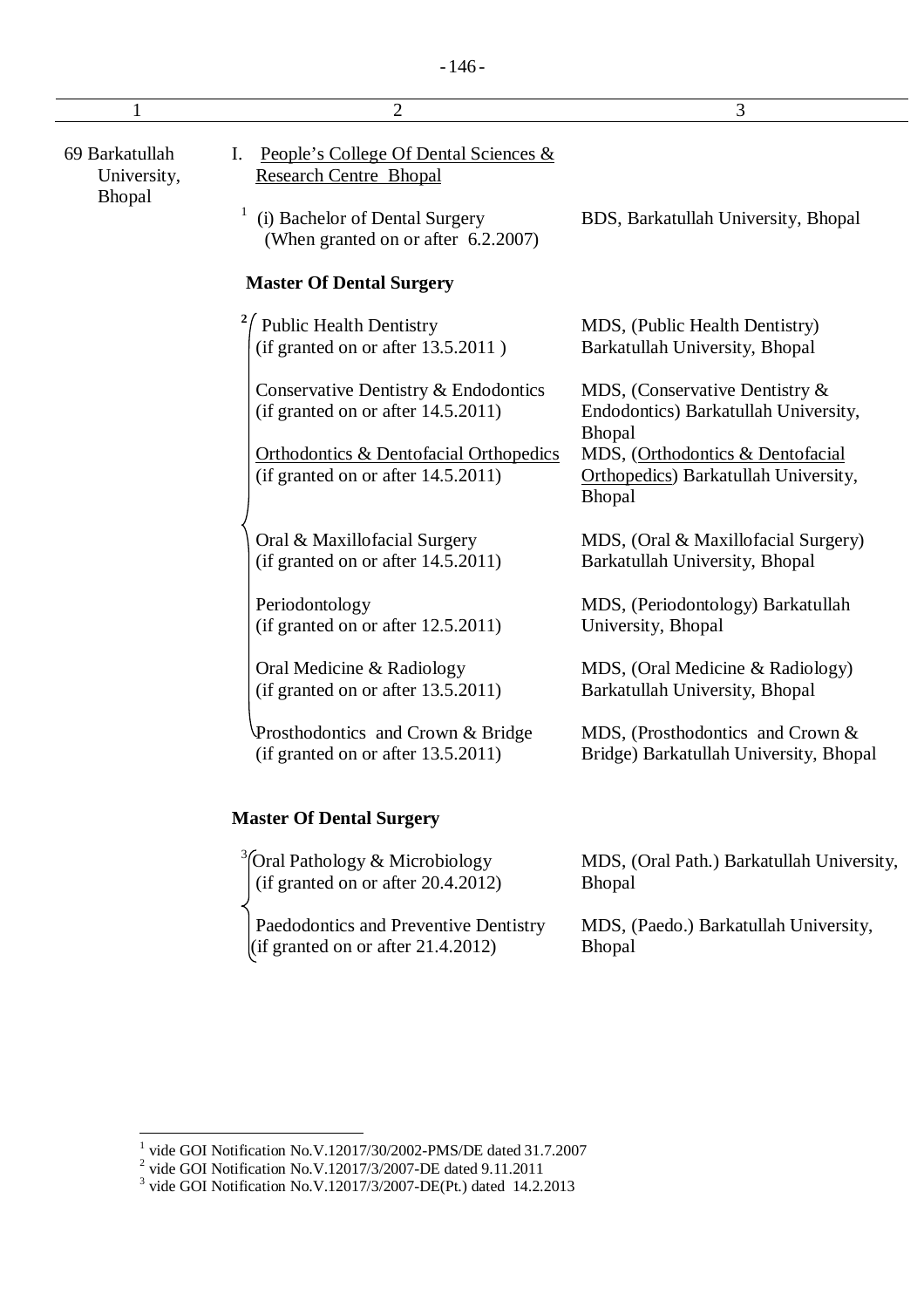| 1 | 2 | 3 |
|---|---|---|
| 69 Barkatullah University, Bhopal | I. People's College Of Dental Sciences & Research Centre Bhopal | |
| | [1] (i) Bachelor of Dental Surgery (When granted on or after 6.2.2007) | BDS, Barkatullah University, Bhopal |
| | **Master Of Dental Surgery** | |
| | [2] Public Health Dentistry (if granted on or after 13.5.2011 ) | MDS, (Public Health Dentistry) Barkatullah University, Bhopal |
| | Conservative Dentistry & Endodontics (if granted on or after 14.5.2011) | MDS, (Conservative Dentistry & Endodontics) Barkatullah University, Bhopal |
| | Orthodontics & Dentofacial Orthopedics (if granted on or after 14.5.2011) | MDS, (Orthodontics & Dentofacial Orthopedics) Barkatullah University, Bhopal |
| | Oral & Maxillofacial Surgery (if granted on or after 14.5.2011) | MDS, (Oral & Maxillofacial Surgery) Barkatullah University, Bhopal |
| | Periodontology (if granted on or after 12.5.2011) | MDS, (Periodontology) Barkatullah University, Bhopal |
| | Oral Medicine & Radiology (if granted on or after 13.5.2011) | MDS, (Oral Medicine & Radiology) Barkatullah University, Bhopal |
| | Prosthodontics and Crown & Bridge (if granted on or after 13.5.2011) | MDS, (Prosthodontics and Crown & Bridge) Barkatullah University, Bhopal |
| | **Master Of Dental Surgery** | |
| | [3] Oral Pathology & Microbiology (if granted on or after 20.4.2012) | MDS, (Oral Path.) Barkatullah University, Bhopal |
| | Paedodontics and Preventive Dentistry (if granted on or after 21.4.2012) | MDS, (Paedo.) Barkatullah University, Bhopal |

[1] vide GOI Notification No.V.12017/30/2002-PMS/DE dated 31.7.2007
[2] vide GOI Notification No.V.12017/3/2007-DE dated 9.11.2011
[3] vide GOI Notification No.V.12017/3/2007-DE(Pt.) dated 14.2.2013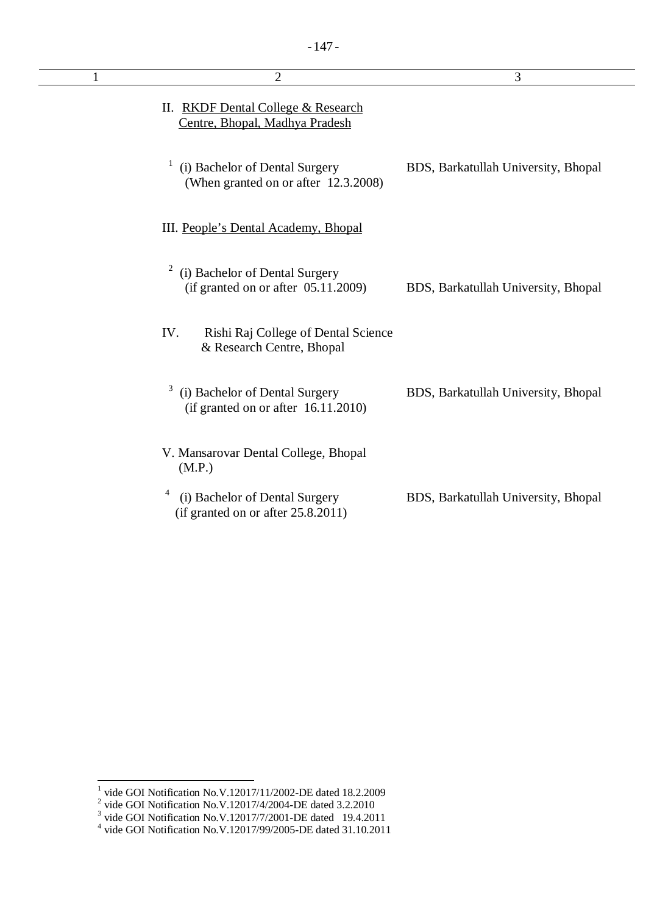| 1 | 2 | 3 |
|---|---|---|
| | II. <u>RKDF Dental College & Research Centre, Bhopal, Madhya Pradesh</u> | |
| | [1] (i) Bachelor of Dental Surgery (When granted on or after 12.3.2008) | BDS, Barkatullah University, Bhopal |
| | III. <u>People's Dental Academy, Bhopal</u> | |
| | [2] (i) Bachelor of Dental Surgery (if granted on or after 05.11.2009) | BDS, Barkatullah University, Bhopal |
| | IV. Rishi Raj College of Dental Science & Research Centre, Bhopal | |
| | [3] (i) Bachelor of Dental Surgery (if granted on or after 16.11.2010) | BDS, Barkatullah University, Bhopal |
| | V. Mansarovar Dental College, Bhopal (M.P.) | |
| | [4] (i) Bachelor of Dental Surgery (if granted on or after 25.8.2011) | BDS, Barkatullah University, Bhopal |

[1] vide GOI Notification No.V.12017/11/2002-DE dated 18.2.2009
[2] vide GOI Notification No.V.12017/4/2004-DE dated 3.2.2010
[3] vide GOI Notification No.V.12017/7/2001-DE dated 19.4.2011
[4] vide GOI Notification No.V.12017/99/2005-DE dated 31.10.2011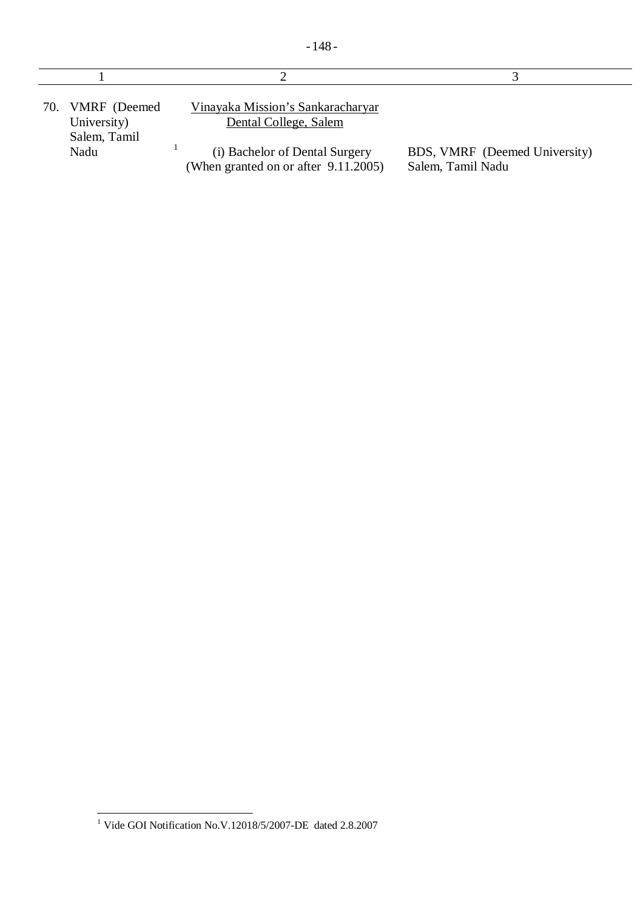| 1 | 2 | 3 |
|---|---|---|
| 70. VMRF (Deemed University) Salem, Tamil Nadu | Vinayaka Mission's Sankaracharyar Dental College, Salem | |
| | [1] (i) Bachelor of Dental Surgery (When granted on or after 9.11.2005) | BDS, VMRF (Deemed University) Salem, Tamil Nadu |

[1] Vide GOI Notification No.V.12018/5/2007-DE dated 2.8.2007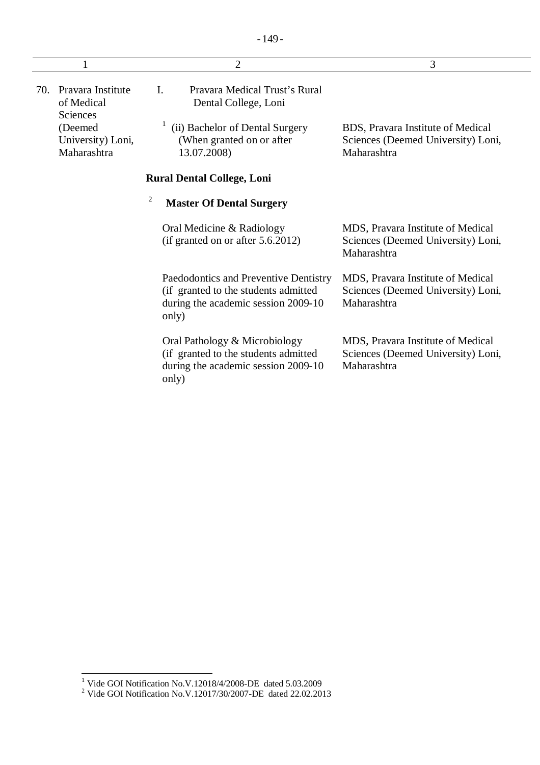| 1 | 2 | 3 |
|---|---|---|
| 70. Pravara Institute of Medical Sciences (Deemed University) Loni, Maharashtra | I. Pravara Medical Trust's Rural Dental College, Loni | |
| | [1] (ii) Bachelor of Dental Surgery (When granted on or after 13.07.2008) | BDS, Pravara Institute of Medical Sciences (Deemed University) Loni, Maharashtra |
| | **Rural Dental College, Loni** | |
| | [2] **Master Of Dental Surgery** | |
| | Oral Medicine & Radiology (if granted on or after 5.6.2012) | MDS, Pravara Institute of Medical Sciences (Deemed University) Loni, Maharashtra |
| | Paedodontics and Preventive Dentistry (if granted to the students admitted during the academic session 2009-10 only) | MDS, Pravara Institute of Medical Sciences (Deemed University) Loni, Maharashtra |
| | Oral Pathology & Microbiology (if granted to the students admitted during the academic session 2009-10 only) | MDS, Pravara Institute of Medical Sciences (Deemed University) Loni, Maharashtra |

[1] Vide GOI Notification No.V.12018/4/2008-DE dated 5.03.2009

[2] Vide GOI Notification No.V.12017/30/2007-DE dated 22.02.2013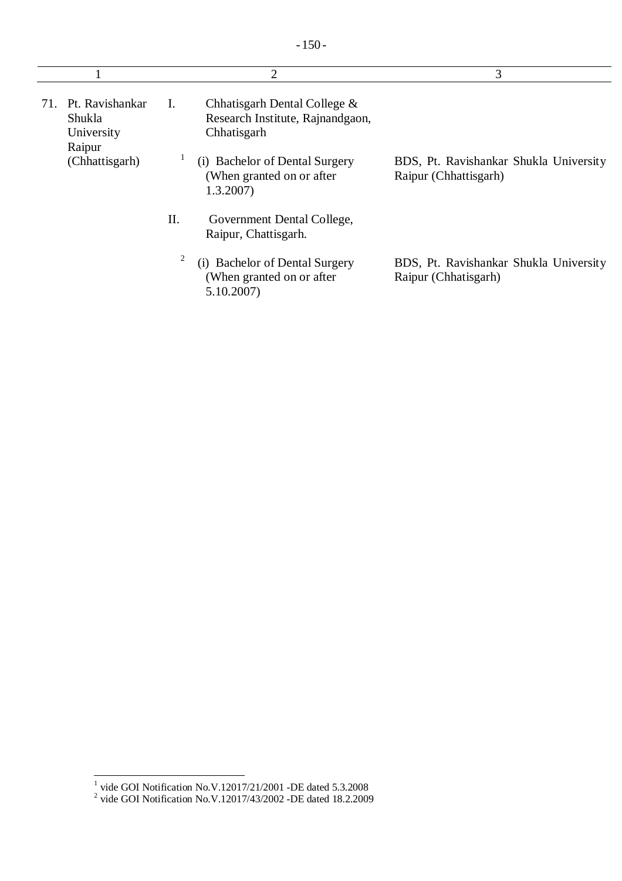| 1 | 2 | 3 |
|---|---|---|
| 71. Pt. Ravishankar Shukla University Raipur (Chhattisgarh) | I. Chhatisgarh Dental College & Research Institute, Rajnandgaon, Chhatisgarh | |
| | [1] (i) Bachelor of Dental Surgery (When granted on or after 1.3.2007) | BDS, Pt. Ravishankar Shukla University Raipur (Chhattisgarh) |
| | II. Government Dental College, Raipur, Chattisgarh. | |
| | [2] (i) Bachelor of Dental Surgery (When granted on or after 5.10.2007) | BDS, Pt. Ravishankar Shukla University Raipur (Chhatisgarh) |

[1] vide GOI Notification No.V.12017/21/2001 -DE dated 5.3.2008

[2] vide GOI Notification No.V.12017/43/2002 -DE dated 18.2.2009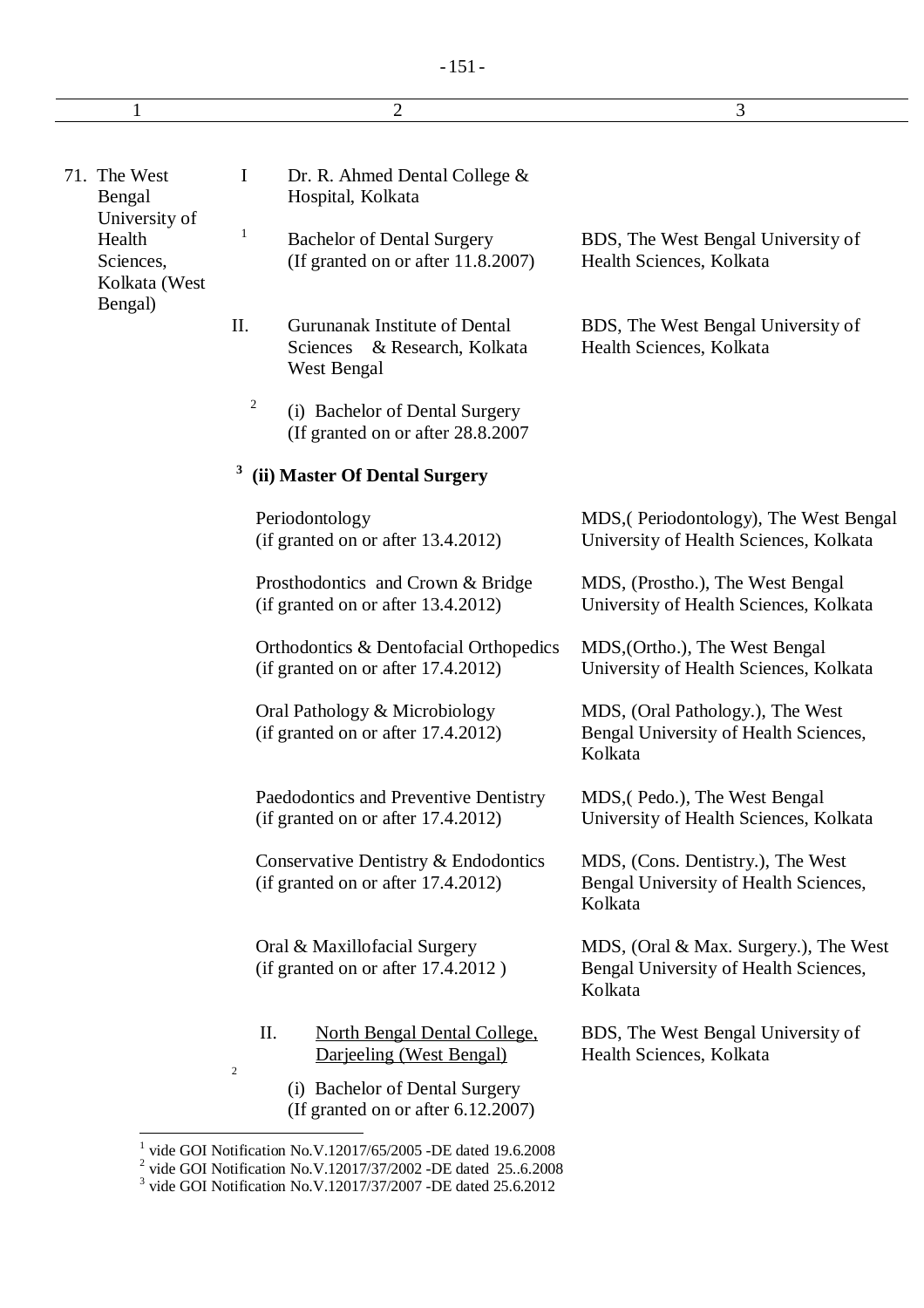| 1 | 2 | 3 |
|---|---|---|
| 71. The West Bengal University of Health Sciences, Kolkata (West Bengal) | I Dr. R. Ahmed Dental College & Hospital, Kolkata | |
| | [1] Bachelor of Dental Surgery (If granted on or after 11.8.2007) | BDS, The West Bengal University of Health Sciences, Kolkata |
| | II. Gurunanak Institute of Dental Sciences & Research, Kolkata West Bengal | BDS, The West Bengal University of Health Sciences, Kolkata |
| | [2] (i) Bachelor of Dental Surgery (If granted on or after 28.8.2007 | |
| | [3] **(ii) Master Of Dental Surgery** | |
| | Periodontology (if granted on or after 13.4.2012) | MDS,( Periodontology), The West Bengal University of Health Sciences, Kolkata |
| | Prosthodontics and Crown & Bridge (if granted on or after 13.4.2012) | MDS, (Prostho.), The West Bengal University of Health Sciences, Kolkata |
| | Orthodontics & Dentofacial Orthopedics (if granted on or after 17.4.2012) | MDS,(Ortho.), The West Bengal University of Health Sciences, Kolkata |
| | Oral Pathology & Microbiology (if granted on or after 17.4.2012) | MDS, (Oral Pathology.), The West Bengal University of Health Sciences, Kolkata |
| | Paedodontics and Preventive Dentistry (if granted on or after 17.4.2012) | MDS,( Pedo.), The West Bengal University of Health Sciences, Kolkata |
| | Conservative Dentistry & Endodontics (if granted on or after 17.4.2012) | MDS, (Cons. Dentistry.), The West Bengal University of Health Sciences, Kolkata |
| | Oral & Maxillofacial Surgery (if granted on or after 17.4.2012 ) | MDS, (Oral & Max. Surgery.), The West Bengal University of Health Sciences, Kolkata |
| | II. North Bengal Dental College, Darjeeling (West Bengal) | BDS, The West Bengal University of Health Sciences, Kolkata |
| | [2] (i) Bachelor of Dental Surgery (If granted on or after 6.12.2007) | |

[1] vide GOI Notification No.V.12017/65/2005 -DE dated 19.6.2008
[2] vide GOI Notification No.V.12017/37/2002 -DE dated 25..6.2008
[3] vide GOI Notification No.V.12017/37/2007 -DE dated 25.6.2012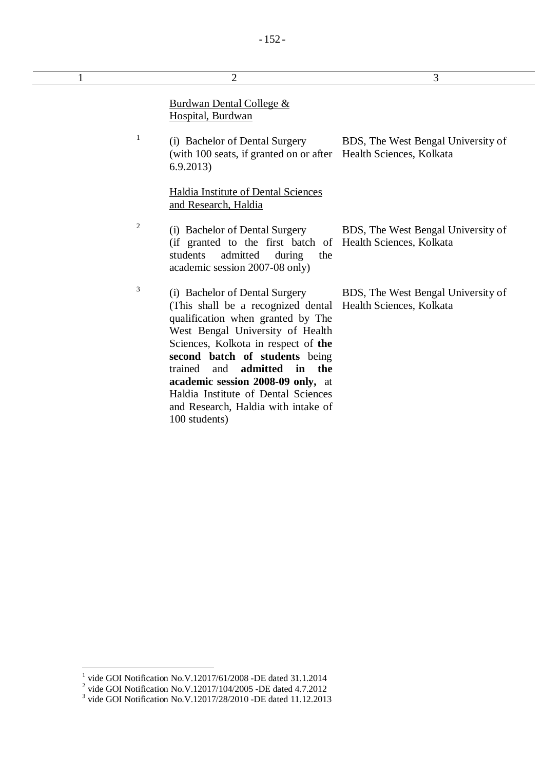| 1 | 2 | 3 |
|---|---|---|
| | Burdwan Dental College & Hospital, Burdwan | |
| [1] | (i) Bachelor of Dental Surgery (with 100 seats, if granted on or after 6.9.2013) | BDS, The West Bengal University of Health Sciences, Kolkata |
| | Haldia Institute of Dental Sciences and Research, Haldia | |
| [2] | (i) Bachelor of Dental Surgery (if granted to the first batch of students admitted during the academic session 2007-08 only) | BDS, The West Bengal University of Health Sciences, Kolkata |
| [3] | (i) Bachelor of Dental Surgery (This shall be a recognized dental qualification when granted by The West Bengal University of Health Sciences, Kolkota in respect of **the second batch of students** being trained and **admitted in the academic session 2008-09 only,** at Haldia Institute of Dental Sciences and Research, Haldia with intake of 100 students) | BDS, The West Bengal University of Health Sciences, Kolkata |

[1] vide GOI Notification No.V.12017/61/2008 -DE dated 31.1.2014
[2] vide GOI Notification No.V.12017/104/2005 -DE dated 4.7.2012
[3] vide GOI Notification No.V.12017/28/2010 -DE dated 11.12.2013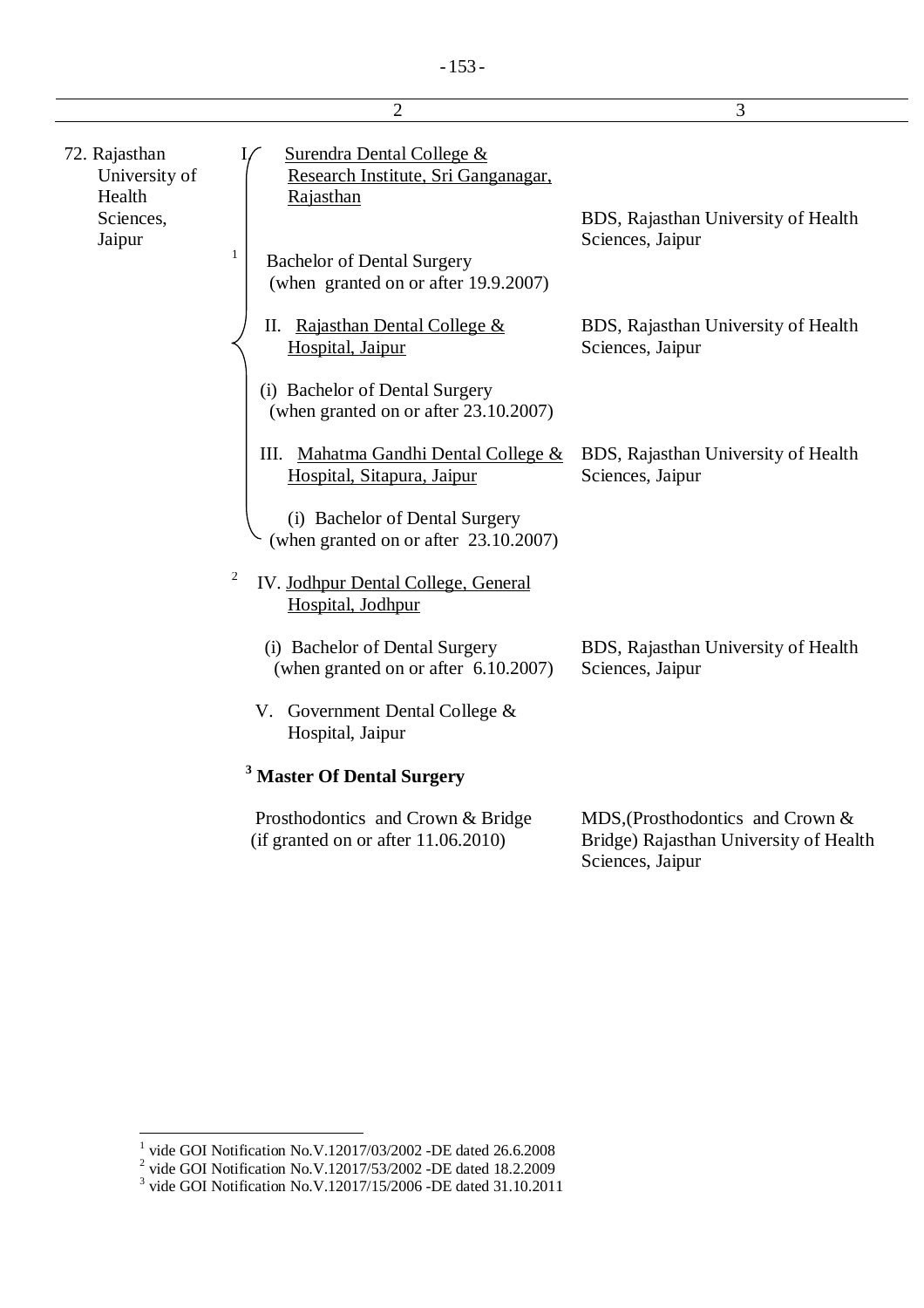| | 2 | 3 |
|---|---|---|
| 72. Rajasthan University of Health Sciences, Jaipur | [1] I. Surendra Dental College & Research Institute, Sri Ganganagar, Rajasthan | |
| | Bachelor of Dental Surgery (when granted on or after 19.9.2007) | BDS, Rajasthan University of Health Sciences, Jaipur |
| | II. Rajasthan Dental College & Hospital, Jaipur | BDS, Rajasthan University of Health Sciences, Jaipur |
| | (i) Bachelor of Dental Surgery (when granted on or after 23.10.2007) | |
| | III. Mahatma Gandhi Dental College & Hospital, Sitapura, Jaipur | BDS, Rajasthan University of Health Sciences, Jaipur |
| | (i) Bachelor of Dental Surgery (when granted on or after 23.10.2007) | |
| | [2] IV. Jodhpur Dental College, General Hospital, Jodhpur | |
| | (i) Bachelor of Dental Surgery (when granted on or after 6.10.2007) | BDS, Rajasthan University of Health Sciences, Jaipur |
| | V. Government Dental College & Hospital, Jaipur | |
| | [3] **Master Of Dental Surgery** | |
| | Prosthodontics and Crown & Bridge (if granted on or after 11.06.2010) | MDS,(Prosthodontics and Crown & Bridge) Rajasthan University of Health Sciences, Jaipur |

[1] vide GOI Notification No.V.12017/03/2002 -DE dated 26.6.2008
[2] vide GOI Notification No.V.12017/53/2002 -DE dated 18.2.2009
[3] vide GOI Notification No.V.12017/15/2006 -DE dated 31.10.2011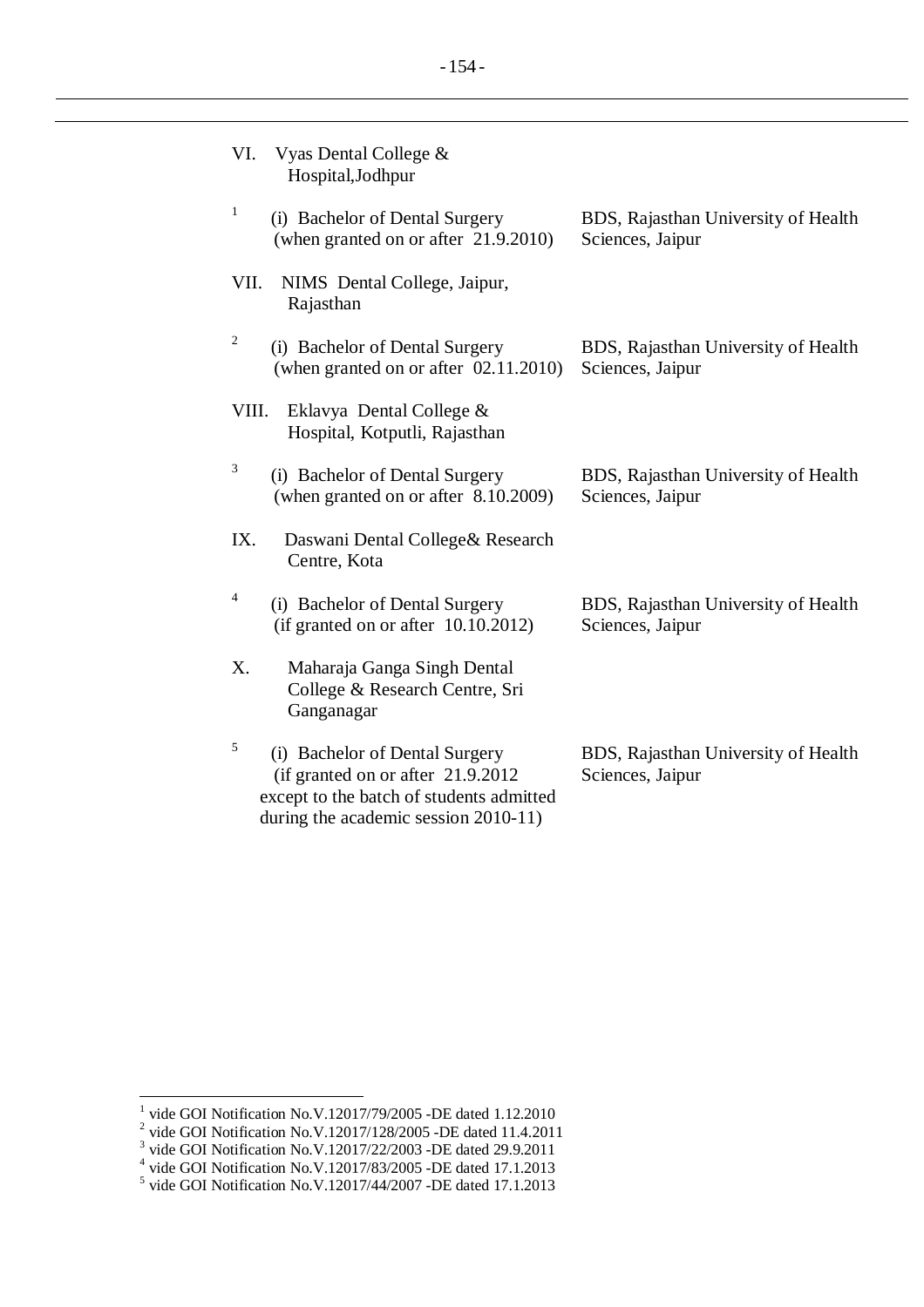| | |
|---|---|
| VI. Vyas Dental College & Hospital,Jodhpur | |
| [1] (i) Bachelor of Dental Surgery (when granted on or after 21.9.2010) | BDS, Rajasthan University of Health Sciences, Jaipur |
| VII. NIMS Dental College, Jaipur, Rajasthan | |
| [2] (i) Bachelor of Dental Surgery (when granted on or after 02.11.2010) | BDS, Rajasthan University of Health Sciences, Jaipur |
| VIII. Eklavya Dental College & Hospital, Kotputli, Rajasthan | |
| [3] (i) Bachelor of Dental Surgery (when granted on or after 8.10.2009) | BDS, Rajasthan University of Health Sciences, Jaipur |
| IX. Daswani Dental College& Research Centre, Kota | |
| [4] (i) Bachelor of Dental Surgery (if granted on or after 10.10.2012) | BDS, Rajasthan University of Health Sciences, Jaipur |
| X. Maharaja Ganga Singh Dental College & Research Centre, Sri Ganganagar | |
| [5] (i) Bachelor of Dental Surgery (if granted on or after 21.9.2012 except to the batch of students admitted during the academic session 2010-11) | BDS, Rajasthan University of Health Sciences, Jaipur |

---

[1] vide GOI Notification No.V.12017/79/2005 -DE dated 1.12.2010
[2] vide GOI Notification No.V.12017/128/2005 -DE dated 11.4.2011
[3] vide GOI Notification No.V.12017/22/2003 -DE dated 29.9.2011
[4] vide GOI Notification No.V.12017/83/2005 -DE dated 17.1.2013
[5] vide GOI Notification No.V.12017/44/2007 -DE dated 17.1.2013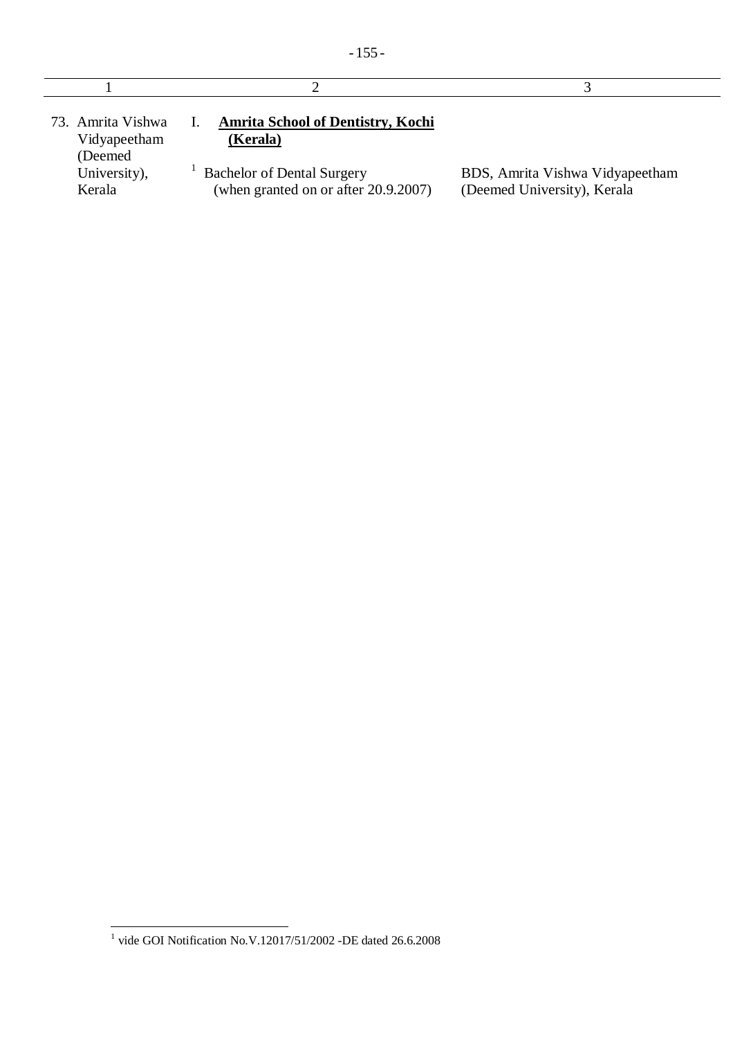| 1 | 2 | 3 |
|---|---|---|
| 73. Amrita Vishwa Vidyapeetham (Deemed University), Kerala | I. **<u>Amrita School of Dentistry, Kochi (Kerala)</u>** | |
| | [1] Bachelor of Dental Surgery (when granted on or after 20.9.2007) | BDS, Amrita Vishwa Vidyapeetham (Deemed University), Kerala |

[1] vide GOI Notification No.V.12017/51/2002 -DE dated 26.6.2008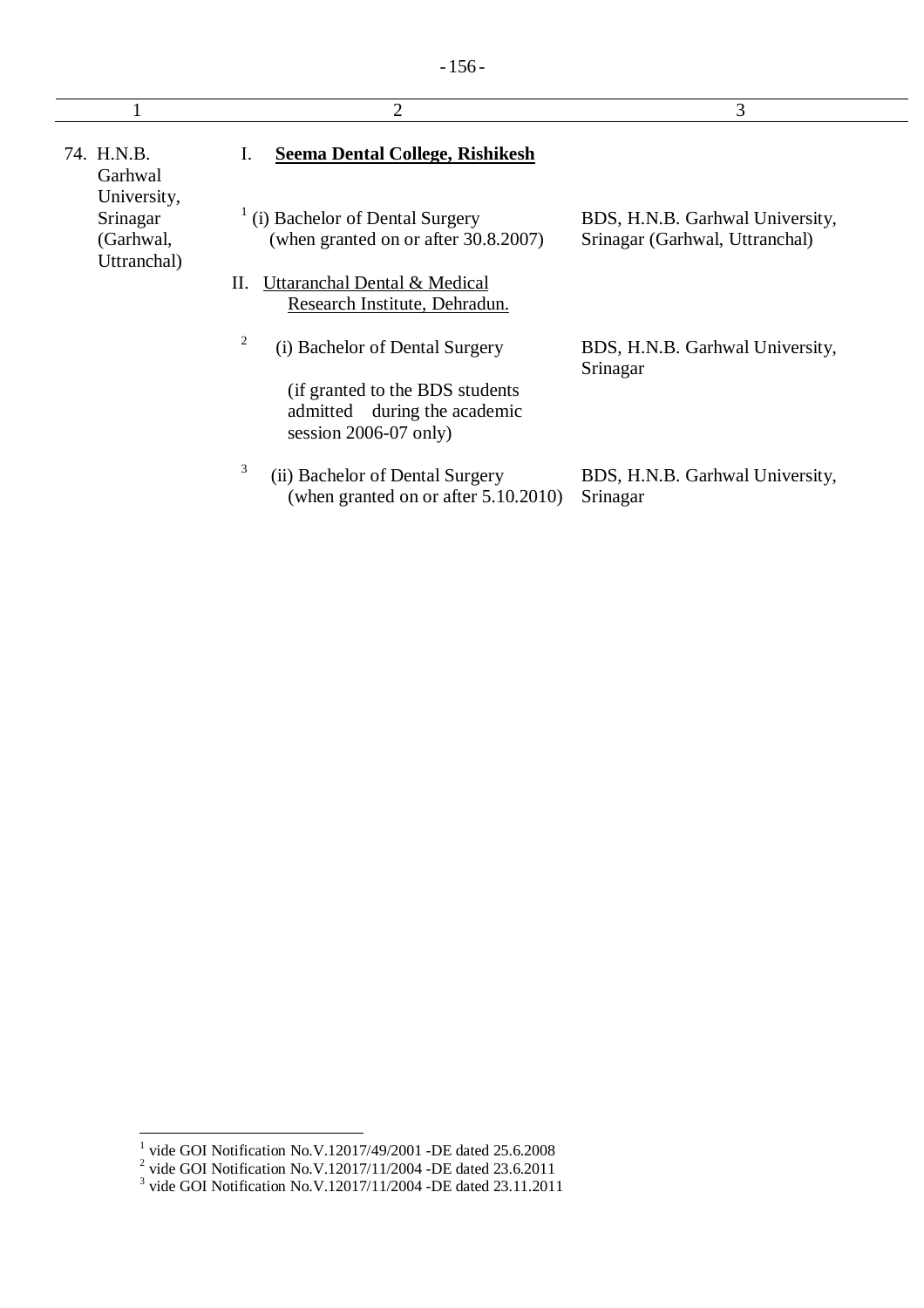| 1 | 2 | 3 |
|---|---|---|
| 74. H.N.B. Garhwal University, Srinagar (Garhwal, Uttranchal) | I. **Seema Dental College, Rishikesh** | |
| | [1] (i) Bachelor of Dental Surgery (when granted on or after 30.8.2007) | BDS, H.N.B. Garhwal University, Srinagar (Garhwal, Uttranchal) |
| | II. Uttaranchal Dental & Medical Research Institute, Dehradun. | |
| | [2] (i) Bachelor of Dental Surgery (if granted to the BDS students admitted during the academic session 2006-07 only) | BDS, H.N.B. Garhwal University, Srinagar |
| | [3] (ii) Bachelor of Dental Surgery (when granted on or after 5.10.2010) | BDS, H.N.B. Garhwal University, Srinagar |

[1] vide GOI Notification No.V.12017/49/2001 -DE dated 25.6.2008
[2] vide GOI Notification No.V.12017/11/2004 -DE dated 23.6.2011
[3] vide GOI Notification No.V.12017/11/2004 -DE dated 23.11.2011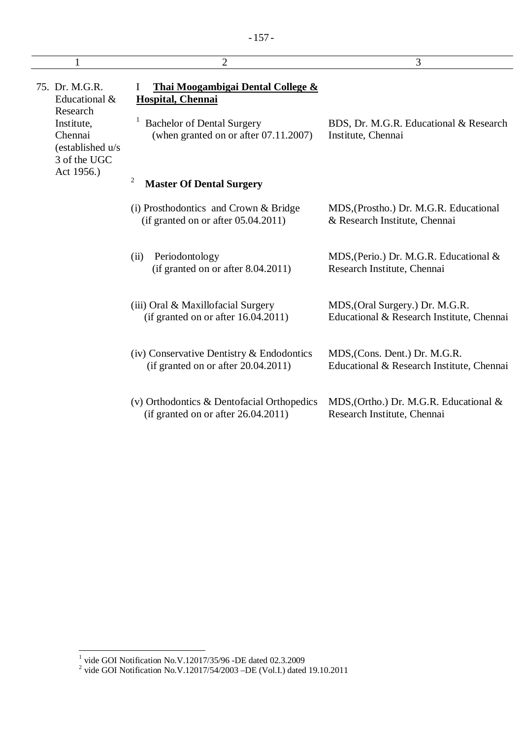| 1 | 2 | 3 |
|---|---|---|
| 75. Dr. M.G.R. Educational & Research Institute, Chennai (established u/s 3 of the UGC Act 1956.) | I **Thai Moogambigai Dental College & Hospital, Chennai** | |
| | [1] Bachelor of Dental Surgery (when granted on or after 07.11.2007) | BDS, Dr. M.G.R. Educational & Research Institute, Chennai |
| | [2] **Master Of Dental Surgery** | |
| | (i) Prosthodontics and Crown & Bridge (if granted on or after 05.04.2011) | MDS,(Prostho.) Dr. M.G.R. Educational & Research Institute, Chennai |
| | (ii) Periodontology (if granted on or after 8.04.2011) | MDS,(Perio.) Dr. M.G.R. Educational & Research Institute, Chennai |
| | (iii) Oral & Maxillofacial Surgery (if granted on or after 16.04.2011) | MDS,(Oral Surgery.) Dr. M.G.R. Educational & Research Institute, Chennai |
| | (iv) Conservative Dentistry & Endodontics (if granted on or after 20.04.2011) | MDS,(Cons. Dent.) Dr. M.G.R. Educational & Research Institute, Chennai |
| | (v) Orthodontics & Dentofacial Orthopedics (if granted on or after 26.04.2011) | MDS,(Ortho.) Dr. M.G.R. Educational & Research Institute, Chennai |

[1] vide GOI Notification No.V.12017/35/96 -DE dated 02.3.2009

[2] vide GOI Notification No.V.12017/54/2003 –DE (Vol.I.) dated 19.10.2011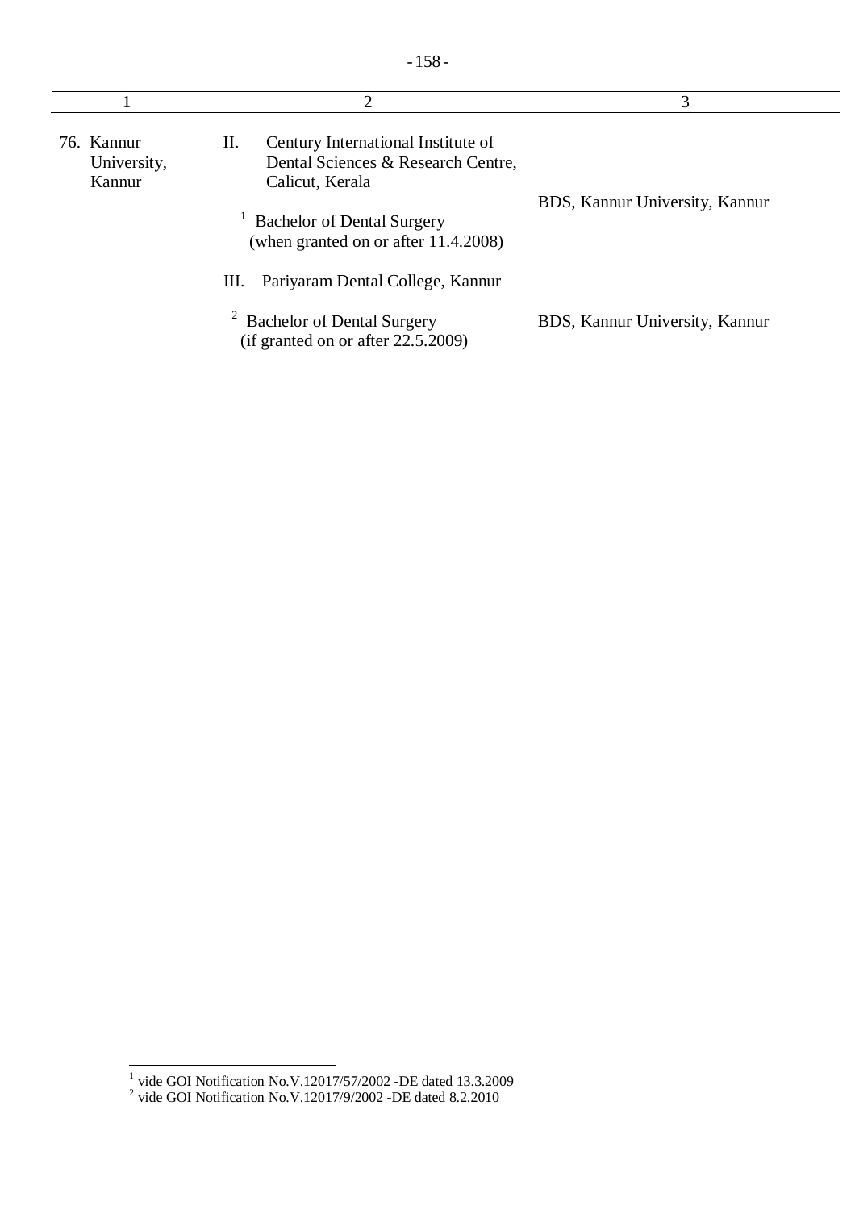| 1 | 2 | 3 |
|---|---|---|
| 76. Kannur University, Kannur | II. Century International Institute of Dental Sciences & Research Centre, Calicut, Kerala | |
| | [1] Bachelor of Dental Surgery (when granted on or after 11.4.2008) | BDS, Kannur University, Kannur |
| | III. Pariyaram Dental College, Kannur | |
| | [2] Bachelor of Dental Surgery (if granted on or after 22.5.2009) | BDS, Kannur University, Kannur |

[1] vide GOI Notification No.V.12017/57/2002 -DE dated 13.3.2009
[2] vide GOI Notification No.V.12017/9/2002 -DE dated 8.2.2010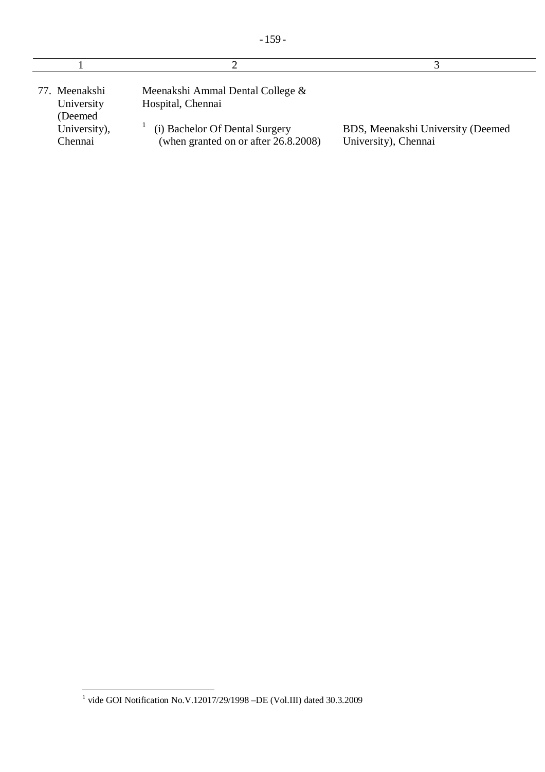| 1 | 2 | 3 |
|---|---|---|
| 77. Meenakshi University (Deemed University), Chennai | Meenakshi Ammal Dental College & Hospital, Chennai | |
| | [1] (i) Bachelor Of Dental Surgery (when granted on or after 26.8.2008) | BDS, Meenakshi University (Deemed University), Chennai |

[1] vide GOI Notification No.V.12017/29/1998 –DE (Vol.III) dated 30.3.2009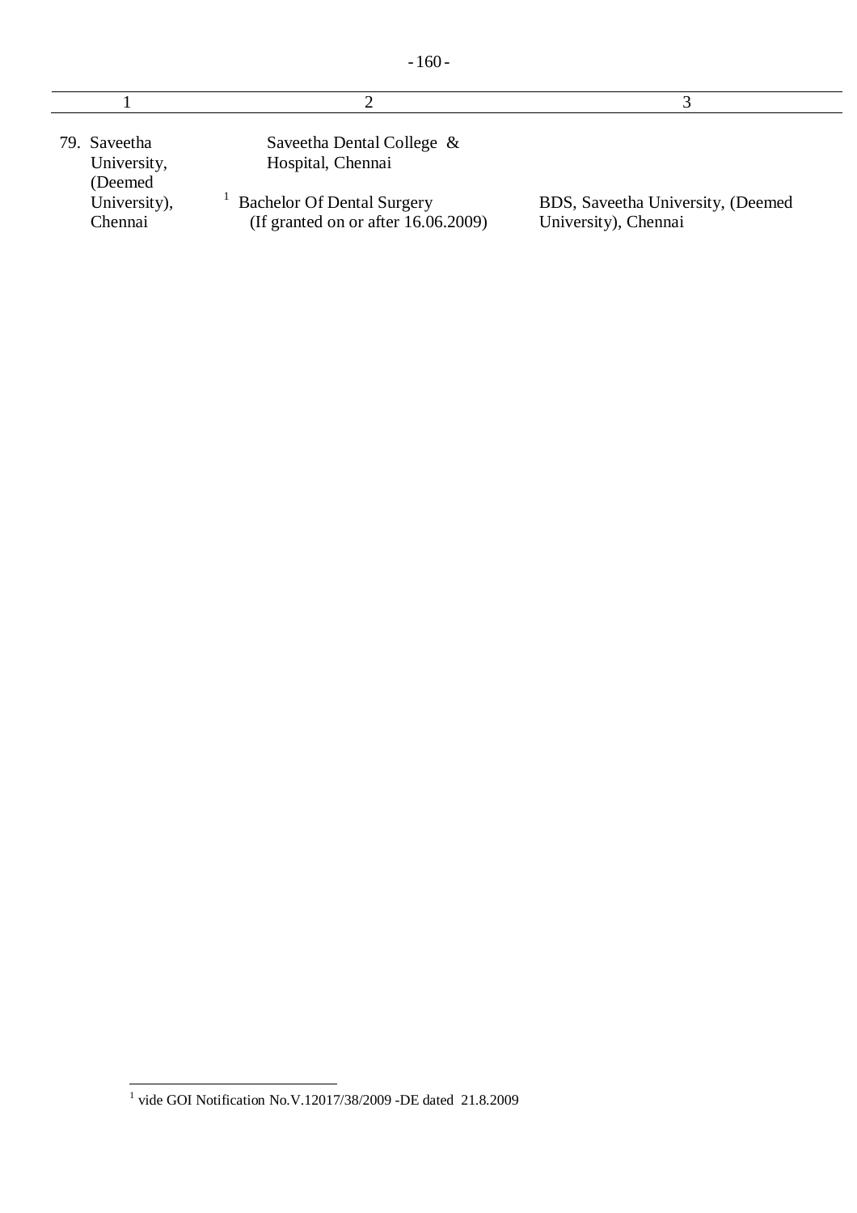| 1 | 2 | 3 |
|---|---|---|
| 79. Saveetha University, (Deemed University), Chennai | Saveetha Dental College & Hospital, Chennai | |
| | [1] Bachelor Of Dental Surgery (If granted on or after 16.06.2009) | BDS, Saveetha University, (Deemed University), Chennai |

[1] vide GOI Notification No.V.12017/38/2009 -DE dated 21.8.2009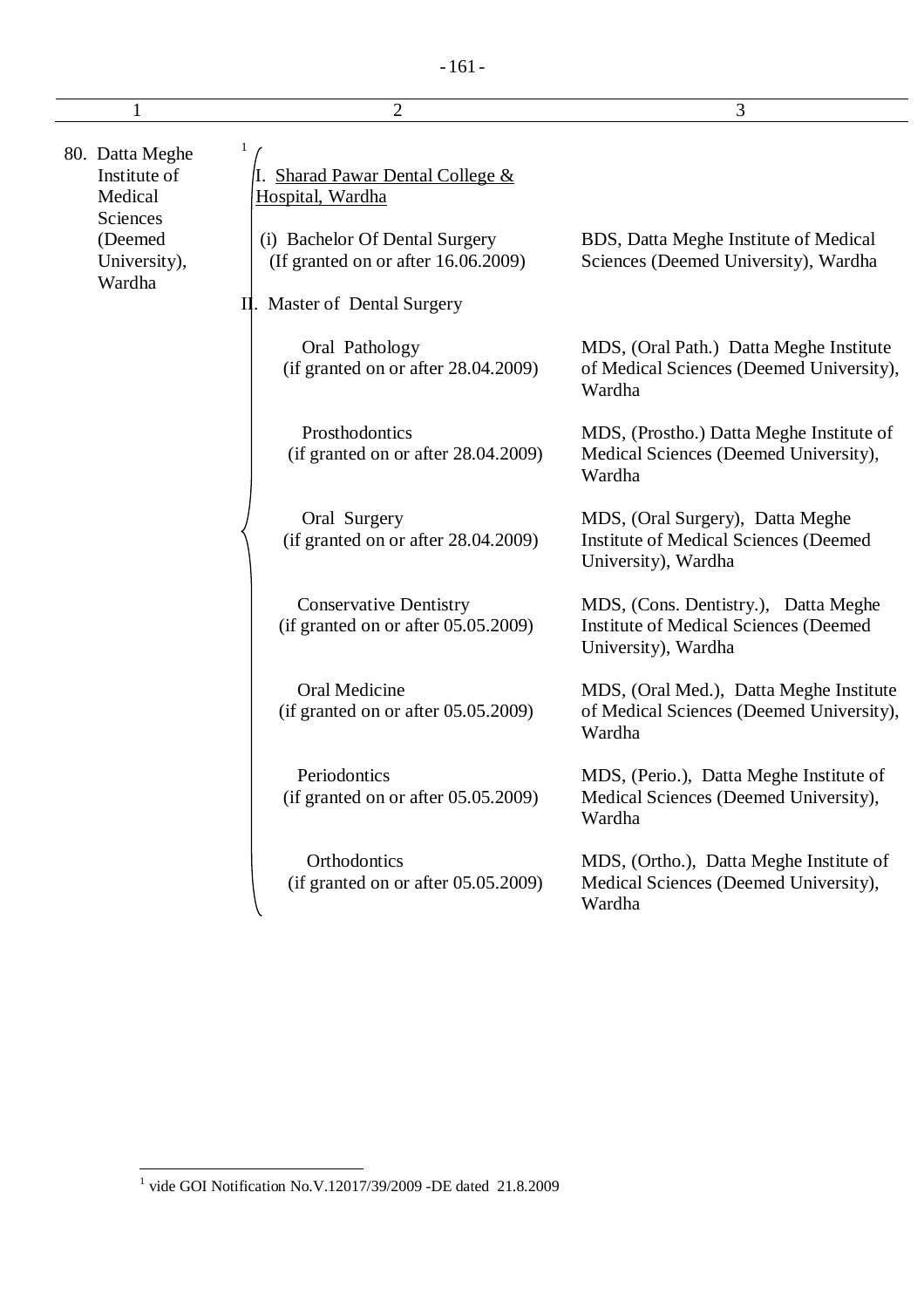| 1 | 2 | 3 |
|---|---|---|
| 80. Datta Meghe Institute of Medical Sciences (Deemed University), Wardha | [1] I. Sharad Pawar Dental College & Hospital, Wardha | |
| | (i) Bachelor Of Dental Surgery (If granted on or after 16.06.2009) | BDS, Datta Meghe Institute of Medical Sciences (Deemed University), Wardha |
| | II. Master of Dental Surgery | |
| | Oral Pathology (if granted on or after 28.04.2009) | MDS, (Oral Path.) Datta Meghe Institute of Medical Sciences (Deemed University), Wardha |
| | Prosthodontics (if granted on or after 28.04.2009) | MDS, (Prostho.) Datta Meghe Institute of Medical Sciences (Deemed University), Wardha |
| | Oral Surgery (if granted on or after 28.04.2009) | MDS, (Oral Surgery), Datta Meghe Institute of Medical Sciences (Deemed University), Wardha |
| | Conservative Dentistry (if granted on or after 05.05.2009) | MDS, (Cons. Dentistry.), Datta Meghe Institute of Medical Sciences (Deemed University), Wardha |
| | Oral Medicine (if granted on or after 05.05.2009) | MDS, (Oral Med.), Datta Meghe Institute of Medical Sciences (Deemed University), Wardha |
| | Periodontics (if granted on or after 05.05.2009) | MDS, (Perio.), Datta Meghe Institute of Medical Sciences (Deemed University), Wardha |
| | Orthodontics (if granted on or after 05.05.2009) | MDS, (Ortho.), Datta Meghe Institute of Medical Sciences (Deemed University), Wardha |

[1] vide GOI Notification No.V.12017/39/2009 -DE dated 21.8.2009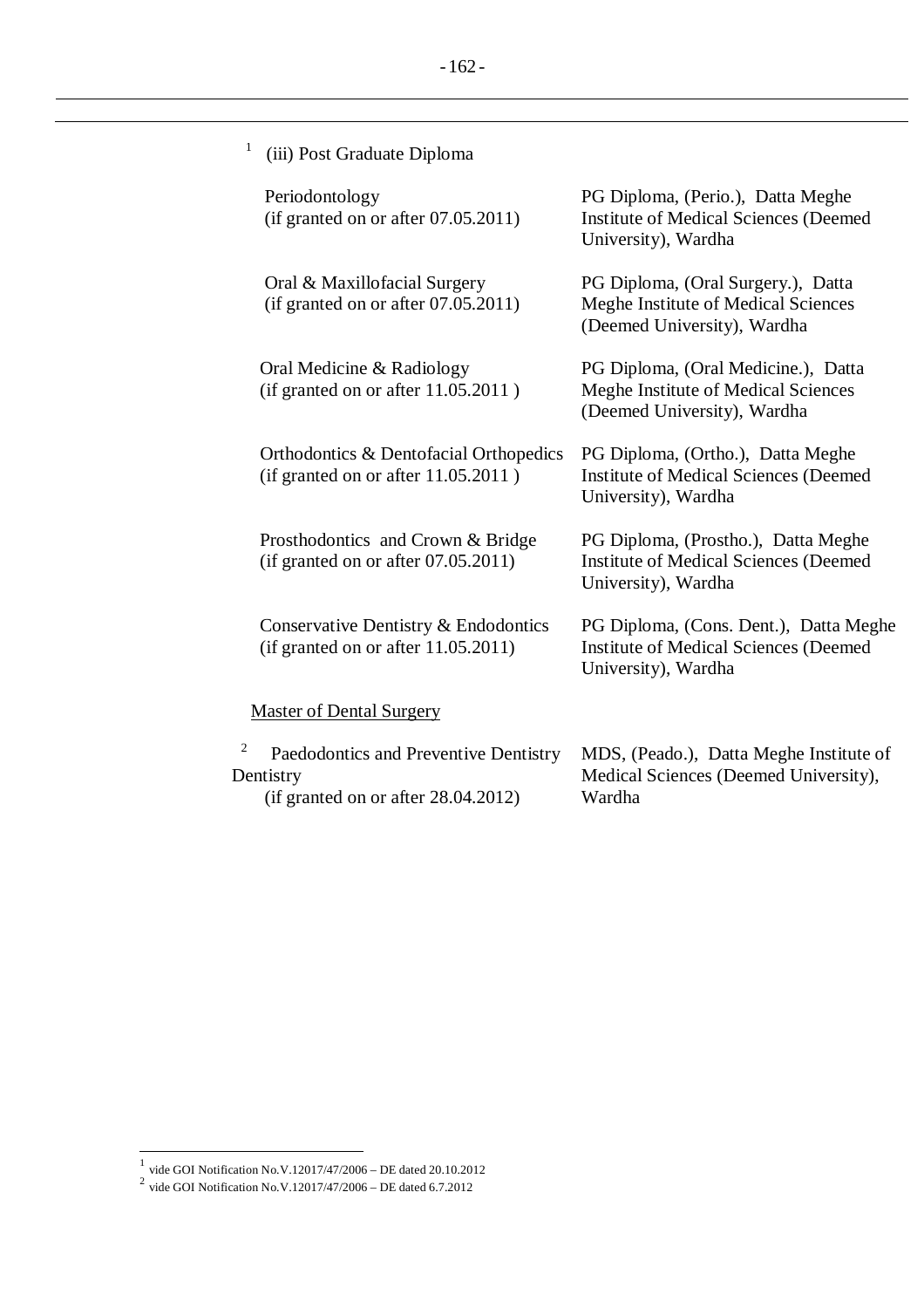[1] (iii) Post Graduate Diploma

| | |
|---|---|
| Periodontology (if granted on or after 07.05.2011) | PG Diploma, (Perio.), Datta Meghe Institute of Medical Sciences (Deemed University), Wardha |
| Oral & Maxillofacial Surgery (if granted on or after 07.05.2011) | PG Diploma, (Oral Surgery.), Datta Meghe Institute of Medical Sciences (Deemed University), Wardha |
| Oral Medicine & Radiology (if granted on or after 11.05.2011 ) | PG Diploma, (Oral Medicine.), Datta Meghe Institute of Medical Sciences (Deemed University), Wardha |
| Orthodontics & Dentofacial Orthopedics (if granted on or after 11.05.2011 ) | PG Diploma, (Ortho.), Datta Meghe Institute of Medical Sciences (Deemed University), Wardha |
| Prosthodontics and Crown & Bridge (if granted on or after 07.05.2011) | PG Diploma, (Prostho.), Datta Meghe Institute of Medical Sciences (Deemed University), Wardha |
| Conservative Dentistry & Endodontics (if granted on or after 11.05.2011) | PG Diploma, (Cons. Dent.), Datta Meghe Institute of Medical Sciences (Deemed University), Wardha |

<u>Master of Dental Surgery</u>

| | |
|---|---|
| [2] Paedodontics and Preventive Dentistry Dentistry (if granted on or after 28.04.2012) | MDS, (Peado.), Datta Meghe Institute of Medical Sciences (Deemed University), Wardha |

---

[1] vide GOI Notification No.V.12017/47/2006 – DE dated 20.10.2012

[2] vide GOI Notification No.V.12017/47/2006 – DE dated 6.7.2012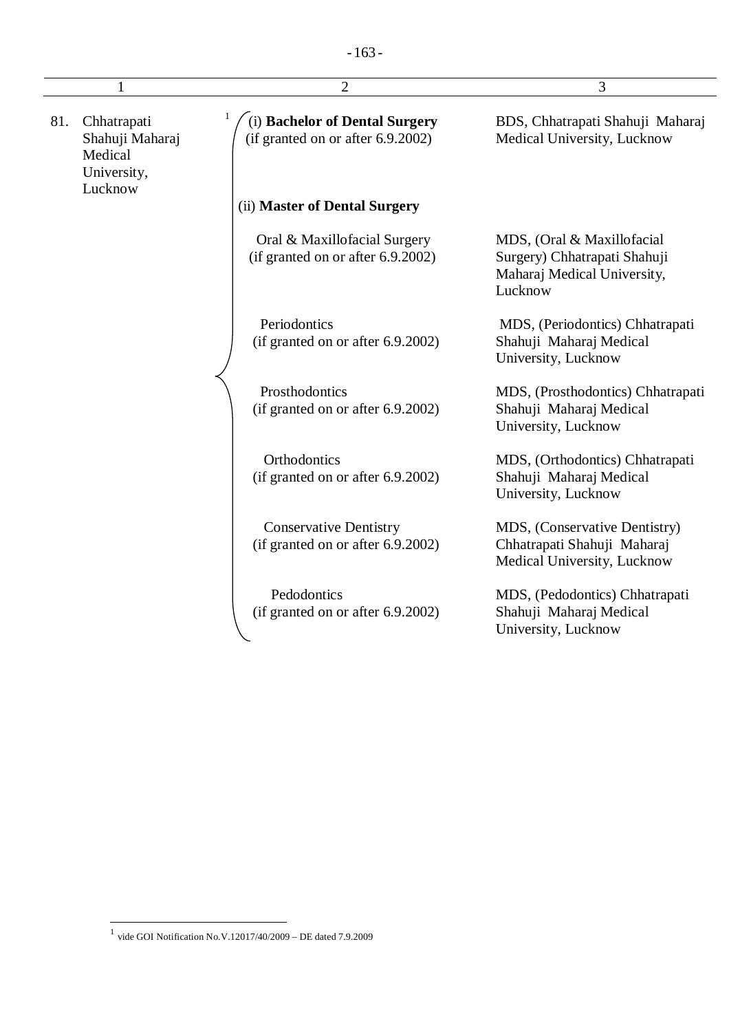| 1 | 2 | 3 |
|---|---|---|
| 81. Chhatrapati Shahuji Maharaj Medical University, Lucknow | [1] (i) **Bachelor of Dental Surgery** (if granted on or after 6.9.2002) | BDS, Chhatrapati Shahuji Maharaj Medical University, Lucknow |
| | (ii) **Master of Dental Surgery** | |
| | Oral & Maxillofacial Surgery (if granted on or after 6.9.2002) | MDS, (Oral & Maxillofacial Surgery) Chhatrapati Shahuji Maharaj Medical University, Lucknow |
| | Periodontics (if granted on or after 6.9.2002) | MDS, (Periodontics) Chhatrapati Shahuji Maharaj Medical University, Lucknow |
| | Prosthodontics (if granted on or after 6.9.2002) | MDS, (Prosthodontics) Chhatrapati Shahuji Maharaj Medical University, Lucknow |
| | Orthodontics (if granted on or after 6.9.2002) | MDS, (Orthodontics) Chhatrapati Shahuji Maharaj Medical University, Lucknow |
| | Conservative Dentistry (if granted on or after 6.9.2002) | MDS, (Conservative Dentistry) Chhatrapati Shahuji Maharaj Medical University, Lucknow |
| | Pedodontics (if granted on or after 6.9.2002) | MDS, (Pedodontics) Chhatrapati Shahuji Maharaj Medical University, Lucknow |

[1] vide GOI Notification No.V.12017/40/2009 – DE dated 7.9.2009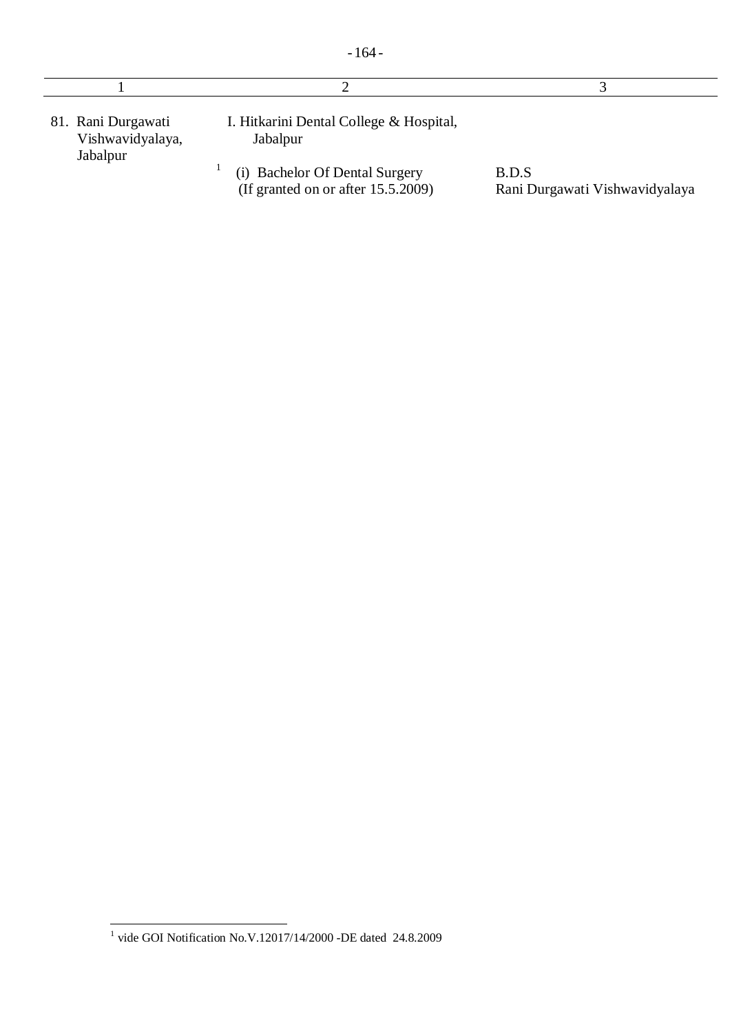| 1 | 2 | 3 |
|---|---|---|
| 81. Rani Durgawati Vishwavidyalaya, Jabalpur | I. Hitkarini Dental College & Hospital, Jabalpur | |
| | [1] (i) Bachelor Of Dental Surgery (If granted on or after 15.5.2009) | B.D.S Rani Durgawati Vishwavidyalaya |

[1] vide GOI Notification No.V.12017/14/2000 -DE dated 24.8.2009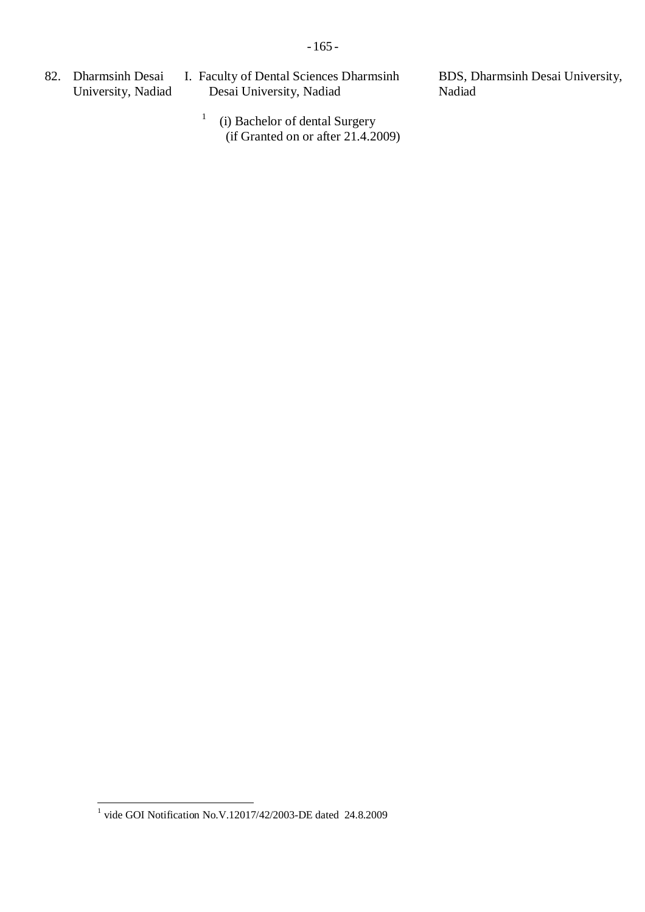| | | | |
|---|---|---|---|
| 82. | Dharmsinh Desai University, Nadiad | I. Faculty of Dental Sciences Dharmsinh Desai University, Nadiad | BDS, Dharmsinh Desai University, Nadiad |
| | | [1] (i) Bachelor of dental Surgery (if Granted on or after 21.4.2009) | |

[1] vide GOI Notification No.V.12017/42/2003-DE dated 24.8.2009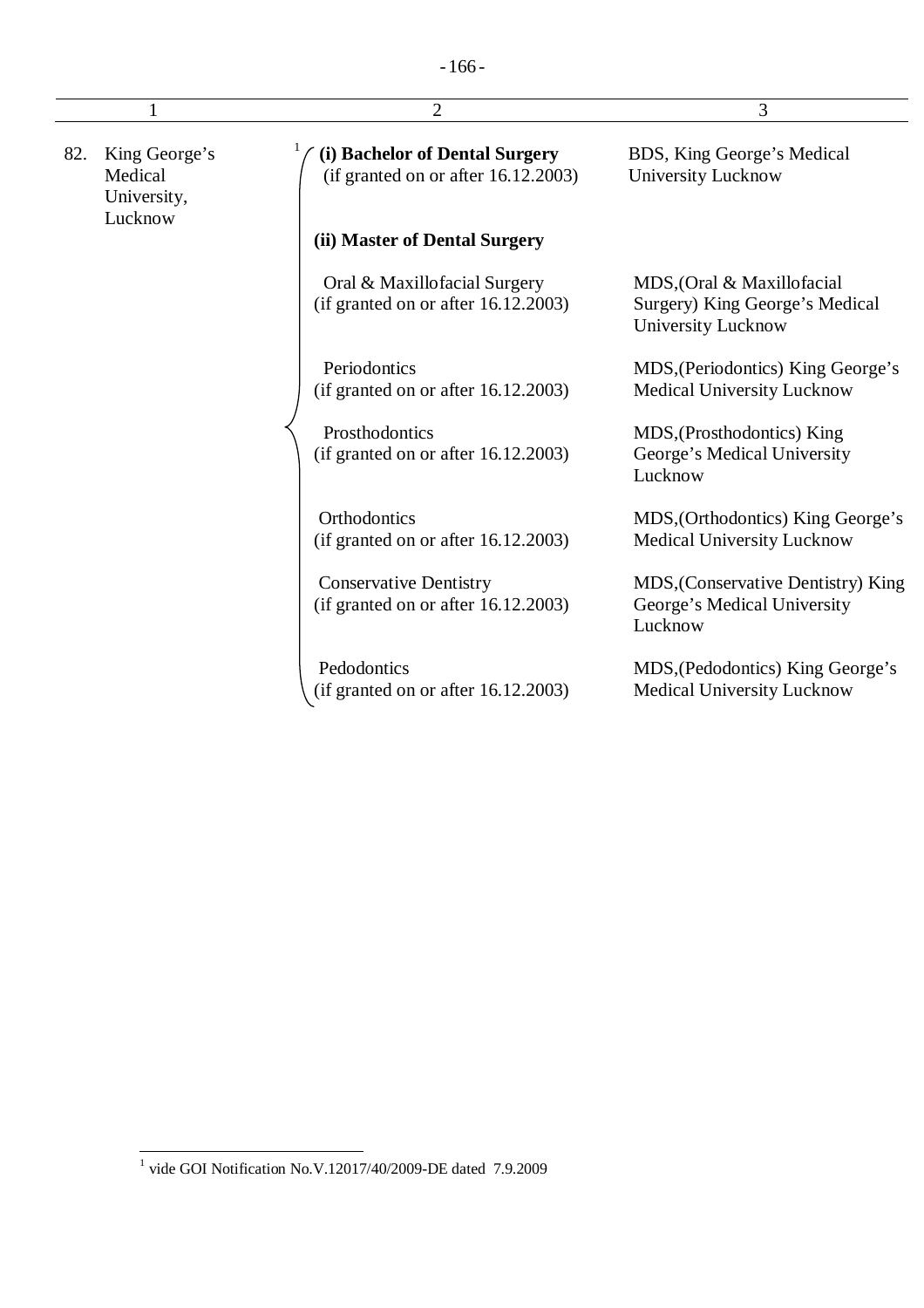| 1 | 2 | 3 |
|---|---|---|
| 82. King George's Medical University, Lucknow | [1] **(i) Bachelor of Dental Surgery** (if granted on or after 16.12.2003) | BDS, King George's Medical University Lucknow |
| | **(ii) Master of Dental Surgery** | |
| | Oral & Maxillofacial Surgery (if granted on or after 16.12.2003) | MDS,(Oral & Maxillofacial Surgery) King George's Medical University Lucknow |
| | Periodontics (if granted on or after 16.12.2003) | MDS,(Periodontics) King George's Medical University Lucknow |
| | Prosthodontics (if granted on or after 16.12.2003) | MDS,(Prosthodontics) King George's Medical University Lucknow |
| | Orthodontics (if granted on or after 16.12.2003) | MDS,(Orthodontics) King George's Medical University Lucknow |
| | Conservative Dentistry (if granted on or after 16.12.2003) | MDS,(Conservative Dentistry) King George's Medical University Lucknow |
| | Pedodontics (if granted on or after 16.12.2003) | MDS,(Pedodontics) King George's Medical University Lucknow |

[1] vide GOI Notification No.V.12017/40/2009-DE dated 7.9.2009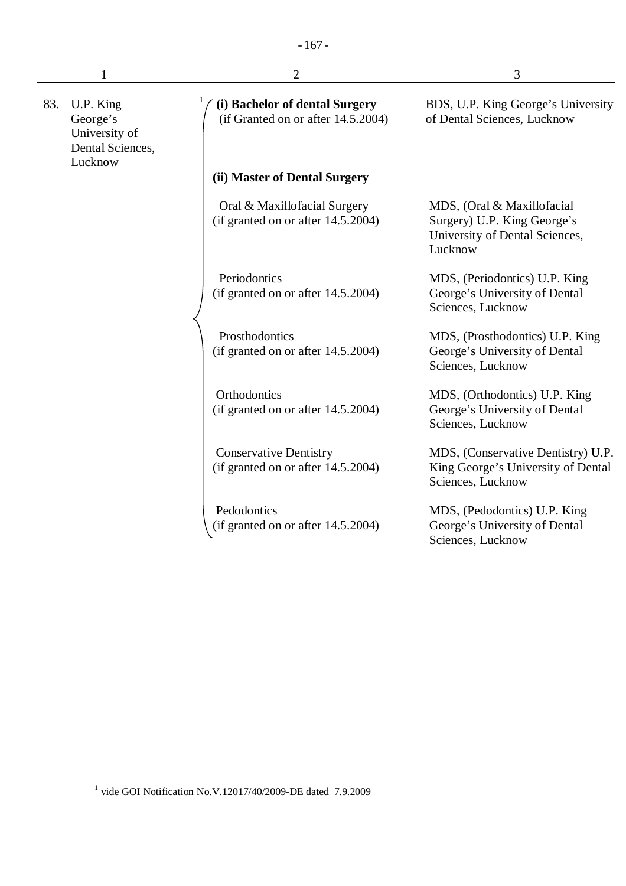| 1 | 2 | 3 |
|---|---|---|
| 83. U.P. King George's University of Dental Sciences, Lucknow | [1] **(i) Bachelor of dental Surgery** (if Granted on or after 14.5.2004) | BDS, U.P. King George's University of Dental Sciences, Lucknow |
| | **(ii) Master of Dental Surgery** | |
| | Oral & Maxillofacial Surgery (if granted on or after 14.5.2004) | MDS, (Oral & Maxillofacial Surgery) U.P. King George's University of Dental Sciences, Lucknow |
| | Periodontics (if granted on or after 14.5.2004) | MDS, (Periodontics) U.P. King George's University of Dental Sciences, Lucknow |
| | Prosthodontics (if granted on or after 14.5.2004) | MDS, (Prosthodontics) U.P. King George's University of Dental Sciences, Lucknow |
| | Orthodontics (if granted on or after 14.5.2004) | MDS, (Orthodontics) U.P. King George's University of Dental Sciences, Lucknow |
| | Conservative Dentistry (if granted on or after 14.5.2004) | MDS, (Conservative Dentistry) U.P. King George's University of Dental Sciences, Lucknow |
| | Pedodontics (if granted on or after 14.5.2004) | MDS, (Pedodontics) U.P. King George's University of Dental Sciences, Lucknow |

[1] vide GOI Notification No.V.12017/40/2009-DE dated 7.9.2009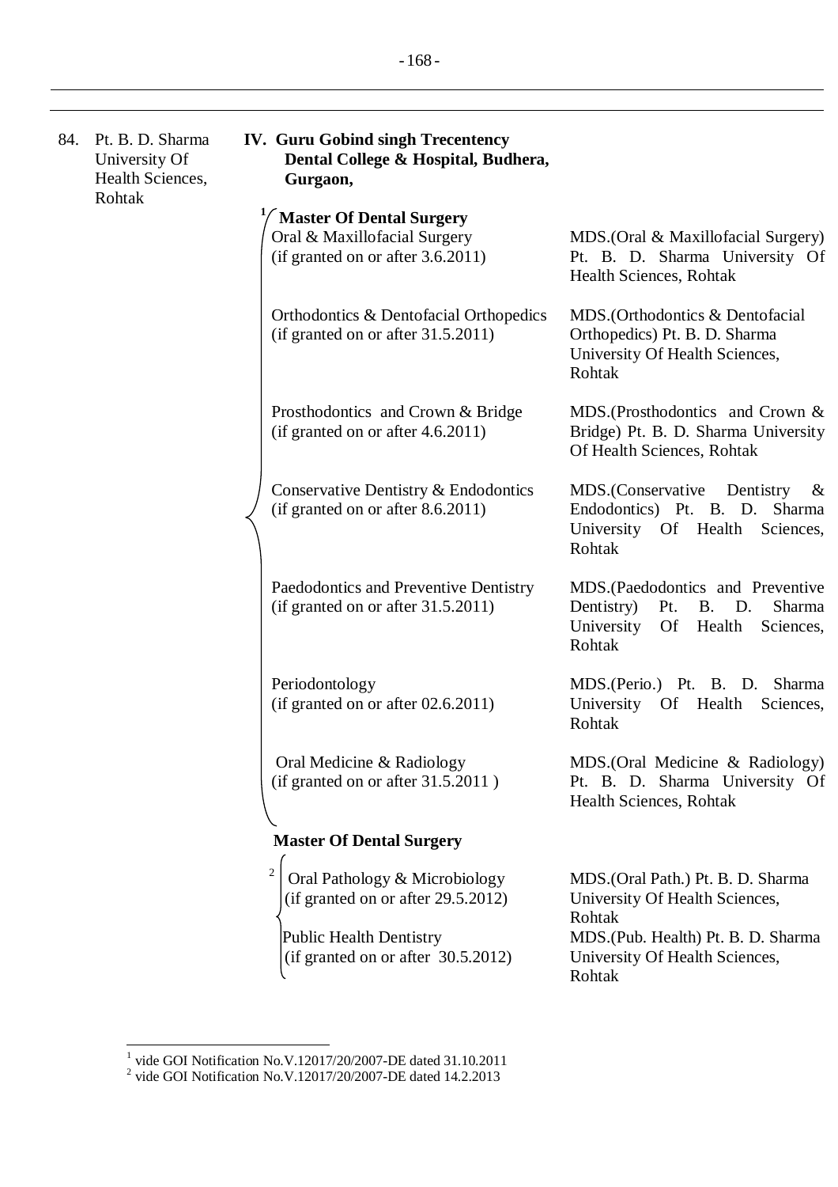| | | | |
|---|---|---|---|
| 84. | Pt. B. D. Sharma University Of Health Sciences, Rohtak | **IV. Guru Gobind singh Trecentency Dental College & Hospital, Budhera, Gurgaon,** | |
| | | [1] **Master Of Dental Surgery** | |
| | | Oral & Maxillofacial Surgery (if granted on or after 3.6.2011) | MDS.(Oral & Maxillofacial Surgery) Pt. B. D. Sharma University Of Health Sciences, Rohtak |
| | | Orthodontics & Dentofacial Orthopedics (if granted on or after 31.5.2011) | MDS.(Orthodontics & Dentofacial Orthopedics) Pt. B. D. Sharma University Of Health Sciences, Rohtak |
| | | Prosthodontics and Crown & Bridge (if granted on or after 4.6.2011) | MDS.(Prosthodontics and Crown & Bridge) Pt. B. D. Sharma University Of Health Sciences, Rohtak |
| | | Conservative Dentistry & Endodontics (if granted on or after 8.6.2011) | MDS.(Conservative Dentistry & Endodontics) Pt. B. D. Sharma University Of Health Sciences, Rohtak |
| | | Paedodontics and Preventive Dentistry (if granted on or after 31.5.2011) | MDS.(Paedodontics and Preventive Dentistry) Pt. B. D. Sharma University Of Health Sciences, Rohtak |
| | | Periodontology (if granted on or after 02.6.2011) | MDS.(Perio.) Pt. B. D. Sharma University Of Health Sciences, Rohtak |
| | | Oral Medicine & Radiology (if granted on or after 31.5.2011 ) | MDS.(Oral Medicine & Radiology) Pt. B. D. Sharma University Of Health Sciences, Rohtak |
| | | **Master Of Dental Surgery** | |
| | | [2] Oral Pathology & Microbiology (if granted on or after 29.5.2012) | MDS.(Oral Path.) Pt. B. D. Sharma University Of Health Sciences, Rohtak |
| | | Public Health Dentistry (if granted on or after 30.5.2012) | MDS.(Pub. Health) Pt. B. D. Sharma University Of Health Sciences, Rohtak |

[1] vide GOI Notification No.V.12017/20/2007-DE dated 31.10.2011

[2] vide GOI Notification No.V.12017/20/2007-DE dated 14.2.2013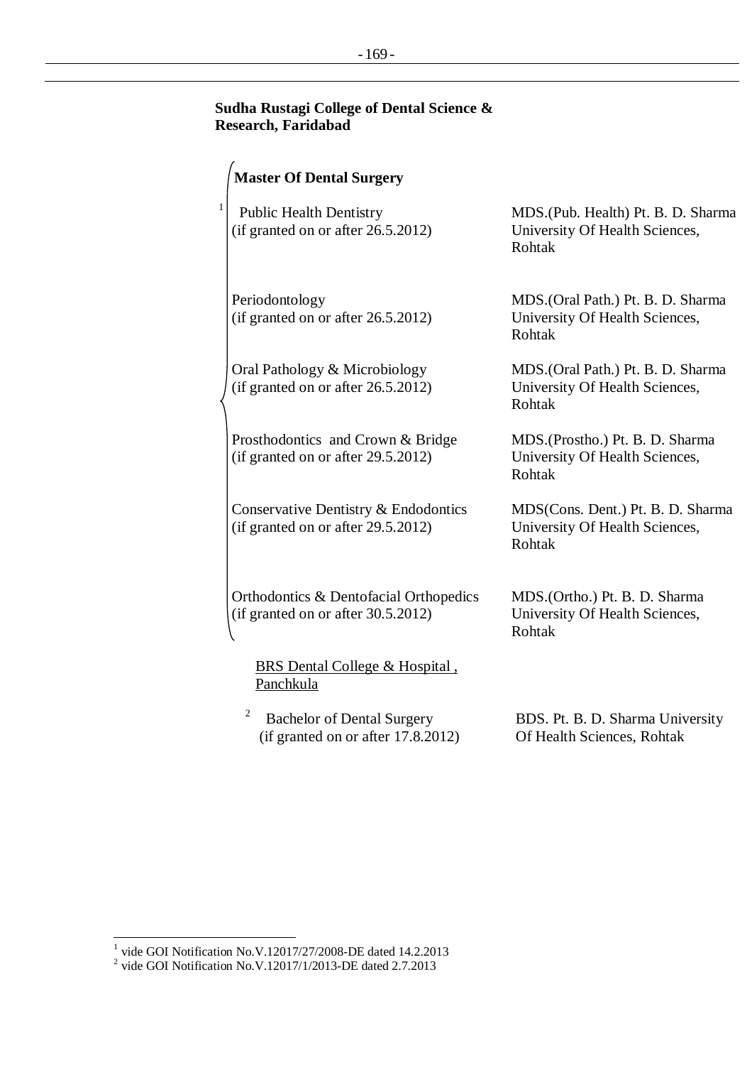**Sudha Rustagi College of Dental Science & Research, Faridabad**

| Recognised Medical Qualification | Abbreviation for Registration |
| --- | --- |
| **Master Of Dental Surgery** | |
| [1] Public Health Dentistry (if granted on or after 26.5.2012) | MDS.(Pub. Health) Pt. B. D. Sharma University Of Health Sciences, Rohtak |
| Periodontology (if granted on or after 26.5.2012) | MDS.(Oral Path.) Pt. B. D. Sharma University Of Health Sciences, Rohtak |
| Oral Pathology & Microbiology (if granted on or after 26.5.2012) | MDS.(Oral Path.) Pt. B. D. Sharma University Of Health Sciences, Rohtak |
| Prosthodontics and Crown & Bridge (if granted on or after 29.5.2012) | MDS.(Prostho.) Pt. B. D. Sharma University Of Health Sciences, Rohtak |
| Conservative Dentistry & Endodontics (if granted on or after 29.5.2012) | MDS(Cons. Dent.) Pt. B. D. Sharma University Of Health Sciences, Rohtak |
| Orthodontics & Dentofacial Orthopedics (if granted on or after 30.5.2012) | MDS.(Ortho.) Pt. B. D. Sharma University Of Health Sciences, Rohtak |

<u>BRS Dental College & Hospital , Panchkula</u>

| Recognised Medical Qualification | Abbreviation for Registration |
| --- | --- |
| [2] Bachelor of Dental Surgery (if granted on or after 17.8.2012) | BDS. Pt. B. D. Sharma University Of Health Sciences, Rohtak |

---

[1] vide GOI Notification No.V.12017/27/2008-DE dated 14.2.2013
[2] vide GOI Notification No.V.12017/1/2013-DE dated 2.7.2013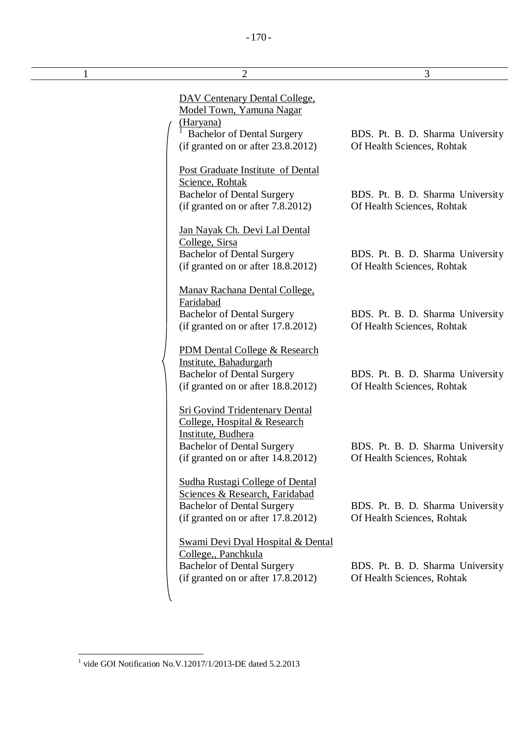| 1 | 2 | 3 |
|---|---|---|
| | DAV Centenary Dental College, Model Town, Yamuna Nagar (Haryana)<br>[1] Bachelor of Dental Surgery<br>(if granted on or after 23.8.2012) | BDS. Pt. B. D. Sharma University Of Health Sciences, Rohtak |
| | Post Graduate Institute of Dental Science, Rohtak<br>Bachelor of Dental Surgery<br>(if granted on or after 7.8.2012) | BDS. Pt. B. D. Sharma University Of Health Sciences, Rohtak |
| | Jan Nayak Ch. Devi Lal Dental College, Sirsa<br>Bachelor of Dental Surgery<br>(if granted on or after 18.8.2012) | BDS. Pt. B. D. Sharma University Of Health Sciences, Rohtak |
| | Manav Rachana Dental College, Faridabad<br>Bachelor of Dental Surgery<br>(if granted on or after 17.8.2012) | BDS. Pt. B. D. Sharma University Of Health Sciences, Rohtak |
| | PDM Dental College & Research Institute, Bahadurgarh<br>Bachelor of Dental Surgery<br>(if granted on or after 18.8.2012) | BDS. Pt. B. D. Sharma University Of Health Sciences, Rohtak |
| | Sri Govind Tridentenary Dental College, Hospital & Research Institute, Budhera<br>Bachelor of Dental Surgery<br>(if granted on or after 14.8.2012) | BDS. Pt. B. D. Sharma University Of Health Sciences, Rohtak |
| | Sudha Rustagi College of Dental Sciences & Research, Faridabad<br>Bachelor of Dental Surgery<br>(if granted on or after 17.8.2012) | BDS. Pt. B. D. Sharma University Of Health Sciences, Rohtak |
| | Swami Devi Dyal Hospital & Dental College,, Panchkula<br>Bachelor of Dental Surgery<br>(if granted on or after 17.8.2012) | BDS. Pt. B. D. Sharma University Of Health Sciences, Rohtak |

[1] vide GOI Notification No.V.12017/1/2013-DE dated 5.2.2013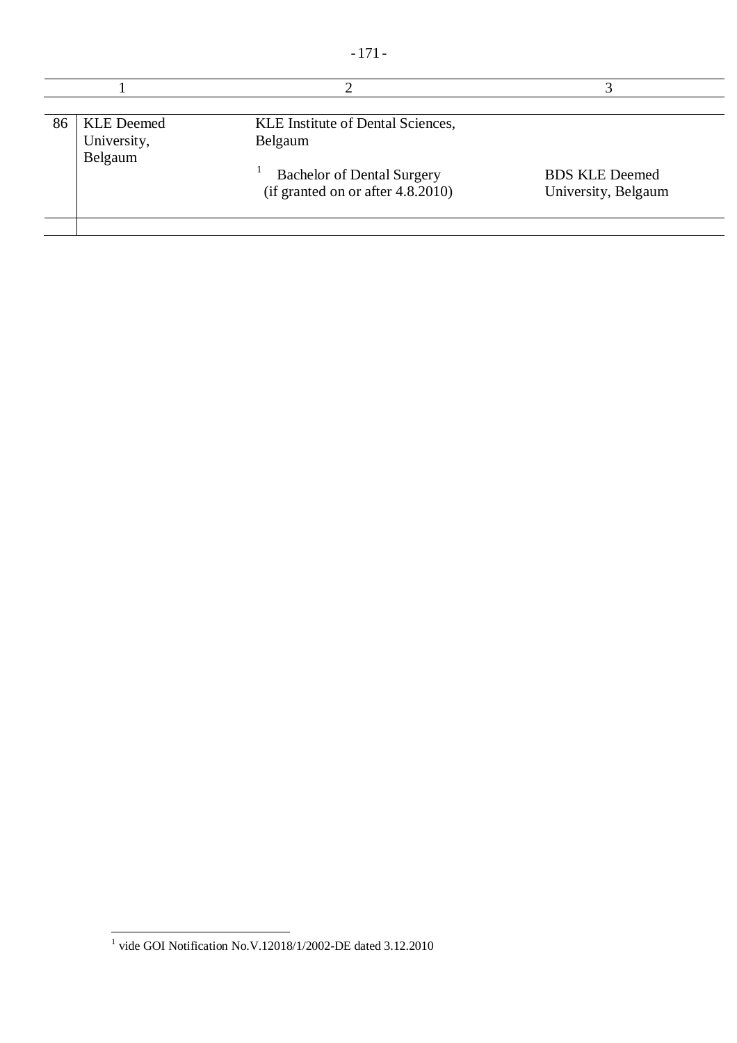| | 1 | 2 | 3 |
|---|---|---|---|
| 86 | KLE Deemed University, Belgaum | KLE Institute of Dental Sciences, Belgaum | |
| | | [1] Bachelor of Dental Surgery (if granted on or after 4.8.2010) | BDS KLE Deemed University, Belgaum |
| | | | |

[1] vide GOI Notification No.V.12018/1/2002-DE dated 3.12.2010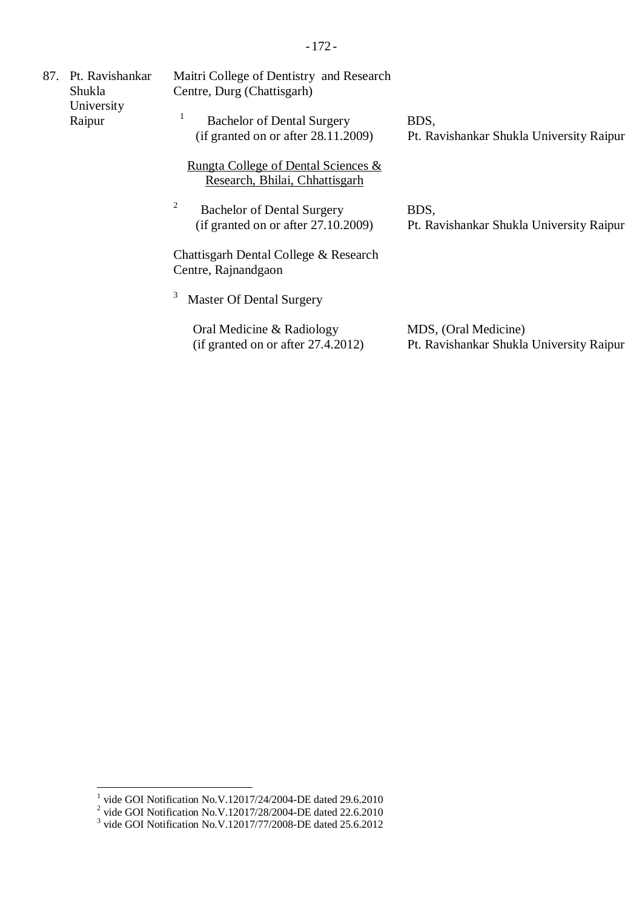| | | | |
|---|---|---|---|
| 87. | Pt. Ravishankar Shukla University Raipur | Maitri College of Dentistry and Research Centre, Durg (Chattisgarh) | |
| | | [1] Bachelor of Dental Surgery (if granted on or after 28.11.2009) | BDS, Pt. Ravishankar Shukla University Raipur |
| | | <u>Rungta College of Dental Sciences & Research, Bhilai, Chhattisgarh</u> | |
| | | [2] Bachelor of Dental Surgery (if granted on or after 27.10.2009) | BDS, Pt. Ravishankar Shukla University Raipur |
| | | Chattisgarh Dental College & Research Centre, Rajnandgaon | |
| | | [3] Master Of Dental Surgery | |
| | | Oral Medicine & Radiology (if granted on or after 27.4.2012) | MDS, (Oral Medicine) Pt. Ravishankar Shukla University Raipur |

[1] vide GOI Notification No.V.12017/24/2004-DE dated 29.6.2010
[2] vide GOI Notification No.V.12017/28/2004-DE dated 22.6.2010
[3] vide GOI Notification No.V.12017/77/2008-DE dated 25.6.2012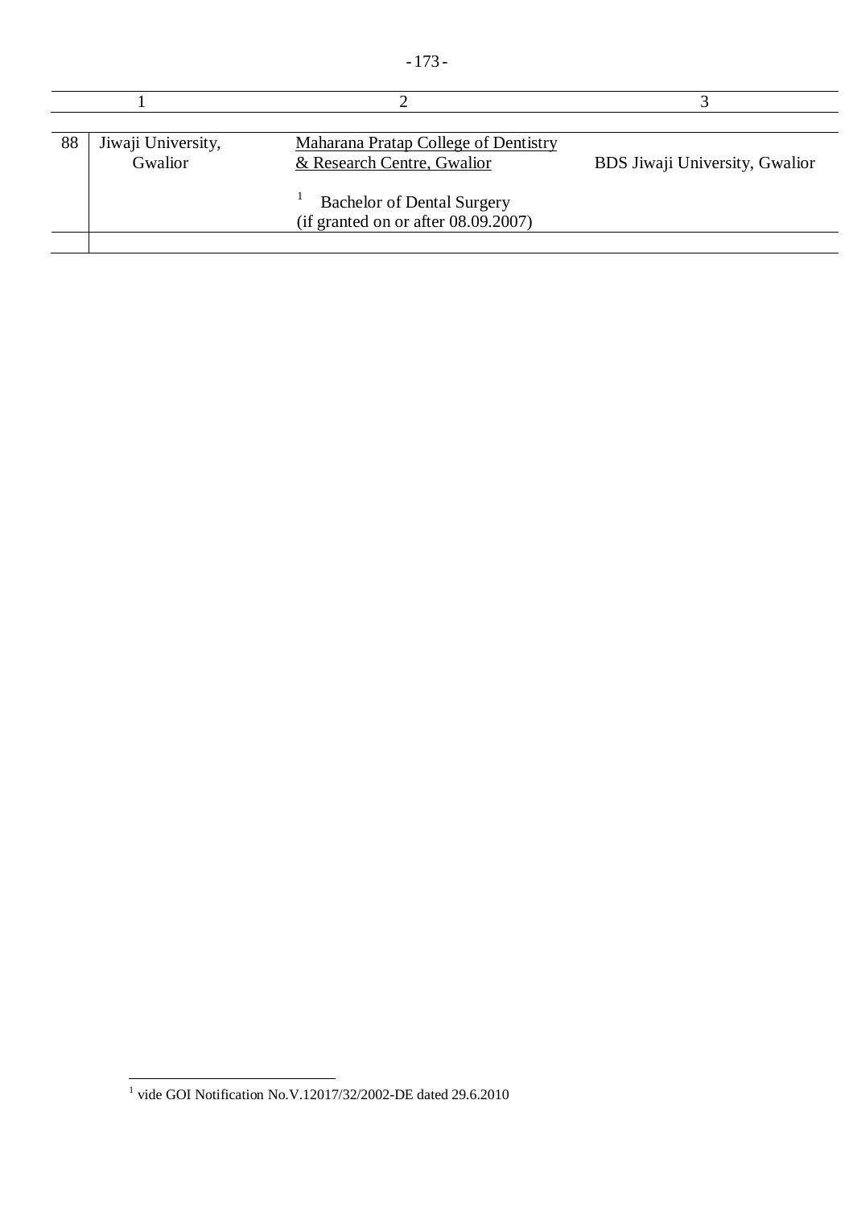| | 1 | 2 | 3 |
|---|---|---|---|
| 88 | Jiwaji University, Gwalior | Maharana Pratap College of Dentistry & Research Centre, Gwalior<br><br>[1] Bachelor of Dental Surgery (if granted on or after 08.09.2007) | BDS Jiwaji University, Gwalior |
| | | | |

[1] vide GOI Notification No.V.12017/32/2002-DE dated 29.6.2010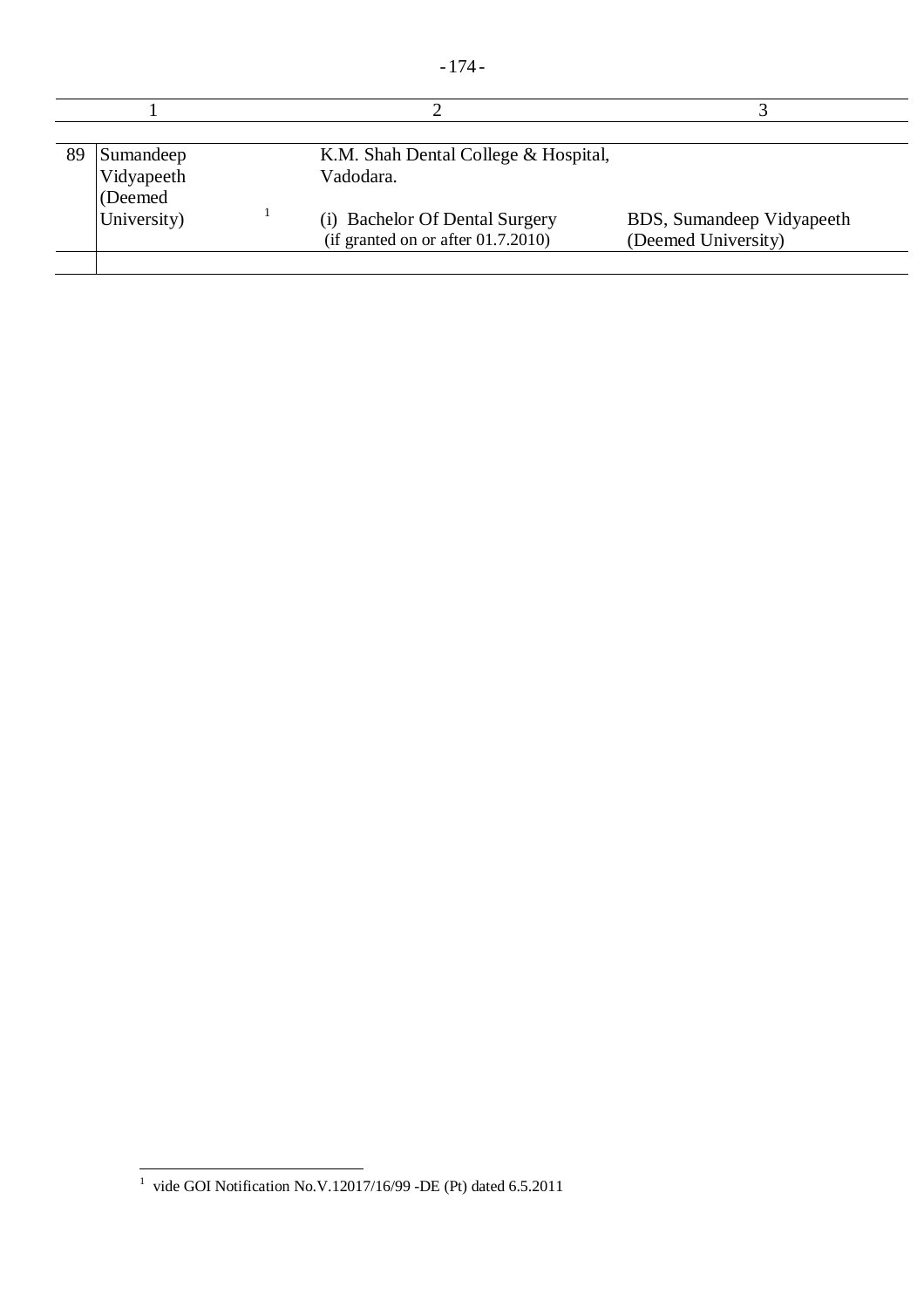| | 1 | 2 | 3 |
|---|---|---|---|
| 89 | Sumandeep Vidyapeeth (Deemed University) [1] | K.M. Shah Dental College & Hospital, Vadodara.<br><br>(i) Bachelor Of Dental Surgery (if granted on or after 01.7.2010) | <br><br>BDS, Sumandeep Vidyapeeth (Deemed University) |
| | | | |

[1] vide GOI Notification No.V.12017/16/99 -DE (Pt) dated 6.5.2011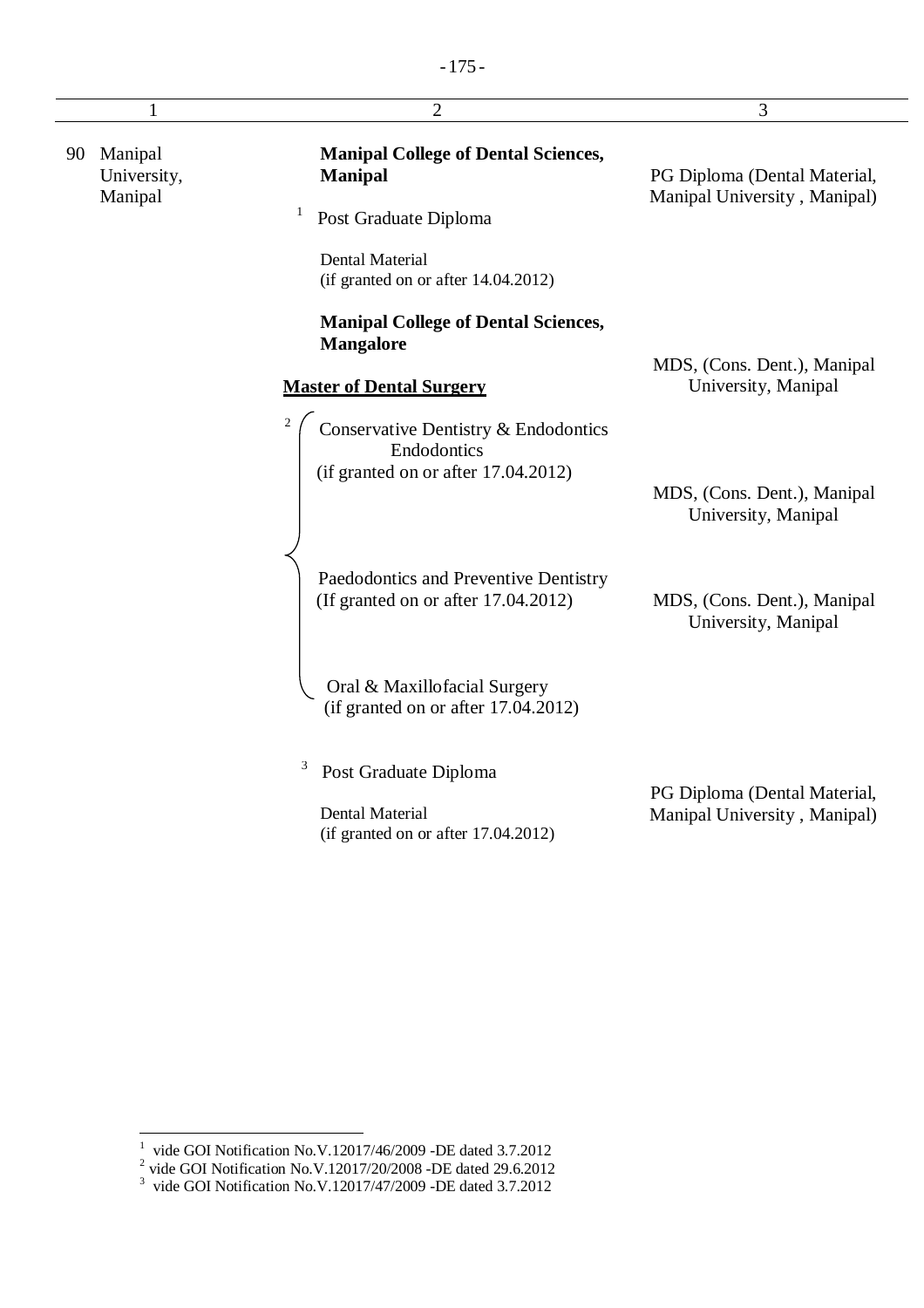| 1 | 2 | 3 |
|---|---|---|
| 90 Manipal University, Manipal | **Manipal College of Dental Sciences, Manipal** | PG Diploma (Dental Material, Manipal University , Manipal) |
| | [1] Post Graduate Diploma | |
| | Dental Material (if granted on or after 14.04.2012) | |
| | **Manipal College of Dental Sciences, Mangalore** | |
| | **Master of Dental Surgery** | MDS, (Cons. Dent.), Manipal University, Manipal |
| | [2] Conservative Dentistry & Endodontics Endodontics (if granted on or after 17.04.2012) | MDS, (Cons. Dent.), Manipal University, Manipal |
| | Paedodontics and Preventive Dentistry (If granted on or after 17.04.2012) | MDS, (Cons. Dent.), Manipal University, Manipal |
| | Oral & Maxillofacial Surgery (if granted on or after 17.04.2012) | |
| | [3] Post Graduate Diploma | |
| | Dental Material (if granted on or after 17.04.2012) | PG Diploma (Dental Material, Manipal University , Manipal) |

[1] vide GOI Notification No.V.12017/46/2009 -DE dated 3.7.2012
[2] vide GOI Notification No.V.12017/20/2008 -DE dated 29.6.2012
[3] vide GOI Notification No.V.12017/47/2009 -DE dated 3.7.2012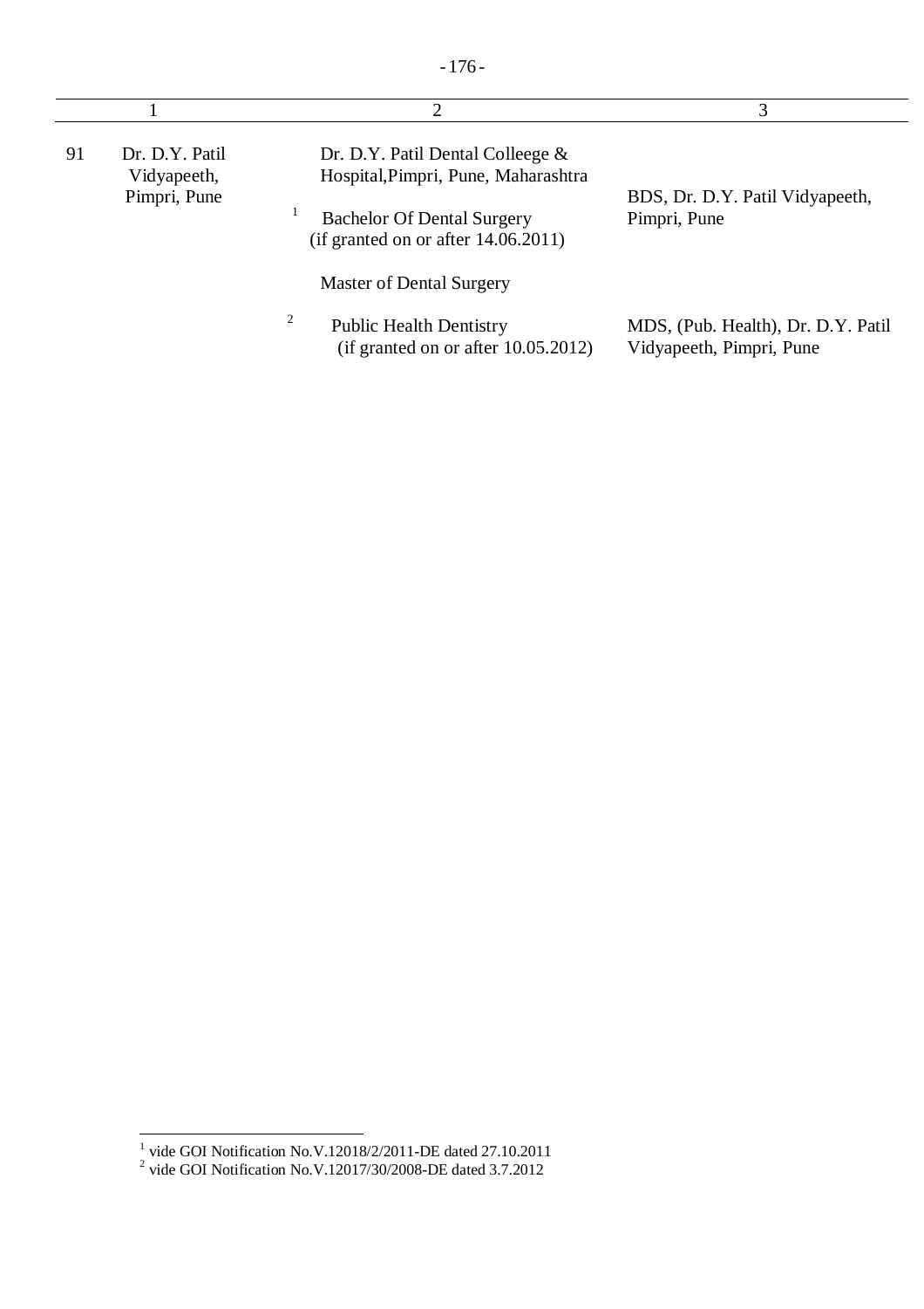| | 1 | 2 | 3 |
|---|---|---|---|
| 91 | Dr. D.Y. Patil Vidyapeeth, Pimpri, Pune | Dr. D.Y. Patil Dental Colleege & Hospital,Pimpri, Pune, Maharashtra | |
| | | [1] Bachelor Of Dental Surgery (if granted on or after 14.06.2011) | BDS, Dr. D.Y. Patil Vidyapeeth, Pimpri, Pune |
| | | Master of Dental Surgery | |
| | | [2] Public Health Dentistry (if granted on or after 10.05.2012) | MDS, (Pub. Health), Dr. D.Y. Patil Vidyapeeth, Pimpri, Pune |

[1] vide GOI Notification No.V.12018/2/2011-DE dated 27.10.2011
[2] vide GOI Notification No.V.12017/30/2008-DE dated 3.7.2012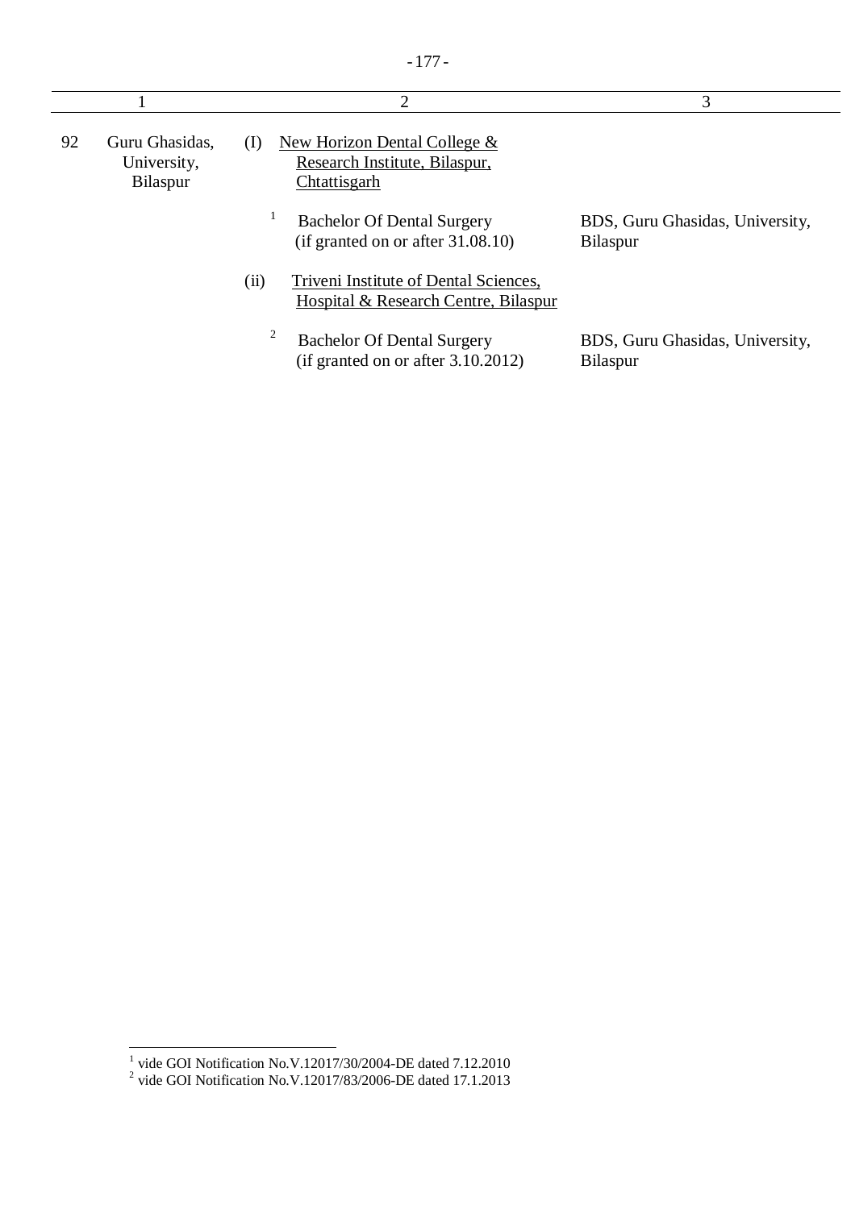| | 1 | 2 | 3 |
|---|---|---|---|
| 92 | Guru Ghasidas, University, Bilaspur | (I) New Horizon Dental College & Research Institute, Bilaspur, Chtattisgarh | |
| | | [1] Bachelor Of Dental Surgery (if granted on or after 31.08.10) | BDS, Guru Ghasidas, University, Bilaspur |
| | | (ii) Triveni Institute of Dental Sciences, Hospital & Research Centre, Bilaspur | |
| | | [2] Bachelor Of Dental Surgery (if granted on or after 3.10.2012) | BDS, Guru Ghasidas, University, Bilaspur |

[1] vide GOI Notification No.V.12017/30/2004-DE dated 7.12.2010

[2] vide GOI Notification No.V.12017/83/2006-DE dated 17.1.2013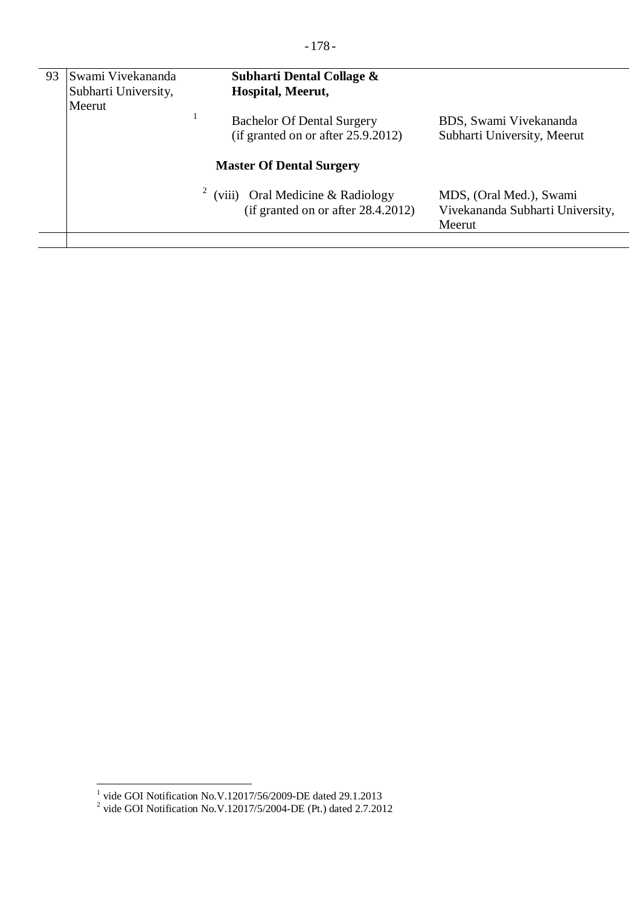| | | | |
|---|---|---|---|
| 93 | Swami Vivekananda Subharti University, Meerut | **Subharti Dental Collage & Hospital, Meerut,** | |
| | | [1] Bachelor Of Dental Surgery (if granted on or after 25.9.2012) | BDS, Swami Vivekananda Subharti University, Meerut |
| | | **Master Of Dental Surgery** | |
| | | [2] (viii) Oral Medicine & Radiology (if granted on or after 28.4.2012) | MDS, (Oral Med.), Swami Vivekananda Subharti University, Meerut |
| | | | |

[1] vide GOI Notification No.V.12017/56/2009-DE dated 29.1.2013

[2] vide GOI Notification No.V.12017/5/2004-DE (Pt.) dated 2.7.2012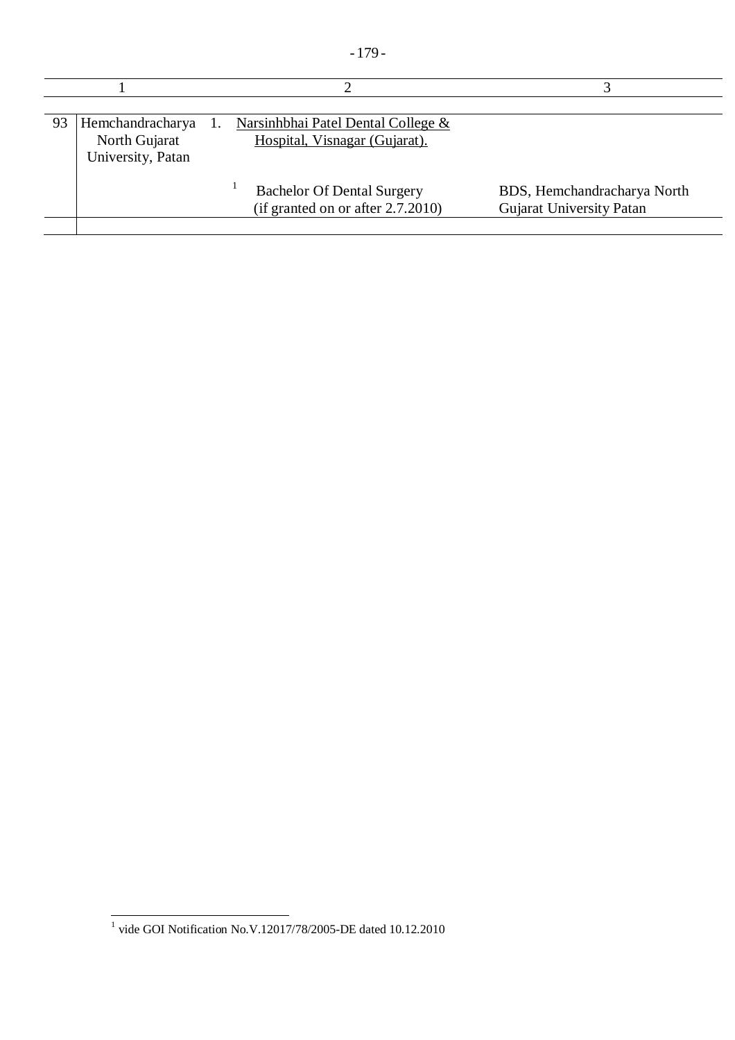| | 1 | 2 | 3 |
|---|---|---|---|
| 93 | Hemchandracharya North Gujarat University, Patan | 1. Narsinhbhai Patel Dental College & Hospital, Visnagar (Gujarat). | |
| | | [1] Bachelor Of Dental Surgery (if granted on or after 2.7.2010) | BDS, Hemchandracharya North Gujarat University Patan |

[1] vide GOI Notification No.V.12017/78/2005-DE dated 10.12.2010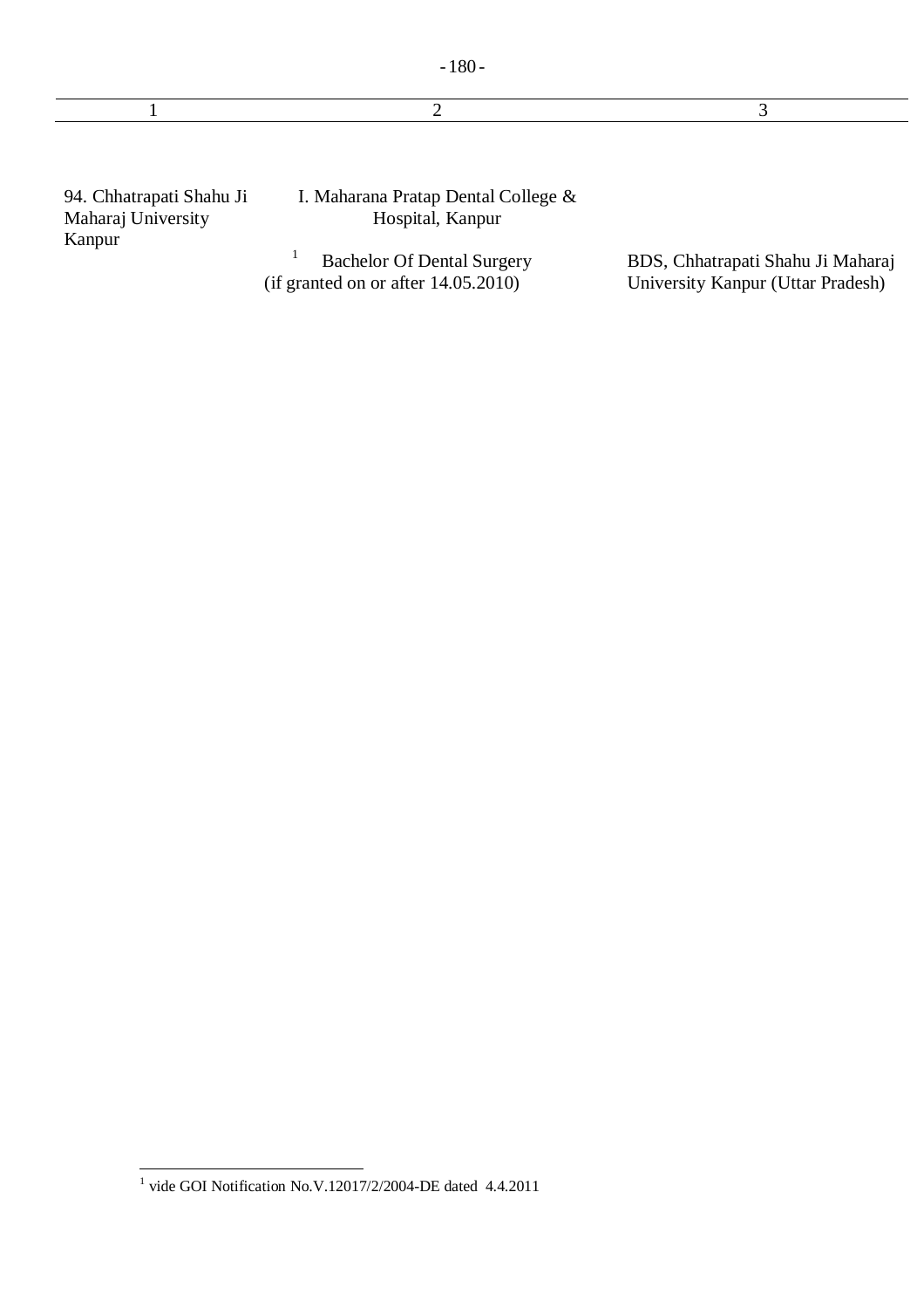| 1 | 2 | 3 |
|---|---|---|
| 94. Chhatrapati Shahu Ji Maharaj University Kanpur | I. Maharana Pratap Dental College & Hospital, Kanpur | |
| | [1] Bachelor Of Dental Surgery (if granted on or after 14.05.2010) | BDS, Chhatrapati Shahu Ji Maharaj University Kanpur (Uttar Pradesh) |

[1] vide GOI Notification No.V.12017/2/2004-DE dated 4.4.2011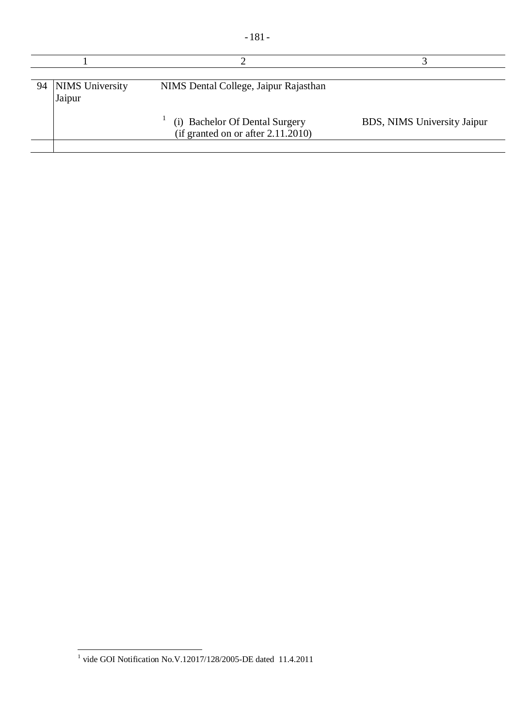| | 1 | 2 | 3 |
|---|---|---|---|
| 94 | NIMS University Jaipur | NIMS Dental College, Jaipur Rajasthan | |
| | | [1] (i) Bachelor Of Dental Surgery (if granted on or after 2.11.2010) | BDS, NIMS University Jaipur |
| | | | |

[1] vide GOI Notification No.V.12017/128/2005-DE dated 11.4.2011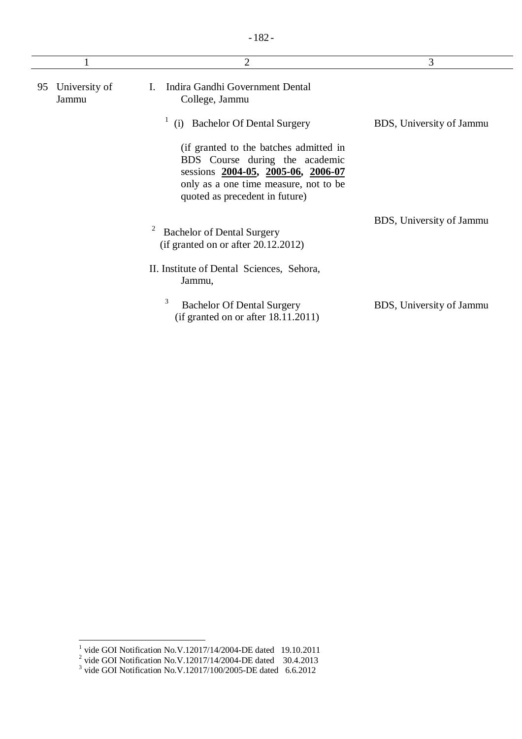| 1 | 2 | 3 |
|---|---|---|
| 95 University of Jammu | I. Indira Gandhi Government Dental College, Jammu | |
| | [1] (i) Bachelor Of Dental Surgery | BDS, University of Jammu |
| | (if granted to the batches admitted in BDS Course during the academic sessions **2004-05**, **2005-06**, **2006-07** only as a one time measure, not to be quoted as precedent in future) | |
| | [2] Bachelor of Dental Surgery (if granted on or after 20.12.2012) | BDS, University of Jammu |
| | II. Institute of Dental Sciences, Sehora, Jammu, | |
| | [3] Bachelor Of Dental Surgery (if granted on or after 18.11.2011) | BDS, University of Jammu |

[1] vide GOI Notification No.V.12017/14/2004-DE dated 19.10.2011
[2] vide GOI Notification No.V.12017/14/2004-DE dated 30.4.2013
[3] vide GOI Notification No.V.12017/100/2005-DE dated 6.6.2012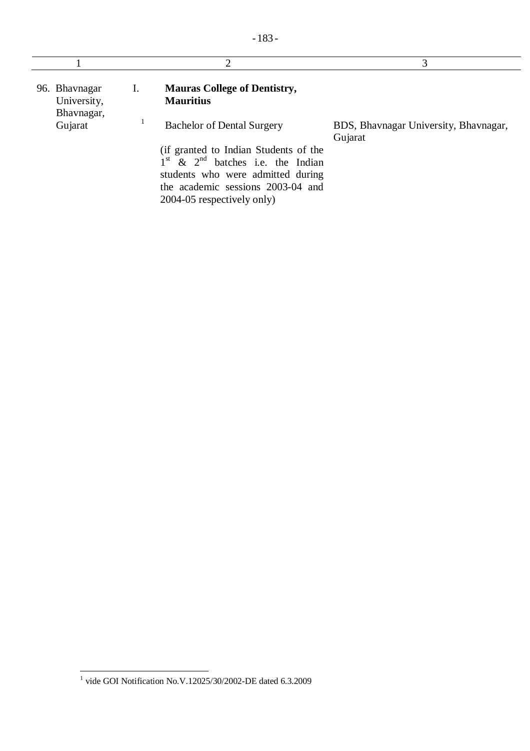| 1 | 2 | 3 |
|---|---|---|
| 96. Bhavnagar University, Bhavnagar, Gujarat | I. **Mauras College of Dentistry, Mauritius** | |
| | [1] Bachelor of Dental Surgery<br><br>(if granted to Indian Students of the 1st & 2nd batches i.e. the Indian students who were admitted during the academic sessions 2003-04 and 2004-05 respectively only) | BDS, Bhavnagar University, Bhavnagar, Gujarat |

[1] vide GOI Notification No.V.12025/30/2002-DE dated 6.3.2009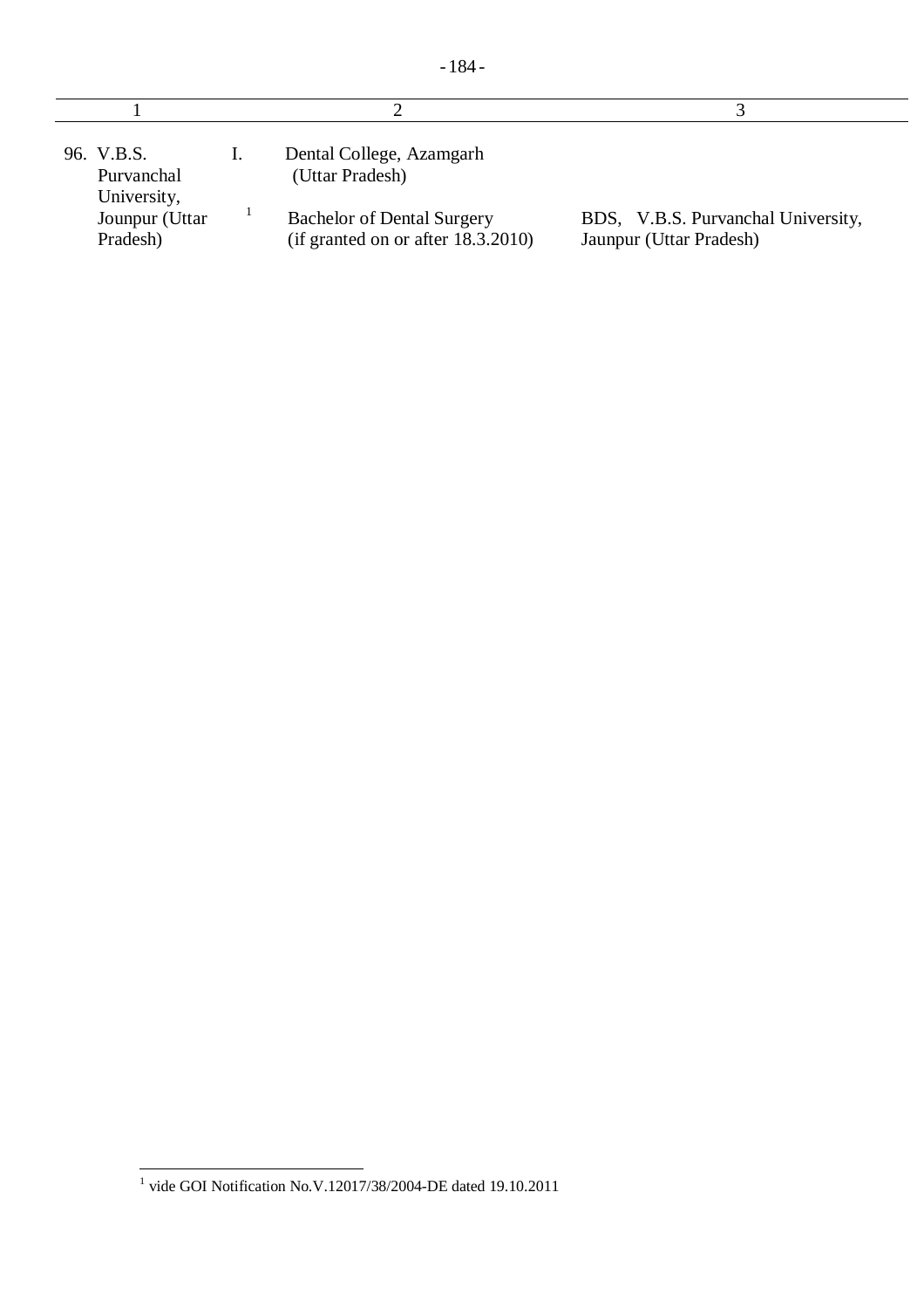| 1 | 2 | 3 |
|---|---|---|
| 96. V.B.S. Purvanchal University, Jounpur (Uttar Pradesh) | I. Dental College, Azamgarh (Uttar Pradesh) | |
| | [1] Bachelor of Dental Surgery (if granted on or after 18.3.2010) | BDS, V.B.S. Purvanchal University, Jaunpur (Uttar Pradesh) |

[1] vide GOI Notification No.V.12017/38/2004-DE dated 19.10.2011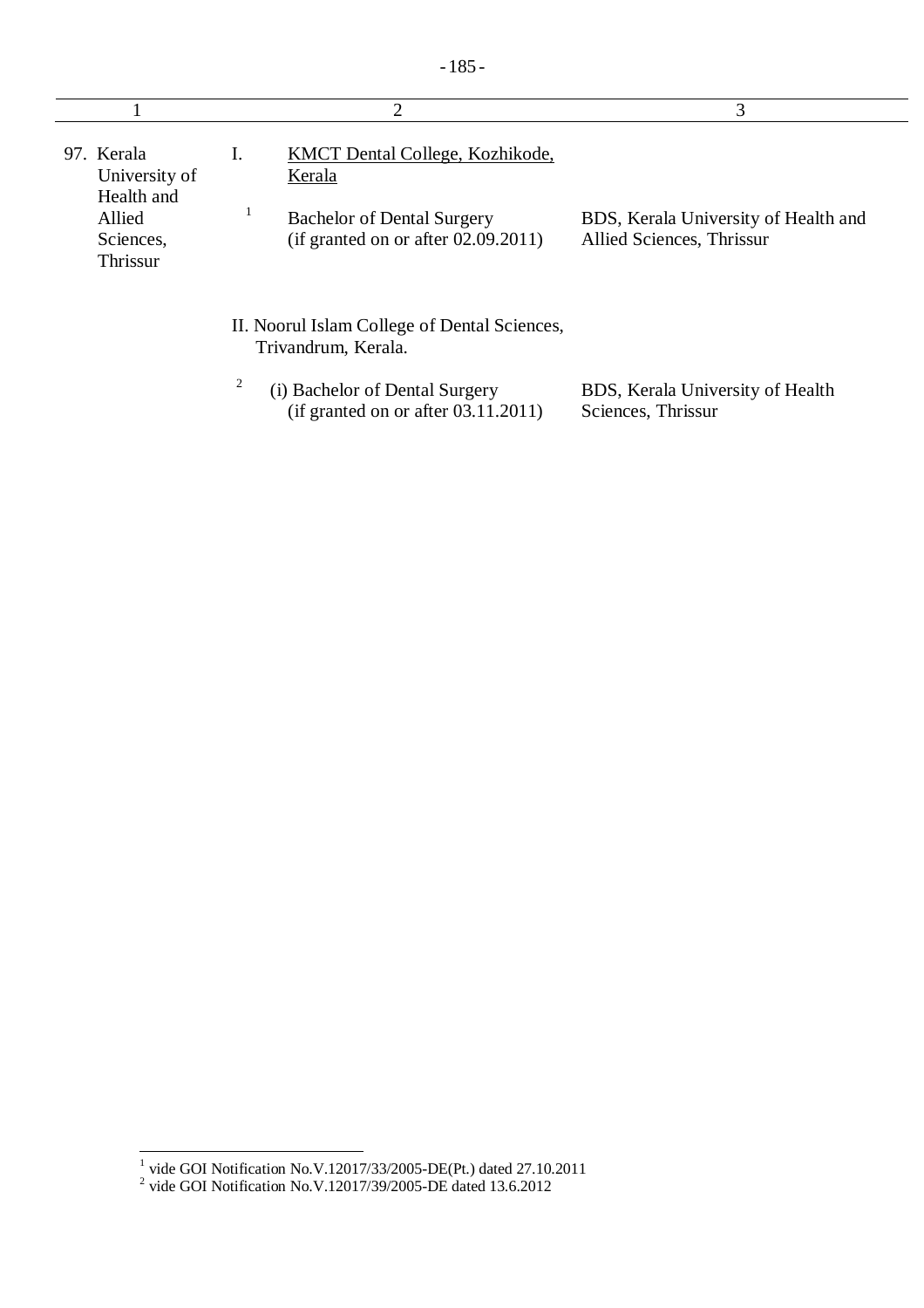| 1 | 2 | 3 |
|---|---|---|
| 97. Kerala University of Health and Allied Sciences, Thrissur | I. KMCT Dental College, Kozhikode, Kerala | |
| | [1] Bachelor of Dental Surgery (if granted on or after 02.09.2011) | BDS, Kerala University of Health and Allied Sciences, Thrissur |
| | II. Noorul Islam College of Dental Sciences, Trivandrum, Kerala. | |
| | [2] (i) Bachelor of Dental Surgery (if granted on or after 03.11.2011) | BDS, Kerala University of Health Sciences, Thrissur |

[1] vide GOI Notification No.V.12017/33/2005-DE(Pt.) dated 27.10.2011

[2] vide GOI Notification No.V.12017/39/2005-DE dated 13.6.2012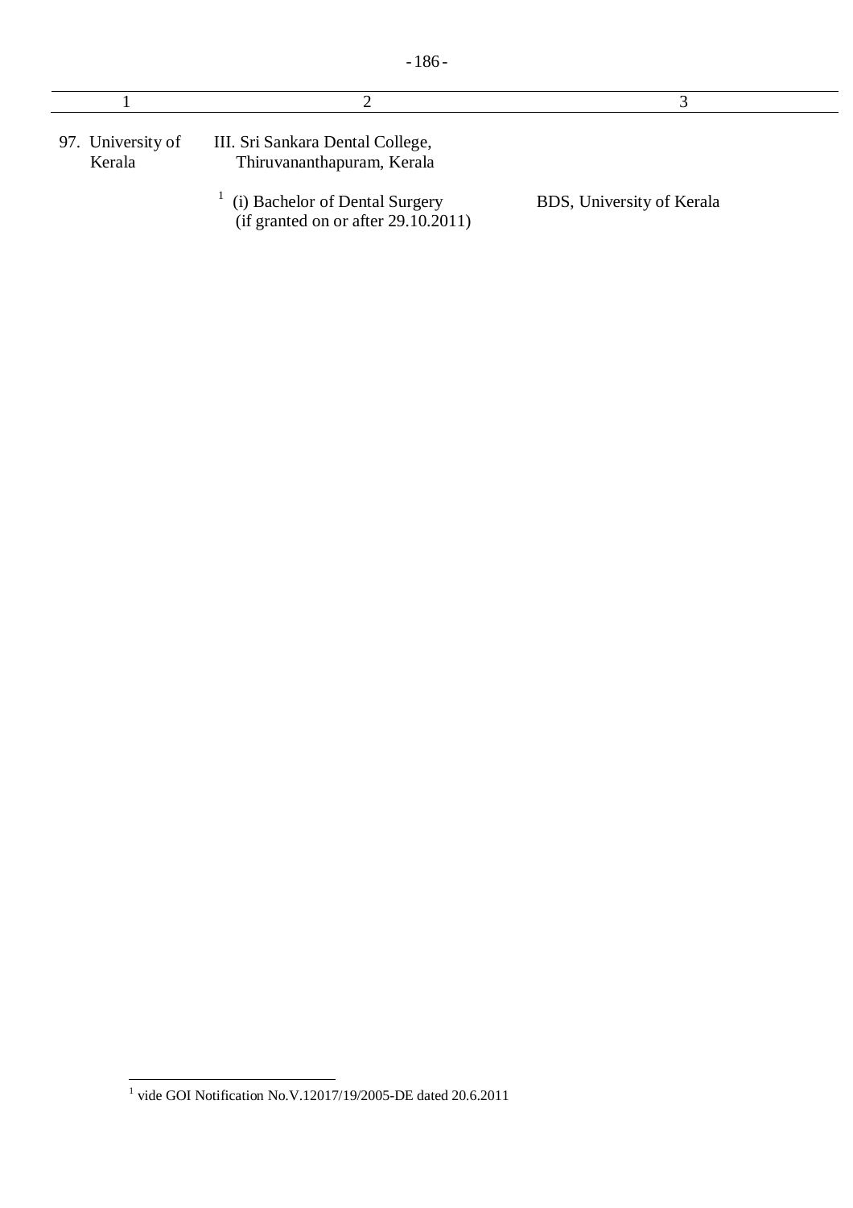| 1 | 2 | 3 |
|---|---|---|
| 97. University of Kerala | III. Sri Sankara Dental College, Thiruvananthapuram, Kerala | |
| | [1] (i) Bachelor of Dental Surgery (if granted on or after 29.10.2011) | BDS, University of Kerala |

[1] vide GOI Notification No.V.12017/19/2005-DE dated 20.6.2011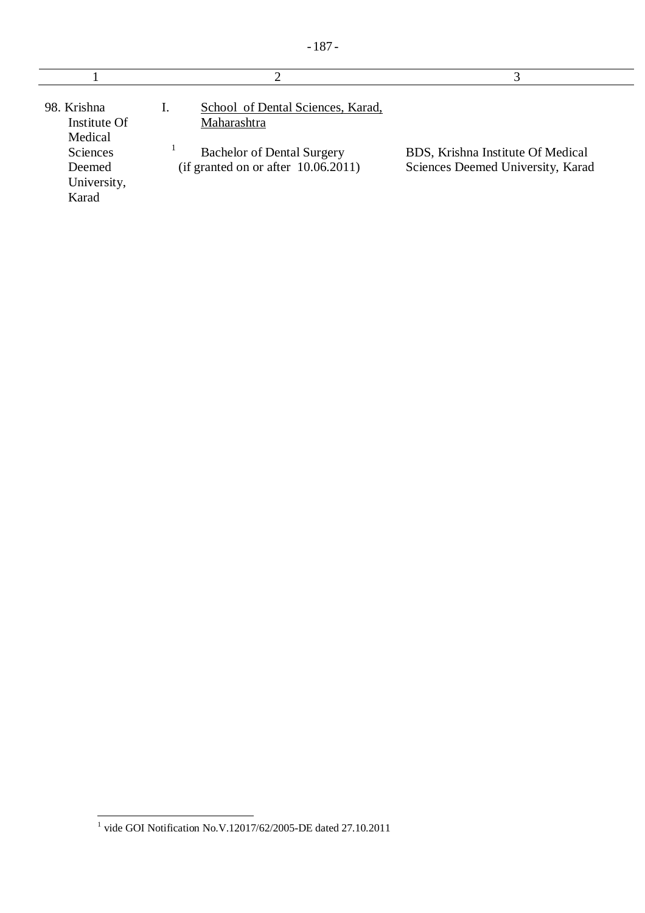| 1 | 2 | 3 |
|---|---|---|
| 98. Krishna Institute Of Medical Sciences Deemed University, Karad | I. School of Dental Sciences, Karad, Maharashtra | |
| | [1] Bachelor of Dental Surgery (if granted on or after 10.06.2011) | BDS, Krishna Institute Of Medical Sciences Deemed University, Karad |

[1] vide GOI Notification No.V.12017/62/2005-DE dated 27.10.2011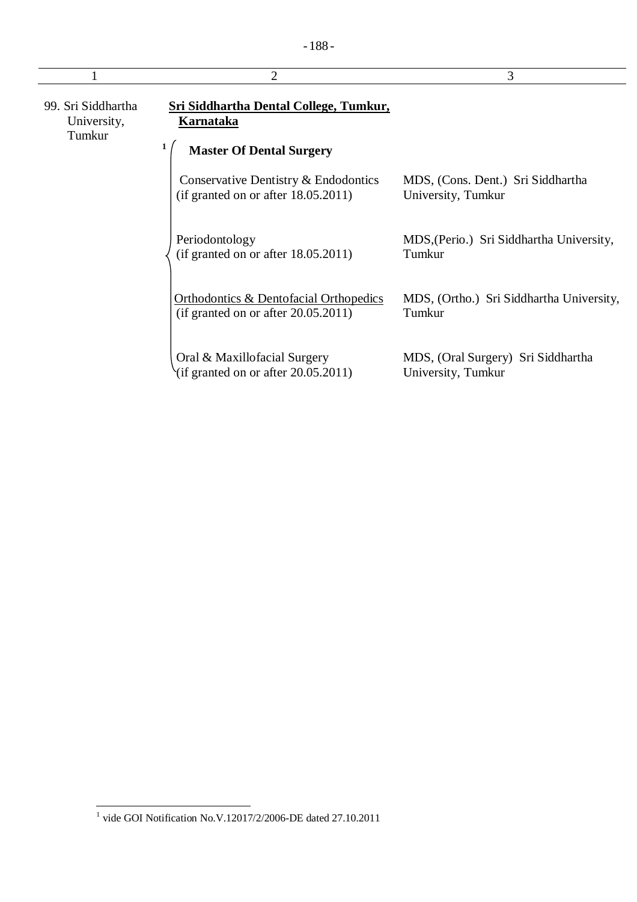| 1 | 2 | 3 |
|---|---|---|
| 99. Sri Siddhartha University, Tumkur | **Sri Siddhartha Dental College, Tumkur, Karnataka** | |
| | [1] **Master Of Dental Surgery** | |
| | Conservative Dentistry & Endodontics (if granted on or after 18.05.2011) | MDS, (Cons. Dent.) Sri Siddhartha University, Tumkur |
| | Periodontology (if granted on or after 18.05.2011) | MDS,(Perio.) Sri Siddhartha University, Tumkur |
| | Orthodontics & Dentofacial Orthopedics (if granted on or after 20.05.2011) | MDS, (Ortho.) Sri Siddhartha University, Tumkur |
| | Oral & Maxillofacial Surgery (if granted on or after 20.05.2011) | MDS, (Oral Surgery) Sri Siddhartha University, Tumkur |

[1] vide GOI Notification No.V.12017/2/2006-DE dated 27.10.2011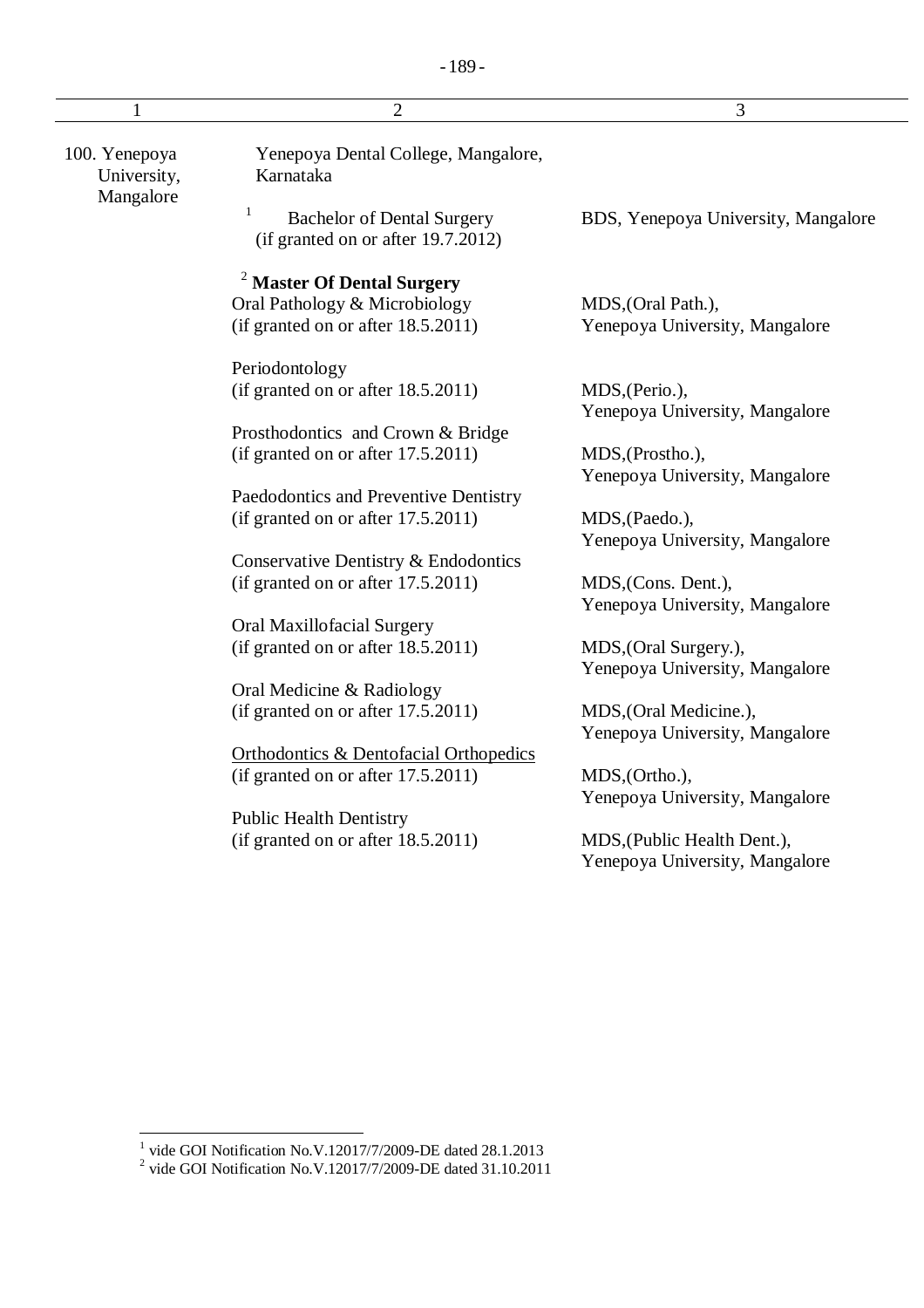| 1 | 2 | 3 |
|---|---|---|
| 100. Yenepoya University, Mangalore | Yenepoya Dental College, Mangalore, Karnataka | |
| | [1] Bachelor of Dental Surgery (if granted on or after 19.7.2012) | BDS, Yenepoya University, Mangalore |
| | [2] **Master Of Dental Surgery** | |
| | Oral Pathology & Microbiology (if granted on or after 18.5.2011) | MDS,(Oral Path.), Yenepoya University, Mangalore |
| | Periodontology (if granted on or after 18.5.2011) | MDS,(Perio.), Yenepoya University, Mangalore |
| | Prosthodontics and Crown & Bridge (if granted on or after 17.5.2011) | MDS,(Prostho.), Yenepoya University, Mangalore |
| | Paedodontics and Preventive Dentistry (if granted on or after 17.5.2011) | MDS,(Paedo.), Yenepoya University, Mangalore |
| | Conservative Dentistry & Endodontics (if granted on or after 17.5.2011) | MDS,(Cons. Dent.), Yenepoya University, Mangalore |
| | Oral Maxillofacial Surgery (if granted on or after 18.5.2011) | MDS,(Oral Surgery.), Yenepoya University, Mangalore |
| | Oral Medicine & Radiology (if granted on or after 17.5.2011) | MDS,(Oral Medicine.), Yenepoya University, Mangalore |
| | Orthodontics & Dentofacial Orthopedics (if granted on or after 17.5.2011) | MDS,(Ortho.), Yenepoya University, Mangalore |
| | Public Health Dentistry (if granted on or after 18.5.2011) | MDS,(Public Health Dent.), Yenepoya University, Mangalore |

[1] vide GOI Notification No.V.12017/7/2009-DE dated 28.1.2013

[2] vide GOI Notification No.V.12017/7/2009-DE dated 31.10.2011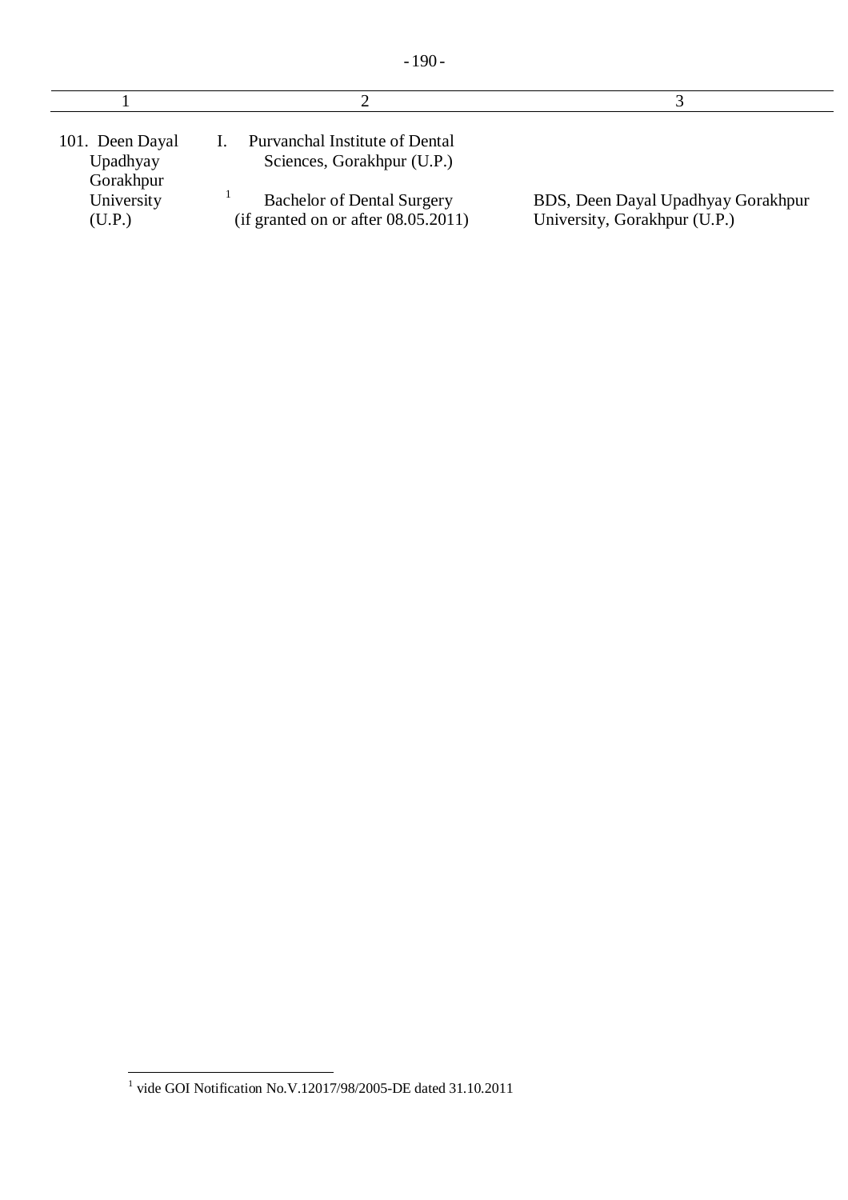| 1 | 2 | 3 |
|---|---|---|
| 101. Deen Dayal Upadhyay Gorakhpur University (U.P.) | I. Purvanchal Institute of Dental Sciences, Gorakhpur (U.P.) | |
| | [1] Bachelor of Dental Surgery (if granted on or after 08.05.2011) | BDS, Deen Dayal Upadhyay Gorakhpur University, Gorakhpur (U.P.) |

[1] vide GOI Notification No.V.12017/98/2005-DE dated 31.10.2011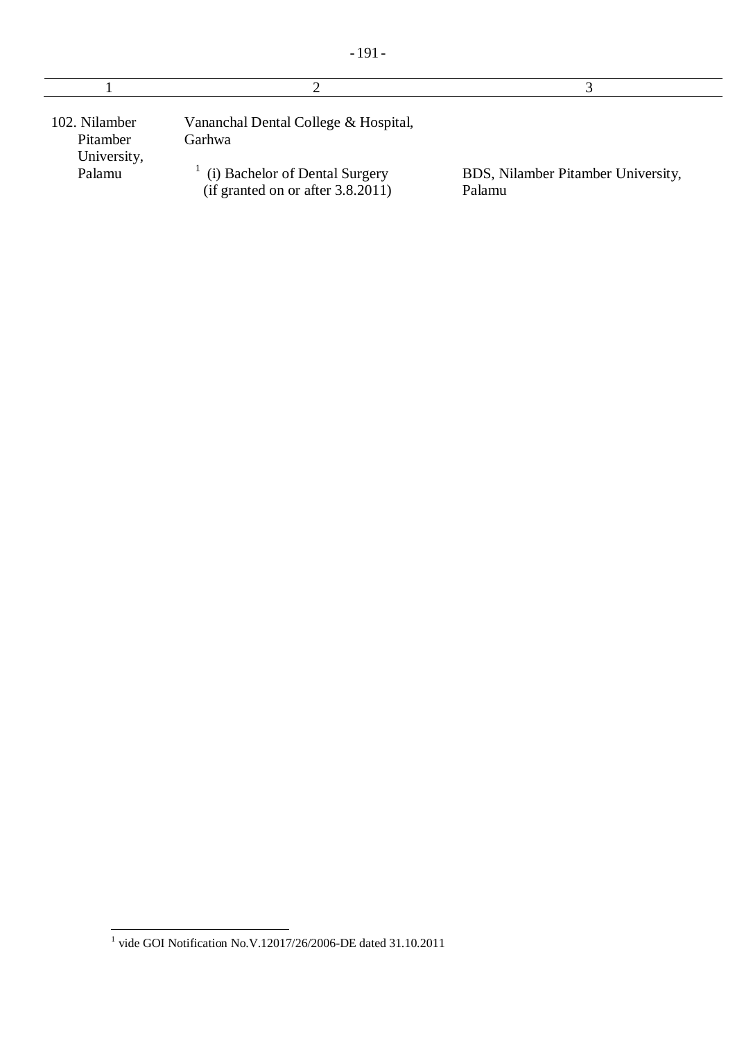| 1 | 2 | 3 |
|---|---|---|
| 102. Nilamber Pitamber University, Palamu | Vananchal Dental College & Hospital, Garhwa | |
| | [1] (i) Bachelor of Dental Surgery (if granted on or after 3.8.2011) | BDS, Nilamber Pitamber University, Palamu |

[1] vide GOI Notification No.V.12017/26/2006-DE dated 31.10.2011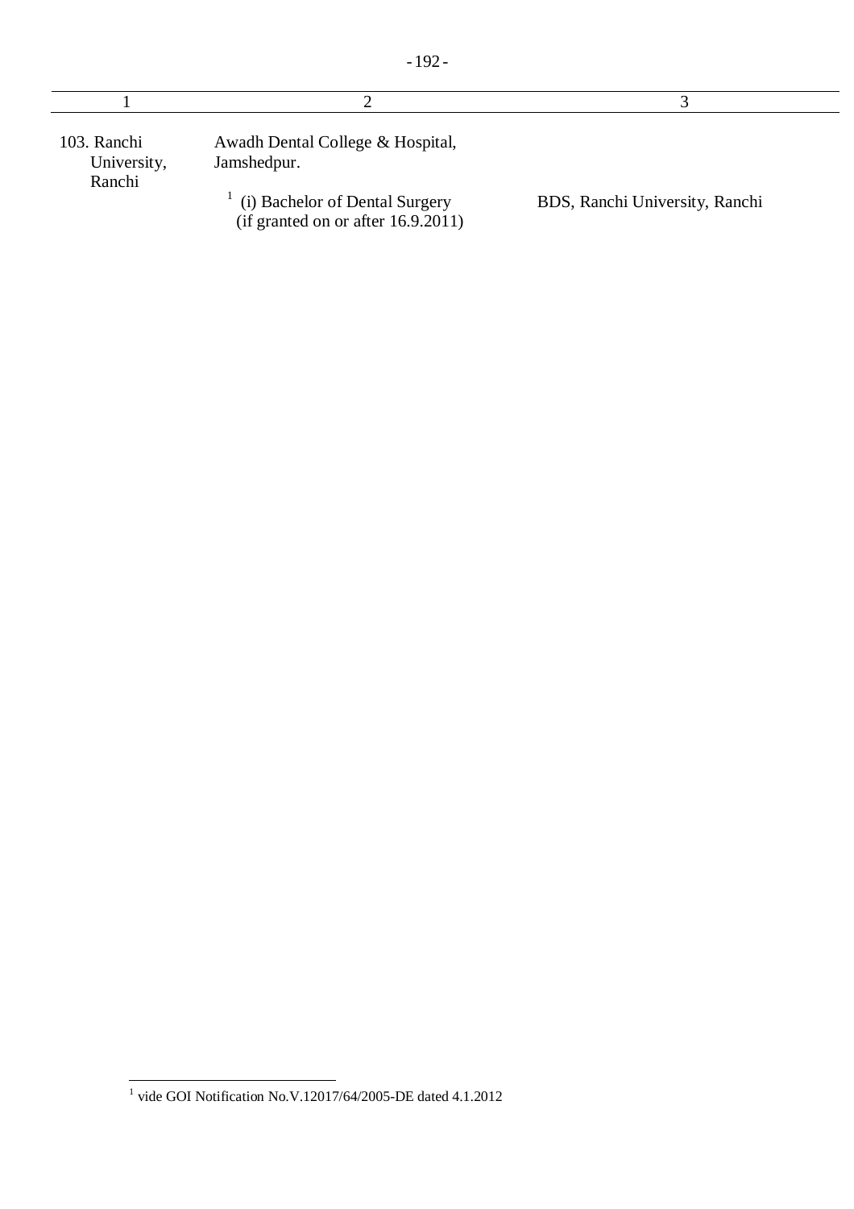| 1 | 2 | 3 |
|---|---|---|
| 103. Ranchi University, Ranchi | Awadh Dental College & Hospital, Jamshedpur. | |
| | [1] (i) Bachelor of Dental Surgery (if granted on or after 16.9.2011) | BDS, Ranchi University, Ranchi |

[1] vide GOI Notification No.V.12017/64/2005-DE dated 4.1.2012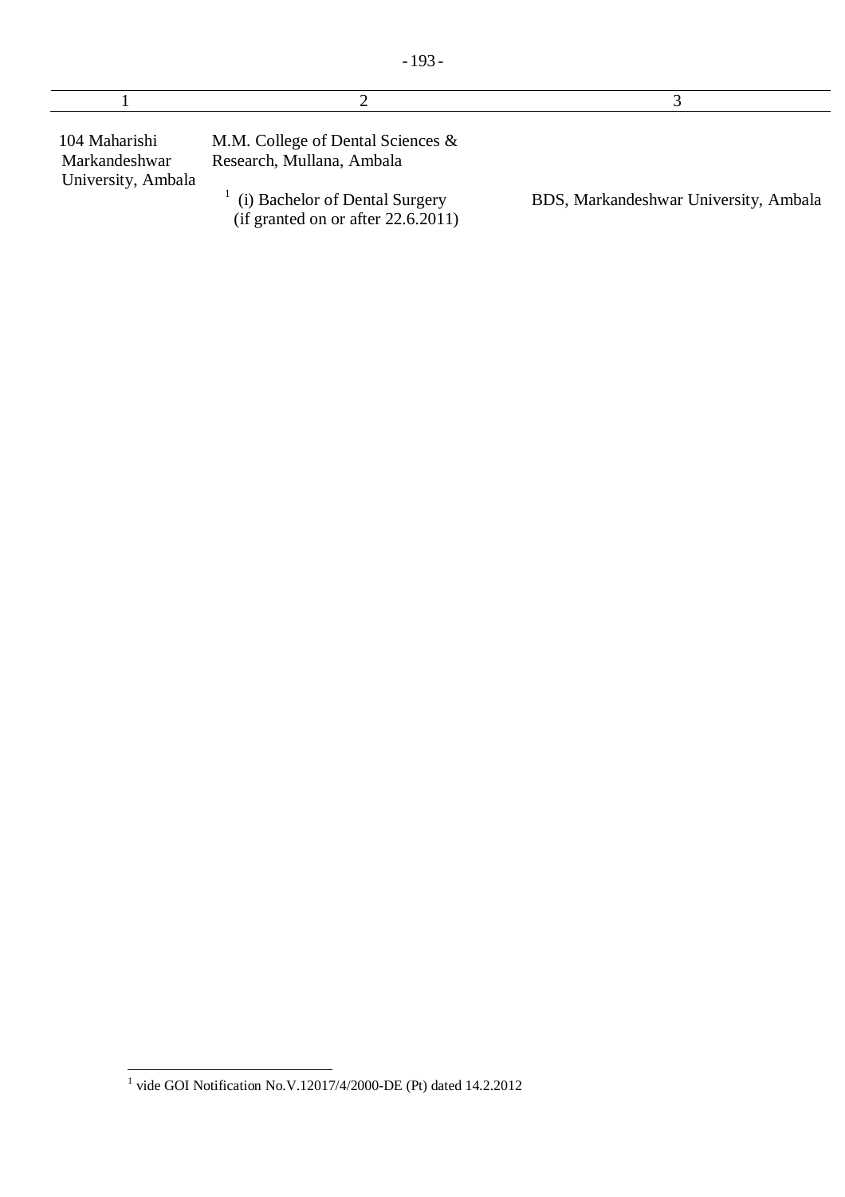| 1 | 2 | 3 |
|---|---|---|
| 104 Maharishi Markandeshwar University, Ambala | M.M. College of Dental Sciences & Research, Mullana, Ambala | |
| | [1] (i) Bachelor of Dental Surgery (if granted on or after 22.6.2011) | BDS, Markandeshwar University, Ambala |

[1] vide GOI Notification No.V.12017/4/2000-DE (Pt) dated 14.2.2012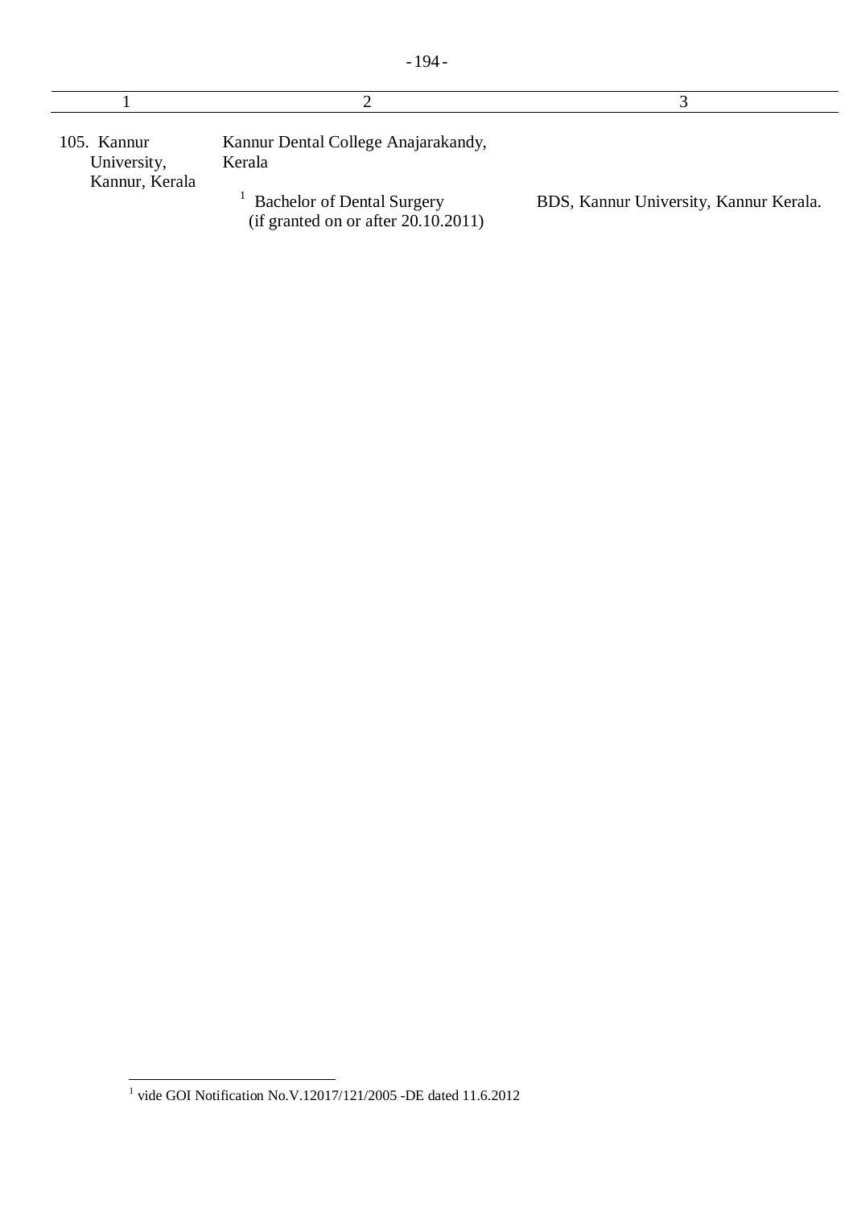| 1 | 2 | 3 |
|---|---|---|
| 105. Kannur University, Kannur, Kerala | Kannur Dental College Anajarakandy, Kerala | |
| | [1] Bachelor of Dental Surgery (if granted on or after 20.10.2011) | BDS, Kannur University, Kannur Kerala. |

[1] vide GOI Notification No.V.12017/121/2005 -DE dated 11.6.2012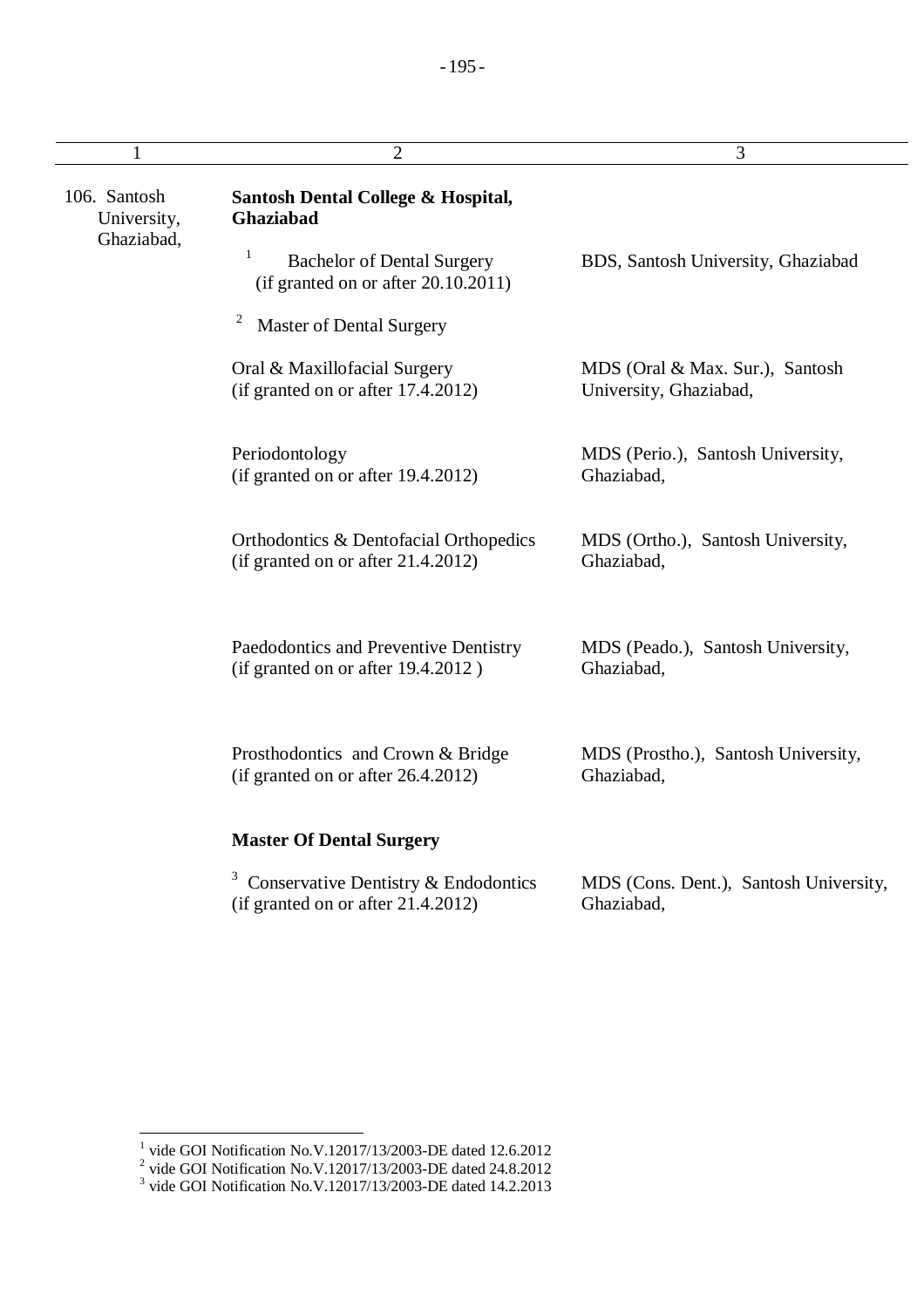| 1 | 2 | 3 |
|---|---|---|
| 106. Santosh University, Ghaziabad, | **Santosh Dental College & Hospital, Ghaziabad** | |
| | [1] Bachelor of Dental Surgery (if granted on or after 20.10.2011) | BDS, Santosh University, Ghaziabad |
| | [2] Master of Dental Surgery | |
| | Oral & Maxillofacial Surgery (if granted on or after 17.4.2012) | MDS (Oral & Max. Sur.), Santosh University, Ghaziabad, |
| | Periodontology (if granted on or after 19.4.2012) | MDS (Perio.), Santosh University, Ghaziabad, |
| | Orthodontics & Dentofacial Orthopedics (if granted on or after 21.4.2012) | MDS (Ortho.), Santosh University, Ghaziabad, |
| | Paedodontics and Preventive Dentistry (if granted on or after 19.4.2012 ) | MDS (Peado.), Santosh University, Ghaziabad, |
| | Prosthodontics and Crown & Bridge (if granted on or after 26.4.2012) | MDS (Prostho.), Santosh University, Ghaziabad, |
| | **Master Of Dental Surgery** | |
| | [3] Conservative Dentistry & Endodontics (if granted on or after 21.4.2012) | MDS (Cons. Dent.), Santosh University, Ghaziabad, |

[1] vide GOI Notification No.V.12017/13/2003-DE dated 12.6.2012
[2] vide GOI Notification No.V.12017/13/2003-DE dated 24.8.2012
[3] vide GOI Notification No.V.12017/13/2003-DE dated 14.2.2013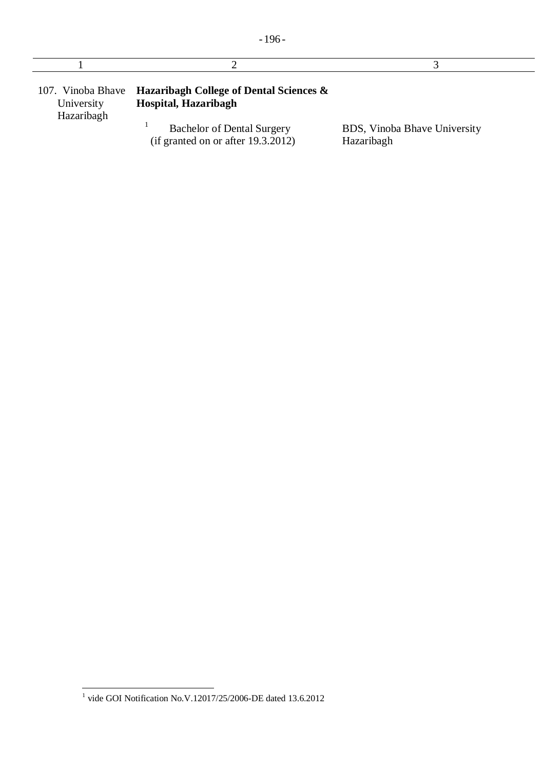| 1 | 2 | 3 |
|---|---|---|
| 107. Vinoba Bhave University Hazaribagh | **Hazaribagh College of Dental Sciences & Hospital, Hazaribagh** | |
| | [1] Bachelor of Dental Surgery (if granted on or after 19.3.2012) | BDS, Vinoba Bhave University Hazaribagh |

[1] vide GOI Notification No.V.12017/25/2006-DE dated 13.6.2012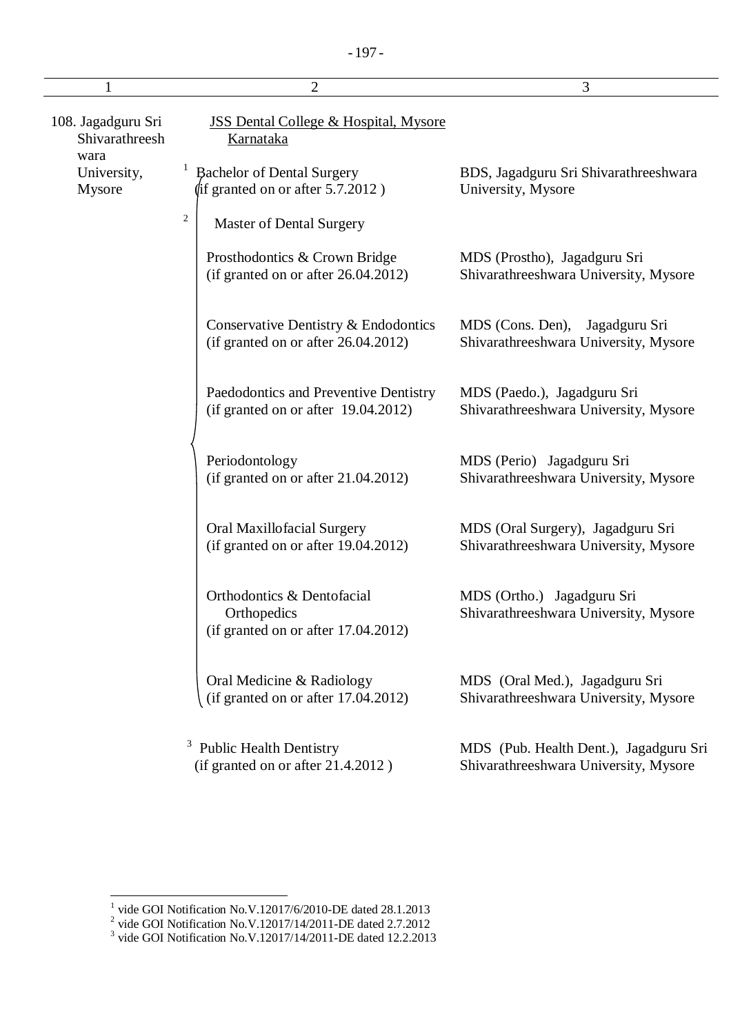| 1 | 2 | 3 |
|---|---|---|
| 108. Jagadguru Sri Shivarathreeshwara University, Mysore | JSS Dental College & Hospital, Mysore Karnataka | |
| | [1] Bachelor of Dental Surgery (if granted on or after 5.7.2012 ) | BDS, Jagadguru Sri Shivarathreeshwara University, Mysore |
| | [2] Master of Dental Surgery | |
| | Prosthodontics & Crown Bridge (if granted on or after 26.04.2012) | MDS (Prostho), Jagadguru Sri Shivarathreeshwara University, Mysore |
| | Conservative Dentistry & Endodontics (if granted on or after 26.04.2012) | MDS (Cons. Den), Jagadguru Sri Shivarathreeshwara University, Mysore |
| | Paedodontics and Preventive Dentistry (if granted on or after 19.04.2012) | MDS (Paedo.), Jagadguru Sri Shivarathreeshwara University, Mysore |
| | Periodontology (if granted on or after 21.04.2012) | MDS (Perio) Jagadguru Sri Shivarathreeshwara University, Mysore |
| | Oral Maxillofacial Surgery (if granted on or after 19.04.2012) | MDS (Oral Surgery), Jagadguru Sri Shivarathreeshwara University, Mysore |
| | Orthodontics & Dentofacial Orthopedics (if granted on or after 17.04.2012) | MDS (Ortho.) Jagadguru Sri Shivarathreeshwara University, Mysore |
| | Oral Medicine & Radiology (if granted on or after 17.04.2012) | MDS (Oral Med.), Jagadguru Sri Shivarathreeshwara University, Mysore |
| | [3] Public Health Dentistry (if granted on or after 21.4.2012 ) | MDS (Pub. Health Dent.), Jagadguru Sri Shivarathreeshwara University, Mysore |

[1] vide GOI Notification No.V.12017/6/2010-DE dated 28.1.2013
[2] vide GOI Notification No.V.12017/14/2011-DE dated 2.7.2012
[3] vide GOI Notification No.V.12017/14/2011-DE dated 12.2.2013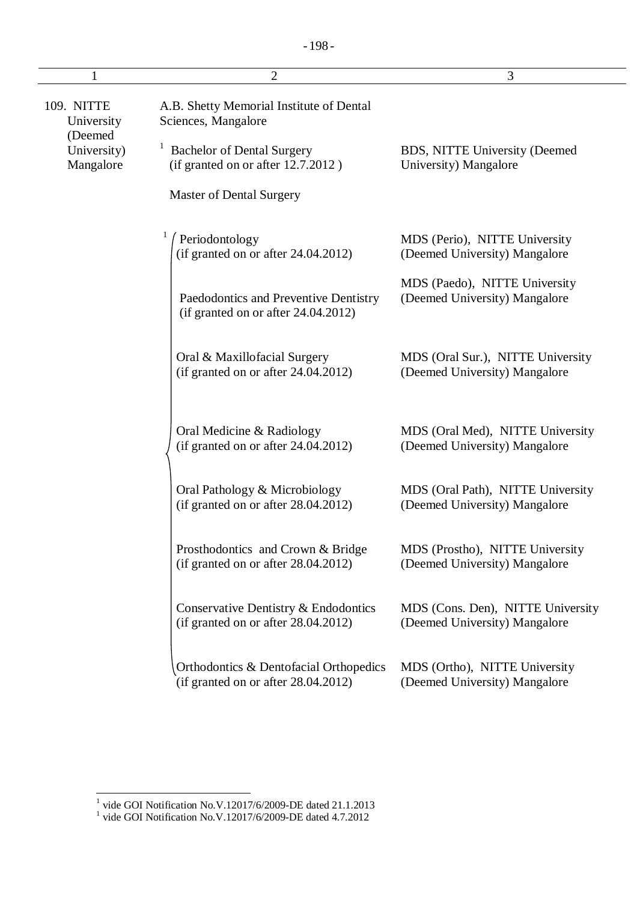| 1 | 2 | 3 |
|---|---|---|
| 109. NITTE University (Deemed University) Mangalore | A.B. Shetty Memorial Institute of Dental Sciences, Mangalore | |
| | [1] Bachelor of Dental Surgery (if granted on or after 12.7.2012 ) | BDS, NITTE University (Deemed University) Mangalore |
| | Master of Dental Surgery | |
| | [1] Periodontology (if granted on or after 24.04.2012) | MDS (Perio), NITTE University (Deemed University) Mangalore |
| | Paedodontics and Preventive Dentistry (if granted on or after 24.04.2012) | MDS (Paedo), NITTE University (Deemed University) Mangalore |
| | Oral & Maxillofacial Surgery (if granted on or after 24.04.2012) | MDS (Oral Sur.), NITTE University (Deemed University) Mangalore |
| | Oral Medicine & Radiology (if granted on or after 24.04.2012) | MDS (Oral Med), NITTE University (Deemed University) Mangalore |
| | Oral Pathology & Microbiology (if granted on or after 28.04.2012) | MDS (Oral Path), NITTE University (Deemed University) Mangalore |
| | Prosthodontics and Crown & Bridge (if granted on or after 28.04.2012) | MDS (Prostho), NITTE University (Deemed University) Mangalore |
| | Conservative Dentistry & Endodontics (if granted on or after 28.04.2012) | MDS (Cons. Den), NITTE University (Deemed University) Mangalore |
| | Orthodontics & Dentofacial Orthopedics (if granted on or after 28.04.2012) | MDS (Ortho), NITTE University (Deemed University) Mangalore |

[1] vide GOI Notification No.V.12017/6/2009-DE dated 21.1.2013

[1] vide GOI Notification No.V.12017/6/2009-DE dated 4.7.2012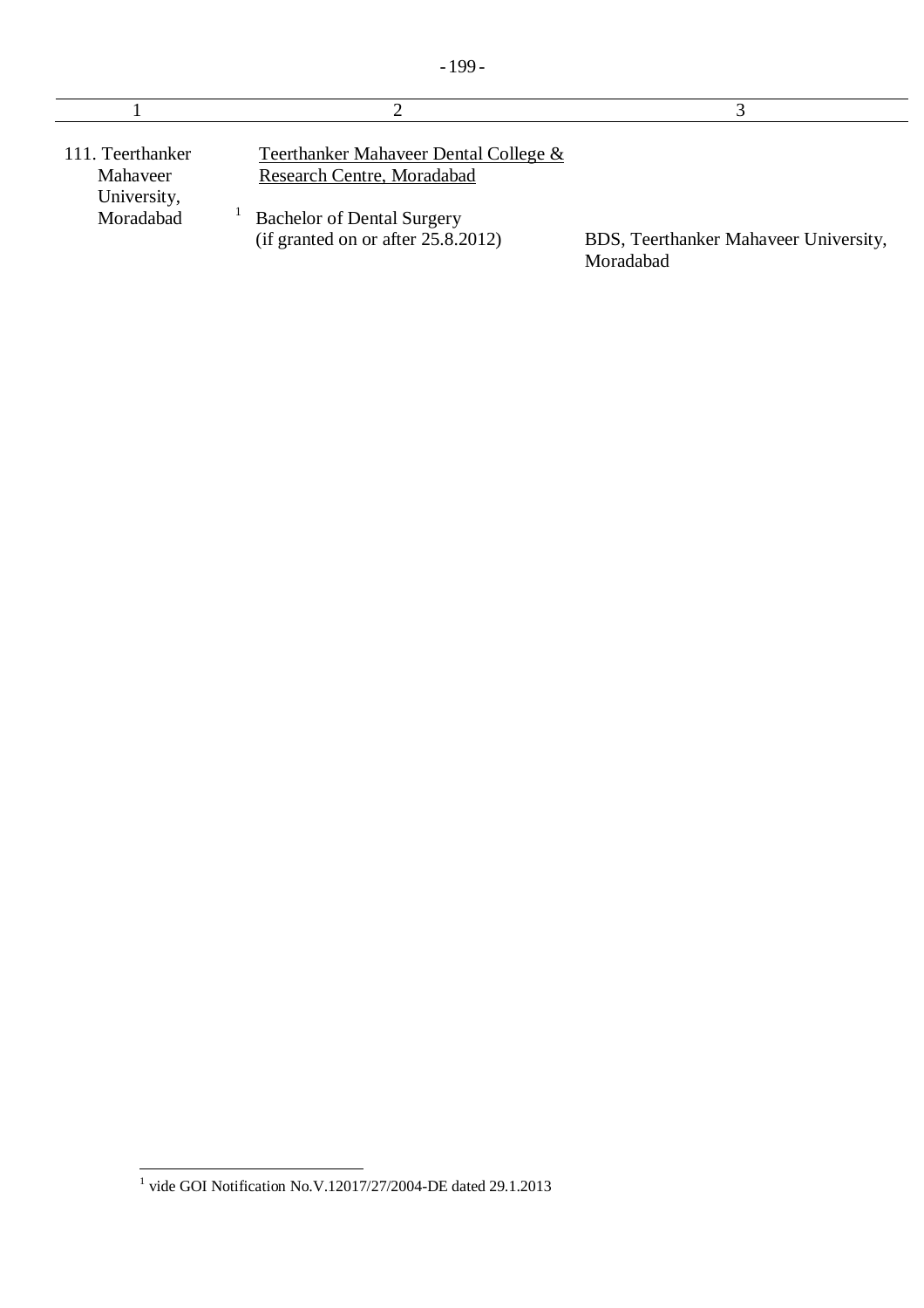| 1 | 2 | 3 |
|---|---|---|
| 111. Teerthanker Mahaveer University, Moradabad | <u>Teerthanker Mahaveer Dental College & Research Centre, Moradabad</u> | |
| | [1] Bachelor of Dental Surgery (if granted on or after 25.8.2012) | BDS, Teerthanker Mahaveer University, Moradabad |

[1] vide GOI Notification No.V.12017/27/2004-DE dated 29.1.2013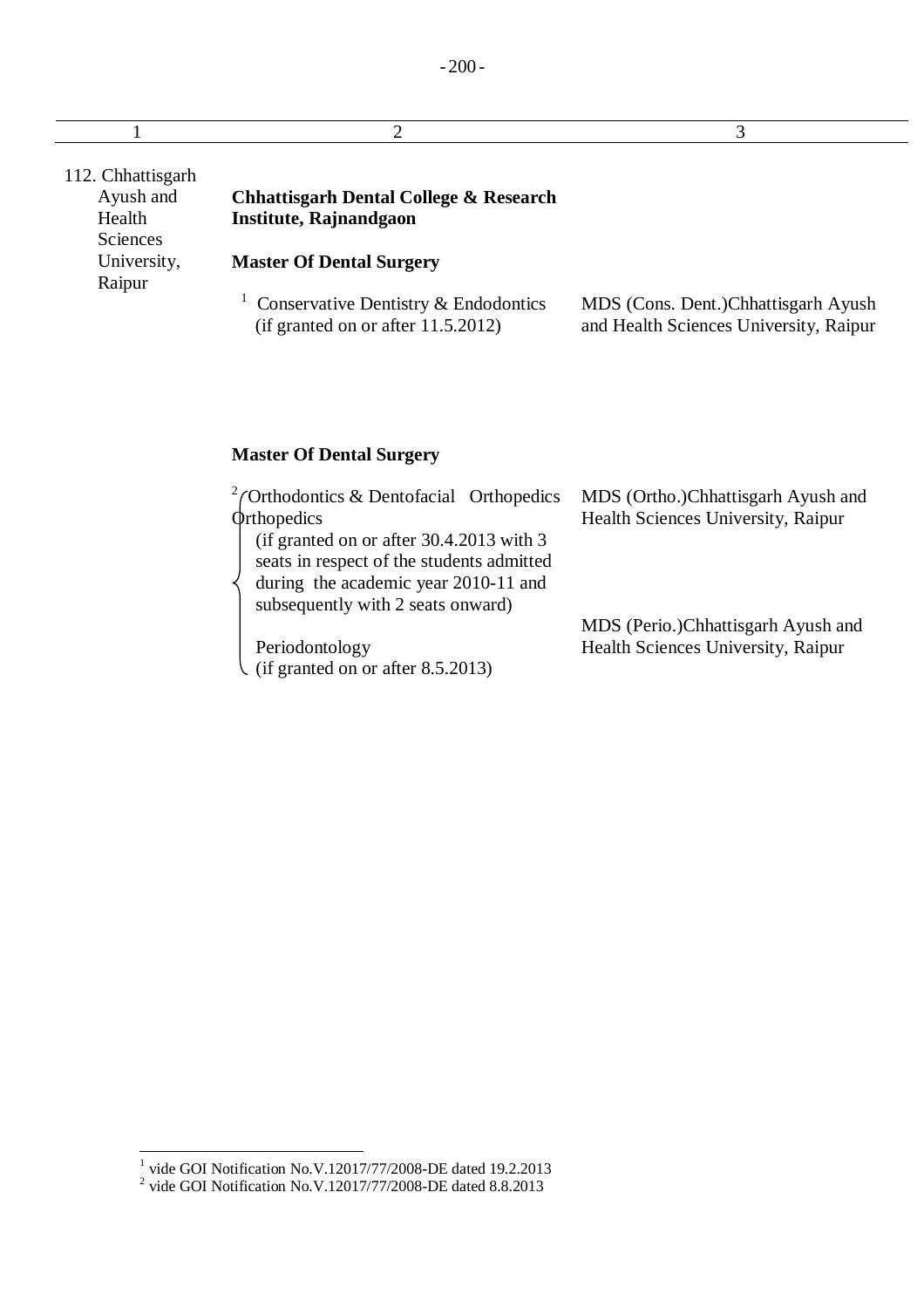| 1 | 2 | 3 |
|---|---|---|
| 112. Chhattisgarh Ayush and Health Sciences University, Raipur | **Chhattisgarh Dental College & Research Institute, Rajnandgaon** | |
| | **Master Of Dental Surgery** | |
| | [1] Conservative Dentistry & Endodontics (if granted on or after 11.5.2012) | MDS (Cons. Dent.)Chhattisgarh Ayush and Health Sciences University, Raipur |
| | **Master Of Dental Surgery** | |
| | [2] Orthodontics & Dentofacial Orthopedics Orthopedics (if granted on or after 30.4.2013 with 3 seats in respect of the students admitted during the academic year 2010-11 and subsequently with 2 seats onward) | MDS (Ortho.)Chhattisgarh Ayush and Health Sciences University, Raipur |
| | Periodontology (if granted on or after 8.5.2013) | MDS (Perio.)Chhattisgarh Ayush and Health Sciences University, Raipur |

[1] vide GOI Notification No.V.12017/77/2008-DE dated 19.2.2013

[2] vide GOI Notification No.V.12017/77/2008-DE dated 8.8.2013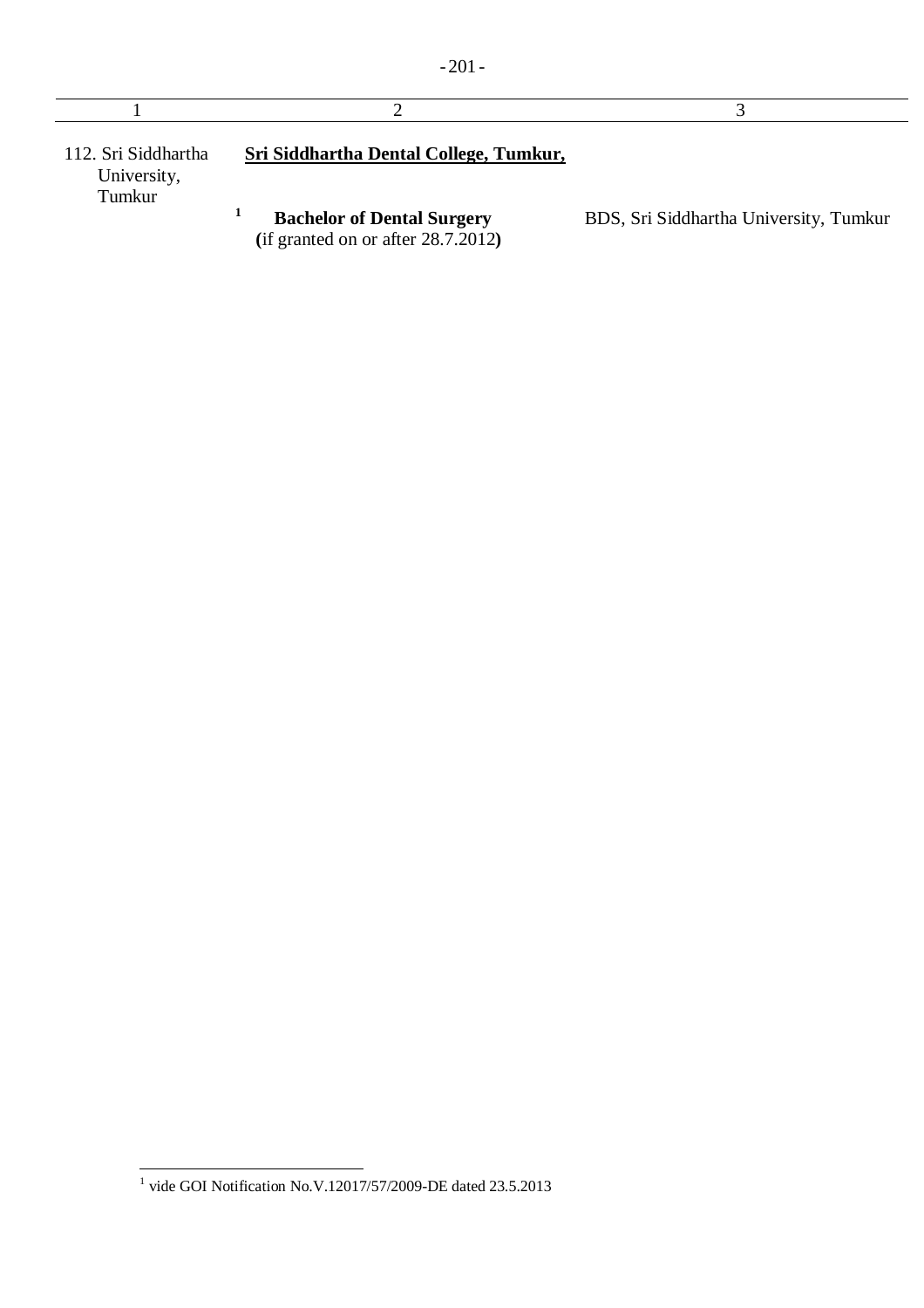| 1 | 2 | 3 |
|---|---|---|
| 112. Sri Siddhartha University, Tumkur | **Sri Siddhartha Dental College, Tumkur,** | |
| | [1] **Bachelor of Dental Surgery** (if granted on or after 28.7.2012) | BDS, Sri Siddhartha University, Tumkur |

[1] vide GOI Notification No.V.12017/57/2009-DE dated 23.5.2013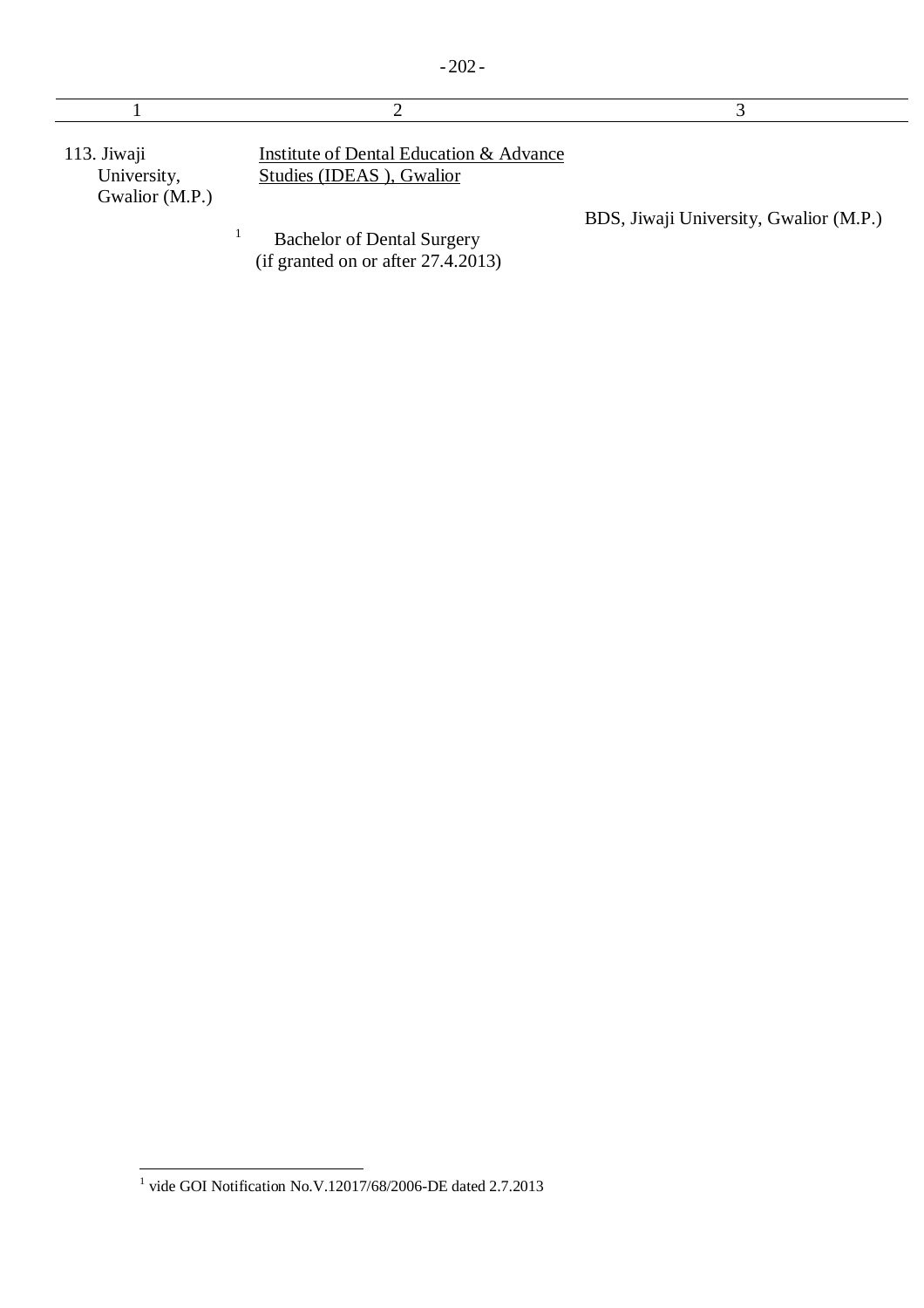| 1 | 2 | 3 |
|---|---|---|
| 113. Jiwaji University, Gwalior (M.P.) | <u>Institute of Dental Education & Advance Studies (IDEAS ), Gwalior</u> | |
| | [1] Bachelor of Dental Surgery (if granted on or after 27.4.2013) | BDS, Jiwaji University, Gwalior (M.P.) |

[1] vide GOI Notification No.V.12017/68/2006-DE dated 2.7.2013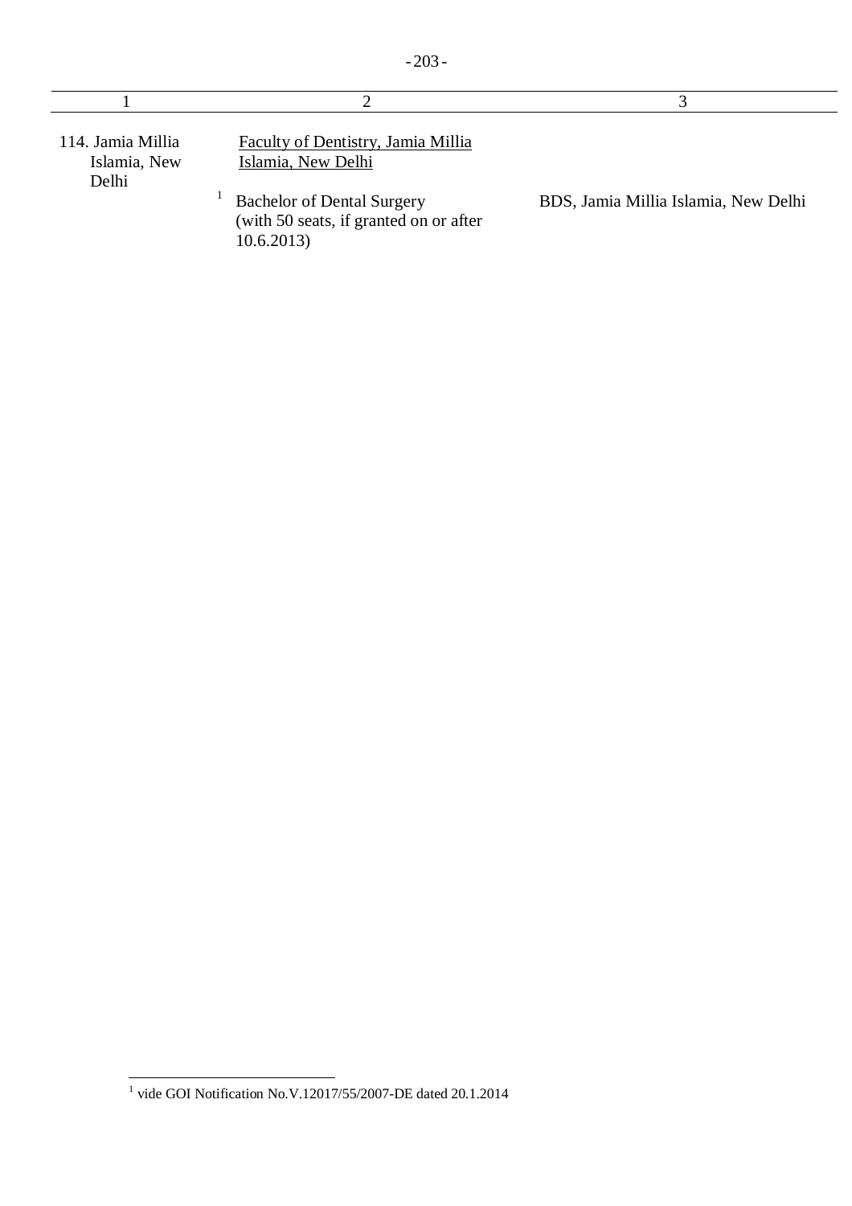| 1 | 2 | 3 |
| --- | --- | --- |
| 114. Jamia Millia Islamia, New Delhi | <u>Faculty of Dentistry, Jamia Millia Islamia, New Delhi</u> | |
| | [1] Bachelor of Dental Surgery (with 50 seats, if granted on or after 10.6.2013) | BDS, Jamia Millia Islamia, New Delhi |

[1] vide GOI Notification No.V.12017/55/2007-DE dated 20.1.2014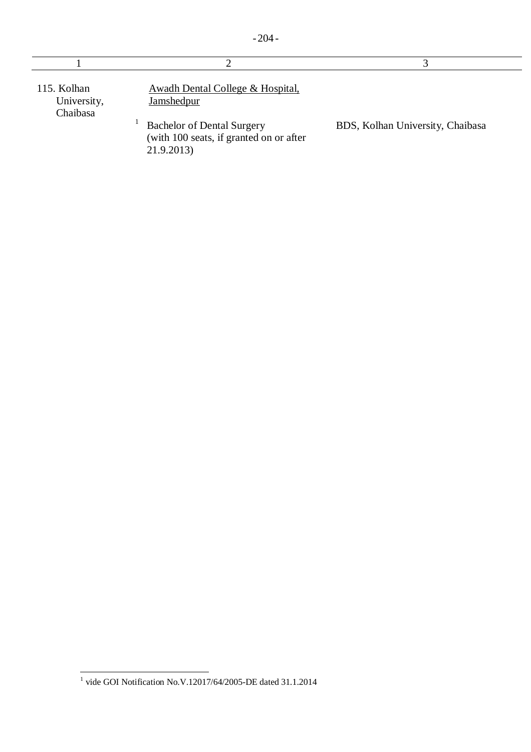| 1 | 2 | 3 |
|---|---|---|
| 115. Kolhan University, Chaibasa | Awadh Dental College & Hospital, Jamshedpur | |
| | [1] Bachelor of Dental Surgery (with 100 seats, if granted on or after 21.9.2013) | BDS, Kolhan University, Chaibasa |

[1] vide GOI Notification No.V.12017/64/2005-DE dated 31.1.2014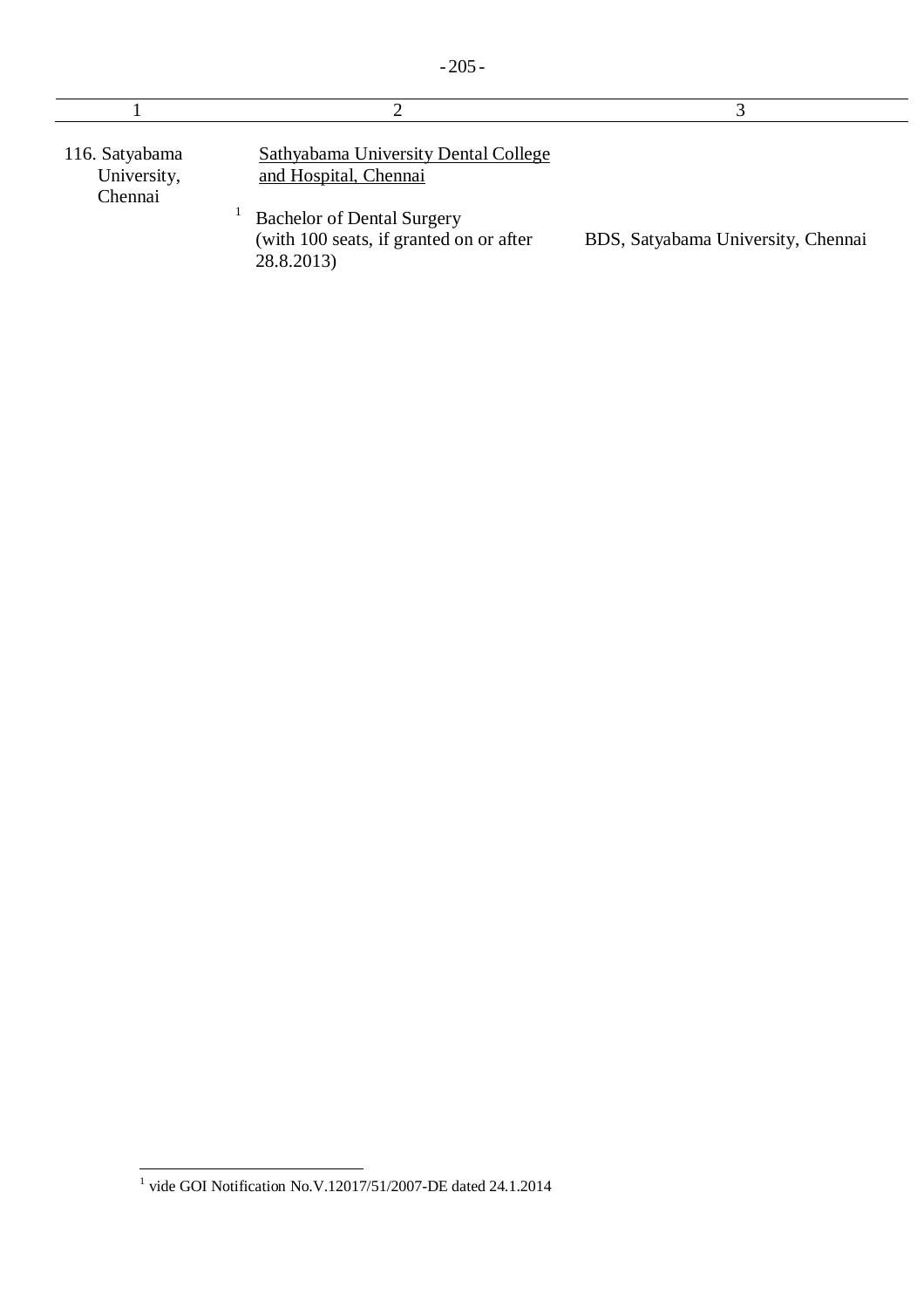| 1 | 2 | 3 |
|---|---|---|
| 116. Satyabama University, Chennai | Sathyabama University Dental College and Hospital, Chennai | |
| | [1] Bachelor of Dental Surgery (with 100 seats, if granted on or after 28.8.2013) | BDS, Satyabama University, Chennai |

[1] vide GOI Notification No.V.12017/51/2007-DE dated 24.1.2014